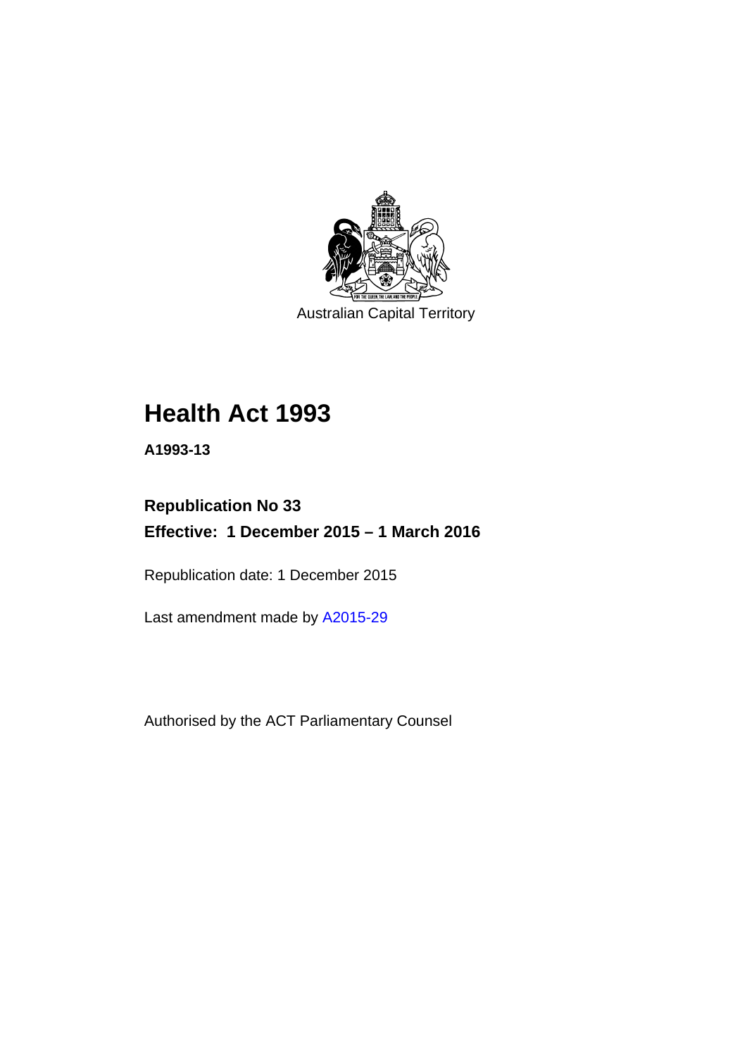Australian Capital Territory

# Health Act 1993

**A1993-13**

## Republication No 33

## Effective: 1 December 2015 – 1 March 2016

Republication date: 1 December 2015

Last amendment made by A2015-29

Authorised by the ACT Parliamentary Counsel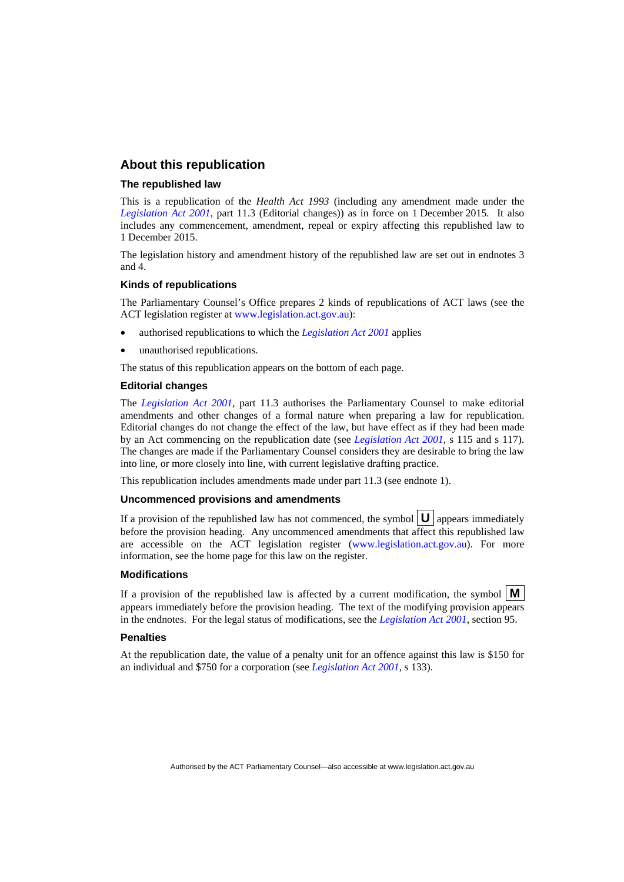## About this republication

### The republished law

This is a republication of the *Health Act 1993* (including any amendment made under the *Legislation Act 2001*, part 11.3 (Editorial changes)) as in force on 1 December 2015. It also includes any commencement, amendment, repeal or expiry affecting this republished law to 1 December 2015.

The legislation history and amendment history of the republished law are set out in endnotes 3 and 4.

### Kinds of republications

The Parliamentary Counsel's Office prepares 2 kinds of republications of ACT laws (see the ACT legislation register at www.legislation.act.gov.au):

- authorised republications to which the *Legislation Act 2001* applies
- unauthorised republications.

The status of this republication appears on the bottom of each page.

### Editorial changes

The *Legislation Act 2001*, part 11.3 authorises the Parliamentary Counsel to make editorial amendments and other changes of a formal nature when preparing a law for republication. Editorial changes do not change the effect of the law, but have effect as if they had been made by an Act commencing on the republication date (see *Legislation Act 2001*, s 115 and s 117). The changes are made if the Parliamentary Counsel considers they are desirable to bring the law into line, or more closely into line, with current legislative drafting practice.

This republication includes amendments made under part 11.3 (see endnote 1).

### Uncommenced provisions and amendments

If a provision of the republished law has not commenced, the symbol **U** appears immediately before the provision heading. Any uncommenced amendments that affect this republished law are accessible on the ACT legislation register (www.legislation.act.gov.au). For more information, see the home page for this law on the register.

### Modifications

If a provision of the republished law is affected by a current modification, the symbol **M** appears immediately before the provision heading. The text of the modifying provision appears in the endnotes. For the legal status of modifications, see the *Legislation Act 2001*, section 95.

### Penalties

At the republication date, the value of a penalty unit for an offence against this law is $150 for an individual and $750 for a corporation (see *Legislation Act 2001*, s 133).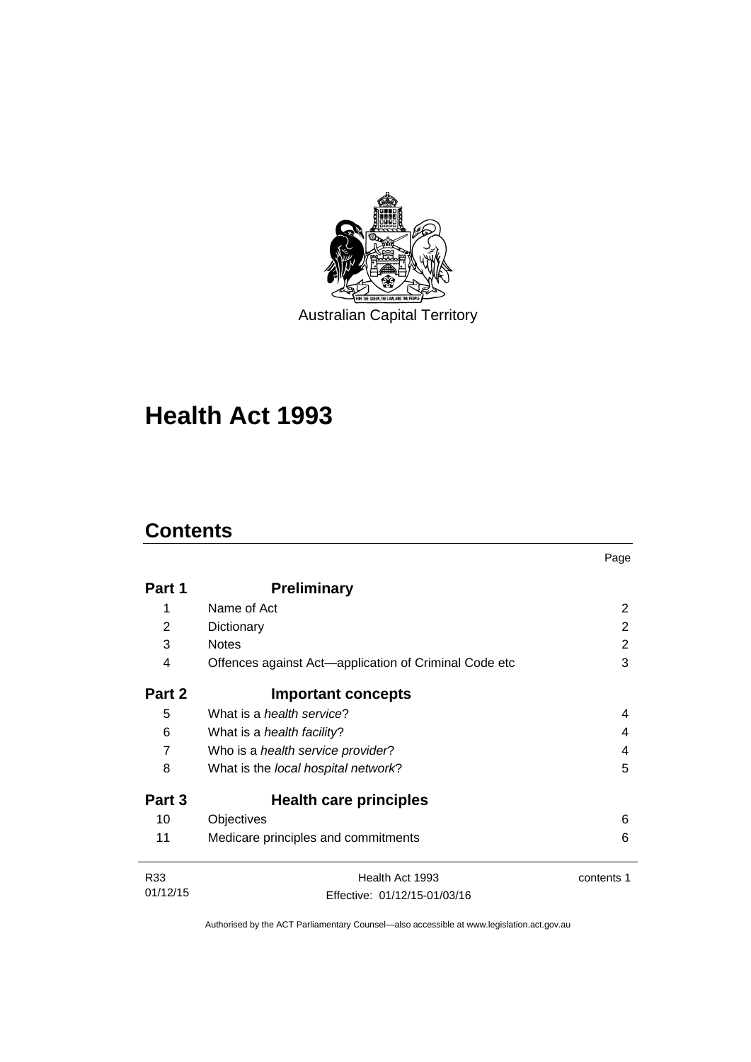Australian Capital Territory

# Health Act 1993

## Contents

| | | Page |
|---|---|---|
| **Part 1** | **Preliminary** | |
| 1 | Name of Act | 2 |
| 2 | Dictionary | 2 |
| 3 | Notes | 2 |
| 4 | Offences against Act—application of Criminal Code etc | 3 |
| **Part 2** | **Important concepts** | |
| 5 | What is a *health service*? | 4 |
| 6 | What is a *health facility*? | 4 |
| 7 | Who is a *health service provider*? | 4 |
| 8 | What is the *local hospital network*? | 5 |
| **Part 3** | **Health care principles** | |
| 10 | Objectives | 6 |
| 11 | Medicare principles and commitments | 6 |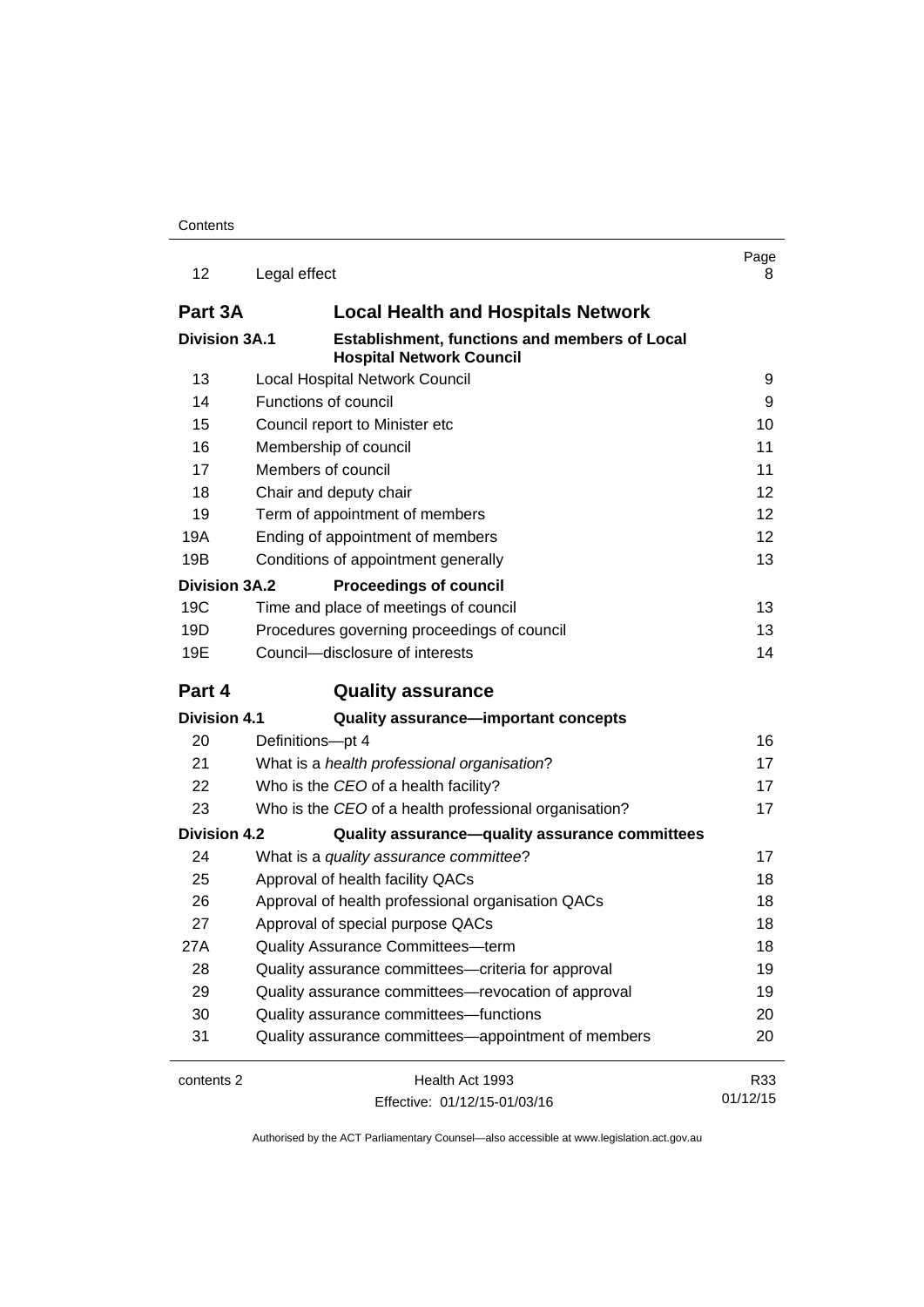| | | Page |
|---|---|---|
| 12 | Legal effect | 8 |
| **Part 3A** | **Local Health and Hospitals Network** | |
| **Division 3A.1** | **Establishment, functions and members of Local Hospital Network Council** | |
| 13 | Local Hospital Network Council | 9 |
| 14 | Functions of council | 9 |
| 15 | Council report to Minister etc | 10 |
| 16 | Membership of council | 11 |
| 17 | Members of council | 11 |
| 18 | Chair and deputy chair | 12 |
| 19 | Term of appointment of members | 12 |
| 19A | Ending of appointment of members | 12 |
| 19B | Conditions of appointment generally | 13 |
| **Division 3A.2** | **Proceedings of council** | |
| 19C | Time and place of meetings of council | 13 |
| 19D | Procedures governing proceedings of council | 13 |
| 19E | Council—disclosure of interests | 14 |
| **Part 4** | **Quality assurance** | |
| **Division 4.1** | **Quality assurance—important concepts** | |
| 20 | Definitions—pt 4 | 16 |
| 21 | What is a *health professional organisation*? | 17 |
| 22 | Who is the *CEO* of a health facility? | 17 |
| 23 | Who is the *CEO* of a health professional organisation? | 17 |
| **Division 4.2** | **Quality assurance—quality assurance committees** | |
| 24 | What is a *quality assurance committee*? | 17 |
| 25 | Approval of health facility QACs | 18 |
| 26 | Approval of health professional organisation QACs | 18 |
| 27 | Approval of special purpose QACs | 18 |
| 27A | Quality Assurance Committees—term | 18 |
| 28 | Quality assurance committees—criteria for approval | 19 |
| 29 | Quality assurance committees—revocation of approval | 19 |
| 30 | Quality assurance committees—functions | 20 |
| 31 | Quality assurance committees—appointment of members | 20 |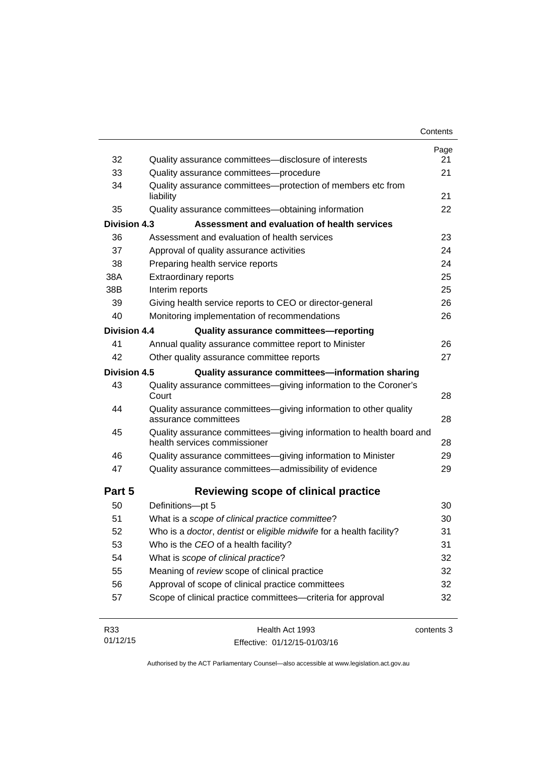| | | Page |
|---|---|---|
| 32 | Quality assurance committees—disclosure of interests | 21 |
| 33 | Quality assurance committees—procedure | 21 |
| 34 | Quality assurance committees—protection of members etc from liability | 21 |
| 35 | Quality assurance committees—obtaining information | 22 |
| **Division 4.3** | **Assessment and evaluation of health services** | |
| 36 | Assessment and evaluation of health services | 23 |
| 37 | Approval of quality assurance activities | 24 |
| 38 | Preparing health service reports | 24 |
| 38A | Extraordinary reports | 25 |
| 38B | Interim reports | 25 |
| 39 | Giving health service reports to CEO or director-general | 26 |
| 40 | Monitoring implementation of recommendations | 26 |
| **Division 4.4** | **Quality assurance committees—reporting** | |
| 41 | Annual quality assurance committee report to Minister | 26 |
| 42 | Other quality assurance committee reports | 27 |
| **Division 4.5** | **Quality assurance committees—information sharing** | |
| 43 | Quality assurance committees—giving information to the Coroner's Court | 28 |
| 44 | Quality assurance committees—giving information to other quality assurance committees | 28 |
| 45 | Quality assurance committees—giving information to health board and health services commissioner | 28 |
| 46 | Quality assurance committees—giving information to Minister | 29 |
| 47 | Quality assurance committees—admissibility of evidence | 29 |
| **Part 5** | **Reviewing scope of clinical practice** | |
| 50 | Definitions—pt 5 | 30 |
| 51 | What is a *scope of clinical practice committee*? | 30 |
| 52 | Who is a *doctor*, *dentist* or *eligible midwife* for a health facility? | 31 |
| 53 | Who is the *CEO* of a health facility? | 31 |
| 54 | What is *scope of clinical practice*? | 32 |
| 55 | Meaning of *review* scope of clinical practice | 32 |
| 56 | Approval of scope of clinical practice committees | 32 |
| 57 | Scope of clinical practice committees—criteria for approval | 32 |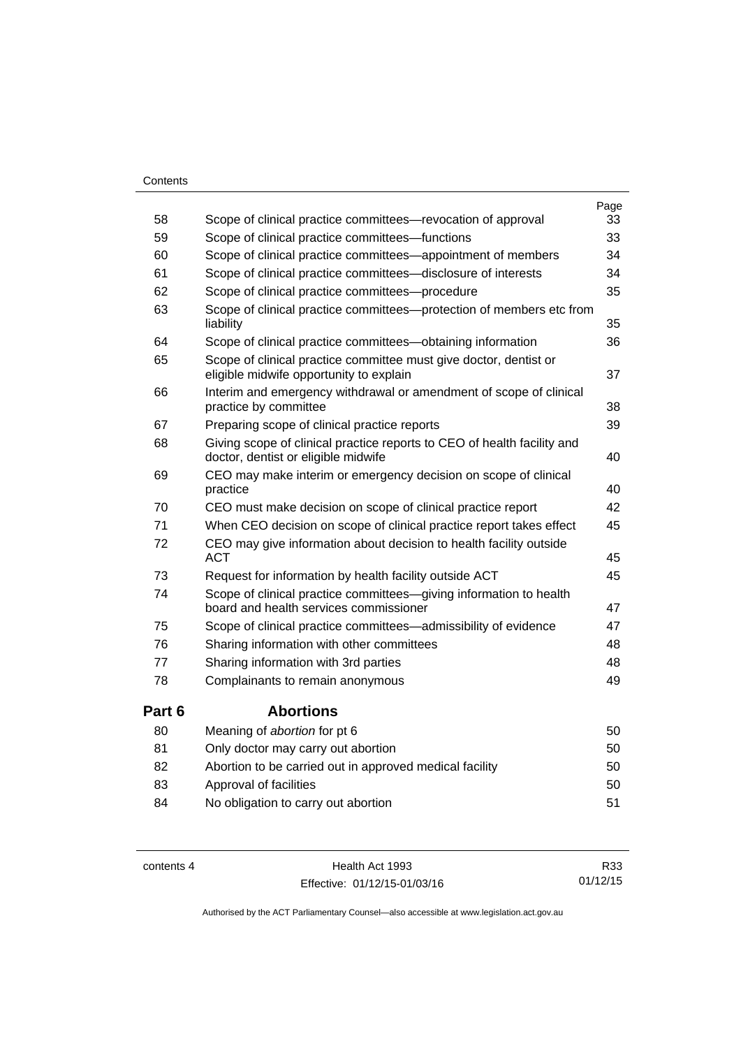| | | Page |
|---|---|---|
| 58 | Scope of clinical practice committees—revocation of approval | 33 |
| 59 | Scope of clinical practice committees—functions | 33 |
| 60 | Scope of clinical practice committees—appointment of members | 34 |
| 61 | Scope of clinical practice committees—disclosure of interests | 34 |
| 62 | Scope of clinical practice committees—procedure | 35 |
| 63 | Scope of clinical practice committees—protection of members etc from liability | 35 |
| 64 | Scope of clinical practice committees—obtaining information | 36 |
| 65 | Scope of clinical practice committee must give doctor, dentist or eligible midwife opportunity to explain | 37 |
| 66 | Interim and emergency withdrawal or amendment of scope of clinical practice by committee | 38 |
| 67 | Preparing scope of clinical practice reports | 39 |
| 68 | Giving scope of clinical practice reports to CEO of health facility and doctor, dentist or eligible midwife | 40 |
| 69 | CEO may make interim or emergency decision on scope of clinical practice | 40 |
| 70 | CEO must make decision on scope of clinical practice report | 42 |
| 71 | When CEO decision on scope of clinical practice report takes effect | 45 |
| 72 | CEO may give information about decision to health facility outside ACT | 45 |
| 73 | Request for information by health facility outside ACT | 45 |
| 74 | Scope of clinical practice committees—giving information to health board and health services commissioner | 47 |
| 75 | Scope of clinical practice committees—admissibility of evidence | 47 |
| 76 | Sharing information with other committees | 48 |
| 77 | Sharing information with 3rd parties | 48 |
| 78 | Complainants to remain anonymous | 49 |

## Part 6 Abortions

| | | |
|---|---|---|
| 80 | Meaning of *abortion* for pt 6 | 50 |
| 81 | Only doctor may carry out abortion | 50 |
| 82 | Abortion to be carried out in approved medical facility | 50 |
| 83 | Approval of facilities | 50 |
| 84 | No obligation to carry out abortion | 51 |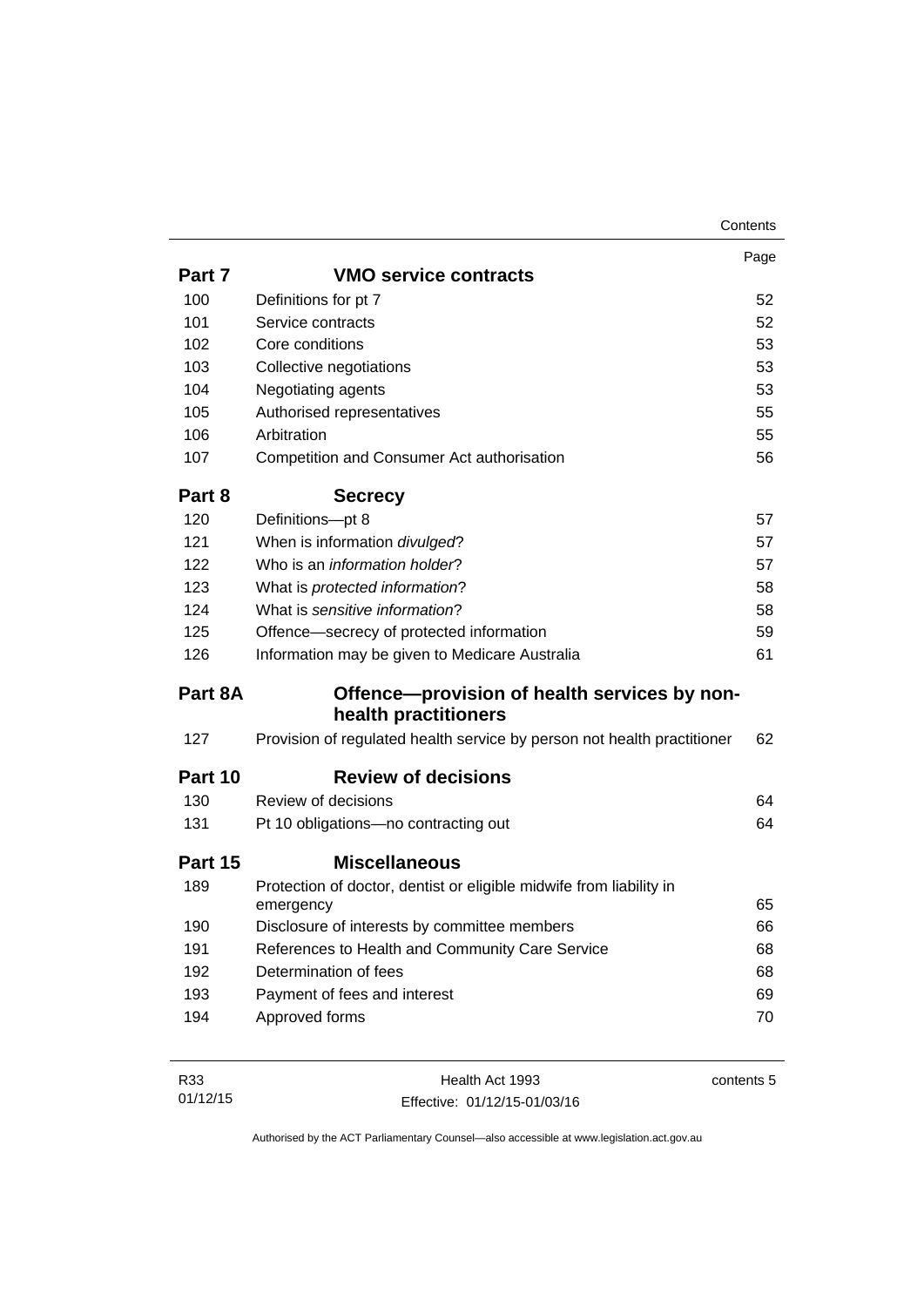| | | Page |
|---|---|---|
| **Part 7** | **VMO service contracts** | |
| 100 | Definitions for pt 7 | 52 |
| 101 | Service contracts | 52 |
| 102 | Core conditions | 53 |
| 103 | Collective negotiations | 53 |
| 104 | Negotiating agents | 53 |
| 105 | Authorised representatives | 55 |
| 106 | Arbitration | 55 |
| 107 | Competition and Consumer Act authorisation | 56 |
| **Part 8** | **Secrecy** | |
| 120 | Definitions—pt 8 | 57 |
| 121 | When is information *divulged*? | 57 |
| 122 | Who is an *information holder*? | 57 |
| 123 | What is *protected information*? | 58 |
| 124 | What is *sensitive information*? | 58 |
| 125 | Offence—secrecy of protected information | 59 |
| 126 | Information may be given to Medicare Australia | 61 |
| **Part 8A** | **Offence—provision of health services by non-health practitioners** | |
| 127 | Provision of regulated health service by person not health practitioner | 62 |
| **Part 10** | **Review of decisions** | |
| 130 | Review of decisions | 64 |
| 131 | Pt 10 obligations—no contracting out | 64 |
| **Part 15** | **Miscellaneous** | |
| 189 | Protection of doctor, dentist or eligible midwife from liability in emergency | 65 |
| 190 | Disclosure of interests by committee members | 66 |
| 191 | References to Health and Community Care Service | 68 |
| 192 | Determination of fees | 68 |
| 193 | Payment of fees and interest | 69 |
| 194 | Approved forms | 70 |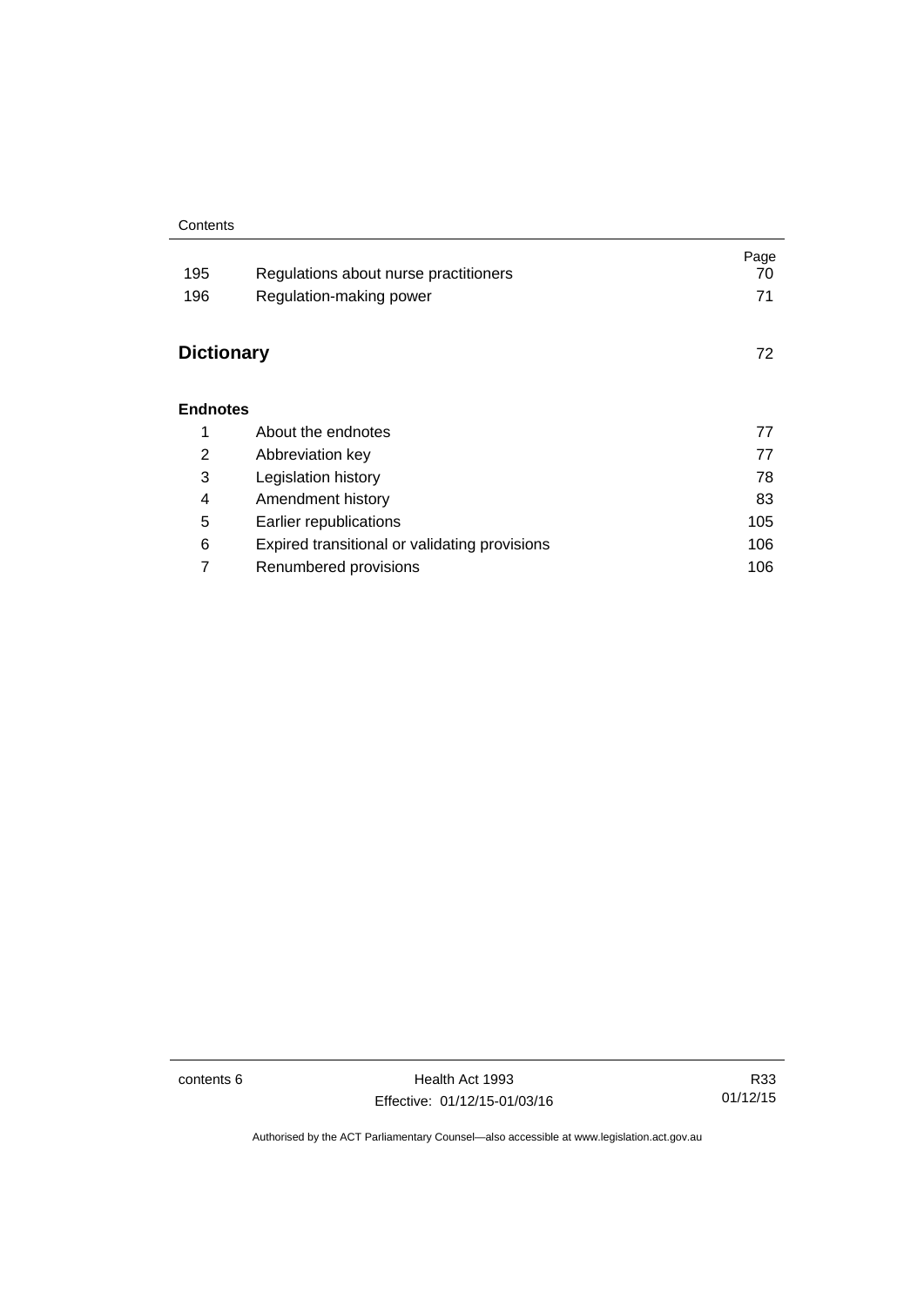| | | Page |
|---|---|---|
| 195 | Regulations about nurse practitioners | 70 |
| 196 | Regulation-making power | 71 |

## Dictionary 72

### Endnotes

| | | |
|---|---|---|
| 1 | About the endnotes | 77 |
| 2 | Abbreviation key | 77 |
| 3 | Legislation history | 78 |
| 4 | Amendment history | 83 |
| 5 | Earlier republications | 105 |
| 6 | Expired transitional or validating provisions | 106 |
| 7 | Renumbered provisions | 106 |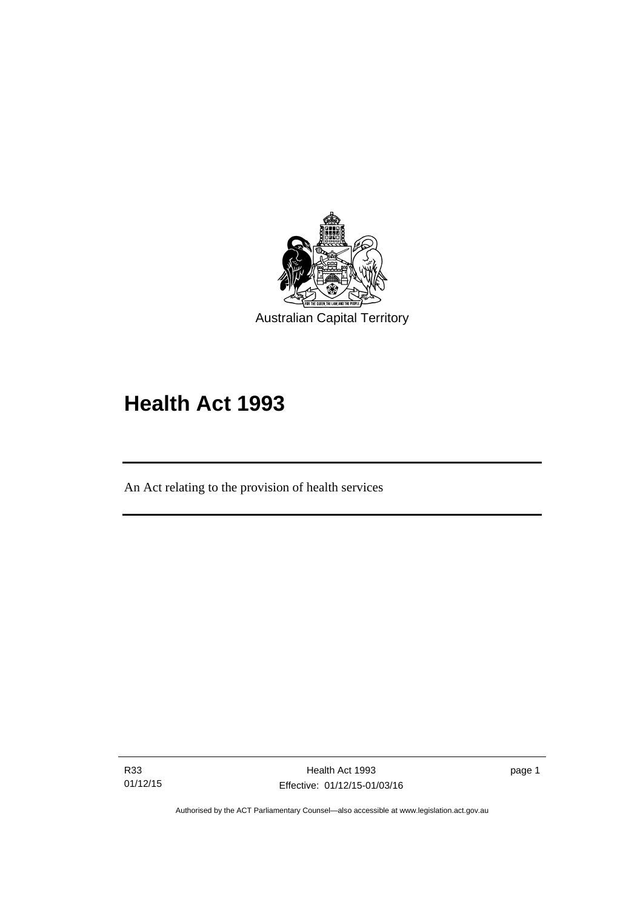Australian Capital Territory

# Health Act 1993

An Act relating to the provision of health services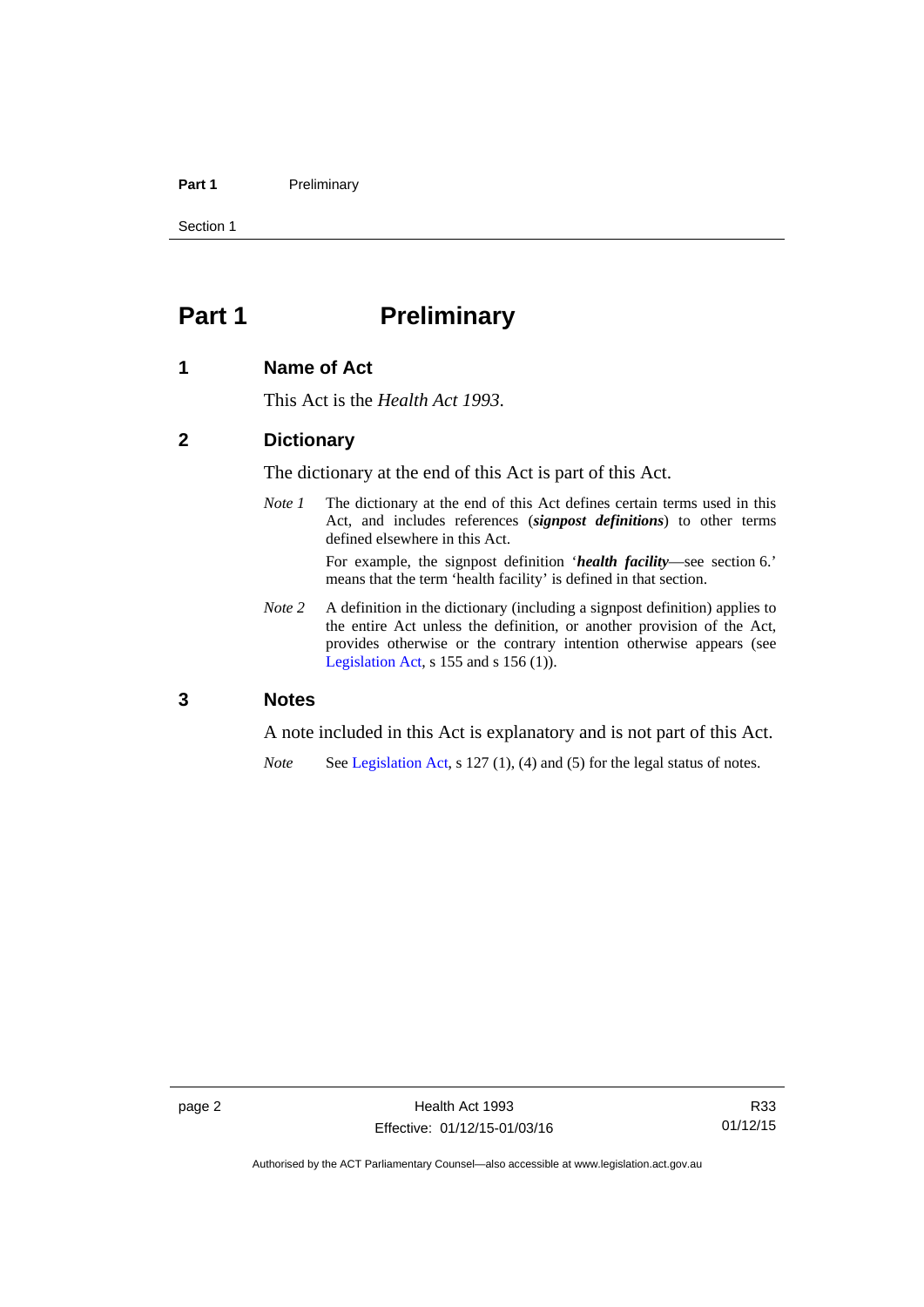# Part 1 Preliminary

## 1 Name of Act

This Act is the *Health Act 1993*.

## 2 Dictionary

The dictionary at the end of this Act is part of this Act.

*Note 1* The dictionary at the end of this Act defines certain terms used in this Act, and includes references (***signpost definitions***) to other terms defined elsewhere in this Act.

For example, the signpost definition '***health facility***—see section 6.' means that the term 'health facility' is defined in that section.

*Note 2* A definition in the dictionary (including a signpost definition) applies to the entire Act unless the definition, or another provision of the Act, provides otherwise or the contrary intention otherwise appears (see Legislation Act, s 155 and s 156 (1)).

## 3 Notes

A note included in this Act is explanatory and is not part of this Act.

*Note* See Legislation Act, s 127 (1), (4) and (5) for the legal status of notes.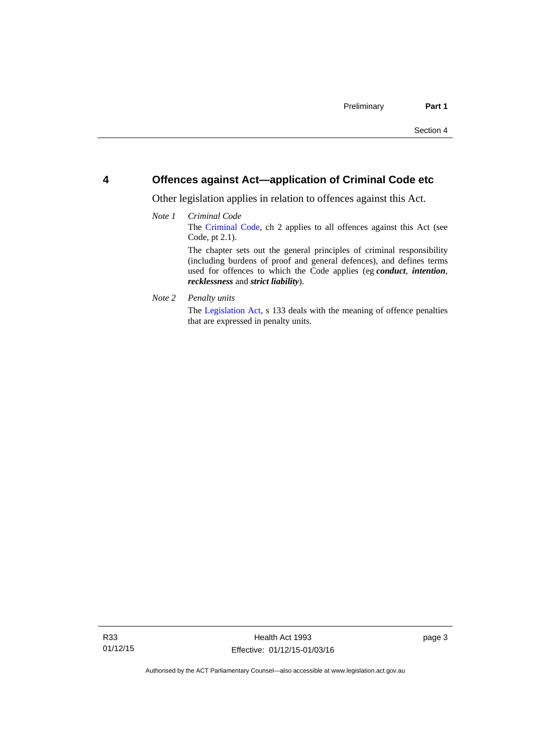## 4 Offences against Act—application of Criminal Code etc

Other legislation applies in relation to offences against this Act.

*Note 1* *Criminal Code*

The Criminal Code, ch 2 applies to all offences against this Act (see Code, pt 2.1).

The chapter sets out the general principles of criminal responsibility (including burdens of proof and general defences), and defines terms used for offences to which the Code applies (eg ***conduct***, ***intention***, ***recklessness*** and ***strict liability***).

*Note 2* *Penalty units*

The Legislation Act, s 133 deals with the meaning of offence penalties that are expressed in penalty units.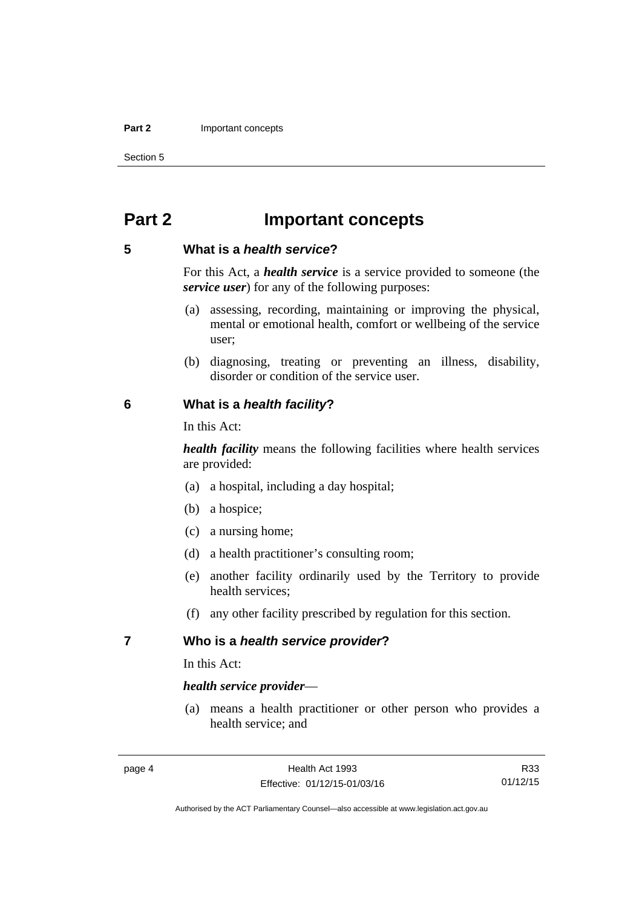# Part 2 Important concepts

## 5 What is a *health service*?

For this Act, a ***health service*** is a service provided to someone (the ***service user***) for any of the following purposes:

(a) assessing, recording, maintaining or improving the physical, mental or emotional health, comfort or wellbeing of the service user;

(b) diagnosing, treating or preventing an illness, disability, disorder or condition of the service user.

## 6 What is a *health facility*?

In this Act:

***health facility*** means the following facilities where health services are provided:

(a) a hospital, including a day hospital;

(b) a hospice;

(c) a nursing home;

(d) a health practitioner's consulting room;

(e) another facility ordinarily used by the Territory to provide health services;

(f) any other facility prescribed by regulation for this section.

## 7 Who is a *health service provider*?

In this Act:

***health service provider***—

(a) means a health practitioner or other person who provides a health service; and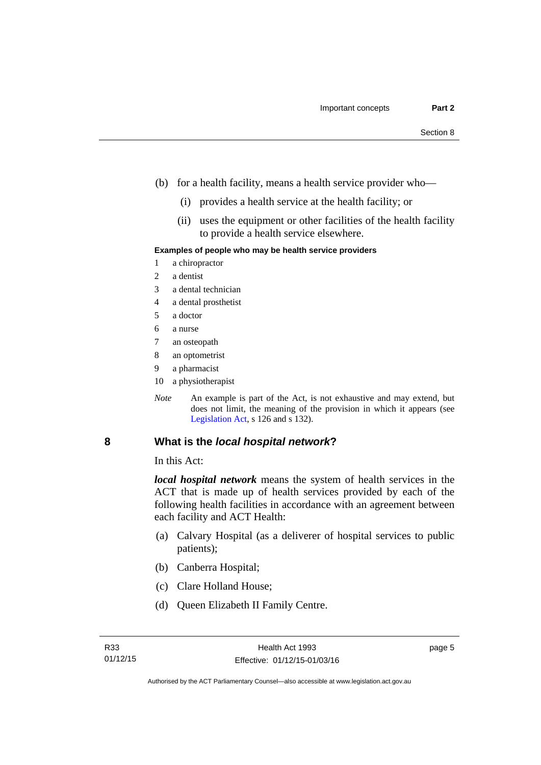(b) for a health facility, means a health service provider who—

(i) provides a health service at the health facility; or

(ii) uses the equipment or other facilities of the health facility to provide a health service elsewhere.

**Examples of people who may be health service providers**

1 a chiropractor
2 a dentist
3 a dental technician
4 a dental prosthetist
5 a doctor
6 a nurse
7 an osteopath
8 an optometrist
9 a pharmacist
10 a physiotherapist

*Note* An example is part of the Act, is not exhaustive and may extend, but does not limit, the meaning of the provision in which it appears (see Legislation Act, s 126 and s 132).

## 8 What is the *local hospital network*?

In this Act:

***local hospital network*** means the system of health services in the ACT that is made up of health services provided by each of the following health facilities in accordance with an agreement between each facility and ACT Health:

(a) Calvary Hospital (as a deliverer of hospital services to public patients);

(b) Canberra Hospital;

(c) Clare Holland House;

(d) Queen Elizabeth II Family Centre.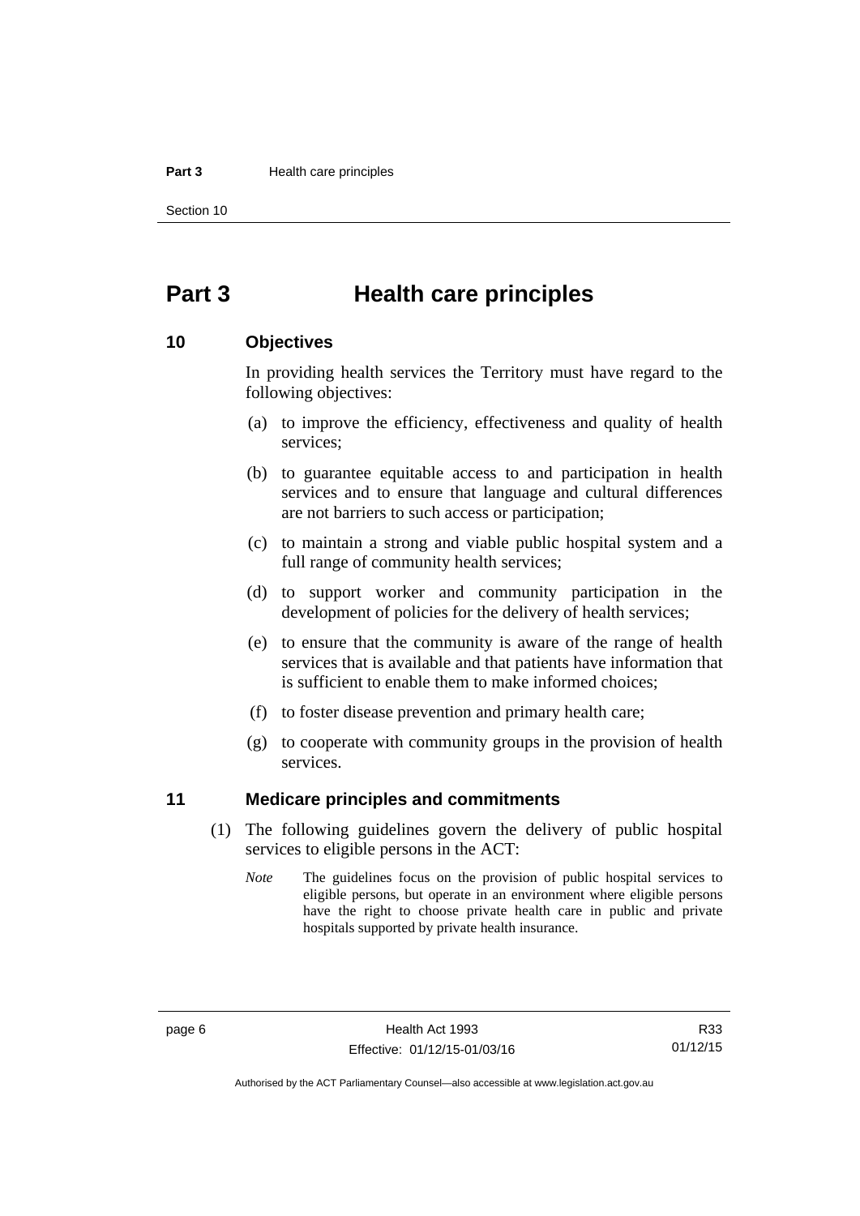# Part 3 Health care principles

## 10 Objectives

In providing health services the Territory must have regard to the following objectives:

(a) to improve the efficiency, effectiveness and quality of health services;

(b) to guarantee equitable access to and participation in health services and to ensure that language and cultural differences are not barriers to such access or participation;

(c) to maintain a strong and viable public hospital system and a full range of community health services;

(d) to support worker and community participation in the development of policies for the delivery of health services;

(e) to ensure that the community is aware of the range of health services that is available and that patients have information that is sufficient to enable them to make informed choices;

(f) to foster disease prevention and primary health care;

(g) to cooperate with community groups in the provision of health services.

## 11 Medicare principles and commitments

(1) The following guidelines govern the delivery of public hospital services to eligible persons in the ACT:

*Note* The guidelines focus on the provision of public hospital services to eligible persons, but operate in an environment where eligible persons have the right to choose private health care in public and private hospitals supported by private health insurance.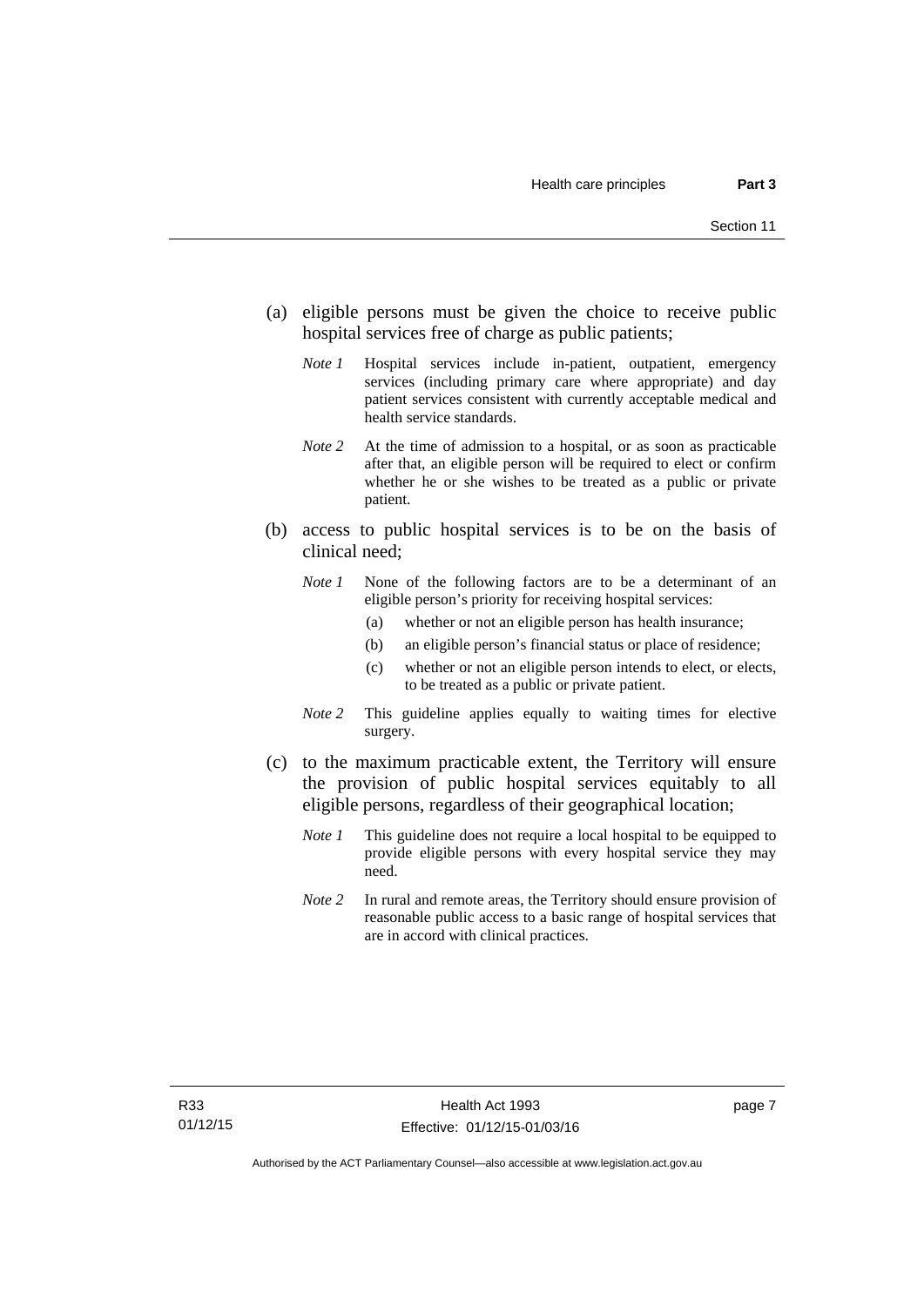(a) eligible persons must be given the choice to receive public hospital services free of charge as public patients;

*Note 1* Hospital services include in-patient, outpatient, emergency services (including primary care where appropriate) and day patient services consistent with currently acceptable medical and health service standards.

*Note 2* At the time of admission to a hospital, or as soon as practicable after that, an eligible person will be required to elect or confirm whether he or she wishes to be treated as a public or private patient.

(b) access to public hospital services is to be on the basis of clinical need;

*Note 1* None of the following factors are to be a determinant of an eligible person's priority for receiving hospital services:

- (a) whether or not an eligible person has health insurance;
- (b) an eligible person's financial status or place of residence;
- (c) whether or not an eligible person intends to elect, or elects, to be treated as a public or private patient.

*Note 2* This guideline applies equally to waiting times for elective surgery.

(c) to the maximum practicable extent, the Territory will ensure the provision of public hospital services equitably to all eligible persons, regardless of their geographical location;

*Note 1* This guideline does not require a local hospital to be equipped to provide eligible persons with every hospital service they may need.

*Note 2* In rural and remote areas, the Territory should ensure provision of reasonable public access to a basic range of hospital services that are in accord with clinical practices.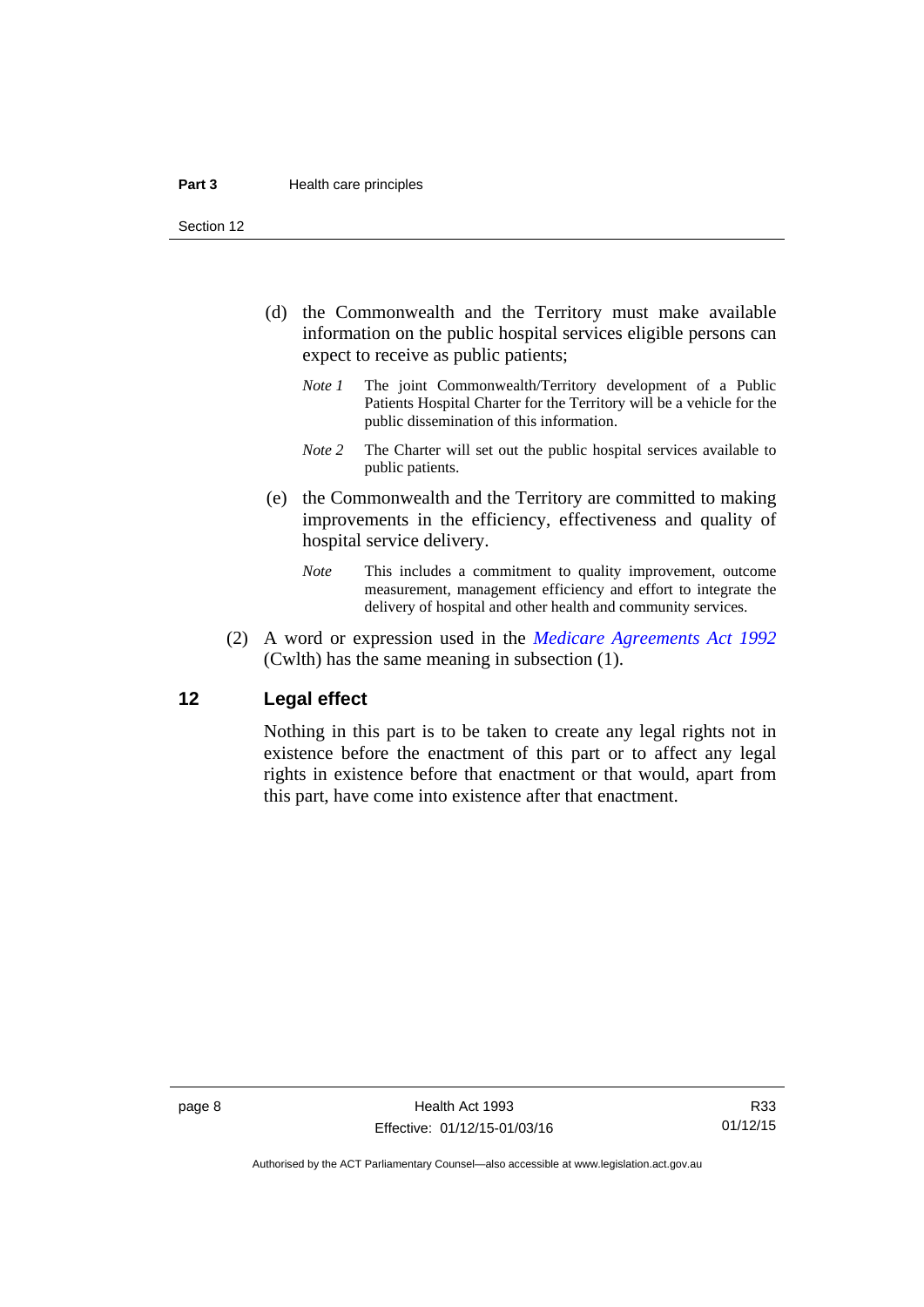(d) the Commonwealth and the Territory must make available information on the public hospital services eligible persons can expect to receive as public patients;

*Note 1* The joint Commonwealth/Territory development of a Public Patients Hospital Charter for the Territory will be a vehicle for the public dissemination of this information.

*Note 2* The Charter will set out the public hospital services available to public patients.

(e) the Commonwealth and the Territory are committed to making improvements in the efficiency, effectiveness and quality of hospital service delivery.

*Note* This includes a commitment to quality improvement, outcome measurement, management efficiency and effort to integrate the delivery of hospital and other health and community services.

(2) A word or expression used in the *Medicare Agreements Act 1992* (Cwlth) has the same meaning in subsection (1).

## 12 Legal effect

Nothing in this part is to be taken to create any legal rights not in existence before the enactment of this part or to affect any legal rights in existence before that enactment or that would, apart from this part, have come into existence after that enactment.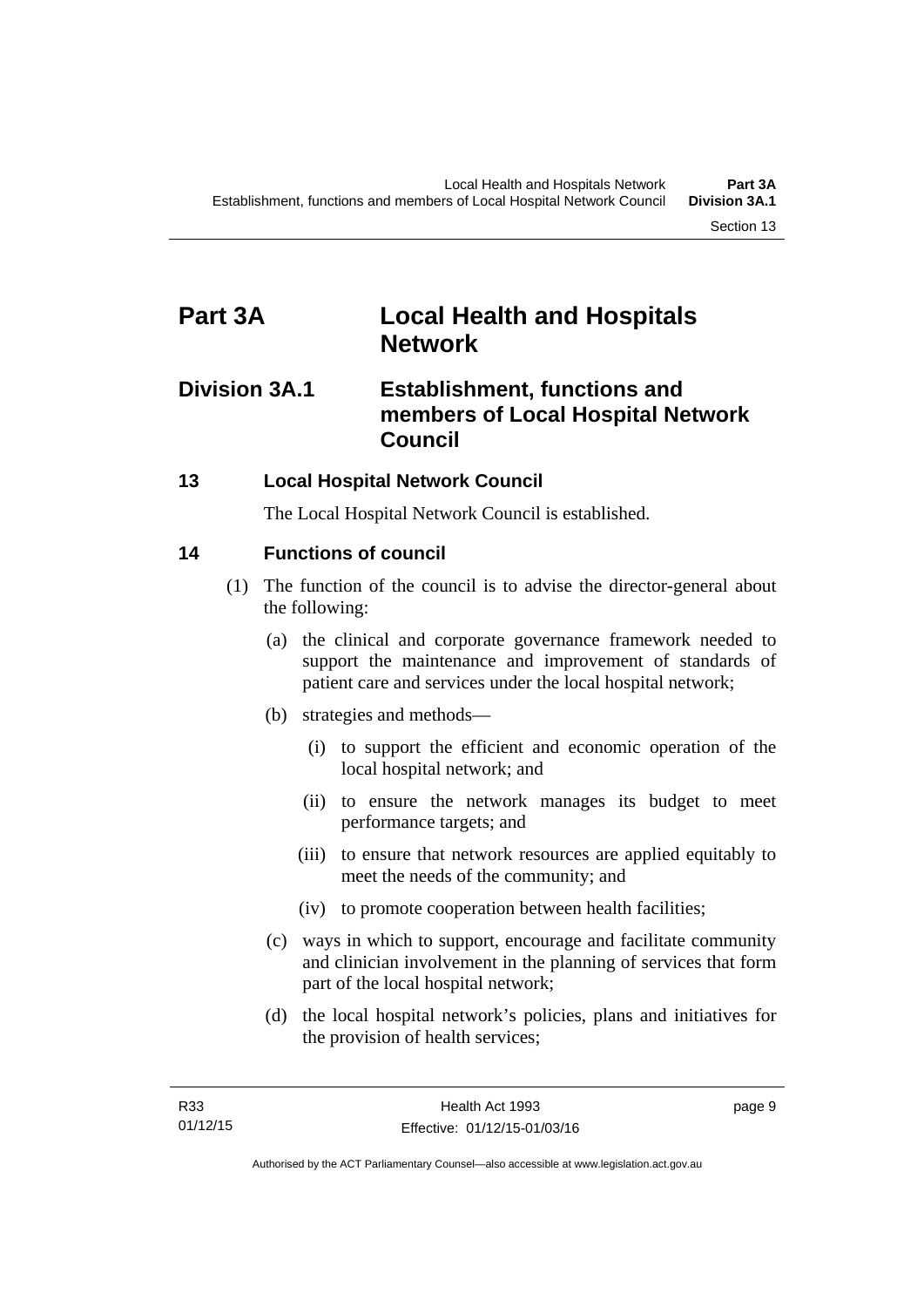# Part 3A Local Health and Hospitals Network

## Division 3A.1 Establishment, functions and members of Local Hospital Network Council

### 13 Local Hospital Network Council

The Local Hospital Network Council is established.

### 14 Functions of council

(1) The function of the council is to advise the director-general about the following:

(a) the clinical and corporate governance framework needed to support the maintenance and improvement of standards of patient care and services under the local hospital network;

(b) strategies and methods—

(i) to support the efficient and economic operation of the local hospital network; and

(ii) to ensure the network manages its budget to meet performance targets; and

(iii) to ensure that network resources are applied equitably to meet the needs of the community; and

(iv) to promote cooperation between health facilities;

(c) ways in which to support, encourage and facilitate community and clinician involvement in the planning of services that form part of the local hospital network;

(d) the local hospital network's policies, plans and initiatives for the provision of health services;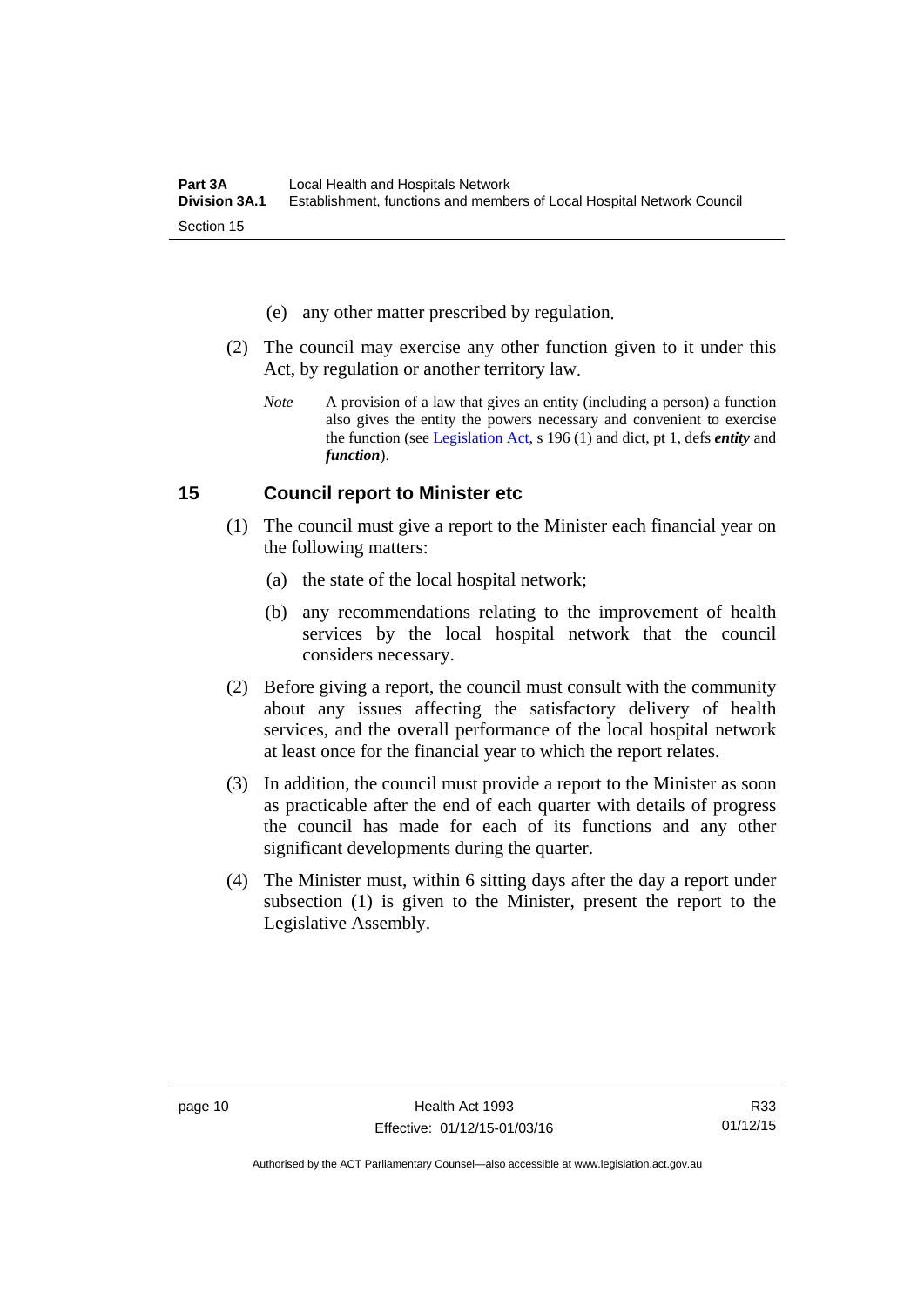(e) any other matter prescribed by regulation.

(2) The council may exercise any other function given to it under this Act, by regulation or another territory law.

*Note* A provision of a law that gives an entity (including a person) a function also gives the entity the powers necessary and convenient to exercise the function (see Legislation Act, s 196 (1) and dict, pt 1, defs ***entity*** and ***function***).

## 15 Council report to Minister etc

(1) The council must give a report to the Minister each financial year on the following matters:

(a) the state of the local hospital network;

(b) any recommendations relating to the improvement of health services by the local hospital network that the council considers necessary.

(2) Before giving a report, the council must consult with the community about any issues affecting the satisfactory delivery of health services, and the overall performance of the local hospital network at least once for the financial year to which the report relates.

(3) In addition, the council must provide a report to the Minister as soon as practicable after the end of each quarter with details of progress the council has made for each of its functions and any other significant developments during the quarter.

(4) The Minister must, within 6 sitting days after the day a report under subsection (1) is given to the Minister, present the report to the Legislative Assembly.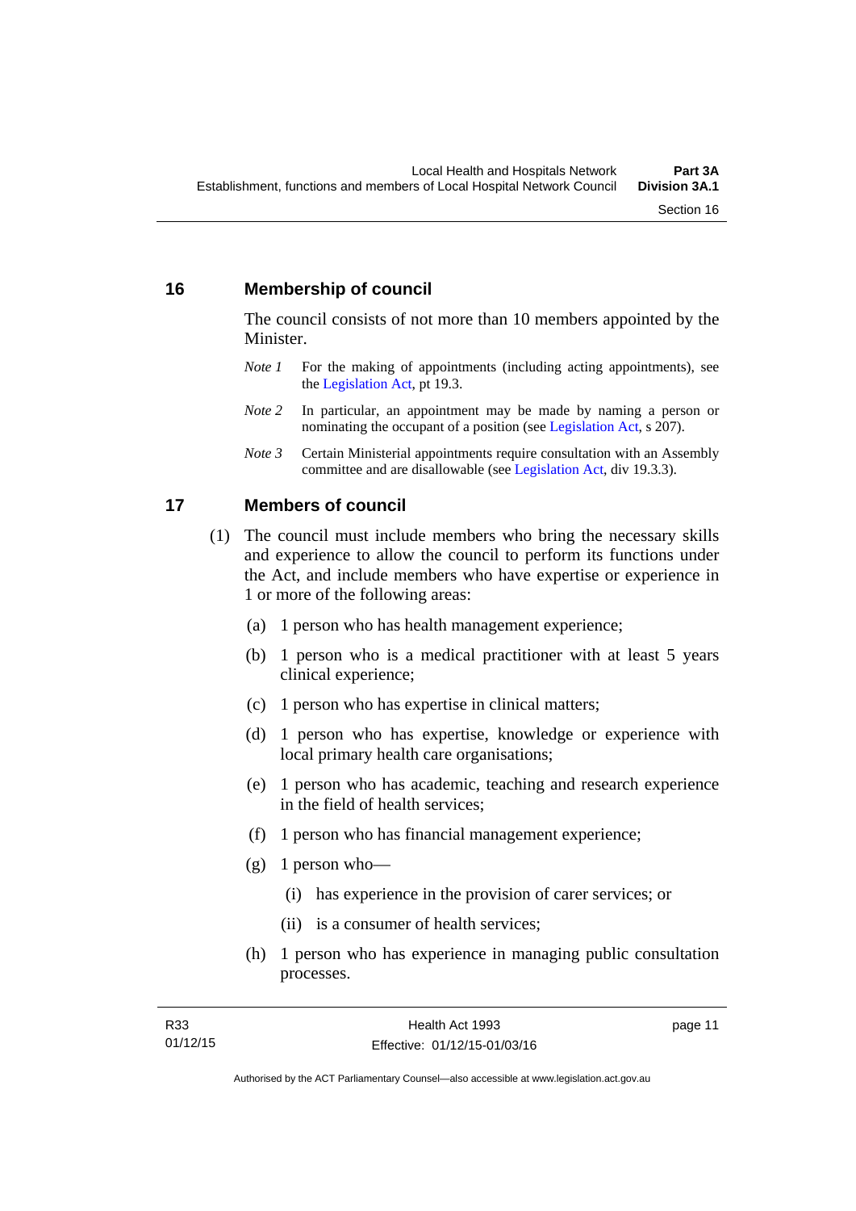## 16 Membership of council

The council consists of not more than 10 members appointed by the Minister.

*Note 1* For the making of appointments (including acting appointments), see the Legislation Act, pt 19.3.

*Note 2* In particular, an appointment may be made by naming a person or nominating the occupant of a position (see Legislation Act, s 207).

*Note 3* Certain Ministerial appointments require consultation with an Assembly committee and are disallowable (see Legislation Act, div 19.3.3).

## 17 Members of council

(1) The council must include members who bring the necessary skills and experience to allow the council to perform its functions under the Act, and include members who have expertise or experience in 1 or more of the following areas:

(a) 1 person who has health management experience;

(b) 1 person who is a medical practitioner with at least 5 years clinical experience;

(c) 1 person who has expertise in clinical matters;

(d) 1 person who has expertise, knowledge or experience with local primary health care organisations;

(e) 1 person who has academic, teaching and research experience in the field of health services;

(f) 1 person who has financial management experience;

(g) 1 person who—

(i) has experience in the provision of carer services; or

(ii) is a consumer of health services;

(h) 1 person who has experience in managing public consultation processes.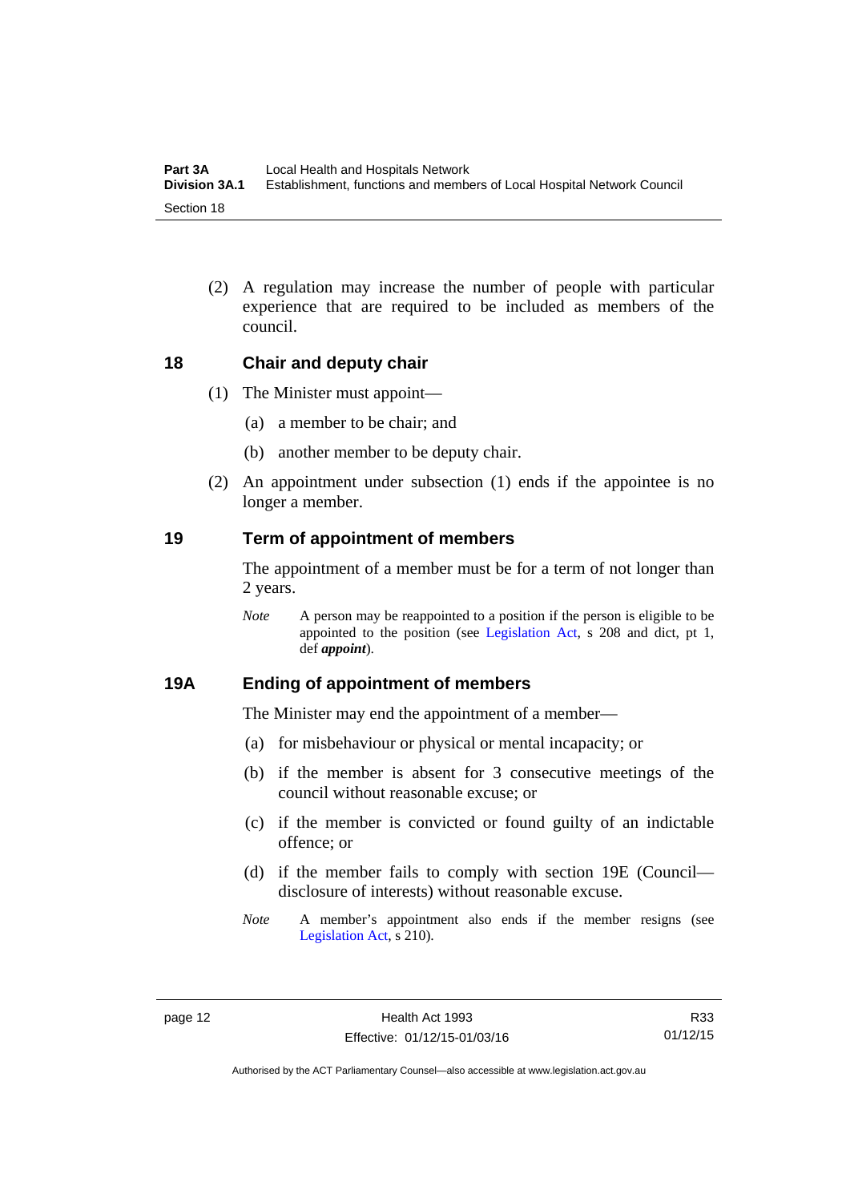(2) A regulation may increase the number of people with particular experience that are required to be included as members of the council.

## 18 Chair and deputy chair

(1) The Minister must appoint—

(a) a member to be chair; and

(b) another member to be deputy chair.

(2) An appointment under subsection (1) ends if the appointee is no longer a member.

## 19 Term of appointment of members

The appointment of a member must be for a term of not longer than 2 years.

*Note* A person may be reappointed to a position if the person is eligible to be appointed to the position (see Legislation Act, s 208 and dict, pt 1, def ***appoint***).

## 19A Ending of appointment of members

The Minister may end the appointment of a member—

(a) for misbehaviour or physical or mental incapacity; or

(b) if the member is absent for 3 consecutive meetings of the council without reasonable excuse; or

(c) if the member is convicted or found guilty of an indictable offence; or

(d) if the member fails to comply with section 19E (Council—disclosure of interests) without reasonable excuse.

*Note* A member's appointment also ends if the member resigns (see Legislation Act, s 210).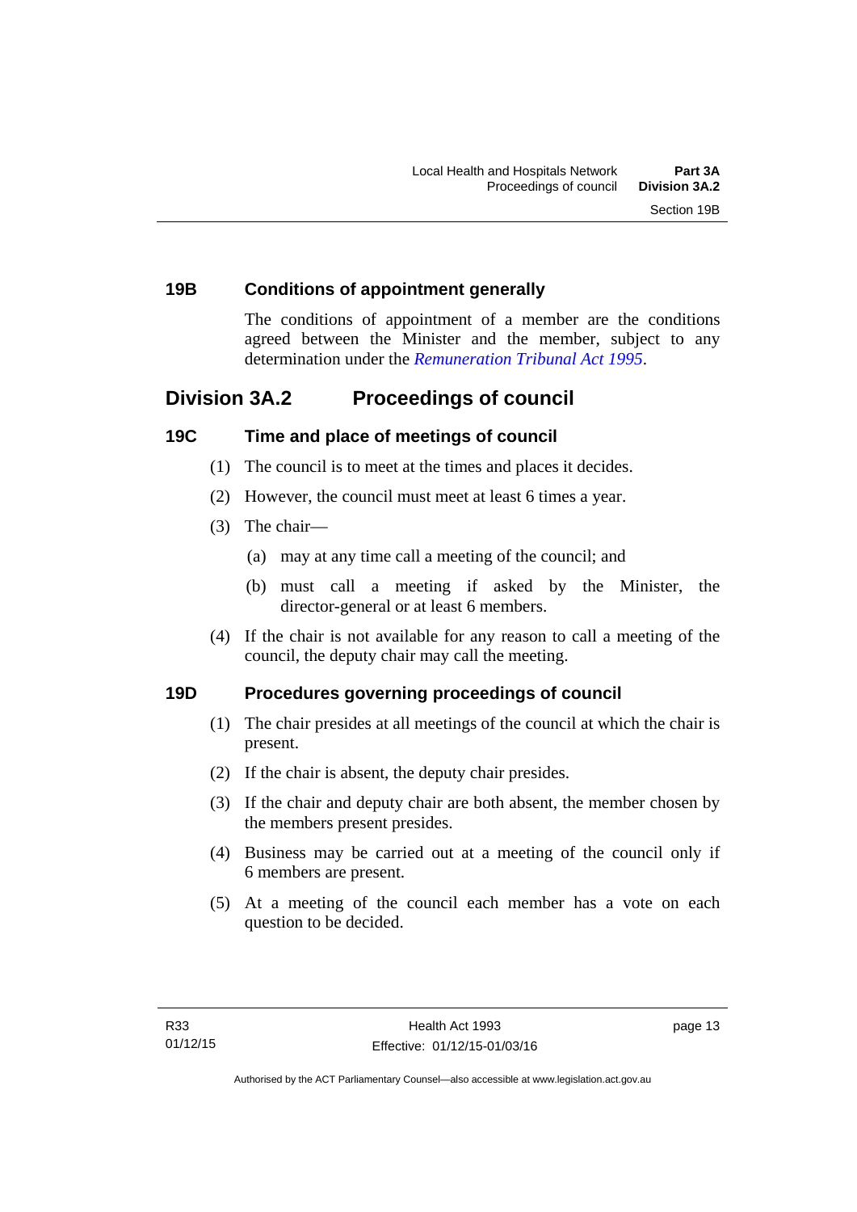### 19B Conditions of appointment generally

The conditions of appointment of a member are the conditions agreed between the Minister and the member, subject to any determination under the *Remuneration Tribunal Act 1995*.

## Division 3A.2 Proceedings of council

### 19C Time and place of meetings of council

(1) The council is to meet at the times and places it decides.

(2) However, the council must meet at least 6 times a year.

(3) The chair—

(a) may at any time call a meeting of the council; and

(b) must call a meeting if asked by the Minister, the director-general or at least 6 members.

(4) If the chair is not available for any reason to call a meeting of the council, the deputy chair may call the meeting.

### 19D Procedures governing proceedings of council

(1) The chair presides at all meetings of the council at which the chair is present.

(2) If the chair is absent, the deputy chair presides.

(3) If the chair and deputy chair are both absent, the member chosen by the members present presides.

(4) Business may be carried out at a meeting of the council only if 6 members are present.

(5) At a meeting of the council each member has a vote on each question to be decided.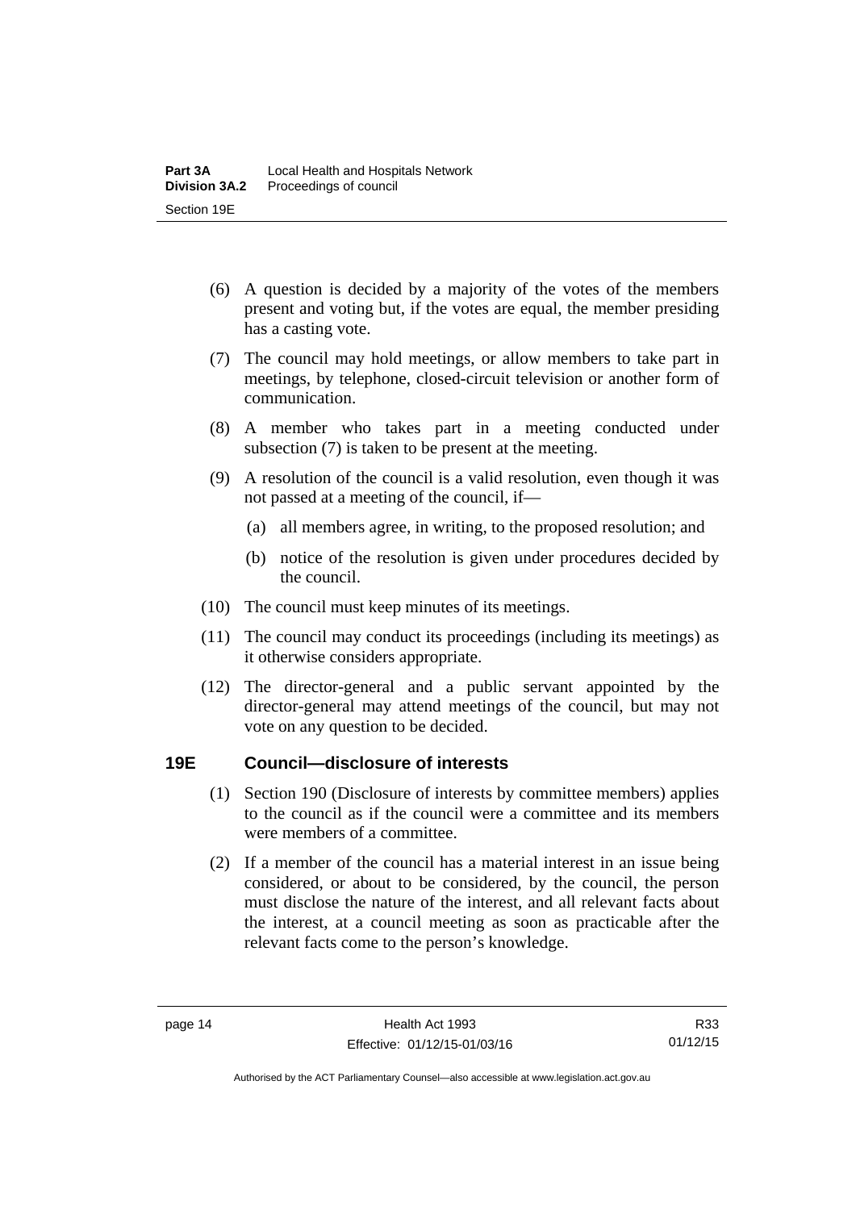(6) A question is decided by a majority of the votes of the members present and voting but, if the votes are equal, the member presiding has a casting vote.

(7) The council may hold meetings, or allow members to take part in meetings, by telephone, closed-circuit television or another form of communication.

(8) A member who takes part in a meeting conducted under subsection (7) is taken to be present at the meeting.

(9) A resolution of the council is a valid resolution, even though it was not passed at a meeting of the council, if—

(a) all members agree, in writing, to the proposed resolution; and

(b) notice of the resolution is given under procedures decided by the council.

(10) The council must keep minutes of its meetings.

(11) The council may conduct its proceedings (including its meetings) as it otherwise considers appropriate.

(12) The director-general and a public servant appointed by the director-general may attend meetings of the council, but may not vote on any question to be decided.

## 19E Council—disclosure of interests

(1) Section 190 (Disclosure of interests by committee members) applies to the council as if the council were a committee and its members were members of a committee.

(2) If a member of the council has a material interest in an issue being considered, or about to be considered, by the council, the person must disclose the nature of the interest, and all relevant facts about the interest, at a council meeting as soon as practicable after the relevant facts come to the person's knowledge.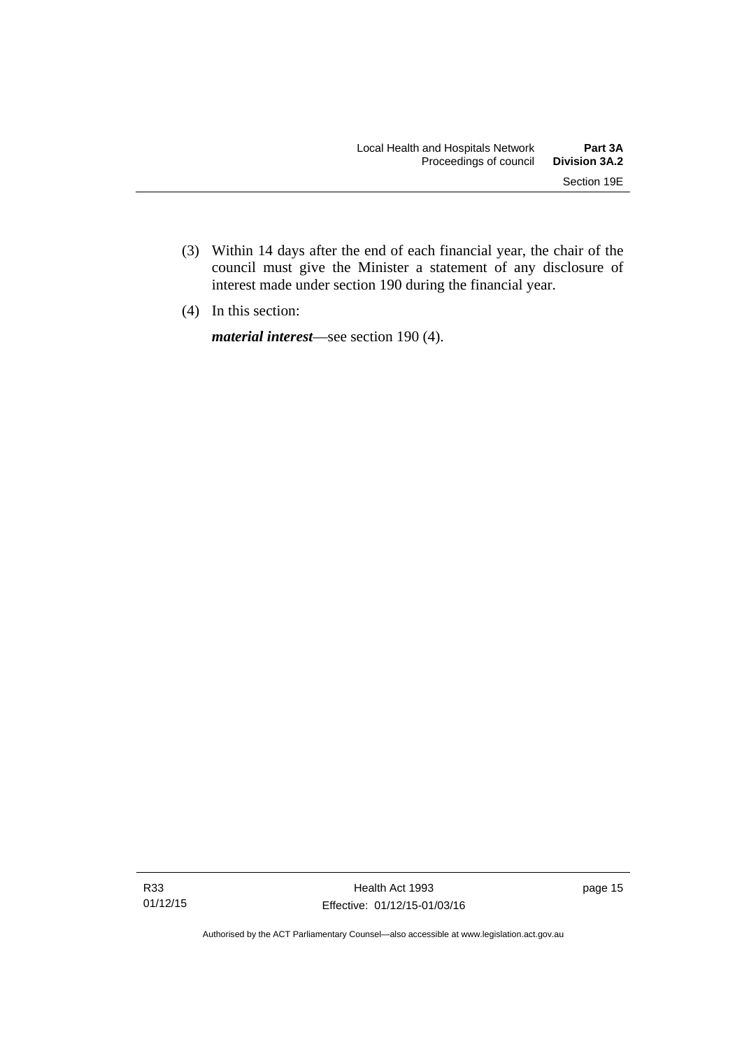(3) Within 14 days after the end of each financial year, the chair of the council must give the Minister a statement of any disclosure of interest made under section 190 during the financial year.

(4) In this section:

***material interest***—see section 190 (4).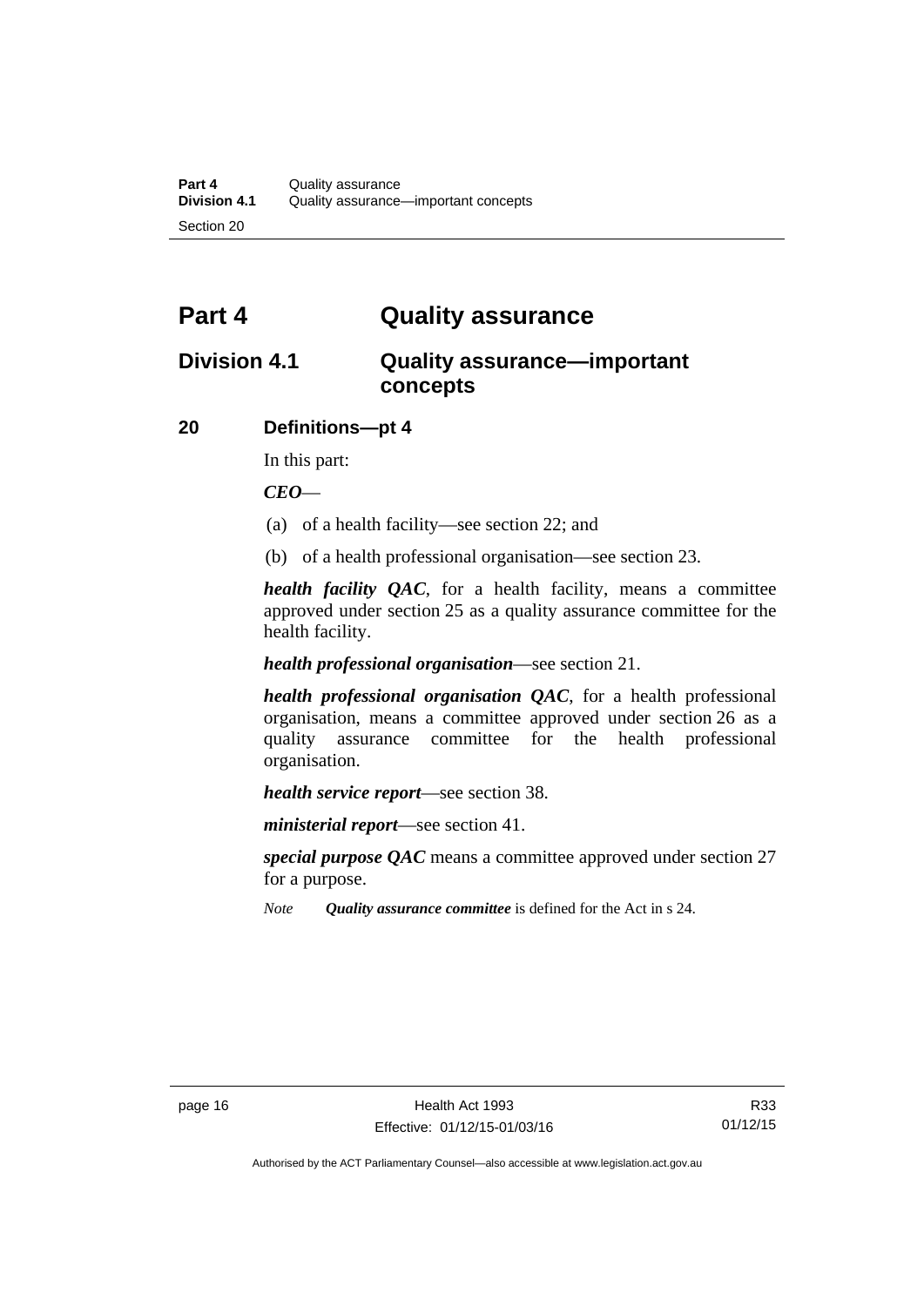# Part 4 Quality assurance

## Division 4.1 Quality assurance—important concepts

### 20 Definitions—pt 4

In this part:

***CEO***—

(a) of a health facility—see section 22; and

(b) of a health professional organisation—see section 23.

***health facility QAC***, for a health facility, means a committee approved under section 25 as a quality assurance committee for the health facility.

***health professional organisation***—see section 21.

***health professional organisation QAC***, for a health professional organisation, means a committee approved under section 26 as a quality assurance committee for the health professional organisation.

***health service report***—see section 38.

***ministerial report***—see section 41.

***special purpose QAC*** means a committee approved under section 27 for a purpose.

*Note* ***Quality assurance committee*** is defined for the Act in s 24.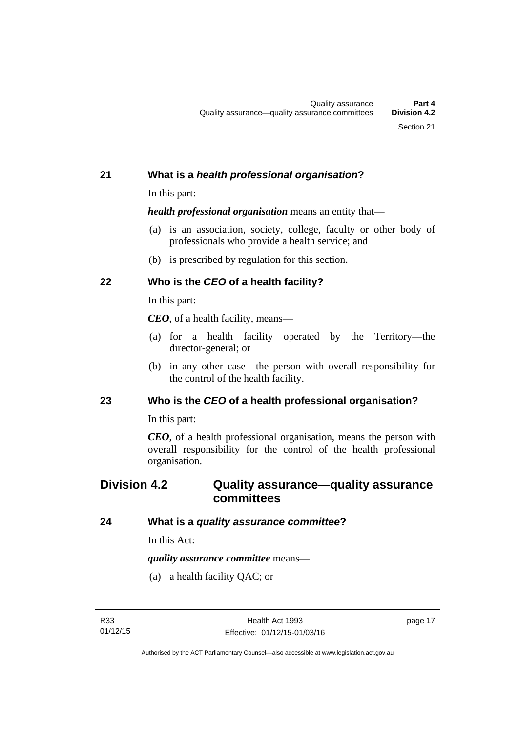## 21 What is a *health professional organisation*?

In this part:

***health professional organisation*** means an entity that—

(a) is an association, society, college, faculty or other body of professionals who provide a health service; and

(b) is prescribed by regulation for this section.

## 22 Who is the *CEO* of a health facility?

In this part:

***CEO***, of a health facility, means—

(a) for a health facility operated by the Territory—the director-general; or

(b) in any other case—the person with overall responsibility for the control of the health facility.

## 23 Who is the *CEO* of a health professional organisation?

In this part:

***CEO***, of a health professional organisation, means the person with overall responsibility for the control of the health professional organisation.

# Division 4.2 Quality assurance—quality assurance committees

## 24 What is a *quality assurance committee*?

In this Act:

***quality assurance committee*** means—

(a) a health facility QAC; or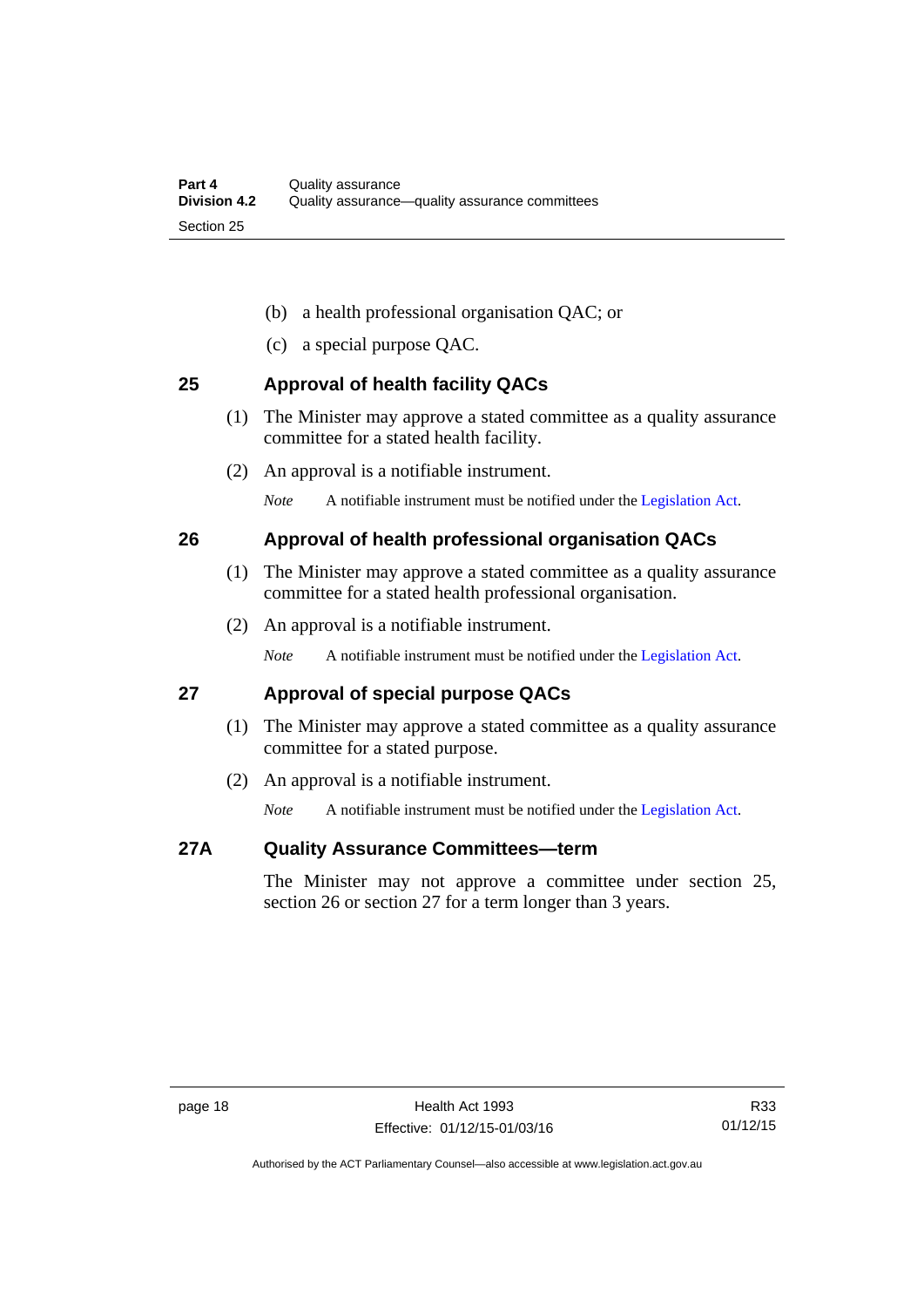(b) a health professional organisation QAC; or

(c) a special purpose QAC.

## 25 Approval of health facility QACs

(1) The Minister may approve a stated committee as a quality assurance committee for a stated health facility.

(2) An approval is a notifiable instrument.

*Note* A notifiable instrument must be notified under the Legislation Act.

## 26 Approval of health professional organisation QACs

(1) The Minister may approve a stated committee as a quality assurance committee for a stated health professional organisation.

(2) An approval is a notifiable instrument.

*Note* A notifiable instrument must be notified under the Legislation Act.

## 27 Approval of special purpose QACs

(1) The Minister may approve a stated committee as a quality assurance committee for a stated purpose.

(2) An approval is a notifiable instrument.

*Note* A notifiable instrument must be notified under the Legislation Act.

## 27A Quality Assurance Committees—term

The Minister may not approve a committee under section 25, section 26 or section 27 for a term longer than 3 years.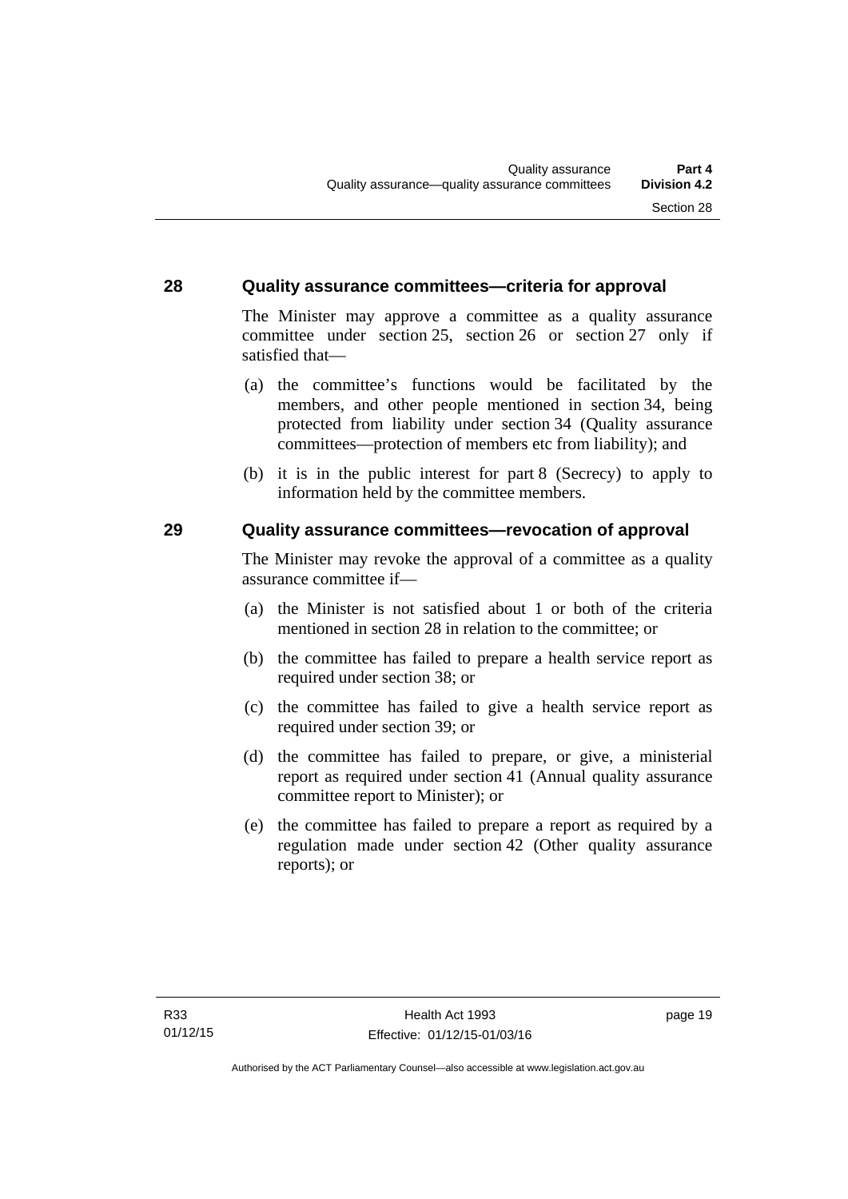## 28 Quality assurance committees—criteria for approval

The Minister may approve a committee as a quality assurance committee under section 25, section 26 or section 27 only if satisfied that—

(a) the committee's functions would be facilitated by the members, and other people mentioned in section 34, being protected from liability under section 34 (Quality assurance committees—protection of members etc from liability); and

(b) it is in the public interest for part 8 (Secrecy) to apply to information held by the committee members.

## 29 Quality assurance committees—revocation of approval

The Minister may revoke the approval of a committee as a quality assurance committee if—

(a) the Minister is not satisfied about 1 or both of the criteria mentioned in section 28 in relation to the committee; or

(b) the committee has failed to prepare a health service report as required under section 38; or

(c) the committee has failed to give a health service report as required under section 39; or

(d) the committee has failed to prepare, or give, a ministerial report as required under section 41 (Annual quality assurance committee report to Minister); or

(e) the committee has failed to prepare a report as required by a regulation made under section 42 (Other quality assurance reports); or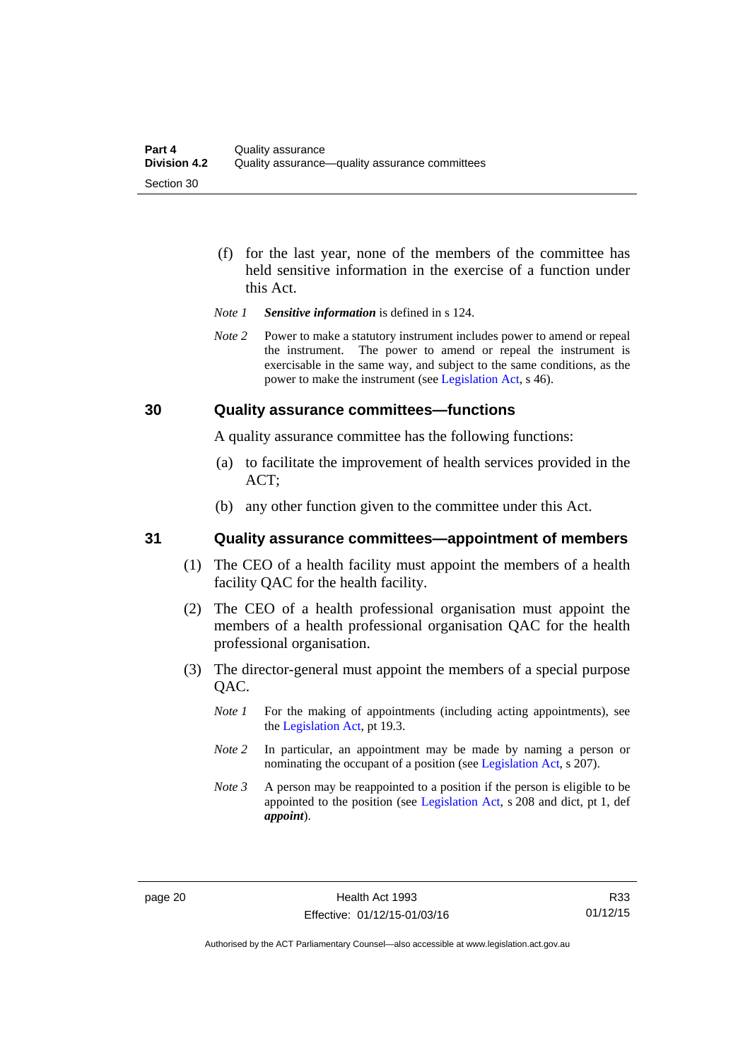(f) for the last year, none of the members of the committee has held sensitive information in the exercise of a function under this Act.

*Note 1* ***Sensitive information*** is defined in s 124.

*Note 2* Power to make a statutory instrument includes power to amend or repeal the instrument. The power to amend or repeal the instrument is exercisable in the same way, and subject to the same conditions, as the power to make the instrument (see Legislation Act, s 46).

### 30 Quality assurance committees—functions

A quality assurance committee has the following functions:

(a) to facilitate the improvement of health services provided in the ACT;

(b) any other function given to the committee under this Act.

### 31 Quality assurance committees—appointment of members

(1) The CEO of a health facility must appoint the members of a health facility QAC for the health facility.

(2) The CEO of a health professional organisation must appoint the members of a health professional organisation QAC for the health professional organisation.

(3) The director-general must appoint the members of a special purpose QAC.

*Note 1* For the making of appointments (including acting appointments), see the Legislation Act, pt 19.3.

*Note 2* In particular, an appointment may be made by naming a person or nominating the occupant of a position (see Legislation Act, s 207).

*Note 3* A person may be reappointed to a position if the person is eligible to be appointed to the position (see Legislation Act, s 208 and dict, pt 1, def ***appoint***).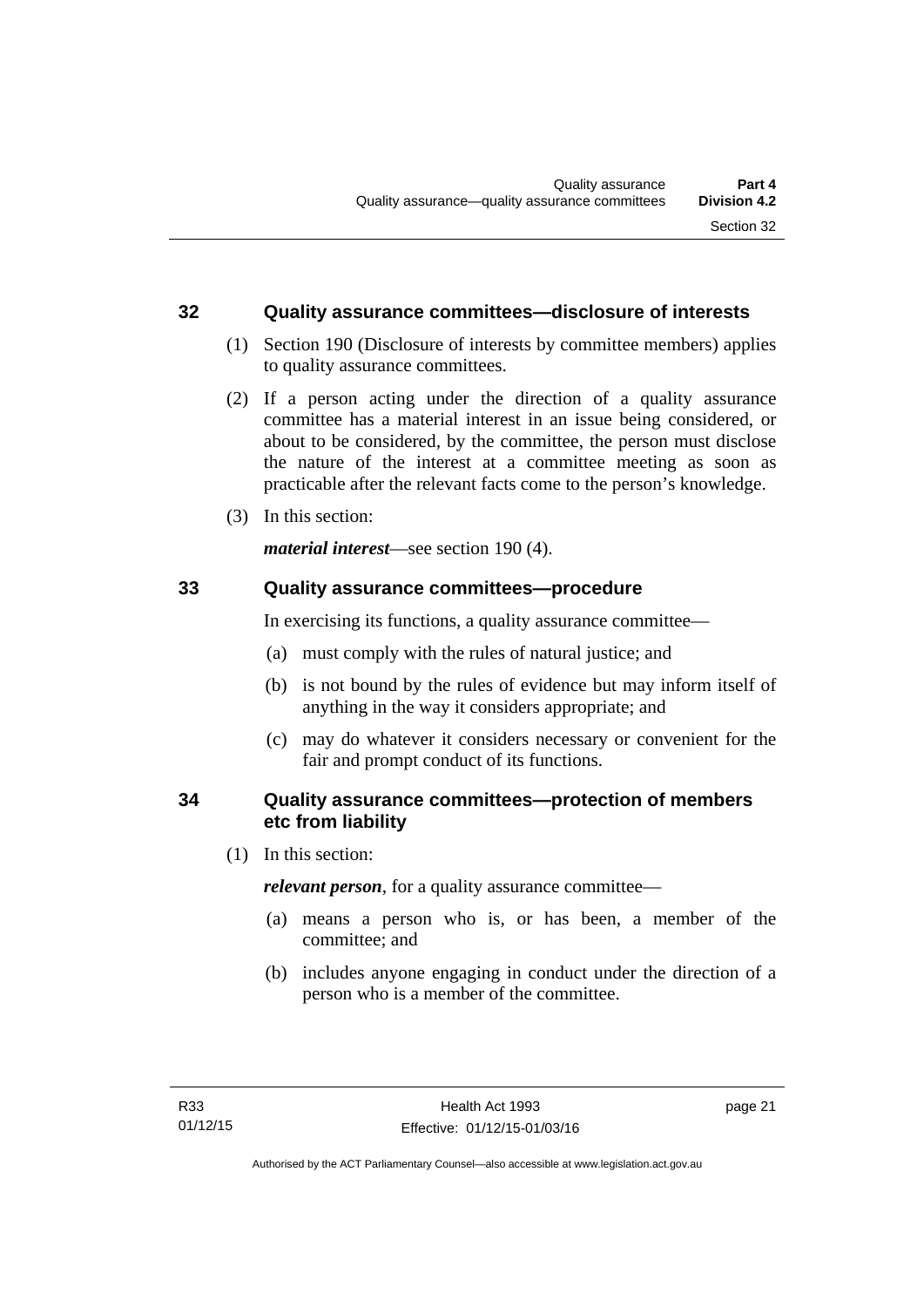### 32 Quality assurance committees—disclosure of interests

(1) Section 190 (Disclosure of interests by committee members) applies to quality assurance committees.

(2) If a person acting under the direction of a quality assurance committee has a material interest in an issue being considered, or about to be considered, by the committee, the person must disclose the nature of the interest at a committee meeting as soon as practicable after the relevant facts come to the person's knowledge.

(3) In this section:

***material interest***—see section 190 (4).

### 33 Quality assurance committees—procedure

In exercising its functions, a quality assurance committee—

(a) must comply with the rules of natural justice; and

(b) is not bound by the rules of evidence but may inform itself of anything in the way it considers appropriate; and

(c) may do whatever it considers necessary or convenient for the fair and prompt conduct of its functions.

### 34 Quality assurance committees—protection of members etc from liability

(1) In this section:

***relevant person***, for a quality assurance committee—

(a) means a person who is, or has been, a member of the committee; and

(b) includes anyone engaging in conduct under the direction of a person who is a member of the committee.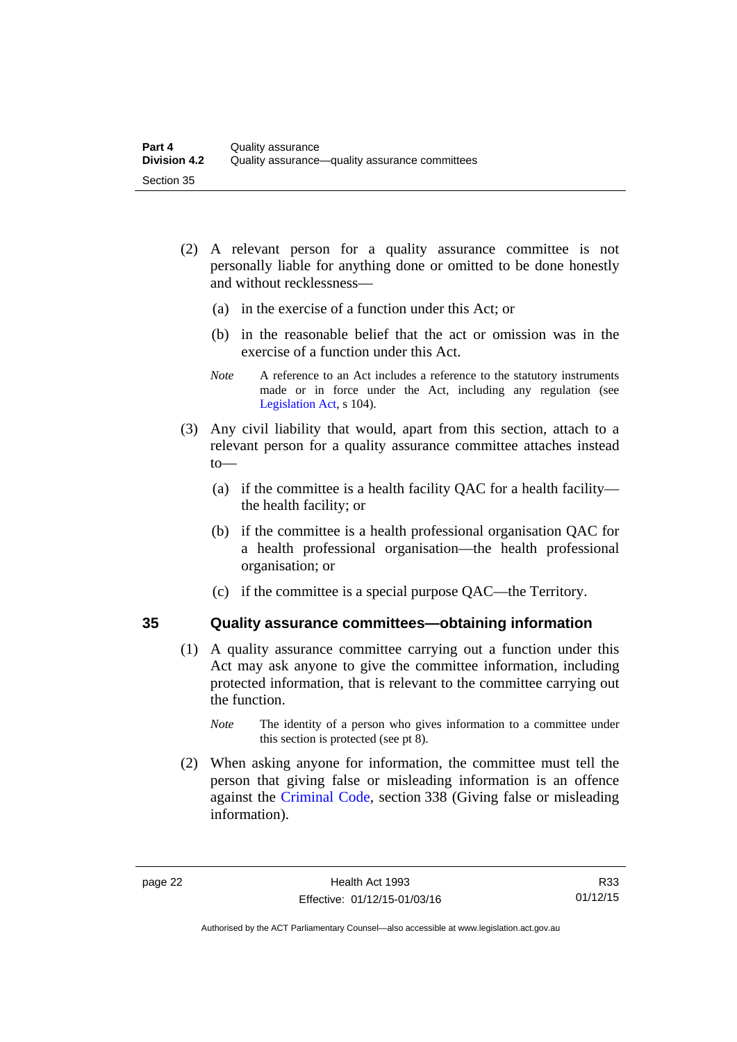(2) A relevant person for a quality assurance committee is not personally liable for anything done or omitted to be done honestly and without recklessness—

(a) in the exercise of a function under this Act; or

(b) in the reasonable belief that the act or omission was in the exercise of a function under this Act.

*Note* A reference to an Act includes a reference to the statutory instruments made or in force under the Act, including any regulation (see Legislation Act, s 104).

(3) Any civil liability that would, apart from this section, attach to a relevant person for a quality assurance committee attaches instead to—

(a) if the committee is a health facility QAC for a health facility—the health facility; or

(b) if the committee is a health professional organisation QAC for a health professional organisation—the health professional organisation; or

(c) if the committee is a special purpose QAC—the Territory.

## 35 Quality assurance committees—obtaining information

(1) A quality assurance committee carrying out a function under this Act may ask anyone to give the committee information, including protected information, that is relevant to the committee carrying out the function.

*Note* The identity of a person who gives information to a committee under this section is protected (see pt 8).

(2) When asking anyone for information, the committee must tell the person that giving false or misleading information is an offence against the Criminal Code, section 338 (Giving false or misleading information).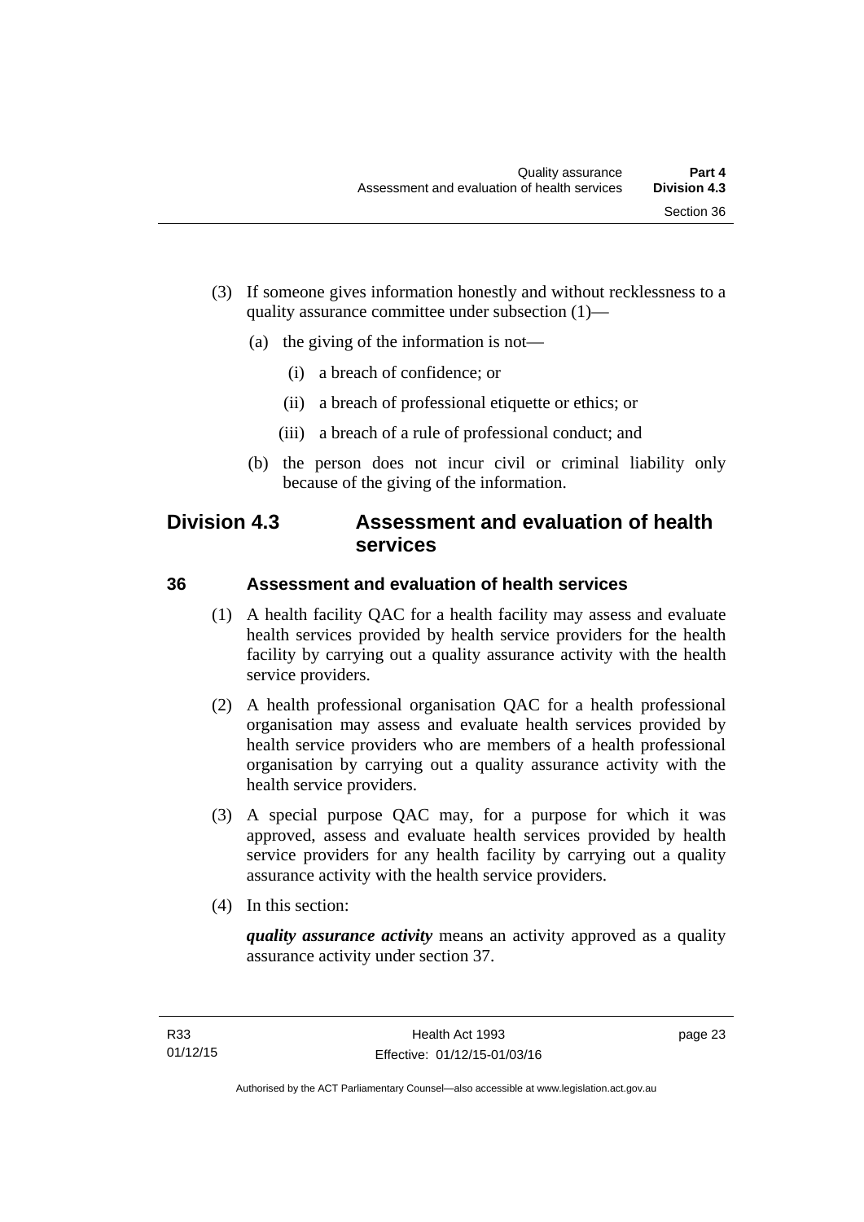(3) If someone gives information honestly and without recklessness to a quality assurance committee under subsection (1)—

(a) the giving of the information is not—

(i) a breach of confidence; or

(ii) a breach of professional etiquette or ethics; or

(iii) a breach of a rule of professional conduct; and

(b) the person does not incur civil or criminal liability only because of the giving of the information.

## Division 4.3 Assessment and evaluation of health services

### 36 Assessment and evaluation of health services

(1) A health facility QAC for a health facility may assess and evaluate health services provided by health service providers for the health facility by carrying out a quality assurance activity with the health service providers.

(2) A health professional organisation QAC for a health professional organisation may assess and evaluate health services provided by health service providers who are members of a health professional organisation by carrying out a quality assurance activity with the health service providers.

(3) A special purpose QAC may, for a purpose for which it was approved, assess and evaluate health services provided by health service providers for any health facility by carrying out a quality assurance activity with the health service providers.

(4) In this section:

***quality assurance activity*** means an activity approved as a quality assurance activity under section 37.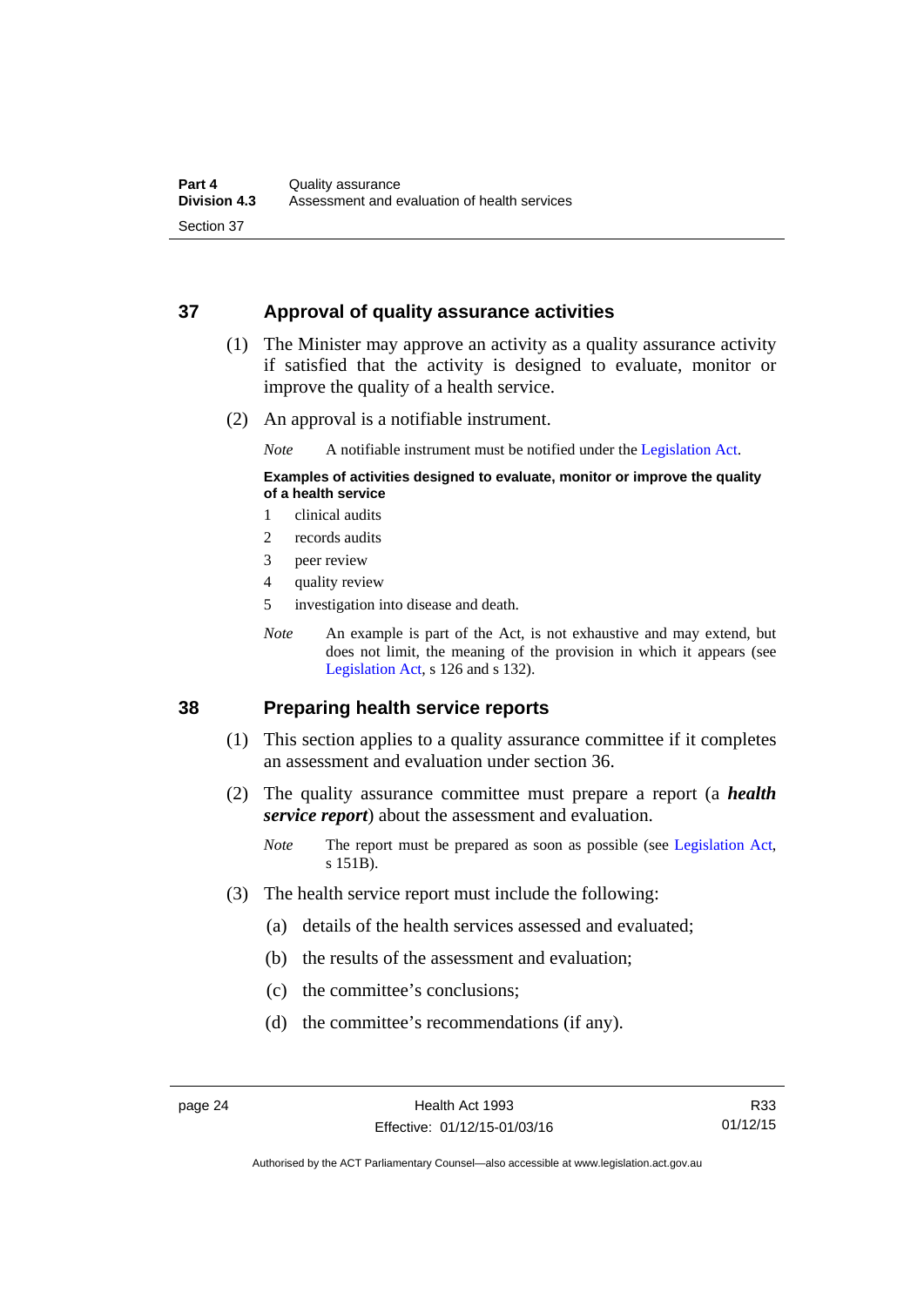## 37 Approval of quality assurance activities

(1) The Minister may approve an activity as a quality assurance activity if satisfied that the activity is designed to evaluate, monitor or improve the quality of a health service.

(2) An approval is a notifiable instrument.

*Note* A notifiable instrument must be notified under the Legislation Act.

**Examples of activities designed to evaluate, monitor or improve the quality of a health service**

1 clinical audits
2 records audits
3 peer review
4 quality review
5 investigation into disease and death.

*Note* An example is part of the Act, is not exhaustive and may extend, but does not limit, the meaning of the provision in which it appears (see Legislation Act, s 126 and s 132).

## 38 Preparing health service reports

(1) This section applies to a quality assurance committee if it completes an assessment and evaluation under section 36.

(2) The quality assurance committee must prepare a report (a ***health service report***) about the assessment and evaluation.

*Note* The report must be prepared as soon as possible (see Legislation Act, s 151B).

(3) The health service report must include the following:

(a) details of the health services assessed and evaluated;

(b) the results of the assessment and evaluation;

(c) the committee's conclusions;

(d) the committee's recommendations (if any).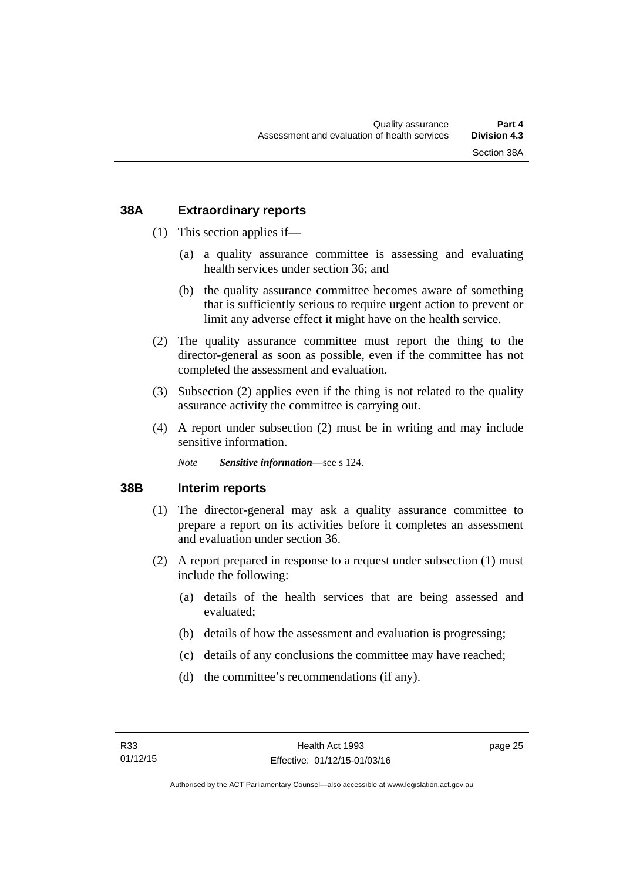## 38A Extraordinary reports

(1) This section applies if—

(a) a quality assurance committee is assessing and evaluating health services under section 36; and

(b) the quality assurance committee becomes aware of something that is sufficiently serious to require urgent action to prevent or limit any adverse effect it might have on the health service.

(2) The quality assurance committee must report the thing to the director-general as soon as possible, even if the committee has not completed the assessment and evaluation.

(3) Subsection (2) applies even if the thing is not related to the quality assurance activity the committee is carrying out.

(4) A report under subsection (2) must be in writing and may include sensitive information.

*Note* ***Sensitive information***—see s 124.

## 38B Interim reports

(1) The director-general may ask a quality assurance committee to prepare a report on its activities before it completes an assessment and evaluation under section 36.

(2) A report prepared in response to a request under subsection (1) must include the following:

(a) details of the health services that are being assessed and evaluated;

(b) details of how the assessment and evaluation is progressing;

(c) details of any conclusions the committee may have reached;

(d) the committee's recommendations (if any).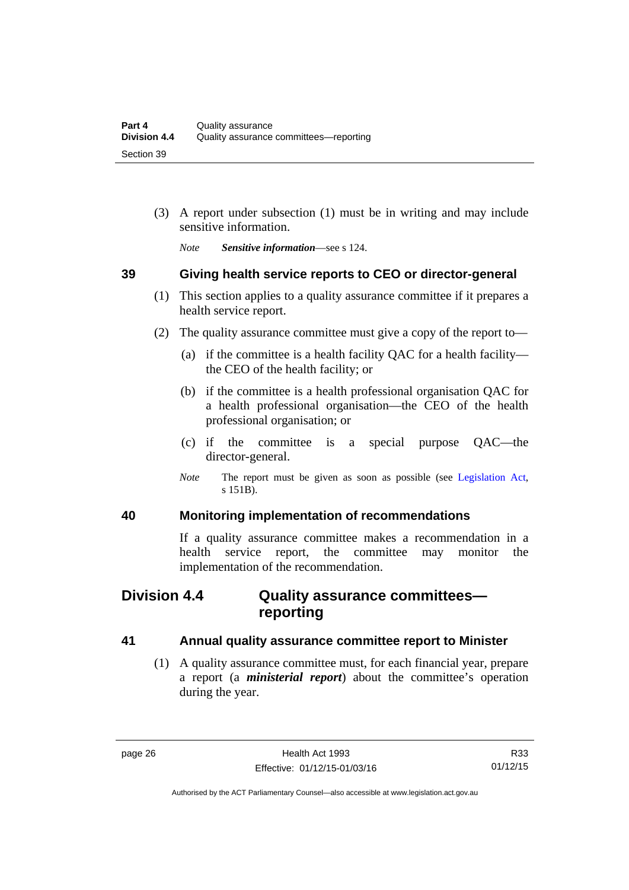(3) A report under subsection (1) must be in writing and may include sensitive information.

*Note* ***Sensitive information***—see s 124.

### 39 Giving health service reports to CEO or director-general

(1) This section applies to a quality assurance committee if it prepares a health service report.

(2) The quality assurance committee must give a copy of the report to—

(a) if the committee is a health facility QAC for a health facility—the CEO of the health facility; or

(b) if the committee is a health professional organisation QAC for a health professional organisation—the CEO of the health professional organisation; or

(c) if the committee is a special purpose QAC—the director-general.

*Note* The report must be given as soon as possible (see Legislation Act, s 151B).

### 40 Monitoring implementation of recommendations

If a quality assurance committee makes a recommendation in a health service report, the committee may monitor the implementation of the recommendation.

## Division 4.4 Quality assurance committees—reporting

### 41 Annual quality assurance committee report to Minister

(1) A quality assurance committee must, for each financial year, prepare a report (a ***ministerial report***) about the committee's operation during the year.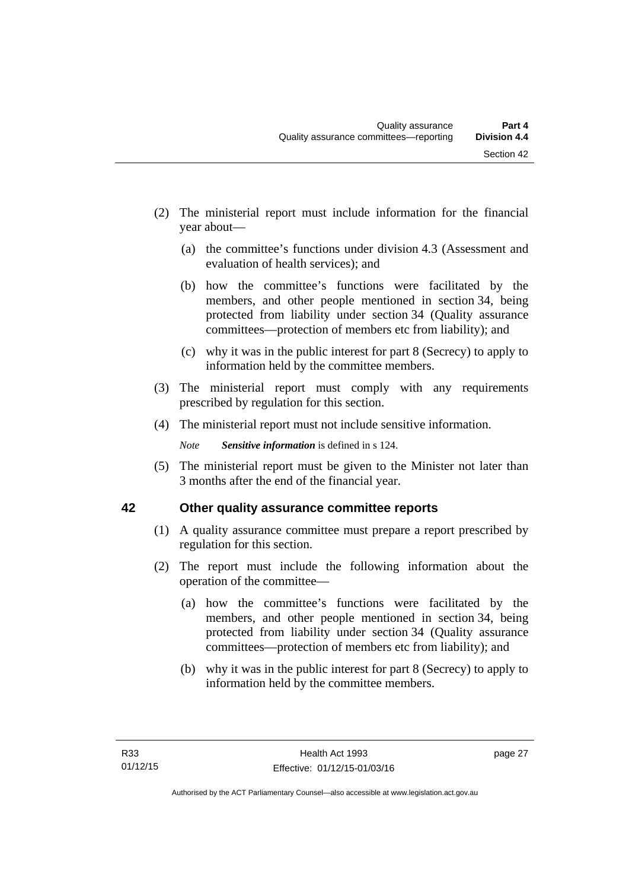(2) The ministerial report must include information for the financial year about—

   (a) the committee's functions under division 4.3 (Assessment and evaluation of health services); and

   (b) how the committee's functions were facilitated by the members, and other people mentioned in section 34, being protected from liability under section 34 (Quality assurance committees—protection of members etc from liability); and

   (c) why it was in the public interest for part 8 (Secrecy) to apply to information held by the committee members.

(3) The ministerial report must comply with any requirements prescribed by regulation for this section.

(4) The ministerial report must not include sensitive information.

*Note* ***Sensitive information*** is defined in s 124.

(5) The ministerial report must be given to the Minister not later than 3 months after the end of the financial year.

## 42 Other quality assurance committee reports

(1) A quality assurance committee must prepare a report prescribed by regulation for this section.

(2) The report must include the following information about the operation of the committee—

   (a) how the committee's functions were facilitated by the members, and other people mentioned in section 34, being protected from liability under section 34 (Quality assurance committees—protection of members etc from liability); and

   (b) why it was in the public interest for part 8 (Secrecy) to apply to information held by the committee members.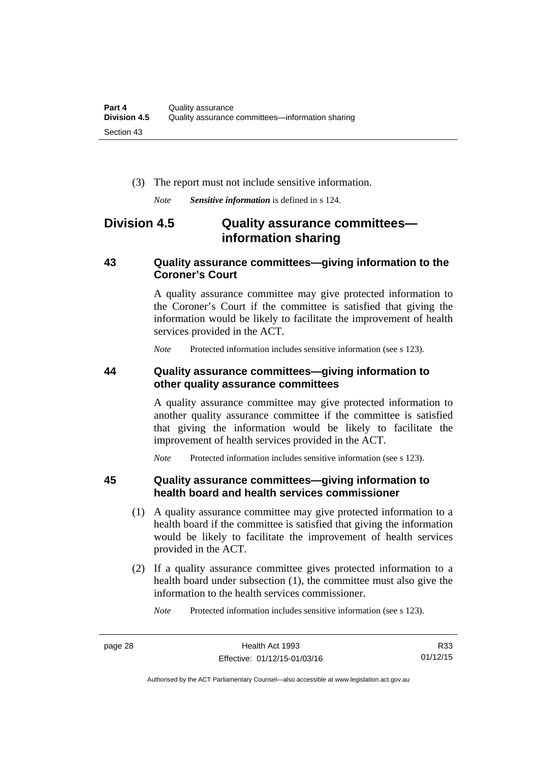(3) The report must not include sensitive information.

*Note* ***Sensitive information*** is defined in s 124.

## Division 4.5 Quality assurance committees—information sharing

### 43 Quality assurance committees—giving information to the Coroner's Court

A quality assurance committee may give protected information to the Coroner's Court if the committee is satisfied that giving the information would be likely to facilitate the improvement of health services provided in the ACT.

*Note* Protected information includes sensitive information (see s 123).

### 44 Quality assurance committees—giving information to other quality assurance committees

A quality assurance committee may give protected information to another quality assurance committee if the committee is satisfied that giving the information would be likely to facilitate the improvement of health services provided in the ACT.

*Note* Protected information includes sensitive information (see s 123).

### 45 Quality assurance committees—giving information to health board and health services commissioner

(1) A quality assurance committee may give protected information to a health board if the committee is satisfied that giving the information would be likely to facilitate the improvement of health services provided in the ACT.

(2) If a quality assurance committee gives protected information to a health board under subsection (1), the committee must also give the information to the health services commissioner.

*Note* Protected information includes sensitive information (see s 123).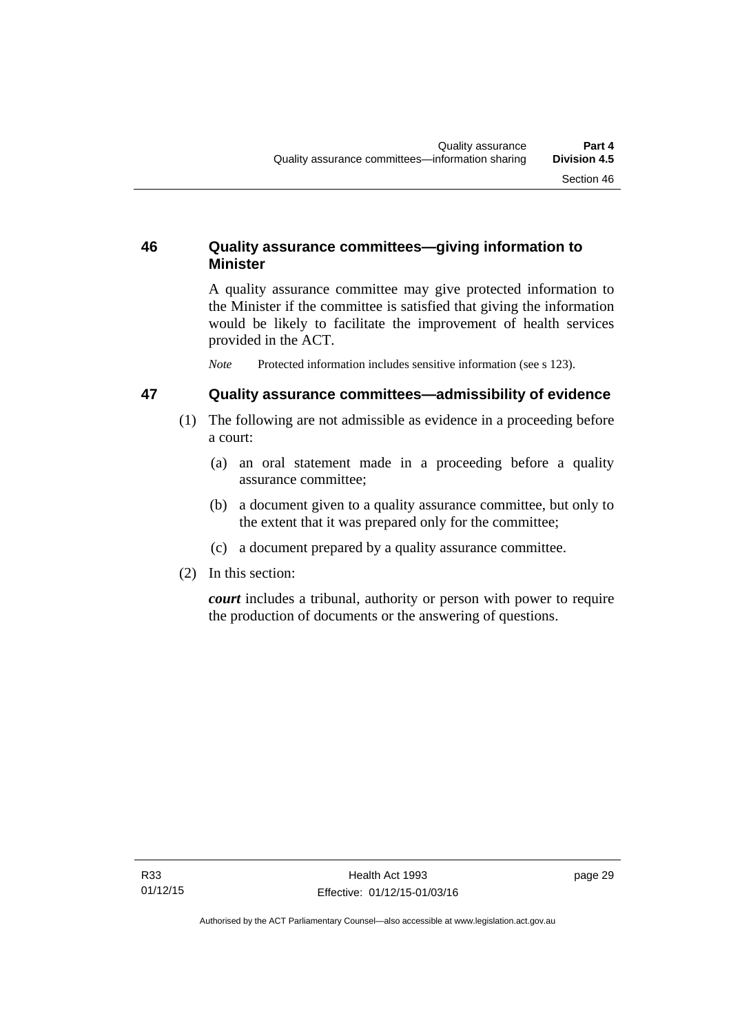## 46 Quality assurance committees—giving information to Minister

A quality assurance committee may give protected information to the Minister if the committee is satisfied that giving the information would be likely to facilitate the improvement of health services provided in the ACT.

*Note* Protected information includes sensitive information (see s 123).

## 47 Quality assurance committees—admissibility of evidence

(1) The following are not admissible as evidence in a proceeding before a court:

(a) an oral statement made in a proceeding before a quality assurance committee;

(b) a document given to a quality assurance committee, but only to the extent that it was prepared only for the committee;

(c) a document prepared by a quality assurance committee.

(2) In this section:

***court*** includes a tribunal, authority or person with power to require the production of documents or the answering of questions.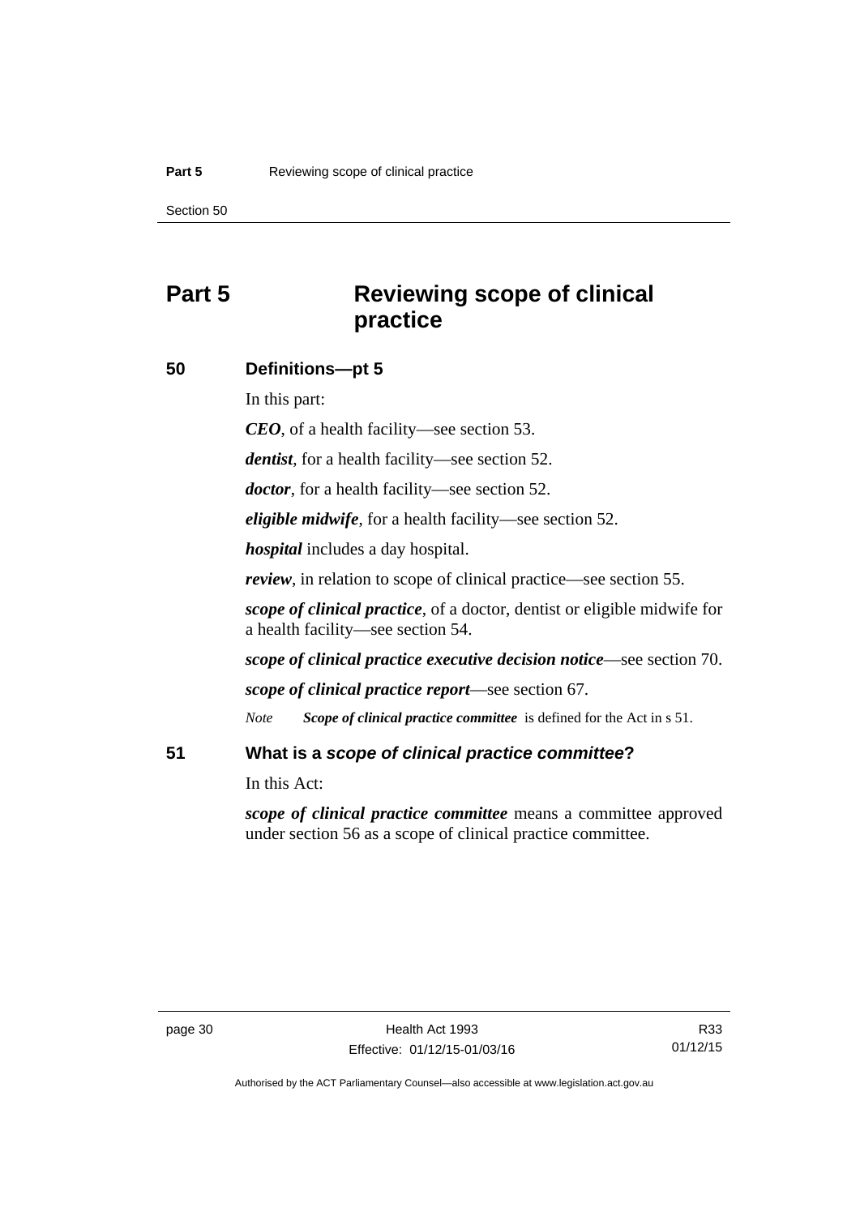# Part 5 Reviewing scope of clinical practice

## 50 Definitions—pt 5

In this part:

***CEO***, of a health facility—see section 53.

***dentist***, for a health facility—see section 52.

***doctor***, for a health facility—see section 52.

***eligible midwife***, for a health facility—see section 52.

***hospital*** includes a day hospital.

***review***, in relation to scope of clinical practice—see section 55.

***scope of clinical practice***, of a doctor, dentist or eligible midwife for a health facility—see section 54.

***scope of clinical practice executive decision notice***—see section 70.

***scope of clinical practice report***—see section 67.

*Note* ***Scope of clinical practice committee*** is defined for the Act in s 51.

## 51 What is a *scope of clinical practice committee*?

In this Act:

***scope of clinical practice committee*** means a committee approved under section 56 as a scope of clinical practice committee.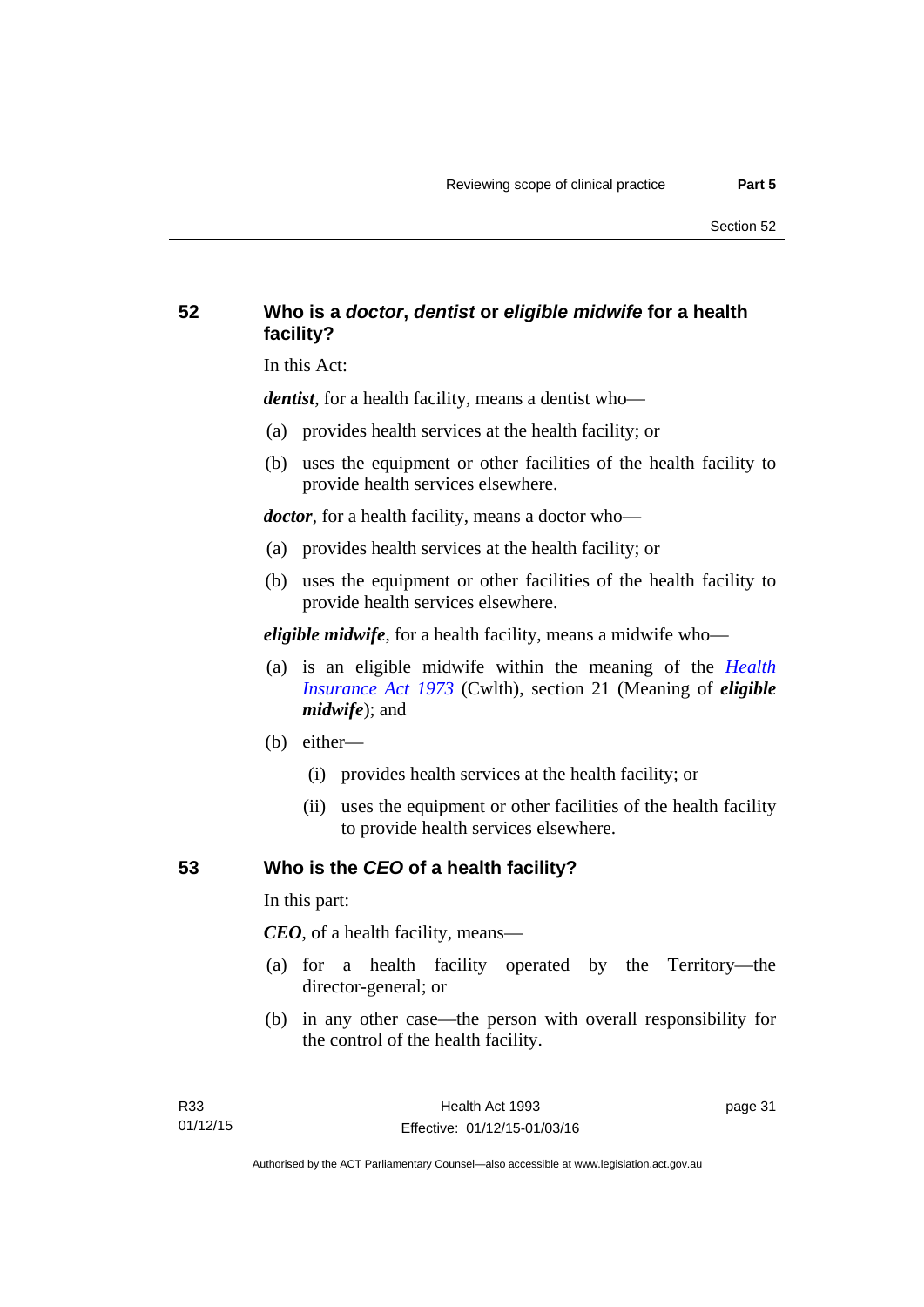## 52 Who is a *doctor*, *dentist* or *eligible midwife* for a health facility?

In this Act:

***dentist***, for a health facility, means a dentist who—

(a) provides health services at the health facility; or

(b) uses the equipment or other facilities of the health facility to provide health services elsewhere.

***doctor***, for a health facility, means a doctor who—

(a) provides health services at the health facility; or

(b) uses the equipment or other facilities of the health facility to provide health services elsewhere.

***eligible midwife***, for a health facility, means a midwife who—

(a) is an eligible midwife within the meaning of the *Health Insurance Act 1973* (Cwlth), section 21 (Meaning of ***eligible midwife***); and

(b) either—

(i) provides health services at the health facility; or

(ii) uses the equipment or other facilities of the health facility to provide health services elsewhere.

## 53 Who is the *CEO* of a health facility?

In this part:

***CEO***, of a health facility, means—

(a) for a health facility operated by the Territory—the director-general; or

(b) in any other case—the person with overall responsibility for the control of the health facility.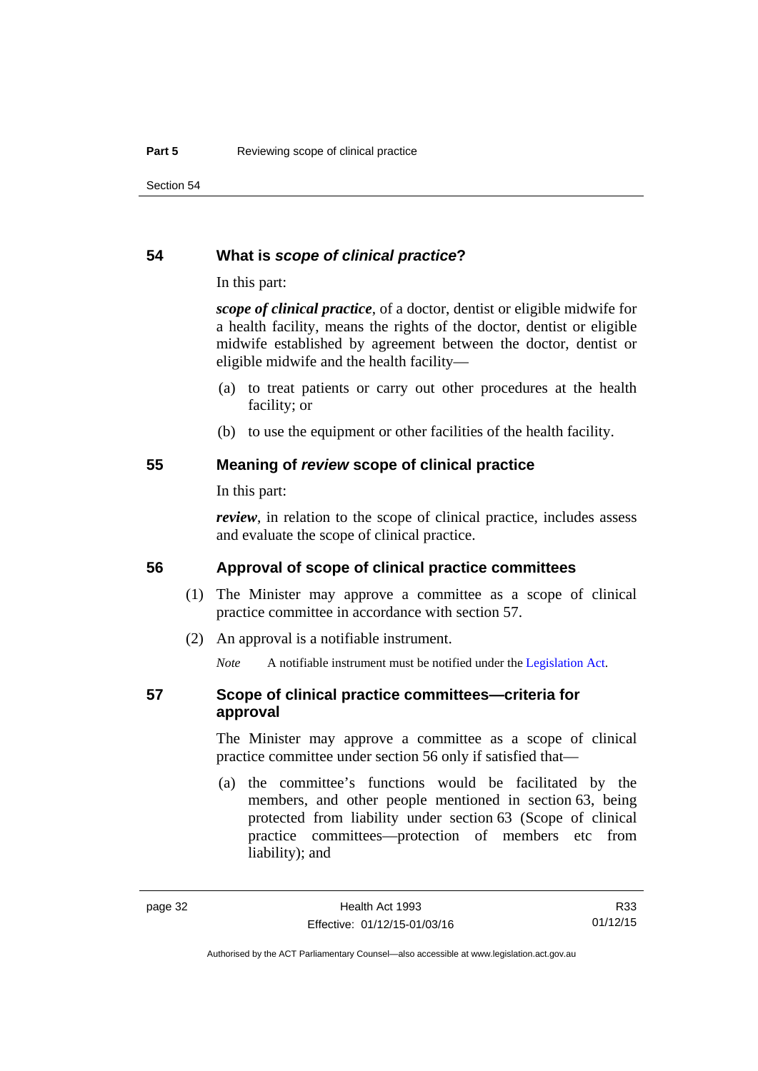## 54 What is *scope of clinical practice*?

In this part:

***scope of clinical practice***, of a doctor, dentist or eligible midwife for a health facility, means the rights of the doctor, dentist or eligible midwife established by agreement between the doctor, dentist or eligible midwife and the health facility—

(a) to treat patients or carry out other procedures at the health facility; or

(b) to use the equipment or other facilities of the health facility.

## 55 Meaning of *review* scope of clinical practice

In this part:

***review***, in relation to the scope of clinical practice, includes assess and evaluate the scope of clinical practice.

## 56 Approval of scope of clinical practice committees

(1) The Minister may approve a committee as a scope of clinical practice committee in accordance with section 57.

(2) An approval is a notifiable instrument.

*Note* A notifiable instrument must be notified under the Legislation Act.

## 57 Scope of clinical practice committees—criteria for approval

The Minister may approve a committee as a scope of clinical practice committee under section 56 only if satisfied that—

(a) the committee's functions would be facilitated by the members, and other people mentioned in section 63, being protected from liability under section 63 (Scope of clinical practice committees—protection of members etc from liability); and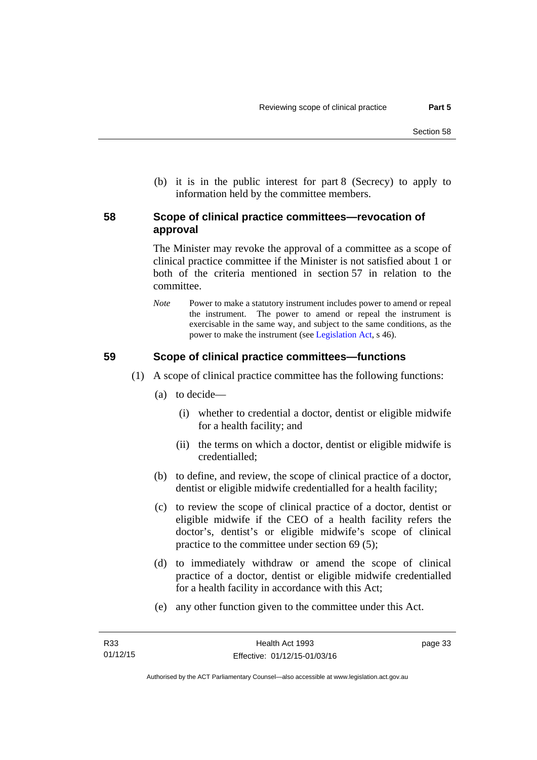(b) it is in the public interest for part 8 (Secrecy) to apply to information held by the committee members.

## 58 Scope of clinical practice committees—revocation of approval

The Minister may revoke the approval of a committee as a scope of clinical practice committee if the Minister is not satisfied about 1 or both of the criteria mentioned in section 57 in relation to the committee.

*Note* Power to make a statutory instrument includes power to amend or repeal the instrument. The power to amend or repeal the instrument is exercisable in the same way, and subject to the same conditions, as the power to make the instrument (see Legislation Act, s 46).

## 59 Scope of clinical practice committees—functions

(1) A scope of clinical practice committee has the following functions:

(a) to decide—

(i) whether to credential a doctor, dentist or eligible midwife for a health facility; and

(ii) the terms on which a doctor, dentist or eligible midwife is credentialled;

(b) to define, and review, the scope of clinical practice of a doctor, dentist or eligible midwife credentialled for a health facility;

(c) to review the scope of clinical practice of a doctor, dentist or eligible midwife if the CEO of a health facility refers the doctor's, dentist's or eligible midwife's scope of clinical practice to the committee under section 69 (5);

(d) to immediately withdraw or amend the scope of clinical practice of a doctor, dentist or eligible midwife credentialled for a health facility in accordance with this Act;

(e) any other function given to the committee under this Act.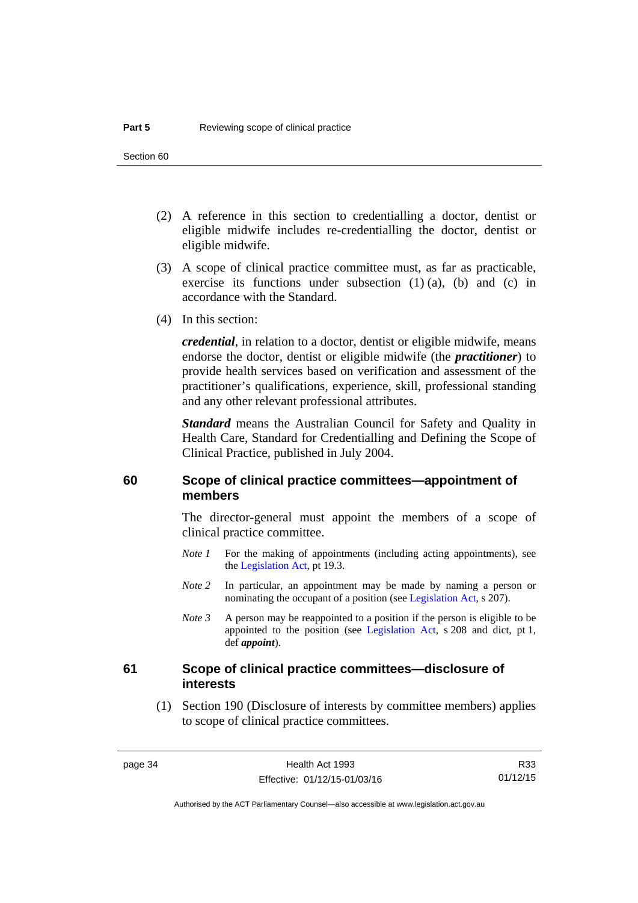(2) A reference in this section to credentialling a doctor, dentist or eligible midwife includes re-credentialling the doctor, dentist or eligible midwife.

(3) A scope of clinical practice committee must, as far as practicable, exercise its functions under subsection (1) (a), (b) and (c) in accordance with the Standard.

(4) In this section:

***credential***, in relation to a doctor, dentist or eligible midwife, means endorse the doctor, dentist or eligible midwife (the ***practitioner***) to provide health services based on verification and assessment of the practitioner's qualifications, experience, skill, professional standing and any other relevant professional attributes.

***Standard*** means the Australian Council for Safety and Quality in Health Care, Standard for Credentialling and Defining the Scope of Clinical Practice, published in July 2004.

## 60 Scope of clinical practice committees—appointment of members

The director-general must appoint the members of a scope of clinical practice committee.

*Note 1* For the making of appointments (including acting appointments), see the Legislation Act, pt 19.3.

*Note 2* In particular, an appointment may be made by naming a person or nominating the occupant of a position (see Legislation Act, s 207).

*Note 3* A person may be reappointed to a position if the person is eligible to be appointed to the position (see Legislation Act, s 208 and dict, pt 1, def ***appoint***).

## 61 Scope of clinical practice committees—disclosure of interests

(1) Section 190 (Disclosure of interests by committee members) applies to scope of clinical practice committees.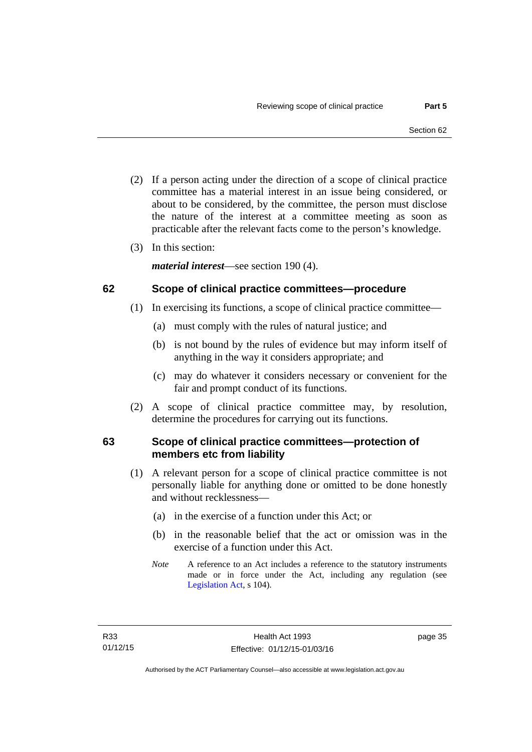(2) If a person acting under the direction of a scope of clinical practice committee has a material interest in an issue being considered, or about to be considered, by the committee, the person must disclose the nature of the interest at a committee meeting as soon as practicable after the relevant facts come to the person's knowledge.

(3) In this section:

***material interest***—see section 190 (4).

## 62 Scope of clinical practice committees—procedure

(1) In exercising its functions, a scope of clinical practice committee—

(a) must comply with the rules of natural justice; and

(b) is not bound by the rules of evidence but may inform itself of anything in the way it considers appropriate; and

(c) may do whatever it considers necessary or convenient for the fair and prompt conduct of its functions.

(2) A scope of clinical practice committee may, by resolution, determine the procedures for carrying out its functions.

## 63 Scope of clinical practice committees—protection of members etc from liability

(1) A relevant person for a scope of clinical practice committee is not personally liable for anything done or omitted to be done honestly and without recklessness—

(a) in the exercise of a function under this Act; or

(b) in the reasonable belief that the act or omission was in the exercise of a function under this Act.

*Note* A reference to an Act includes a reference to the statutory instruments made or in force under the Act, including any regulation (see Legislation Act, s 104).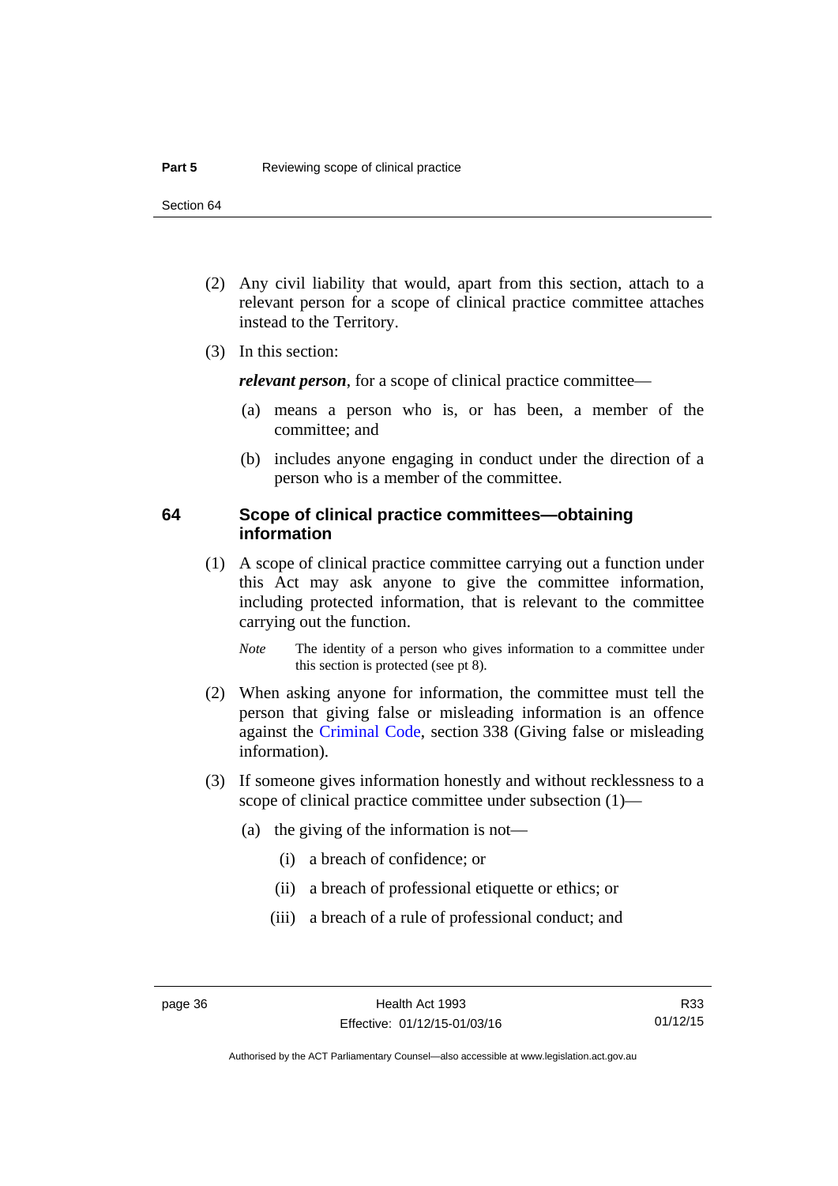(2) Any civil liability that would, apart from this section, attach to a relevant person for a scope of clinical practice committee attaches instead to the Territory.

(3) In this section:

***relevant person***, for a scope of clinical practice committee—

(a) means a person who is, or has been, a member of the committee; and

(b) includes anyone engaging in conduct under the direction of a person who is a member of the committee.

## 64 Scope of clinical practice committees—obtaining information

(1) A scope of clinical practice committee carrying out a function under this Act may ask anyone to give the committee information, including protected information, that is relevant to the committee carrying out the function.

*Note* The identity of a person who gives information to a committee under this section is protected (see pt 8).

(2) When asking anyone for information, the committee must tell the person that giving false or misleading information is an offence against the Criminal Code, section 338 (Giving false or misleading information).

(3) If someone gives information honestly and without recklessness to a scope of clinical practice committee under subsection (1)—

(a) the giving of the information is not—

(i) a breach of confidence; or

(ii) a breach of professional etiquette or ethics; or

(iii) a breach of a rule of professional conduct; and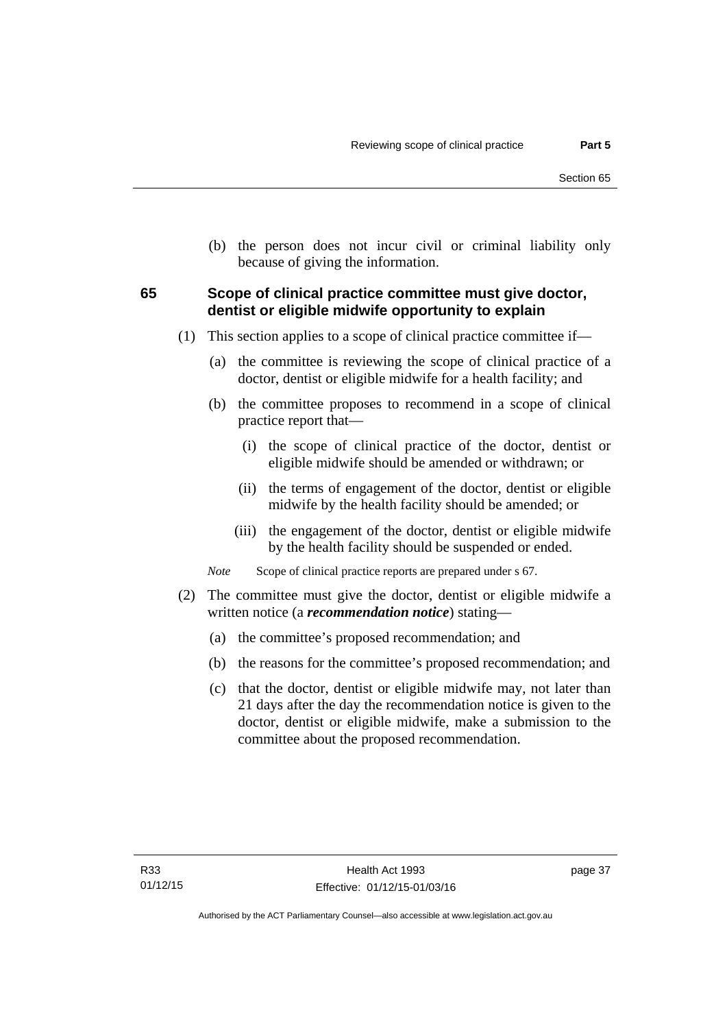(b) the person does not incur civil or criminal liability only because of giving the information.

### 65 Scope of clinical practice committee must give doctor, dentist or eligible midwife opportunity to explain

(1) This section applies to a scope of clinical practice committee if—

(a) the committee is reviewing the scope of clinical practice of a doctor, dentist or eligible midwife for a health facility; and

(b) the committee proposes to recommend in a scope of clinical practice report that—

(i) the scope of clinical practice of the doctor, dentist or eligible midwife should be amended or withdrawn; or

(ii) the terms of engagement of the doctor, dentist or eligible midwife by the health facility should be amended; or

(iii) the engagement of the doctor, dentist or eligible midwife by the health facility should be suspended or ended.

*Note* Scope of clinical practice reports are prepared under s 67.

(2) The committee must give the doctor, dentist or eligible midwife a written notice (a ***recommendation notice***) stating—

(a) the committee's proposed recommendation; and

(b) the reasons for the committee's proposed recommendation; and

(c) that the doctor, dentist or eligible midwife may, not later than 21 days after the day the recommendation notice is given to the doctor, dentist or eligible midwife, make a submission to the committee about the proposed recommendation.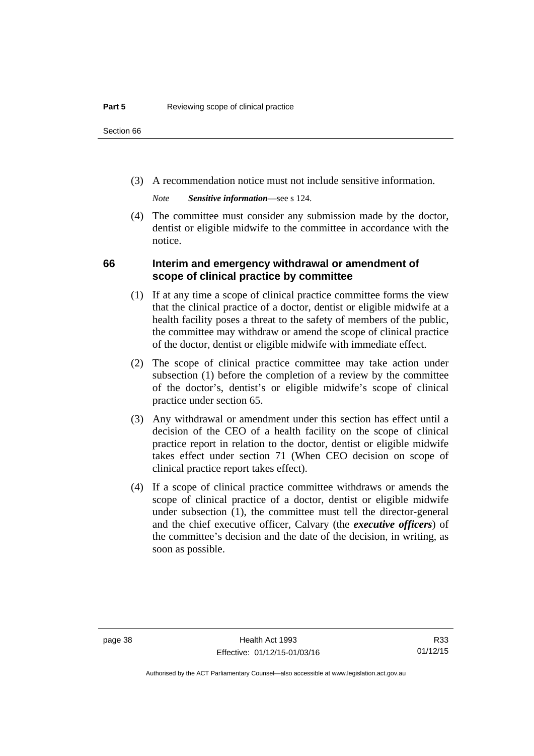(3) A recommendation notice must not include sensitive information.

*Note* ***Sensitive information***—see s 124.

(4) The committee must consider any submission made by the doctor, dentist or eligible midwife to the committee in accordance with the notice.

### 66 Interim and emergency withdrawal or amendment of scope of clinical practice by committee

(1) If at any time a scope of clinical practice committee forms the view that the clinical practice of a doctor, dentist or eligible midwife at a health facility poses a threat to the safety of members of the public, the committee may withdraw or amend the scope of clinical practice of the doctor, dentist or eligible midwife with immediate effect.

(2) The scope of clinical practice committee may take action under subsection (1) before the completion of a review by the committee of the doctor's, dentist's or eligible midwife's scope of clinical practice under section 65.

(3) Any withdrawal or amendment under this section has effect until a decision of the CEO of a health facility on the scope of clinical practice report in relation to the doctor, dentist or eligible midwife takes effect under section 71 (When CEO decision on scope of clinical practice report takes effect).

(4) If a scope of clinical practice committee withdraws or amends the scope of clinical practice of a doctor, dentist or eligible midwife under subsection (1), the committee must tell the director-general and the chief executive officer, Calvary (the ***executive officers***) of the committee's decision and the date of the decision, in writing, as soon as possible.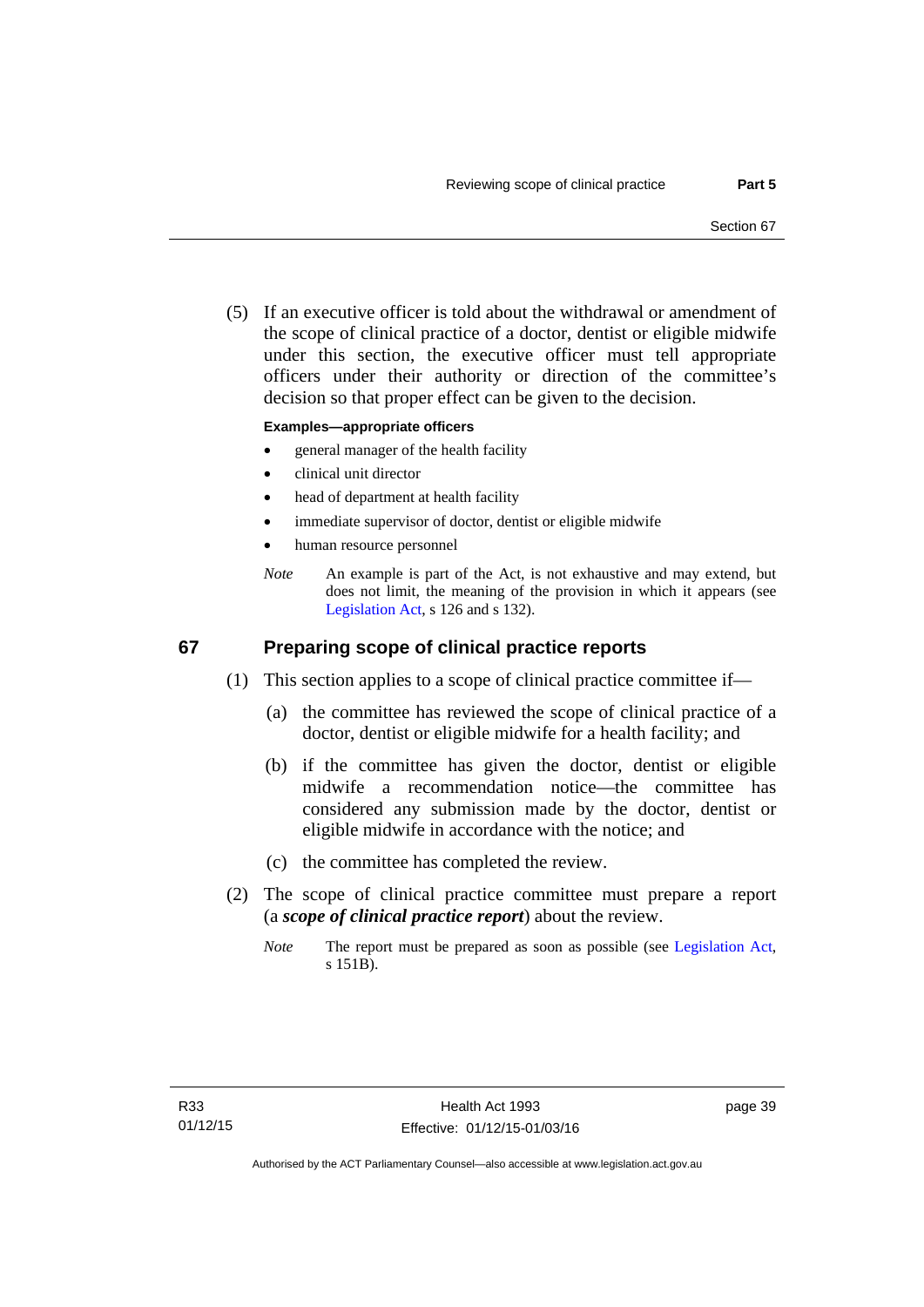(5) If an executive officer is told about the withdrawal or amendment of the scope of clinical practice of a doctor, dentist or eligible midwife under this section, the executive officer must tell appropriate officers under their authority or direction of the committee's decision so that proper effect can be given to the decision.

**Examples—appropriate officers**

- general manager of the health facility
- clinical unit director
- head of department at health facility
- immediate supervisor of doctor, dentist or eligible midwife
- human resource personnel

*Note* An example is part of the Act, is not exhaustive and may extend, but does not limit, the meaning of the provision in which it appears (see Legislation Act, s 126 and s 132).

## 67 Preparing scope of clinical practice reports

(1) This section applies to a scope of clinical practice committee if—

(a) the committee has reviewed the scope of clinical practice of a doctor, dentist or eligible midwife for a health facility; and

(b) if the committee has given the doctor, dentist or eligible midwife a recommendation notice—the committee has considered any submission made by the doctor, dentist or eligible midwife in accordance with the notice; and

(c) the committee has completed the review.

(2) The scope of clinical practice committee must prepare a report (a ***scope of clinical practice report***) about the review.

*Note* The report must be prepared as soon as possible (see Legislation Act, s 151B).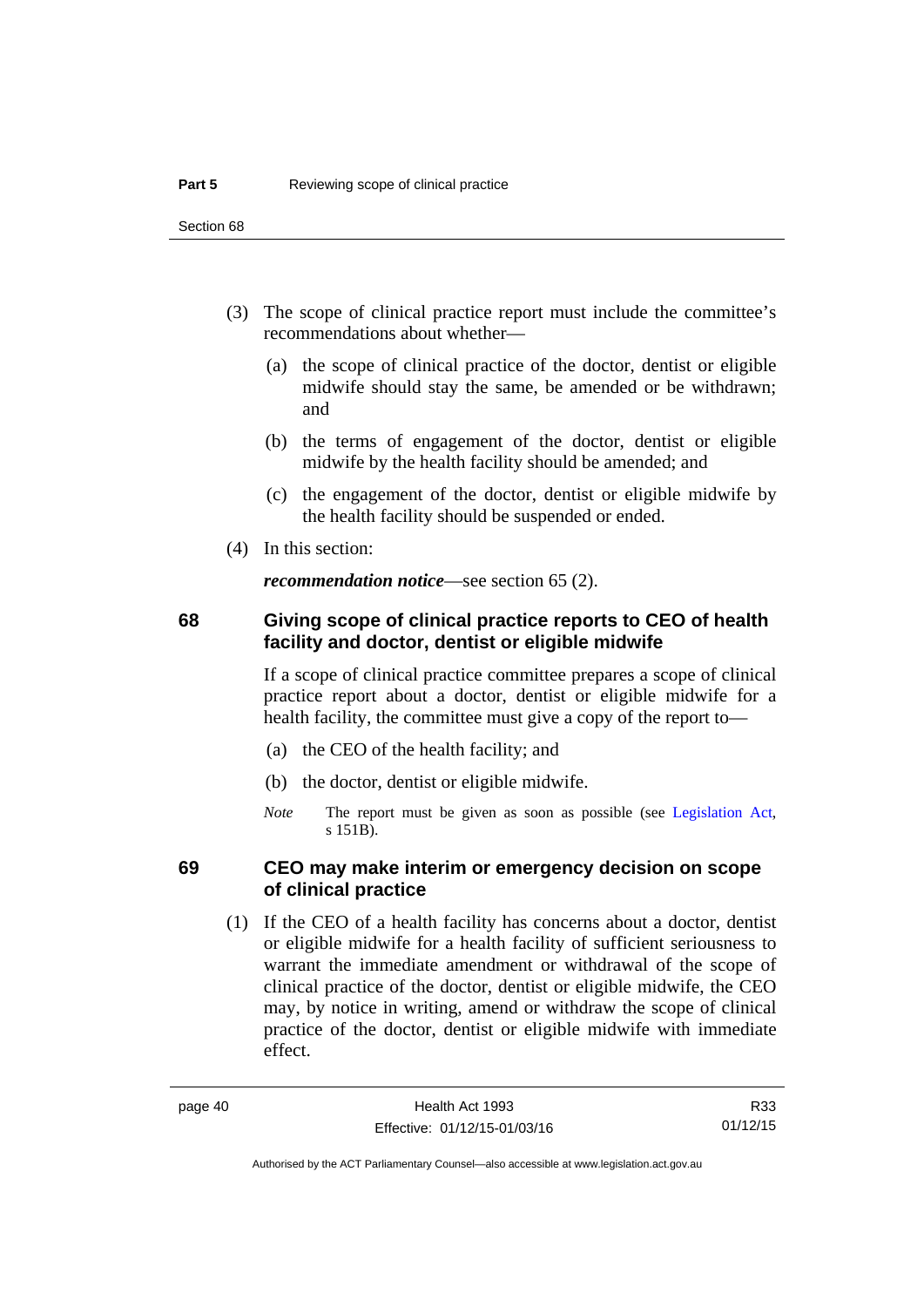(3) The scope of clinical practice report must include the committee's recommendations about whether—

(a) the scope of clinical practice of the doctor, dentist or eligible midwife should stay the same, be amended or be withdrawn; and

(b) the terms of engagement of the doctor, dentist or eligible midwife by the health facility should be amended; and

(c) the engagement of the doctor, dentist or eligible midwife by the health facility should be suspended or ended.

(4) In this section:

***recommendation notice***—see section 65 (2).

## 68 Giving scope of clinical practice reports to CEO of health facility and doctor, dentist or eligible midwife

If a scope of clinical practice committee prepares a scope of clinical practice report about a doctor, dentist or eligible midwife for a health facility, the committee must give a copy of the report to—

(a) the CEO of the health facility; and

(b) the doctor, dentist or eligible midwife.

*Note* The report must be given as soon as possible (see Legislation Act, s 151B).

## 69 CEO may make interim or emergency decision on scope of clinical practice

(1) If the CEO of a health facility has concerns about a doctor, dentist or eligible midwife for a health facility of sufficient seriousness to warrant the immediate amendment or withdrawal of the scope of clinical practice of the doctor, dentist or eligible midwife, the CEO may, by notice in writing, amend or withdraw the scope of clinical practice of the doctor, dentist or eligible midwife with immediate effect.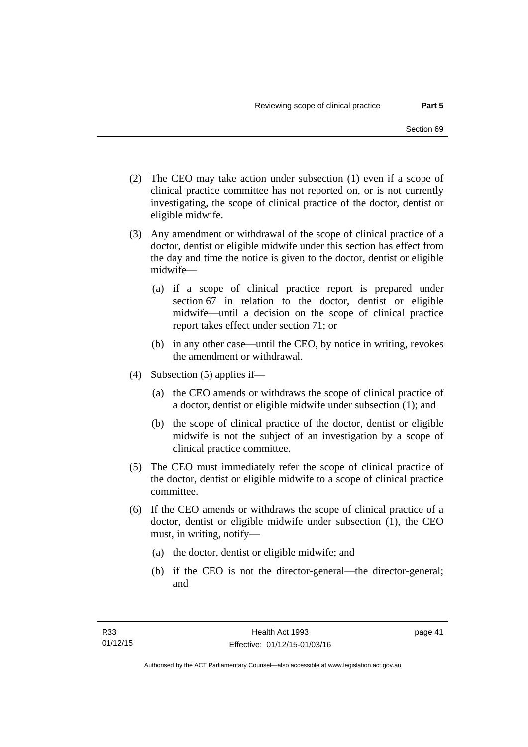(2) The CEO may take action under subsection (1) even if a scope of clinical practice committee has not reported on, or is not currently investigating, the scope of clinical practice of the doctor, dentist or eligible midwife.

(3) Any amendment or withdrawal of the scope of clinical practice of a doctor, dentist or eligible midwife under this section has effect from the day and time the notice is given to the doctor, dentist or eligible midwife—

   (a) if a scope of clinical practice report is prepared under section 67 in relation to the doctor, dentist or eligible midwife—until a decision on the scope of clinical practice report takes effect under section 71; or

   (b) in any other case—until the CEO, by notice in writing, revokes the amendment or withdrawal.

(4) Subsection (5) applies if—

   (a) the CEO amends or withdraws the scope of clinical practice of a doctor, dentist or eligible midwife under subsection (1); and

   (b) the scope of clinical practice of the doctor, dentist or eligible midwife is not the subject of an investigation by a scope of clinical practice committee.

(5) The CEO must immediately refer the scope of clinical practice of the doctor, dentist or eligible midwife to a scope of clinical practice committee.

(6) If the CEO amends or withdraws the scope of clinical practice of a doctor, dentist or eligible midwife under subsection (1), the CEO must, in writing, notify—

   (a) the doctor, dentist or eligible midwife; and

   (b) if the CEO is not the director-general—the director-general; and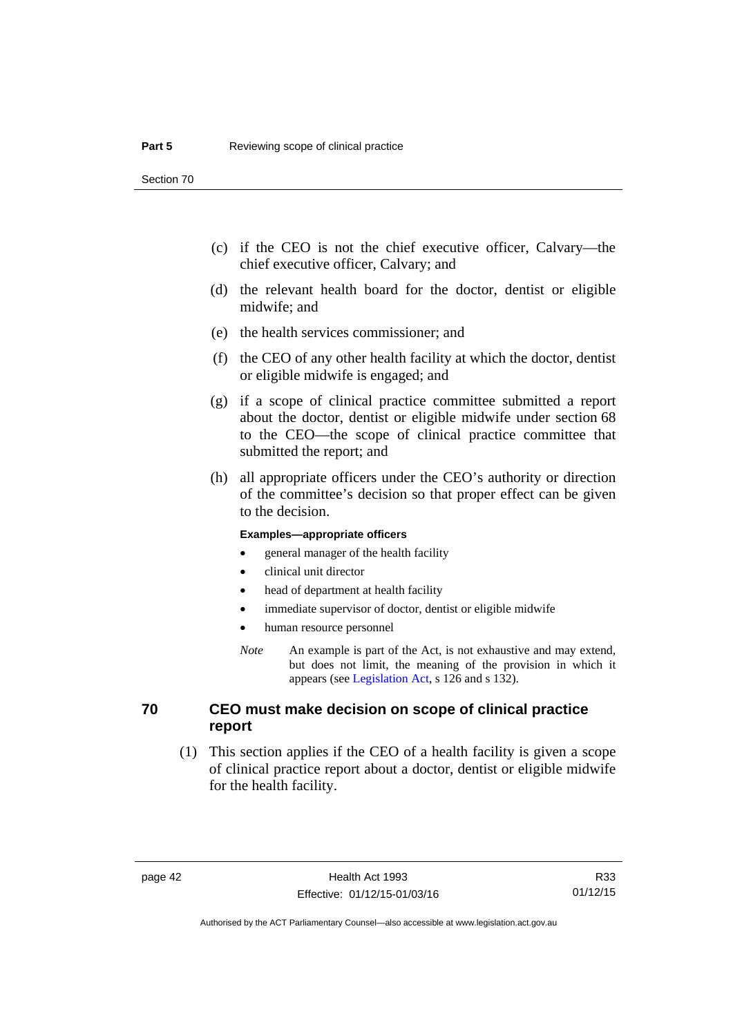(c) if the CEO is not the chief executive officer, Calvary—the chief executive officer, Calvary; and

(d) the relevant health board for the doctor, dentist or eligible midwife; and

(e) the health services commissioner; and

(f) the CEO of any other health facility at which the doctor, dentist or eligible midwife is engaged; and

(g) if a scope of clinical practice committee submitted a report about the doctor, dentist or eligible midwife under section 68 to the CEO—the scope of clinical practice committee that submitted the report; and

(h) all appropriate officers under the CEO's authority or direction of the committee's decision so that proper effect can be given to the decision.

**Examples—appropriate officers**

- general manager of the health facility
- clinical unit director
- head of department at health facility
- immediate supervisor of doctor, dentist or eligible midwife
- human resource personnel

*Note* An example is part of the Act, is not exhaustive and may extend, but does not limit, the meaning of the provision in which it appears (see Legislation Act, s 126 and s 132).

## 70 CEO must make decision on scope of clinical practice report

(1) This section applies if the CEO of a health facility is given a scope of clinical practice report about a doctor, dentist or eligible midwife for the health facility.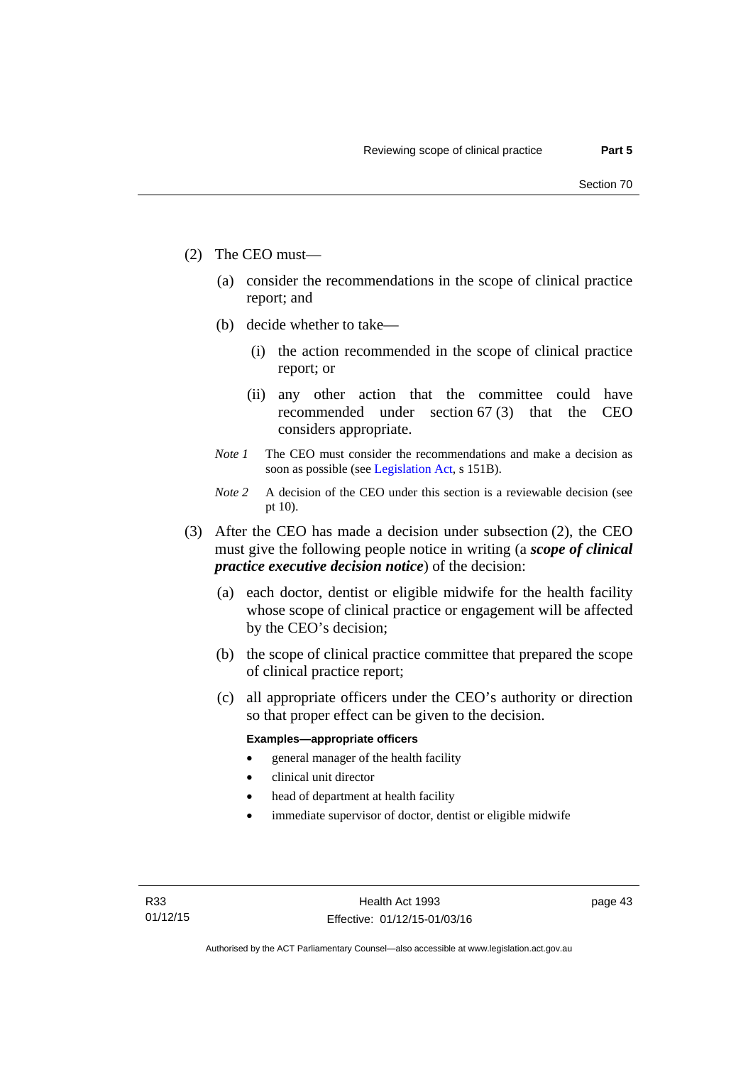(2) The CEO must—

   (a) consider the recommendations in the scope of clinical practice report; and

   (b) decide whether to take—

      (i) the action recommended in the scope of clinical practice report; or

      (ii) any other action that the committee could have recommended under section 67 (3) that the CEO considers appropriate.

*Note 1* The CEO must consider the recommendations and make a decision as soon as possible (see Legislation Act, s 151B).

*Note 2* A decision of the CEO under this section is a reviewable decision (see pt 10).

(3) After the CEO has made a decision under subsection (2), the CEO must give the following people notice in writing (a ***scope of clinical practice executive decision notice***) of the decision:

   (a) each doctor, dentist or eligible midwife for the health facility whose scope of clinical practice or engagement will be affected by the CEO's decision;

   (b) the scope of clinical practice committee that prepared the scope of clinical practice report;

   (c) all appropriate officers under the CEO's authority or direction so that proper effect can be given to the decision.

**Examples—appropriate officers**

- general manager of the health facility
- clinical unit director
- head of department at health facility
- immediate supervisor of doctor, dentist or eligible midwife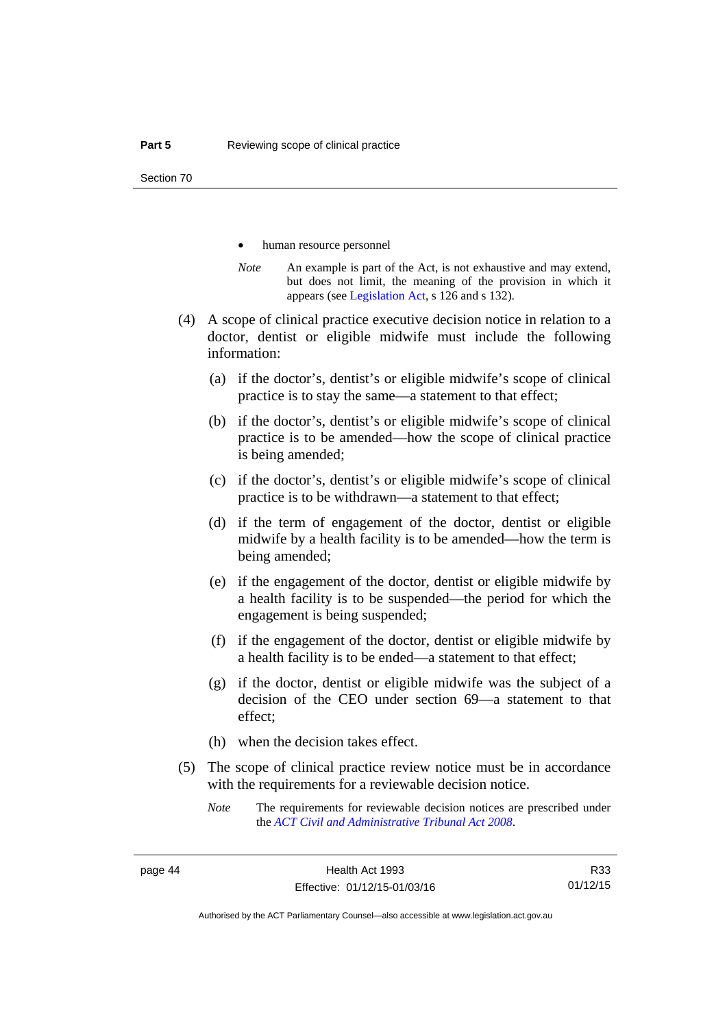- human resource personnel

*Note* An example is part of the Act, is not exhaustive and may extend, but does not limit, the meaning of the provision in which it appears (see Legislation Act, s 126 and s 132).

(4) A scope of clinical practice executive decision notice in relation to a doctor, dentist or eligible midwife must include the following information:

(a) if the doctor's, dentist's or eligible midwife's scope of clinical practice is to stay the same—a statement to that effect;

(b) if the doctor's, dentist's or eligible midwife's scope of clinical practice is to be amended—how the scope of clinical practice is being amended;

(c) if the doctor's, dentist's or eligible midwife's scope of clinical practice is to be withdrawn—a statement to that effect;

(d) if the term of engagement of the doctor, dentist or eligible midwife by a health facility is to be amended—how the term is being amended;

(e) if the engagement of the doctor, dentist or eligible midwife by a health facility is to be suspended—the period for which the engagement is being suspended;

(f) if the engagement of the doctor, dentist or eligible midwife by a health facility is to be ended—a statement to that effect;

(g) if the doctor, dentist or eligible midwife was the subject of a decision of the CEO under section 69—a statement to that effect;

(h) when the decision takes effect.

(5) The scope of clinical practice review notice must be in accordance with the requirements for a reviewable decision notice.

*Note* The requirements for reviewable decision notices are prescribed under the *ACT Civil and Administrative Tribunal Act 2008*.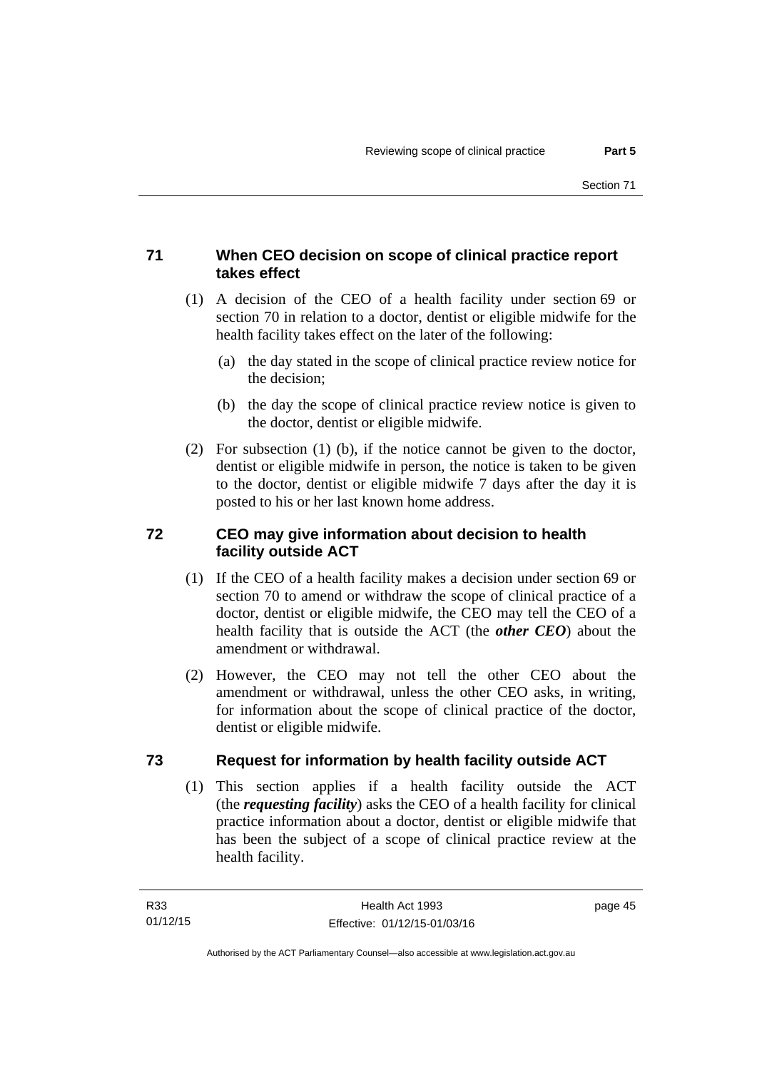## 71 When CEO decision on scope of clinical practice report takes effect

(1) A decision of the CEO of a health facility under section 69 or section 70 in relation to a doctor, dentist or eligible midwife for the health facility takes effect on the later of the following:

(a) the day stated in the scope of clinical practice review notice for the decision;

(b) the day the scope of clinical practice review notice is given to the doctor, dentist or eligible midwife.

(2) For subsection (1) (b), if the notice cannot be given to the doctor, dentist or eligible midwife in person, the notice is taken to be given to the doctor, dentist or eligible midwife 7 days after the day it is posted to his or her last known home address.

## 72 CEO may give information about decision to health facility outside ACT

(1) If the CEO of a health facility makes a decision under section 69 or section 70 to amend or withdraw the scope of clinical practice of a doctor, dentist or eligible midwife, the CEO may tell the CEO of a health facility that is outside the ACT (the ***other CEO***) about the amendment or withdrawal.

(2) However, the CEO may not tell the other CEO about the amendment or withdrawal, unless the other CEO asks, in writing, for information about the scope of clinical practice of the doctor, dentist or eligible midwife.

## 73 Request for information by health facility outside ACT

(1) This section applies if a health facility outside the ACT (the ***requesting facility***) asks the CEO of a health facility for clinical practice information about a doctor, dentist or eligible midwife that has been the subject of a scope of clinical practice review at the health facility.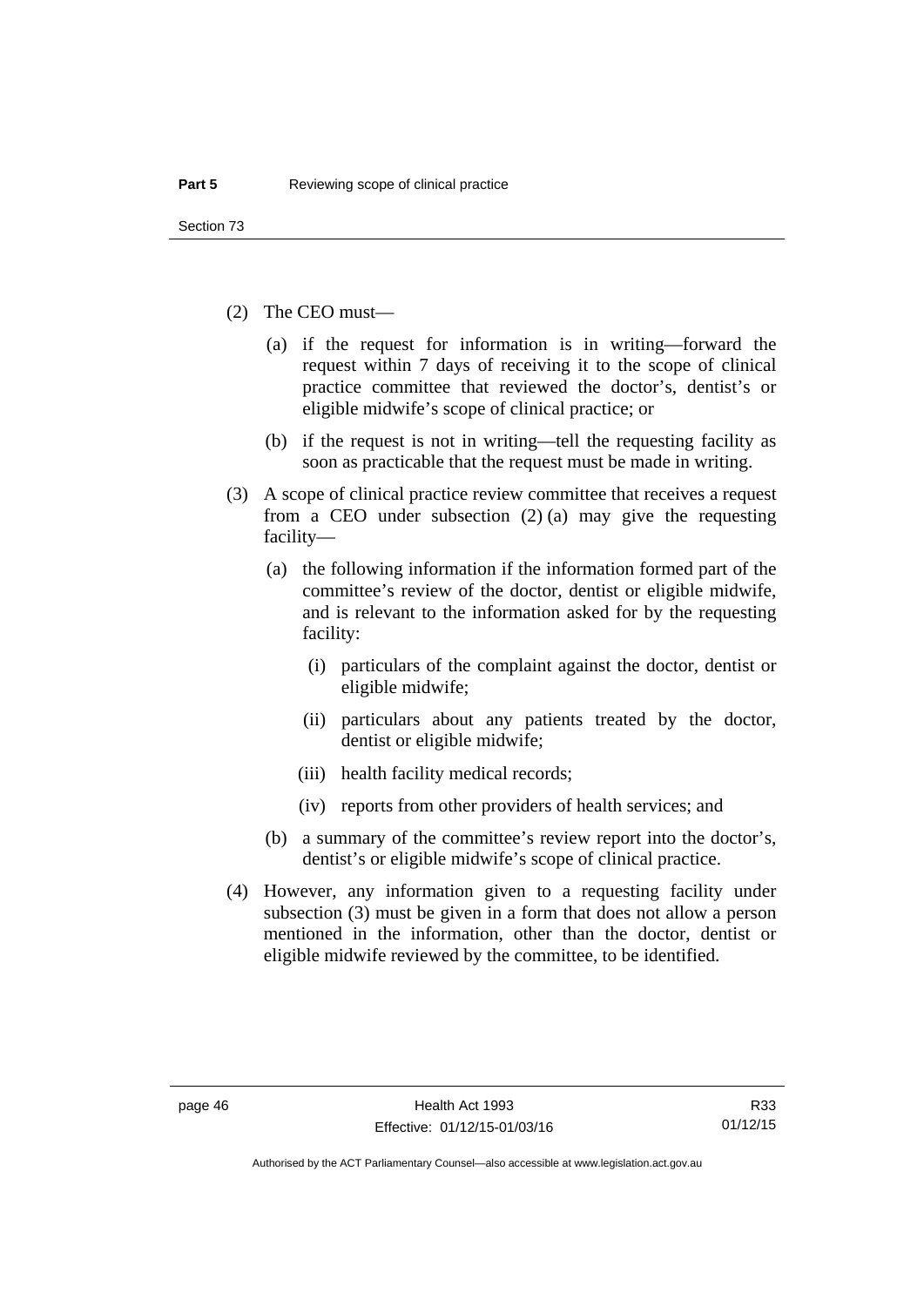(2) The CEO must—

(a) if the request for information is in writing—forward the request within 7 days of receiving it to the scope of clinical practice committee that reviewed the doctor's, dentist's or eligible midwife's scope of clinical practice; or

(b) if the request is not in writing—tell the requesting facility as soon as practicable that the request must be made in writing.

(3) A scope of clinical practice review committee that receives a request from a CEO under subsection (2) (a) may give the requesting facility—

(a) the following information if the information formed part of the committee's review of the doctor, dentist or eligible midwife, and is relevant to the information asked for by the requesting facility:

(i) particulars of the complaint against the doctor, dentist or eligible midwife;

(ii) particulars about any patients treated by the doctor, dentist or eligible midwife;

(iii) health facility medical records;

(iv) reports from other providers of health services; and

(b) a summary of the committee's review report into the doctor's, dentist's or eligible midwife's scope of clinical practice.

(4) However, any information given to a requesting facility under subsection (3) must be given in a form that does not allow a person mentioned in the information, other than the doctor, dentist or eligible midwife reviewed by the committee, to be identified.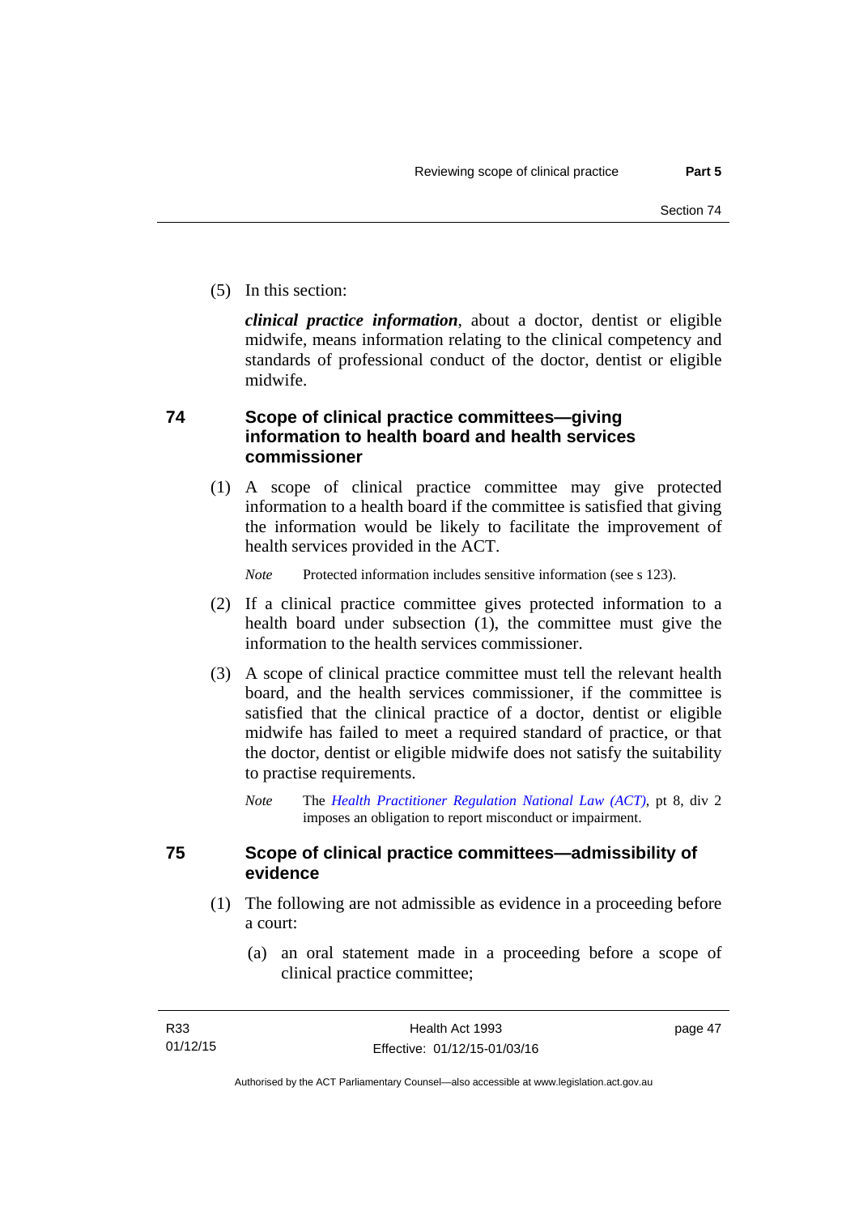(5) In this section:

***clinical practice information***, about a doctor, dentist or eligible midwife, means information relating to the clinical competency and standards of professional conduct of the doctor, dentist or eligible midwife.

### 74 Scope of clinical practice committees—giving information to health board and health services commissioner

(1) A scope of clinical practice committee may give protected information to a health board if the committee is satisfied that giving the information would be likely to facilitate the improvement of health services provided in the ACT.

*Note* Protected information includes sensitive information (see s 123).

(2) If a clinical practice committee gives protected information to a health board under subsection (1), the committee must give the information to the health services commissioner.

(3) A scope of clinical practice committee must tell the relevant health board, and the health services commissioner, if the committee is satisfied that the clinical practice of a doctor, dentist or eligible midwife has failed to meet a required standard of practice, or that the doctor, dentist or eligible midwife does not satisfy the suitability to practise requirements.

*Note* The *Health Practitioner Regulation National Law (ACT)*, pt 8, div 2 imposes an obligation to report misconduct or impairment.

### 75 Scope of clinical practice committees—admissibility of evidence

(1) The following are not admissible as evidence in a proceeding before a court:

(a) an oral statement made in a proceeding before a scope of clinical practice committee;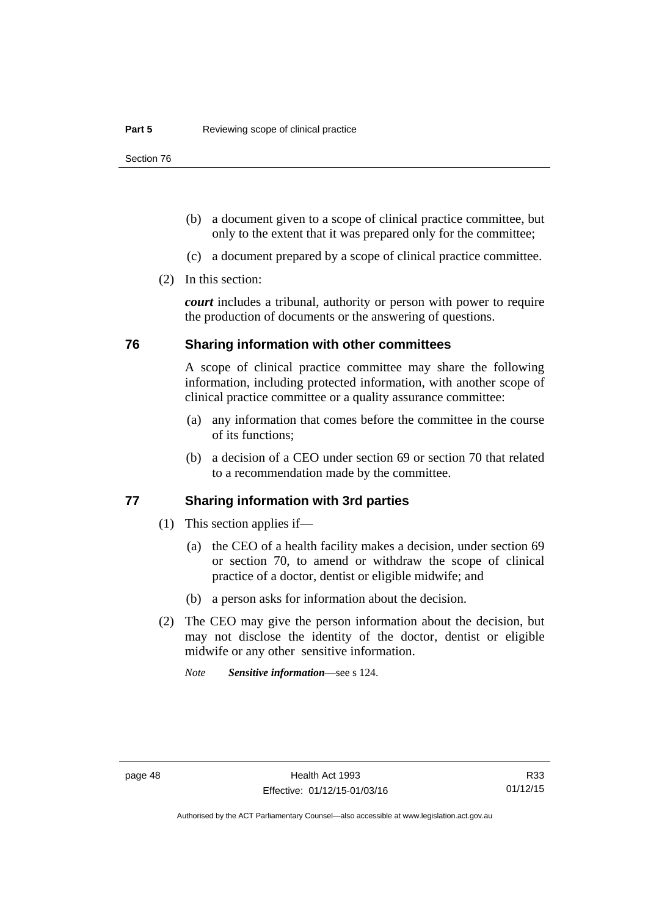(b) a document given to a scope of clinical practice committee, but only to the extent that it was prepared only for the committee;

(c) a document prepared by a scope of clinical practice committee.

(2) In this section:

***court*** includes a tribunal, authority or person with power to require the production of documents or the answering of questions.

## 76 Sharing information with other committees

A scope of clinical practice committee may share the following information, including protected information, with another scope of clinical practice committee or a quality assurance committee:

(a) any information that comes before the committee in the course of its functions;

(b) a decision of a CEO under section 69 or section 70 that related to a recommendation made by the committee.

## 77 Sharing information with 3rd parties

(1) This section applies if—

(a) the CEO of a health facility makes a decision, under section 69 or section 70, to amend or withdraw the scope of clinical practice of a doctor, dentist or eligible midwife; and

(b) a person asks for information about the decision.

(2) The CEO may give the person information about the decision, but may not disclose the identity of the doctor, dentist or eligible midwife or any other sensitive information.

*Note* ***Sensitive information***—see s 124.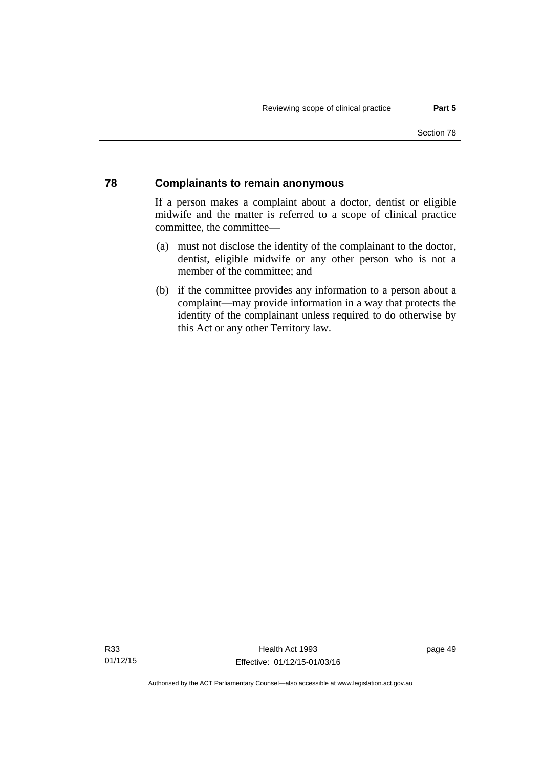## 78 Complainants to remain anonymous

If a person makes a complaint about a doctor, dentist or eligible midwife and the matter is referred to a scope of clinical practice committee, the committee—

(a) must not disclose the identity of the complainant to the doctor, dentist, eligible midwife or any other person who is not a member of the committee; and

(b) if the committee provides any information to a person about a complaint—may provide information in a way that protects the identity of the complainant unless required to do otherwise by this Act or any other Territory law.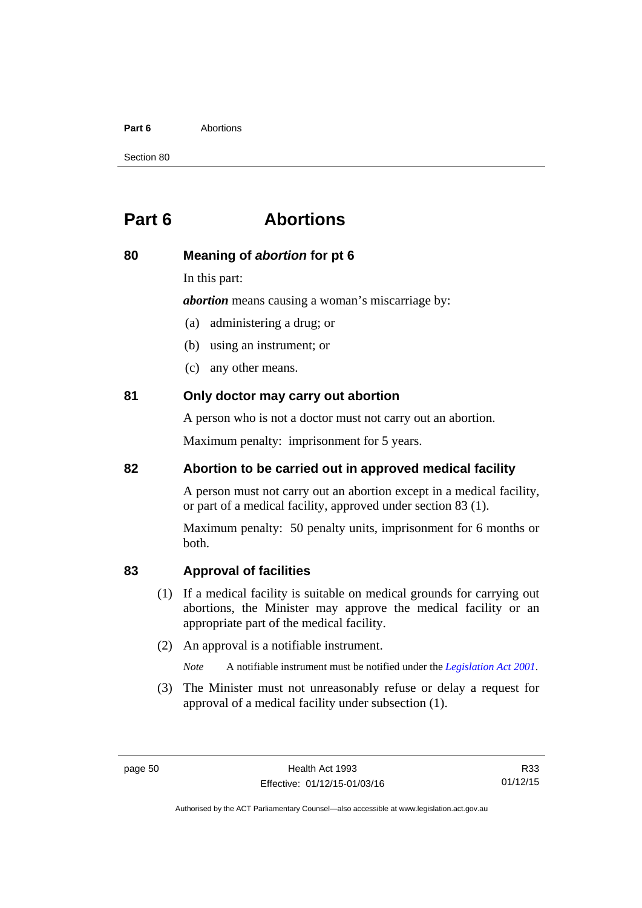# Part 6 Abortions

## 80 Meaning of *abortion* for pt 6

In this part:

***abortion*** means causing a woman's miscarriage by:

(a) administering a drug; or

(b) using an instrument; or

(c) any other means.

## 81 Only doctor may carry out abortion

A person who is not a doctor must not carry out an abortion.

Maximum penalty: imprisonment for 5 years.

## 82 Abortion to be carried out in approved medical facility

A person must not carry out an abortion except in a medical facility, or part of a medical facility, approved under section 83 (1).

Maximum penalty: 50 penalty units, imprisonment for 6 months or both.

## 83 Approval of facilities

(1) If a medical facility is suitable on medical grounds for carrying out abortions, the Minister may approve the medical facility or an appropriate part of the medical facility.

(2) An approval is a notifiable instrument.

*Note* A notifiable instrument must be notified under the *Legislation Act 2001*.

(3) The Minister must not unreasonably refuse or delay a request for approval of a medical facility under subsection (1).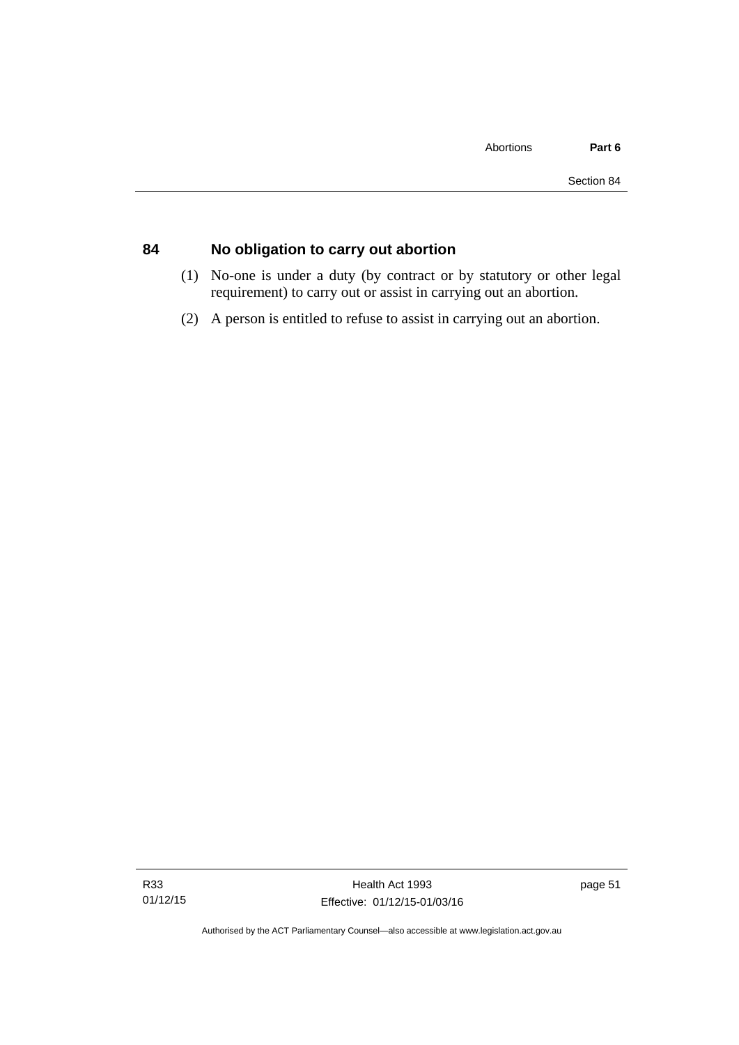## 84 No obligation to carry out abortion

(1) No-one is under a duty (by contract or by statutory or other legal requirement) to carry out or assist in carrying out an abortion.

(2) A person is entitled to refuse to assist in carrying out an abortion.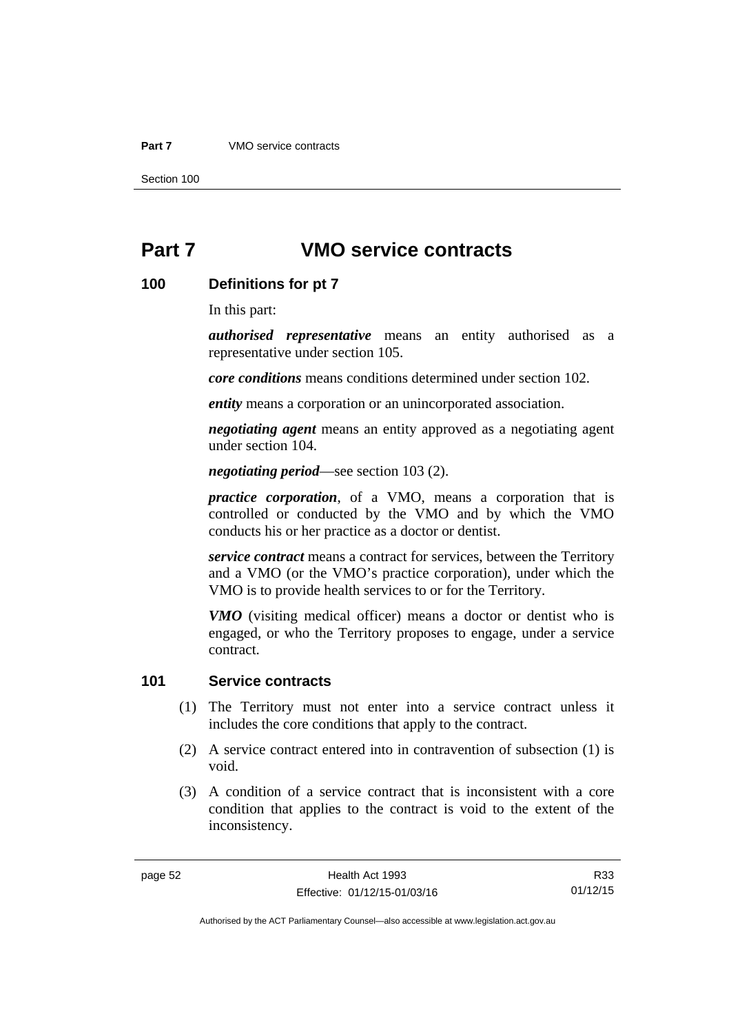# Part 7 VMO service contracts

## 100 Definitions for pt 7

In this part:

***authorised representative*** means an entity authorised as a representative under section 105.

***core conditions*** means conditions determined under section 102.

***entity*** means a corporation or an unincorporated association.

***negotiating agent*** means an entity approved as a negotiating agent under section 104.

***negotiating period***—see section 103 (2).

***practice corporation***, of a VMO, means a corporation that is controlled or conducted by the VMO and by which the VMO conducts his or her practice as a doctor or dentist.

***service contract*** means a contract for services, between the Territory and a VMO (or the VMO's practice corporation), under which the VMO is to provide health services to or for the Territory.

***VMO*** (visiting medical officer) means a doctor or dentist who is engaged, or who the Territory proposes to engage, under a service contract.

## 101 Service contracts

(1) The Territory must not enter into a service contract unless it includes the core conditions that apply to the contract.

(2) A service contract entered into in contravention of subsection (1) is void.

(3) A condition of a service contract that is inconsistent with a core condition that applies to the contract is void to the extent of the inconsistency.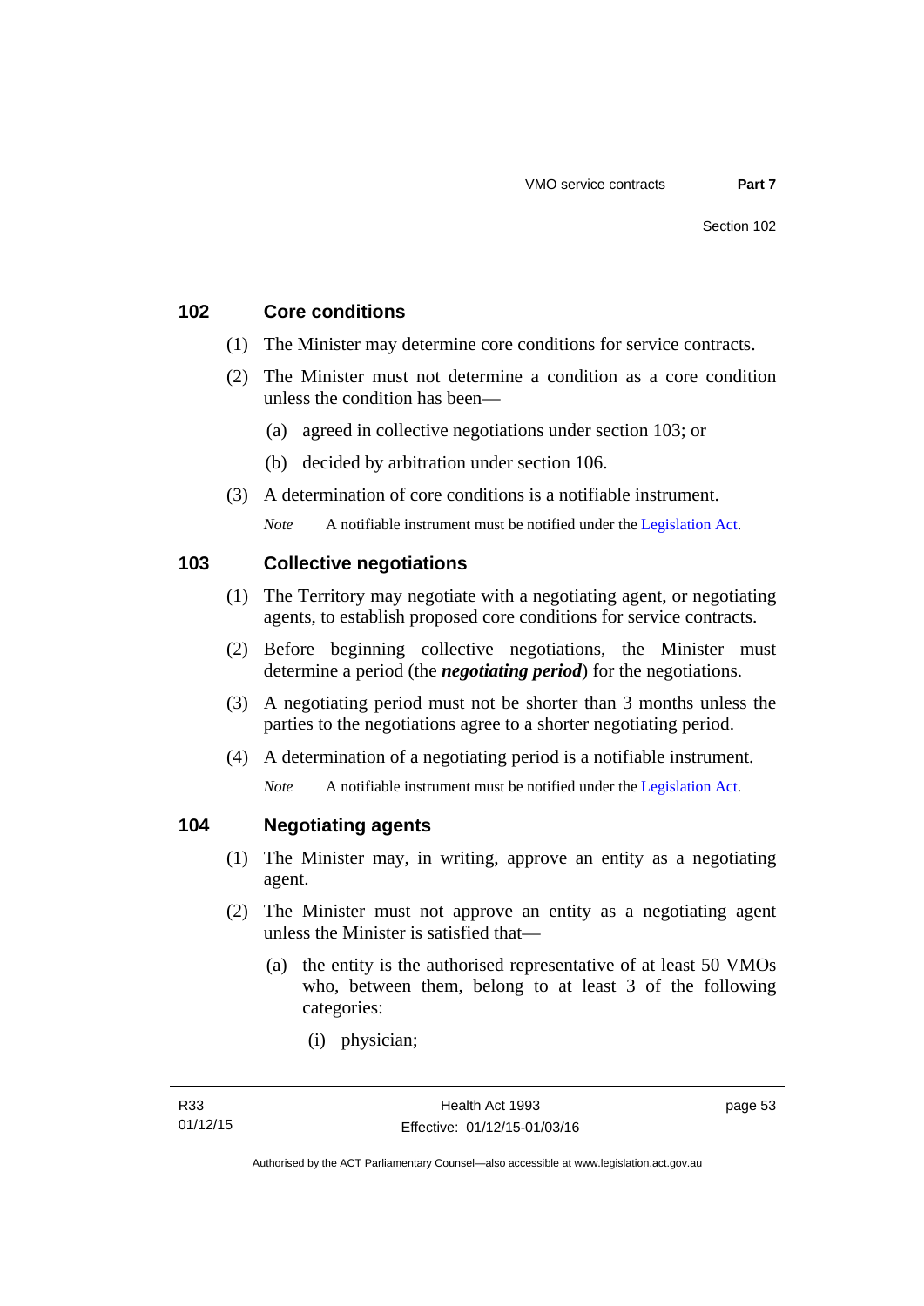## 102 Core conditions

(1) The Minister may determine core conditions for service contracts.

(2) The Minister must not determine a condition as a core condition unless the condition has been—

(a) agreed in collective negotiations under section 103; or

(b) decided by arbitration under section 106.

(3) A determination of core conditions is a notifiable instrument.

*Note* A notifiable instrument must be notified under the Legislation Act.

## 103 Collective negotiations

(1) The Territory may negotiate with a negotiating agent, or negotiating agents, to establish proposed core conditions for service contracts.

(2) Before beginning collective negotiations, the Minister must determine a period (the ***negotiating period***) for the negotiations.

(3) A negotiating period must not be shorter than 3 months unless the parties to the negotiations agree to a shorter negotiating period.

(4) A determination of a negotiating period is a notifiable instrument.

*Note* A notifiable instrument must be notified under the Legislation Act.

## 104 Negotiating agents

(1) The Minister may, in writing, approve an entity as a negotiating agent.

(2) The Minister must not approve an entity as a negotiating agent unless the Minister is satisfied that—

(a) the entity is the authorised representative of at least 50 VMOs who, between them, belong to at least 3 of the following categories:

(i) physician;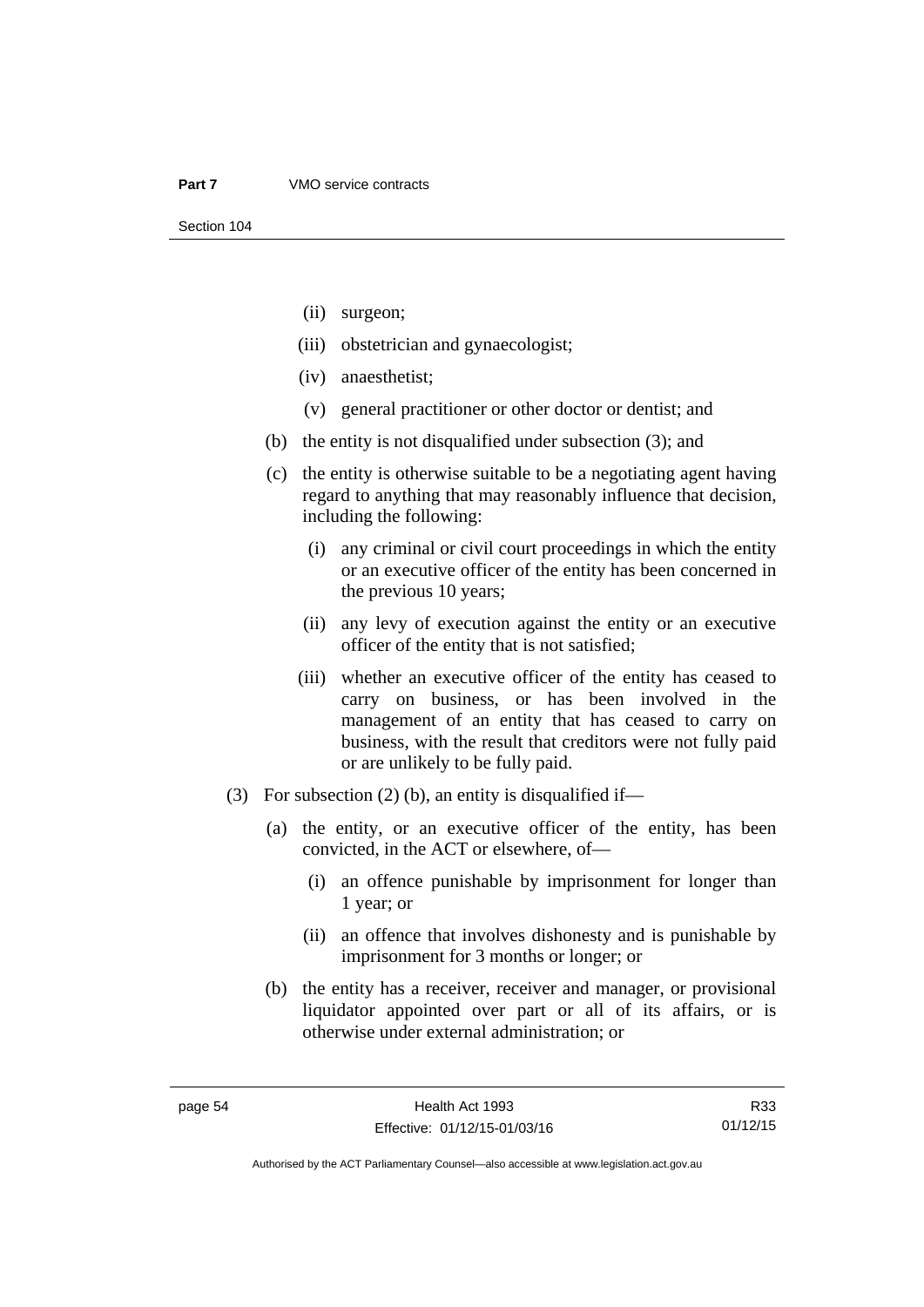(ii) surgeon;

(iii) obstetrician and gynaecologist;

(iv) anaesthetist;

(v) general practitioner or other doctor or dentist; and

(b) the entity is not disqualified under subsection (3); and

(c) the entity is otherwise suitable to be a negotiating agent having regard to anything that may reasonably influence that decision, including the following:

(i) any criminal or civil court proceedings in which the entity or an executive officer of the entity has been concerned in the previous 10 years;

(ii) any levy of execution against the entity or an executive officer of the entity that is not satisfied;

(iii) whether an executive officer of the entity has ceased to carry on business, or has been involved in the management of an entity that has ceased to carry on business, with the result that creditors were not fully paid or are unlikely to be fully paid.

(3) For subsection (2) (b), an entity is disqualified if—

(a) the entity, or an executive officer of the entity, has been convicted, in the ACT or elsewhere, of—

(i) an offence punishable by imprisonment for longer than 1 year; or

(ii) an offence that involves dishonesty and is punishable by imprisonment for 3 months or longer; or

(b) the entity has a receiver, receiver and manager, or provisional liquidator appointed over part or all of its affairs, or is otherwise under external administration; or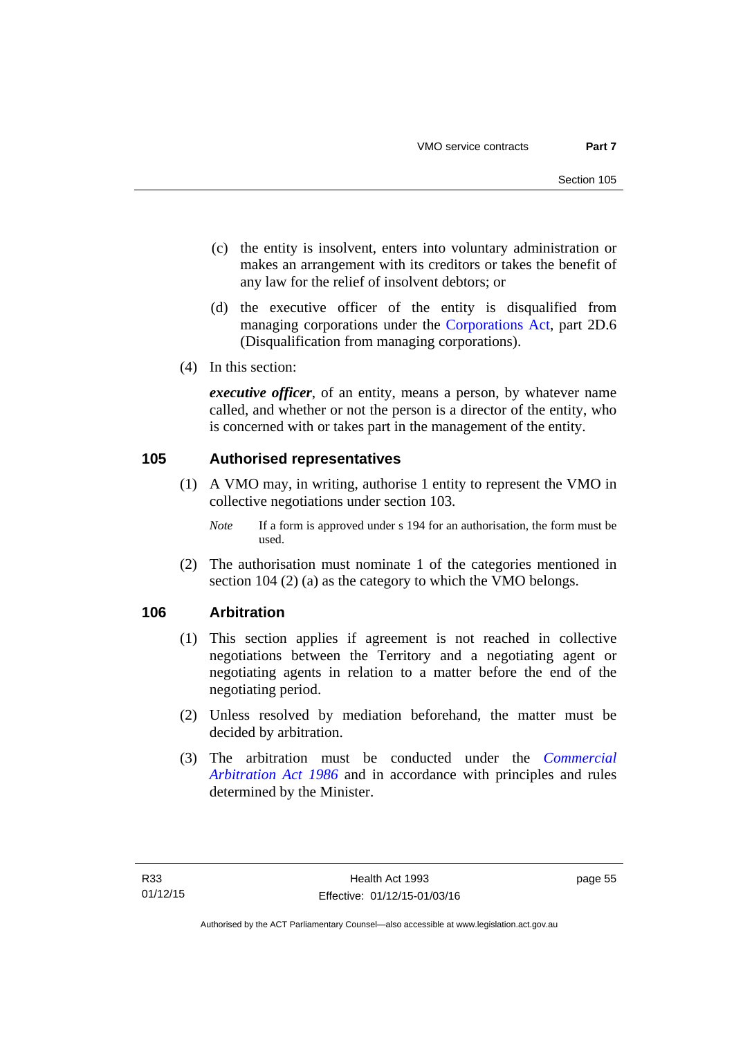(c) the entity is insolvent, enters into voluntary administration or makes an arrangement with its creditors or takes the benefit of any law for the relief of insolvent debtors; or

(d) the executive officer of the entity is disqualified from managing corporations under the Corporations Act, part 2D.6 (Disqualification from managing corporations).

(4) In this section:

***executive officer***, of an entity, means a person, by whatever name called, and whether or not the person is a director of the entity, who is concerned with or takes part in the management of the entity.

## 105 Authorised representatives

(1) A VMO may, in writing, authorise 1 entity to represent the VMO in collective negotiations under section 103.

*Note* If a form is approved under s 194 for an authorisation, the form must be used.

(2) The authorisation must nominate 1 of the categories mentioned in section 104 (2) (a) as the category to which the VMO belongs.

## 106 Arbitration

(1) This section applies if agreement is not reached in collective negotiations between the Territory and a negotiating agent or negotiating agents in relation to a matter before the end of the negotiating period.

(2) Unless resolved by mediation beforehand, the matter must be decided by arbitration.

(3) The arbitration must be conducted under the *Commercial Arbitration Act 1986* and in accordance with principles and rules determined by the Minister.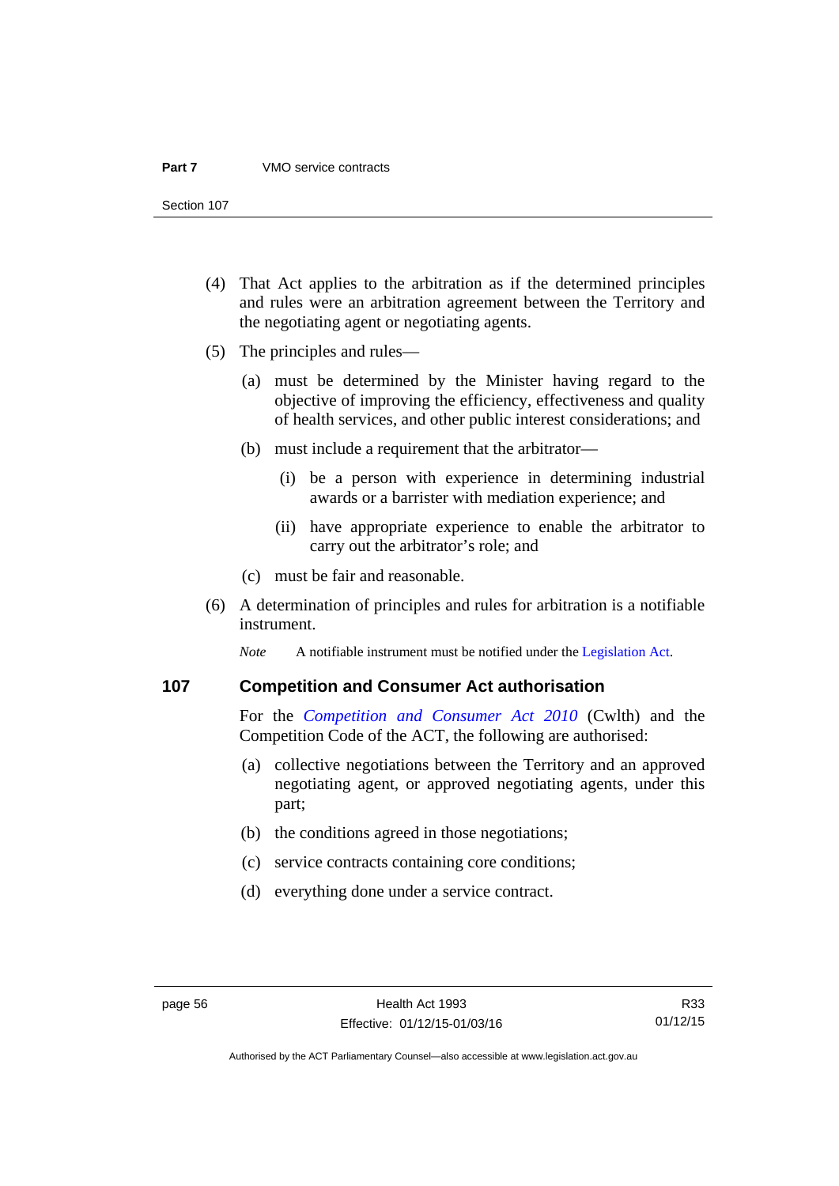(4) That Act applies to the arbitration as if the determined principles and rules were an arbitration agreement between the Territory and the negotiating agent or negotiating agents.

(5) The principles and rules—

(a) must be determined by the Minister having regard to the objective of improving the efficiency, effectiveness and quality of health services, and other public interest considerations; and

(b) must include a requirement that the arbitrator—

(i) be a person with experience in determining industrial awards or a barrister with mediation experience; and

(ii) have appropriate experience to enable the arbitrator to carry out the arbitrator's role; and

(c) must be fair and reasonable.

(6) A determination of principles and rules for arbitration is a notifiable instrument.

*Note* A notifiable instrument must be notified under the Legislation Act.

## 107 Competition and Consumer Act authorisation

For the *Competition and Consumer Act 2010* (Cwlth) and the Competition Code of the ACT, the following are authorised:

(a) collective negotiations between the Territory and an approved negotiating agent, or approved negotiating agents, under this part;

(b) the conditions agreed in those negotiations;

(c) service contracts containing core conditions;

(d) everything done under a service contract.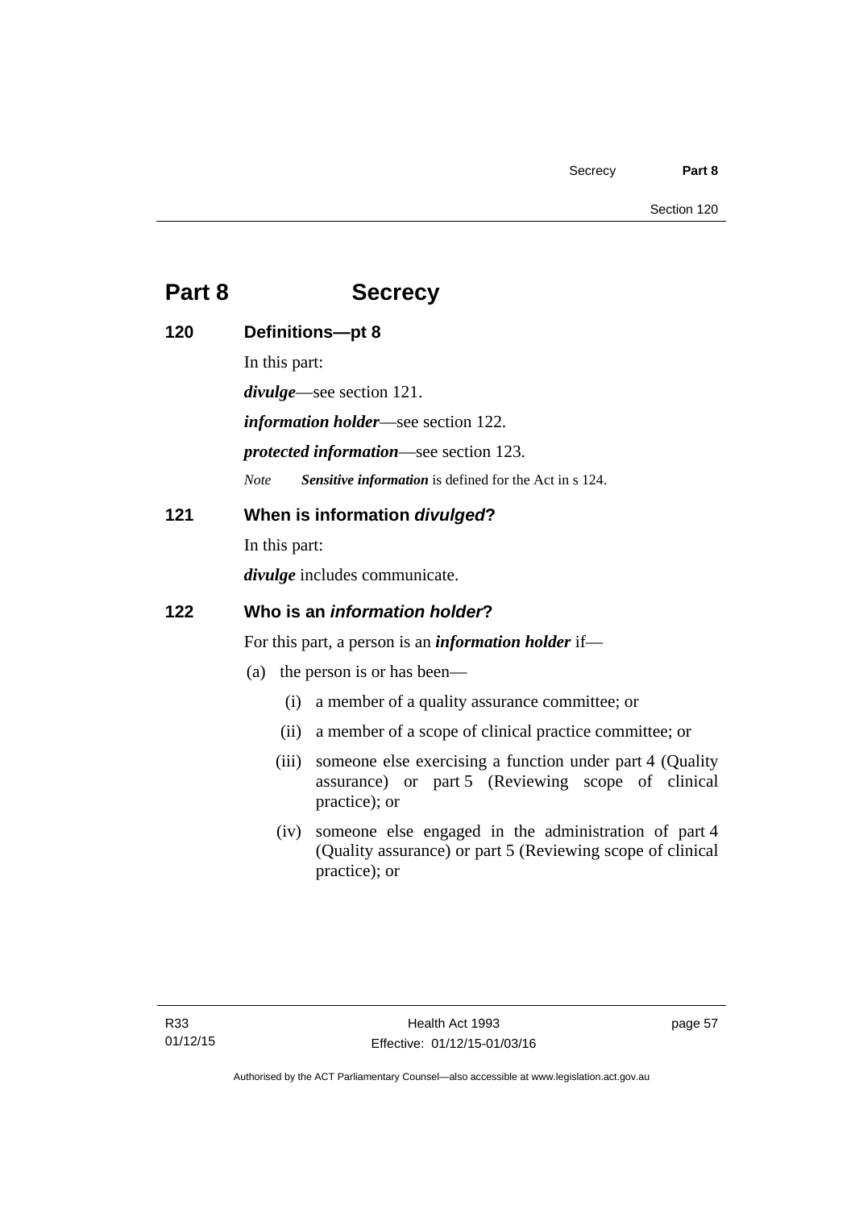# Part 8 Secrecy

## 120 Definitions—pt 8

In this part:

***divulge***—see section 121.

***information holder***—see section 122.

***protected information***—see section 123.

*Note* ***Sensitive information*** is defined for the Act in s 124.

## 121 When is information *divulged*?

In this part:

***divulge*** includes communicate.

## 122 Who is an *information holder*?

For this part, a person is an ***information holder*** if—

(a) the person is or has been—

(i) a member of a quality assurance committee; or

(ii) a member of a scope of clinical practice committee; or

(iii) someone else exercising a function under part 4 (Quality assurance) or part 5 (Reviewing scope of clinical practice); or

(iv) someone else engaged in the administration of part 4 (Quality assurance) or part 5 (Reviewing scope of clinical practice); or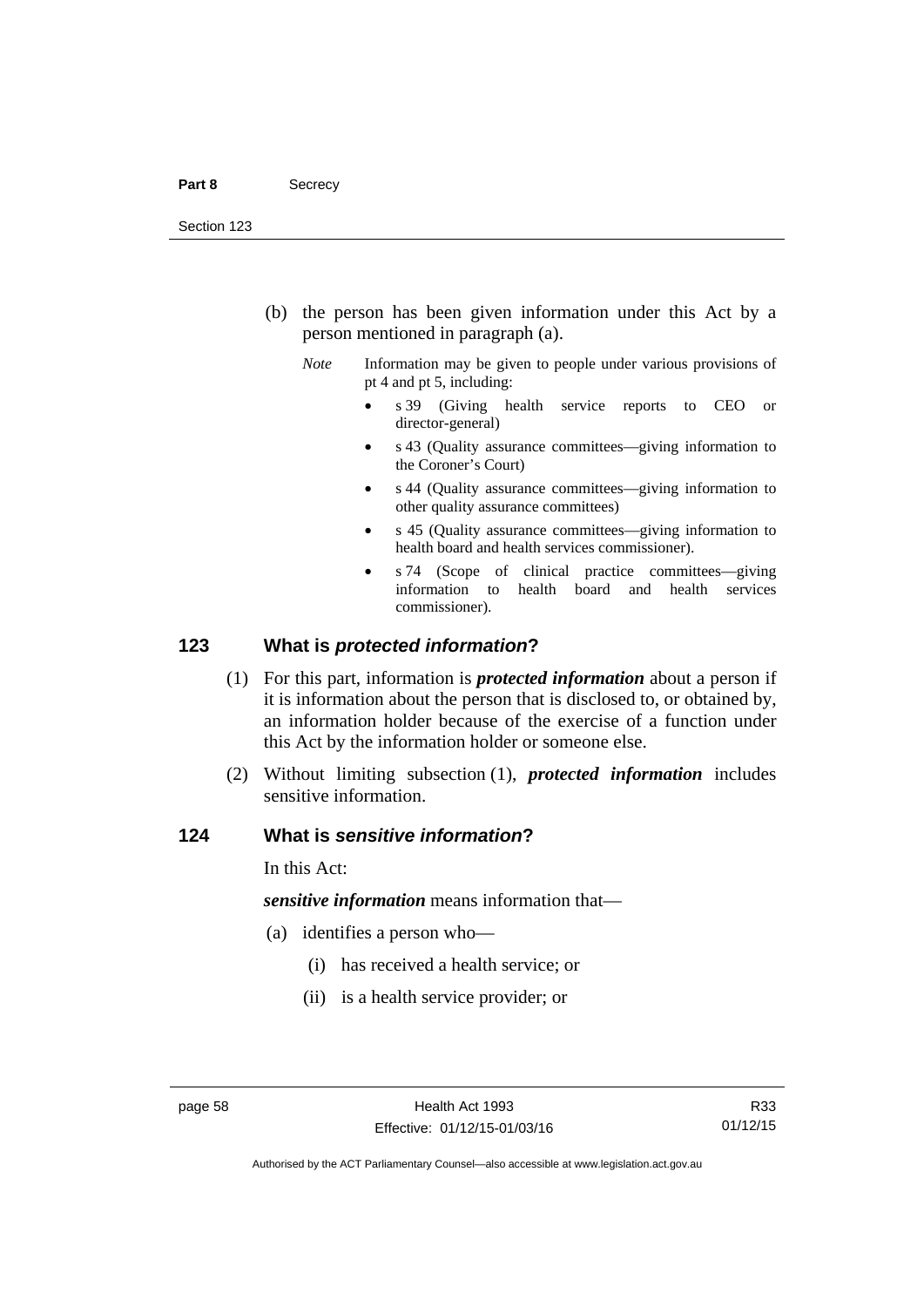(b) the person has been given information under this Act by a person mentioned in paragraph (a).

*Note* Information may be given to people under various provisions of pt 4 and pt 5, including:

- s 39 (Giving health service reports to CEO or director-general)
- s 43 (Quality assurance committees—giving information to the Coroner's Court)
- s 44 (Quality assurance committees—giving information to other quality assurance committees)
- s 45 (Quality assurance committees—giving information to health board and health services commissioner).
- s 74 (Scope of clinical practice committees—giving information to health board and health services commissioner).

## 123 What is *protected information*?

(1) For this part, information is ***protected information*** about a person if it is information about the person that is disclosed to, or obtained by, an information holder because of the exercise of a function under this Act by the information holder or someone else.

(2) Without limiting subsection (1), ***protected information*** includes sensitive information.

## 124 What is *sensitive information*?

In this Act:

***sensitive information*** means information that—

(a) identifies a person who—

(i) has received a health service; or

(ii) is a health service provider; or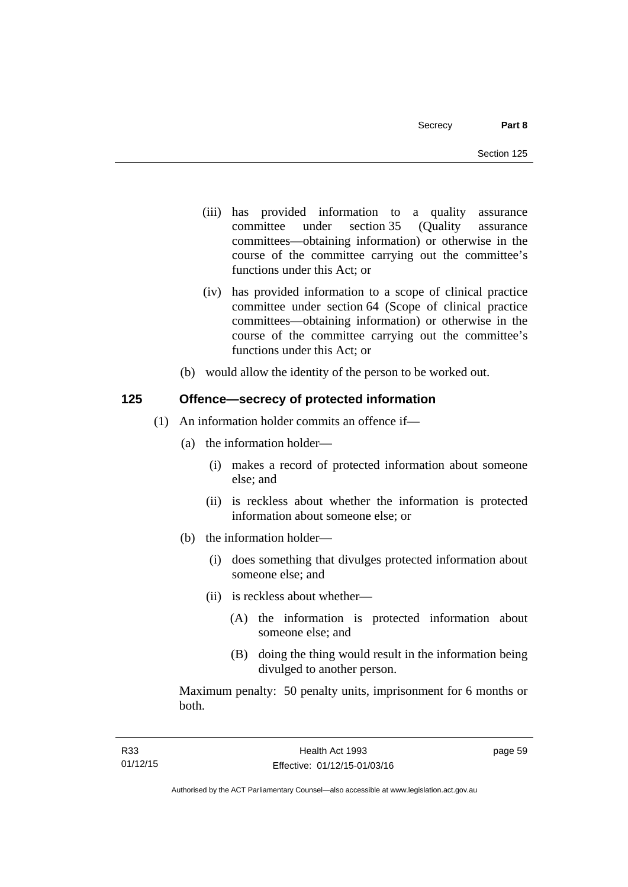(iii) has provided information to a quality assurance committee under section 35 (Quality assurance committees—obtaining information) or otherwise in the course of the committee carrying out the committee's functions under this Act; or

(iv) has provided information to a scope of clinical practice committee under section 64 (Scope of clinical practice committees—obtaining information) or otherwise in the course of the committee carrying out the committee's functions under this Act; or

(b) would allow the identity of the person to be worked out.

## 125 Offence—secrecy of protected information

(1) An information holder commits an offence if—

(a) the information holder—

(i) makes a record of protected information about someone else; and

(ii) is reckless about whether the information is protected information about someone else; or

(b) the information holder—

(i) does something that divulges protected information about someone else; and

(ii) is reckless about whether—

(A) the information is protected information about someone else; and

(B) doing the thing would result in the information being divulged to another person.

Maximum penalty: 50 penalty units, imprisonment for 6 months or both.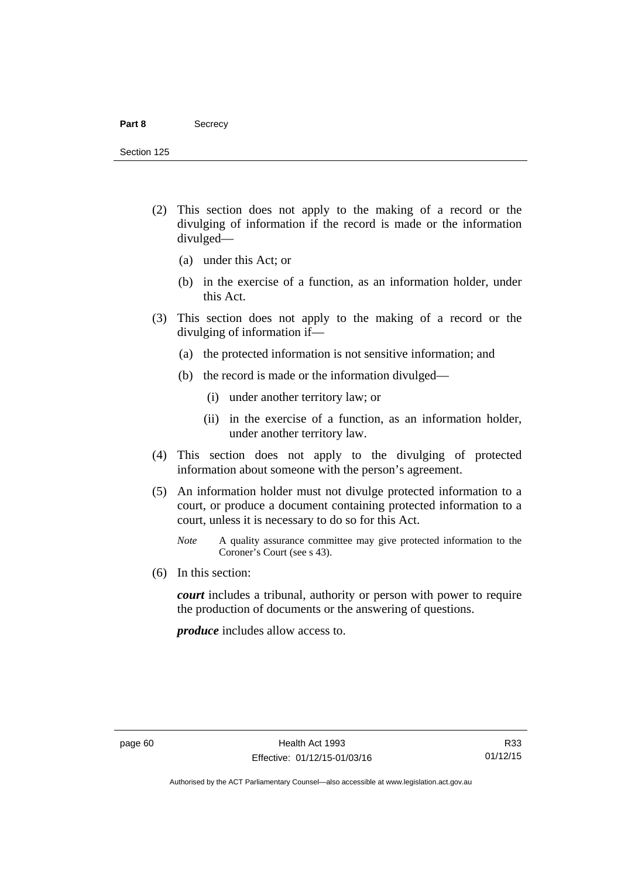(2) This section does not apply to the making of a record or the divulging of information if the record is made or the information divulged—

(a) under this Act; or

(b) in the exercise of a function, as an information holder, under this Act.

(3) This section does not apply to the making of a record or the divulging of information if—

(a) the protected information is not sensitive information; and

(b) the record is made or the information divulged—

(i) under another territory law; or

(ii) in the exercise of a function, as an information holder, under another territory law.

(4) This section does not apply to the divulging of protected information about someone with the person's agreement.

(5) An information holder must not divulge protected information to a court, or produce a document containing protected information to a court, unless it is necessary to do so for this Act.

*Note* A quality assurance committee may give protected information to the Coroner's Court (see s 43).

(6) In this section:

***court*** includes a tribunal, authority or person with power to require the production of documents or the answering of questions.

***produce*** includes allow access to.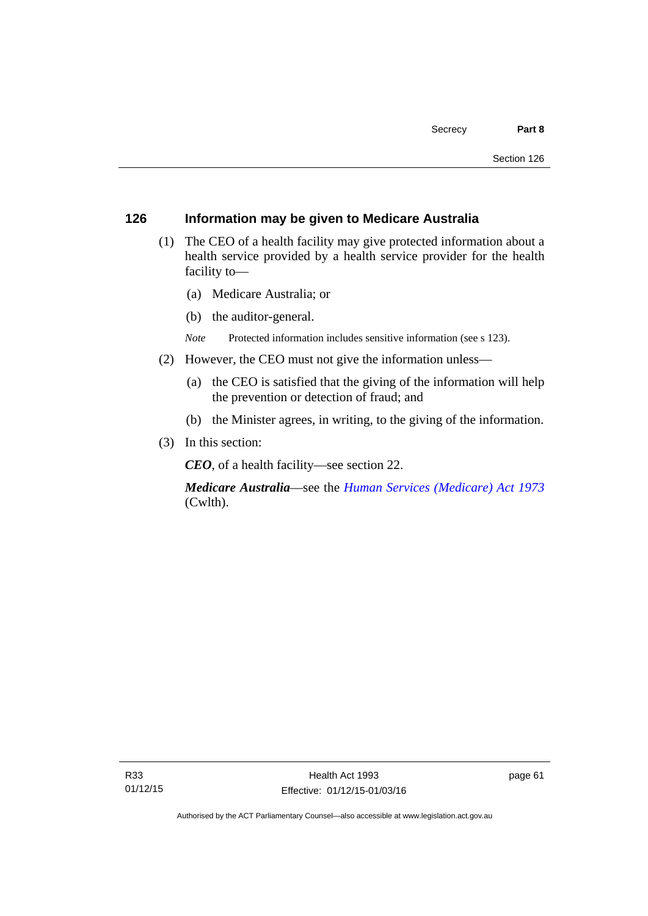## 126 Information may be given to Medicare Australia

(1) The CEO of a health facility may give protected information about a health service provided by a health service provider for the health facility to—

(a) Medicare Australia; or

(b) the auditor-general.

*Note* Protected information includes sensitive information (see s 123).

(2) However, the CEO must not give the information unless—

(a) the CEO is satisfied that the giving of the information will help the prevention or detection of fraud; and

(b) the Minister agrees, in writing, to the giving of the information.

(3) In this section:

***CEO***, of a health facility—see section 22.

***Medicare Australia***—see the *Human Services (Medicare) Act 1973* (Cwlth).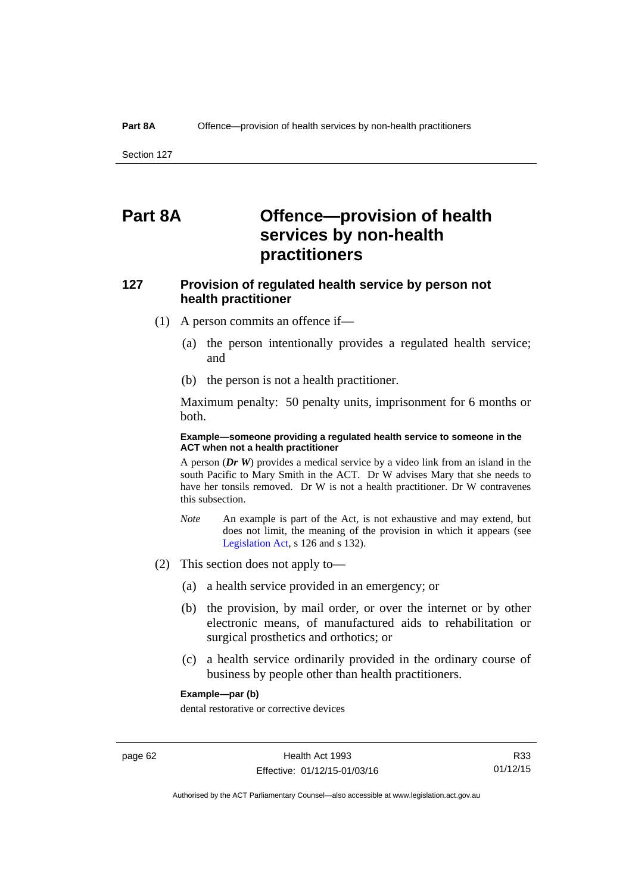# Part 8A Offence—provision of health services by non-health practitioners

## 127 Provision of regulated health service by person not health practitioner

(1) A person commits an offence if—

(a) the person intentionally provides a regulated health service; and

(b) the person is not a health practitioner.

Maximum penalty: 50 penalty units, imprisonment for 6 months or both.

**Example—someone providing a regulated health service to someone in the ACT when not a health practitioner**

A person (***Dr W***) provides a medical service by a video link from an island in the south Pacific to Mary Smith in the ACT. Dr W advises Mary that she needs to have her tonsils removed. Dr W is not a health practitioner. Dr W contravenes this subsection.

*Note* An example is part of the Act, is not exhaustive and may extend, but does not limit, the meaning of the provision in which it appears (see Legislation Act, s 126 and s 132).

(2) This section does not apply to—

(a) a health service provided in an emergency; or

(b) the provision, by mail order, or over the internet or by other electronic means, of manufactured aids to rehabilitation or surgical prosthetics and orthotics; or

(c) a health service ordinarily provided in the ordinary course of business by people other than health practitioners.

**Example—par (b)**

dental restorative or corrective devices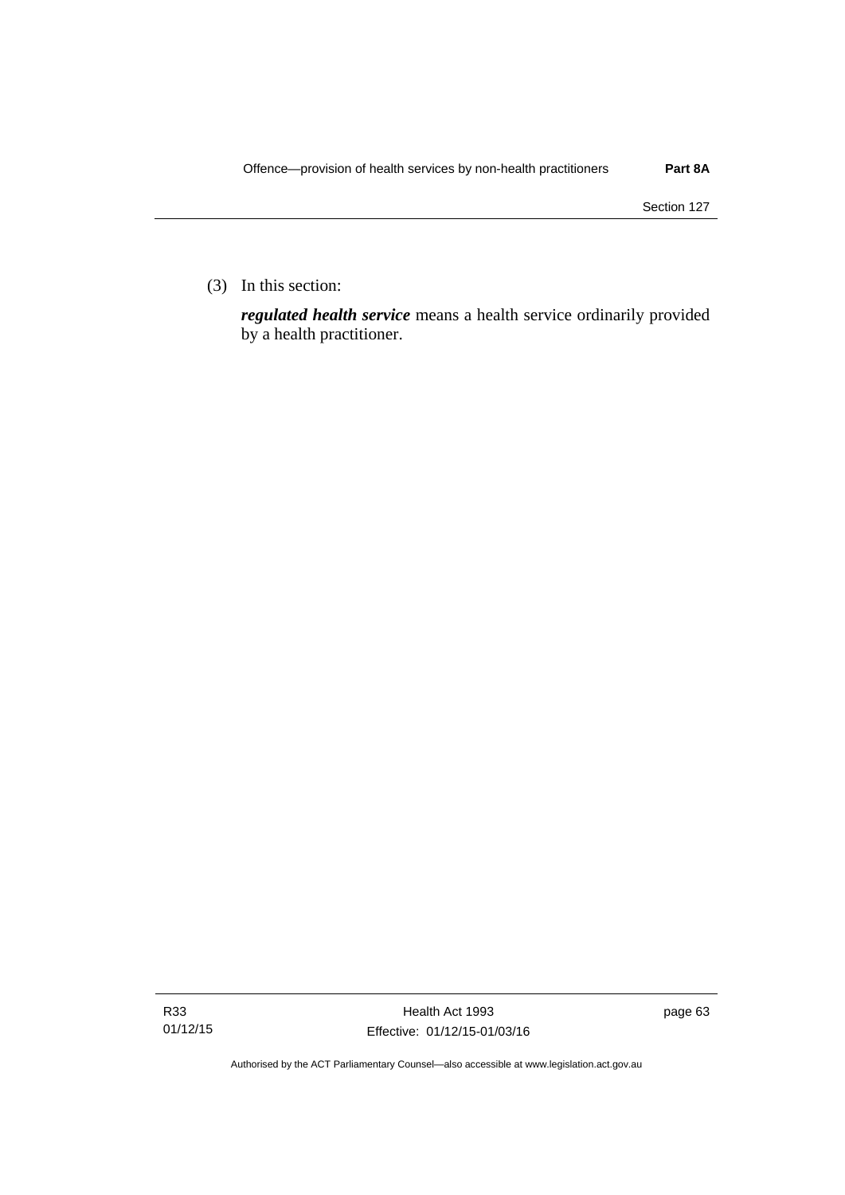(3) In this section:

***regulated health service*** means a health service ordinarily provided by a health practitioner.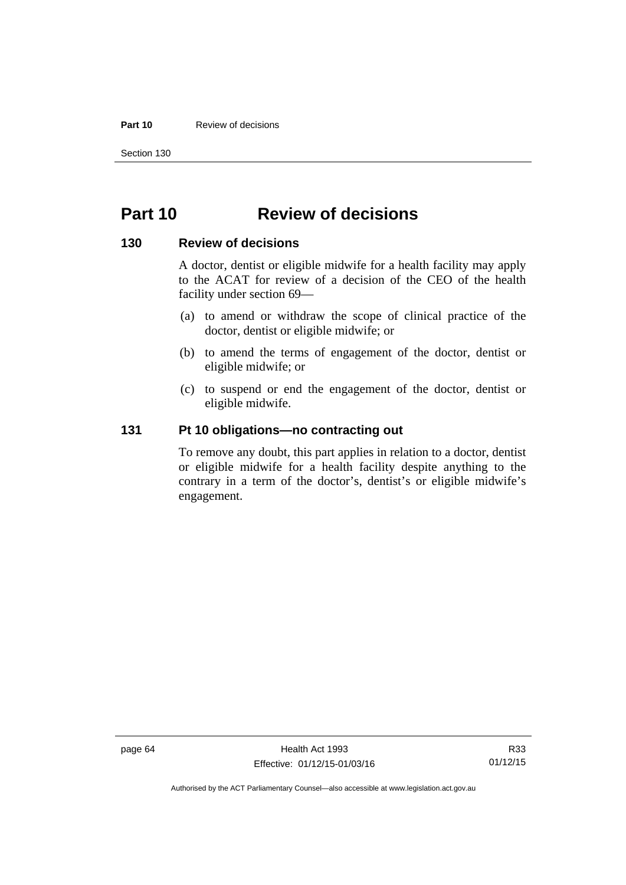# Part 10 Review of decisions

## 130 Review of decisions

A doctor, dentist or eligible midwife for a health facility may apply to the ACAT for review of a decision of the CEO of the health facility under section 69—

(a) to amend or withdraw the scope of clinical practice of the doctor, dentist or eligible midwife; or

(b) to amend the terms of engagement of the doctor, dentist or eligible midwife; or

(c) to suspend or end the engagement of the doctor, dentist or eligible midwife.

## 131 Pt 10 obligations—no contracting out

To remove any doubt, this part applies in relation to a doctor, dentist or eligible midwife for a health facility despite anything to the contrary in a term of the doctor's, dentist's or eligible midwife's engagement.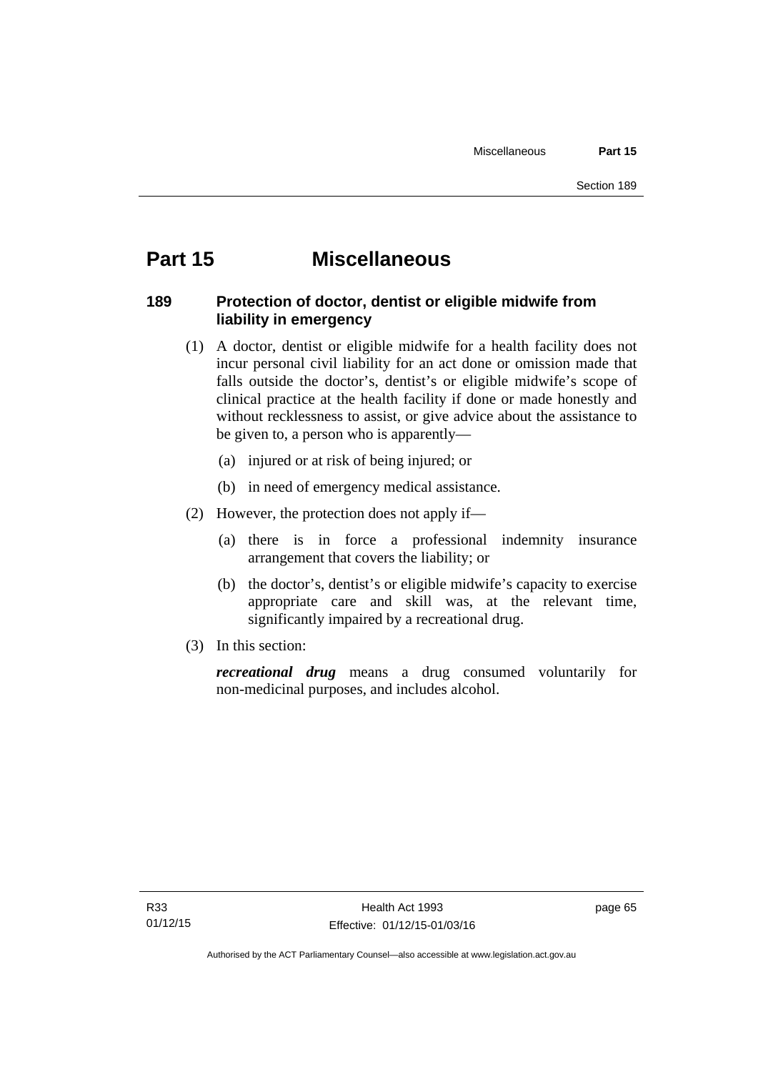# Part 15 Miscellaneous

## 189 Protection of doctor, dentist or eligible midwife from liability in emergency

(1) A doctor, dentist or eligible midwife for a health facility does not incur personal civil liability for an act done or omission made that falls outside the doctor's, dentist's or eligible midwife's scope of clinical practice at the health facility if done or made honestly and without recklessness to assist, or give advice about the assistance to be given to, a person who is apparently—

(a) injured or at risk of being injured; or

(b) in need of emergency medical assistance.

(2) However, the protection does not apply if—

(a) there is in force a professional indemnity insurance arrangement that covers the liability; or

(b) the doctor's, dentist's or eligible midwife's capacity to exercise appropriate care and skill was, at the relevant time, significantly impaired by a recreational drug.

(3) In this section:

***recreational drug*** means a drug consumed voluntarily for non-medicinal purposes, and includes alcohol.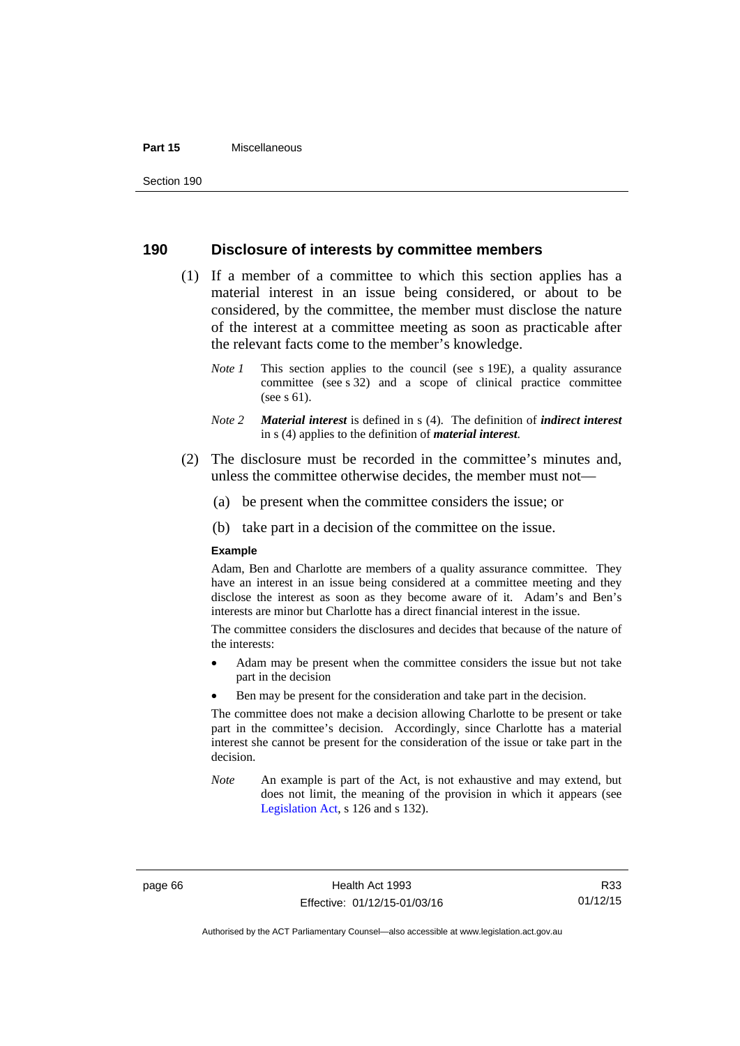## 190 Disclosure of interests by committee members

(1) If a member of a committee to which this section applies has a material interest in an issue being considered, or about to be considered, by the committee, the member must disclose the nature of the interest at a committee meeting as soon as practicable after the relevant facts come to the member's knowledge.

*Note 1* This section applies to the council (see s 19E), a quality assurance committee (see s 32) and a scope of clinical practice committee (see s 61).

*Note 2* ***Material interest*** is defined in s (4). The definition of ***indirect interest*** in s (4) applies to the definition of ***material interest***.

(2) The disclosure must be recorded in the committee's minutes and, unless the committee otherwise decides, the member must not—

(a) be present when the committee considers the issue; or

(b) take part in a decision of the committee on the issue.

**Example**

Adam, Ben and Charlotte are members of a quality assurance committee. They have an interest in an issue being considered at a committee meeting and they disclose the interest as soon as they become aware of it. Adam's and Ben's interests are minor but Charlotte has a direct financial interest in the issue.

The committee considers the disclosures and decides that because of the nature of the interests:

- Adam may be present when the committee considers the issue but not take part in the decision
- Ben may be present for the consideration and take part in the decision.

The committee does not make a decision allowing Charlotte to be present or take part in the committee's decision. Accordingly, since Charlotte has a material interest she cannot be present for the consideration of the issue or take part in the decision.

*Note* An example is part of the Act, is not exhaustive and may extend, but does not limit, the meaning of the provision in which it appears (see Legislation Act, s 126 and s 132).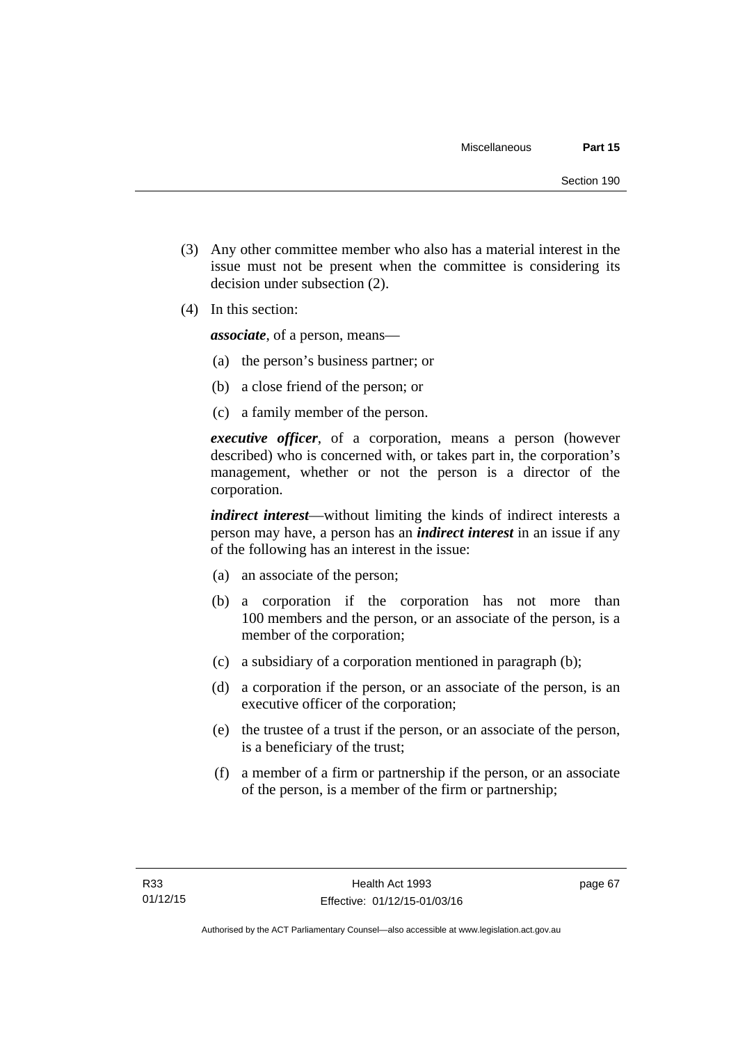(3) Any other committee member who also has a material interest in the issue must not be present when the committee is considering its decision under subsection (2).

(4) In this section:

***associate***, of a person, means—

(a) the person's business partner; or

(b) a close friend of the person; or

(c) a family member of the person.

***executive officer***, of a corporation, means a person (however described) who is concerned with, or takes part in, the corporation's management, whether or not the person is a director of the corporation.

***indirect interest***—without limiting the kinds of indirect interests a person may have, a person has an ***indirect interest*** in an issue if any of the following has an interest in the issue:

(a) an associate of the person;

(b) a corporation if the corporation has not more than 100 members and the person, or an associate of the person, is a member of the corporation;

(c) a subsidiary of a corporation mentioned in paragraph (b);

(d) a corporation if the person, or an associate of the person, is an executive officer of the corporation;

(e) the trustee of a trust if the person, or an associate of the person, is a beneficiary of the trust;

(f) a member of a firm or partnership if the person, or an associate of the person, is a member of the firm or partnership;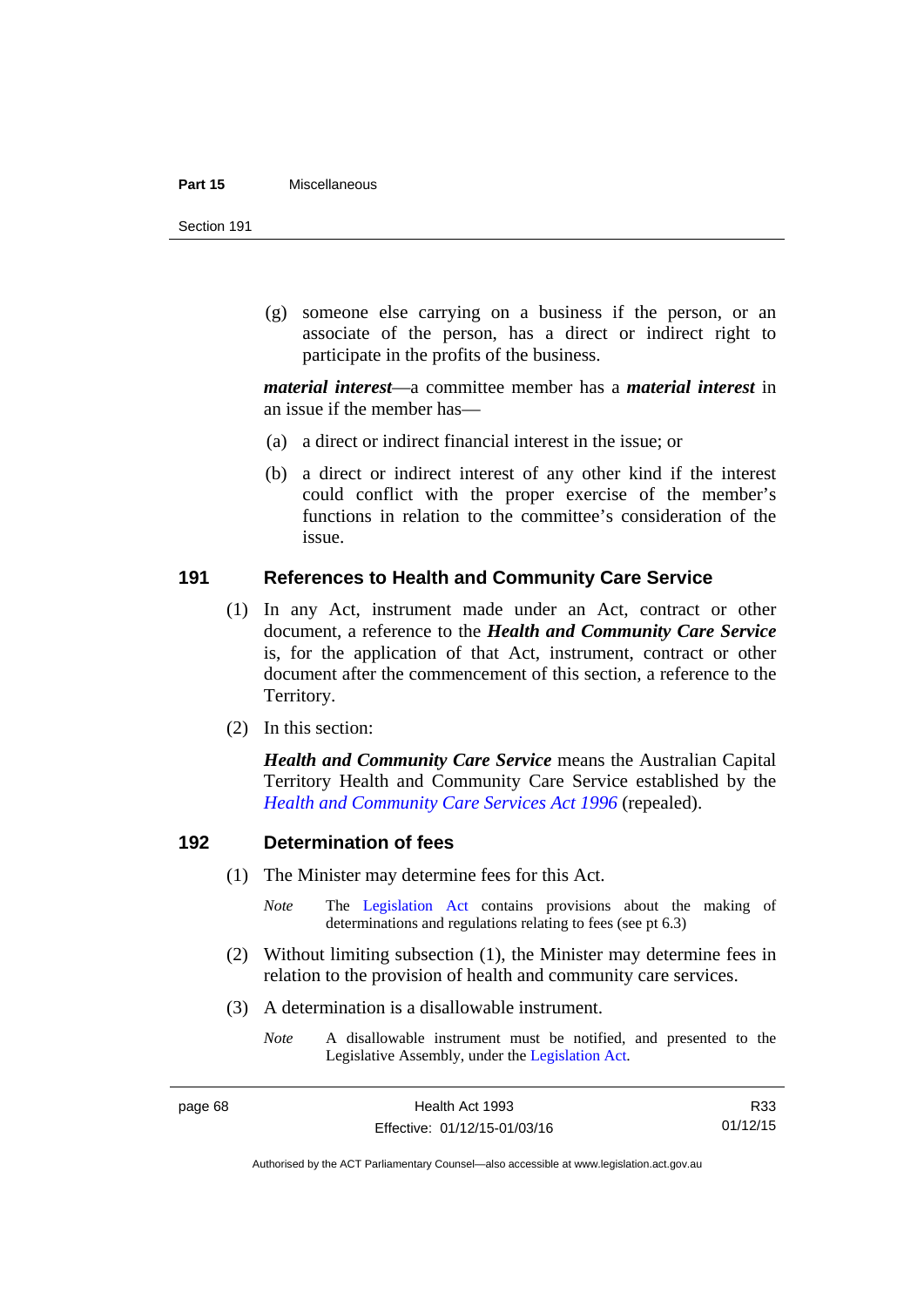(g) someone else carrying on a business if the person, or an associate of the person, has a direct or indirect right to participate in the profits of the business.

***material interest***—a committee member has a ***material interest*** in an issue if the member has—

(a) a direct or indirect financial interest in the issue; or

(b) a direct or indirect interest of any other kind if the interest could conflict with the proper exercise of the member's functions in relation to the committee's consideration of the issue.

## 191 References to Health and Community Care Service

(1) In any Act, instrument made under an Act, contract or other document, a reference to the ***Health and Community Care Service*** is, for the application of that Act, instrument, contract or other document after the commencement of this section, a reference to the Territory.

(2) In this section:

***Health and Community Care Service*** means the Australian Capital Territory Health and Community Care Service established by the *Health and Community Care Services Act 1996* (repealed).

## 192 Determination of fees

(1) The Minister may determine fees for this Act.

*Note* The Legislation Act contains provisions about the making of determinations and regulations relating to fees (see pt 6.3)

(2) Without limiting subsection (1), the Minister may determine fees in relation to the provision of health and community care services.

(3) A determination is a disallowable instrument.

*Note* A disallowable instrument must be notified, and presented to the Legislative Assembly, under the Legislation Act.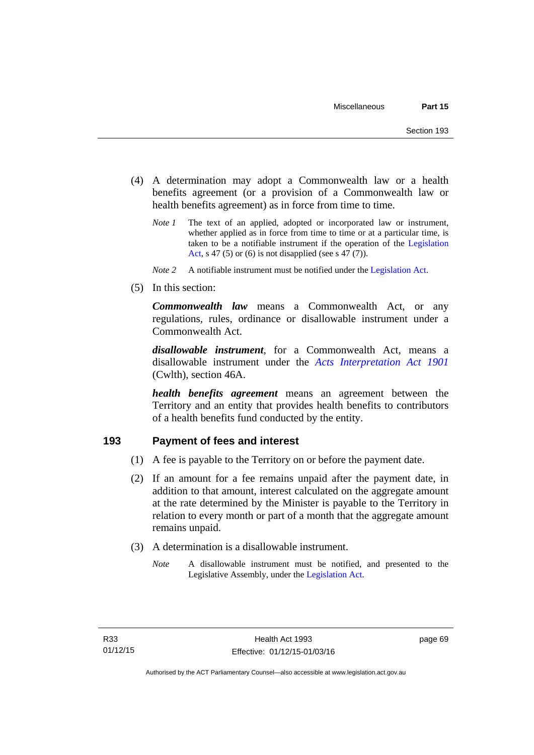(4) A determination may adopt a Commonwealth law or a health benefits agreement (or a provision of a Commonwealth law or health benefits agreement) as in force from time to time.

*Note 1* The text of an applied, adopted or incorporated law or instrument, whether applied as in force from time to time or at a particular time, is taken to be a notifiable instrument if the operation of the Legislation Act, s 47 (5) or (6) is not disapplied (see s 47 (7)).

*Note 2* A notifiable instrument must be notified under the Legislation Act.

(5) In this section:

***Commonwealth law*** means a Commonwealth Act, or any regulations, rules, ordinance or disallowable instrument under a Commonwealth Act.

***disallowable instrument***, for a Commonwealth Act, means a disallowable instrument under the *Acts Interpretation Act 1901* (Cwlth), section 46A.

***health benefits agreement*** means an agreement between the Territory and an entity that provides health benefits to contributors of a health benefits fund conducted by the entity.

## 193 Payment of fees and interest

(1) A fee is payable to the Territory on or before the payment date.

(2) If an amount for a fee remains unpaid after the payment date, in addition to that amount, interest calculated on the aggregate amount at the rate determined by the Minister is payable to the Territory in relation to every month or part of a month that the aggregate amount remains unpaid.

(3) A determination is a disallowable instrument.

*Note* A disallowable instrument must be notified, and presented to the Legislative Assembly, under the Legislation Act.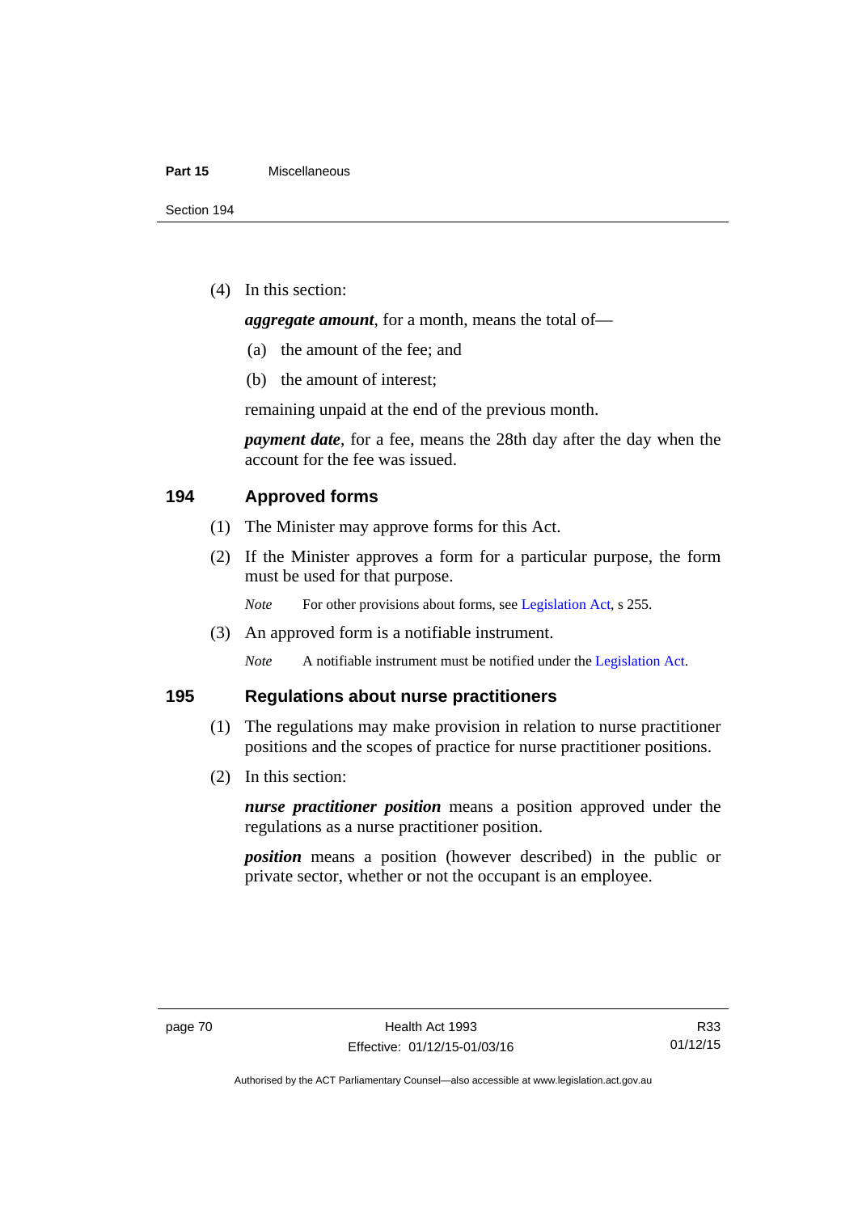(4) In this section:

***aggregate amount***, for a month, means the total of—

(a) the amount of the fee; and

(b) the amount of interest;

remaining unpaid at the end of the previous month.

***payment date***, for a fee, means the 28th day after the day when the account for the fee was issued.

## 194 Approved forms

(1) The Minister may approve forms for this Act.

(2) If the Minister approves a form for a particular purpose, the form must be used for that purpose.

*Note* For other provisions about forms, see Legislation Act, s 255.

(3) An approved form is a notifiable instrument.

*Note* A notifiable instrument must be notified under the Legislation Act.

## 195 Regulations about nurse practitioners

(1) The regulations may make provision in relation to nurse practitioner positions and the scopes of practice for nurse practitioner positions.

(2) In this section:

***nurse practitioner position*** means a position approved under the regulations as a nurse practitioner position.

***position*** means a position (however described) in the public or private sector, whether or not the occupant is an employee.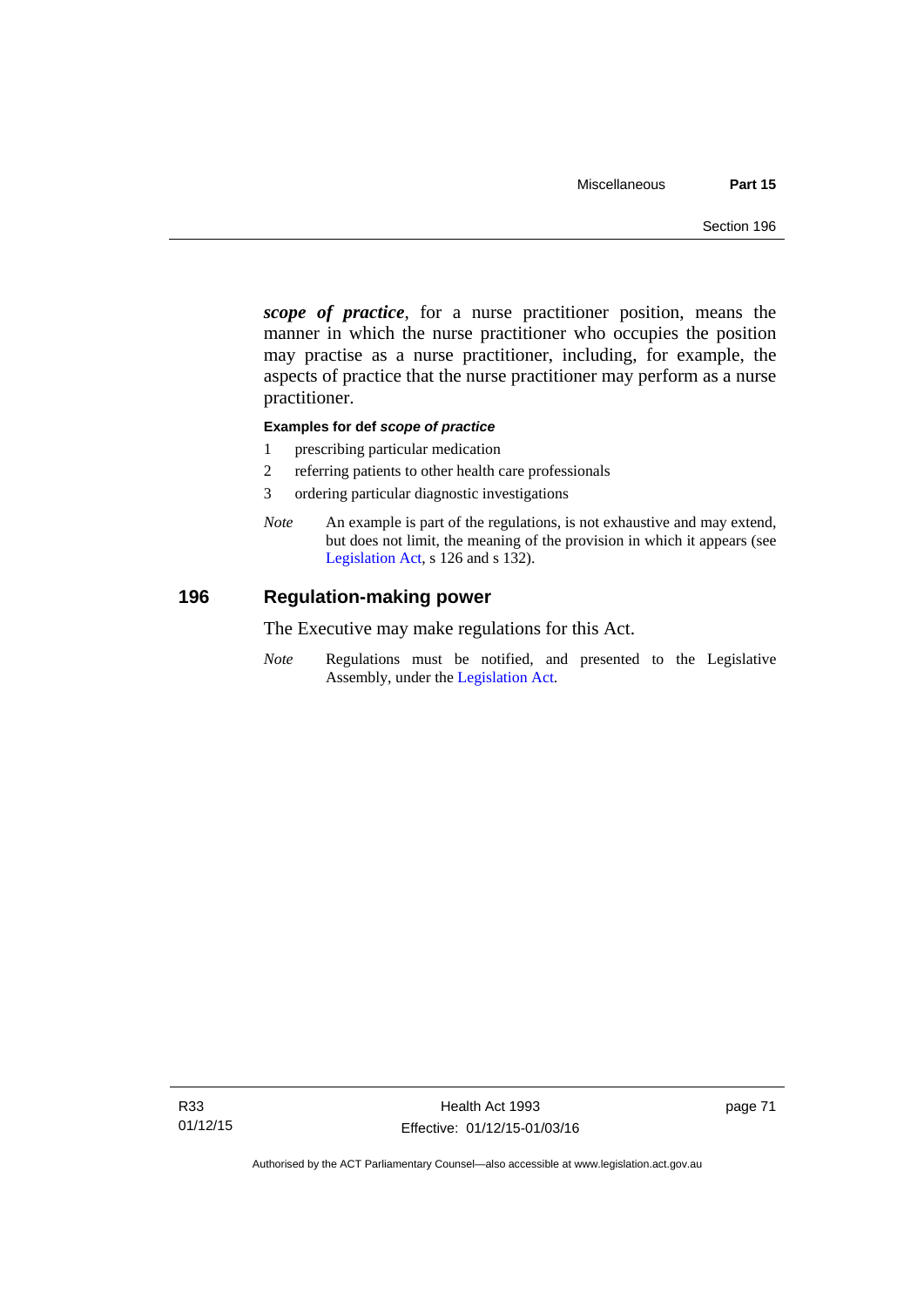***scope of practice***, for a nurse practitioner position, means the manner in which the nurse practitioner who occupies the position may practise as a nurse practitioner, including, for example, the aspects of practice that the nurse practitioner may perform as a nurse practitioner.

**Examples for def *scope of practice***

1 prescribing particular medication

2 referring patients to other health care professionals

3 ordering particular diagnostic investigations

*Note* An example is part of the regulations, is not exhaustive and may extend, but does not limit, the meaning of the provision in which it appears (see Legislation Act, s 126 and s 132).

## 196 Regulation-making power

The Executive may make regulations for this Act.

*Note* Regulations must be notified, and presented to the Legislative Assembly, under the Legislation Act.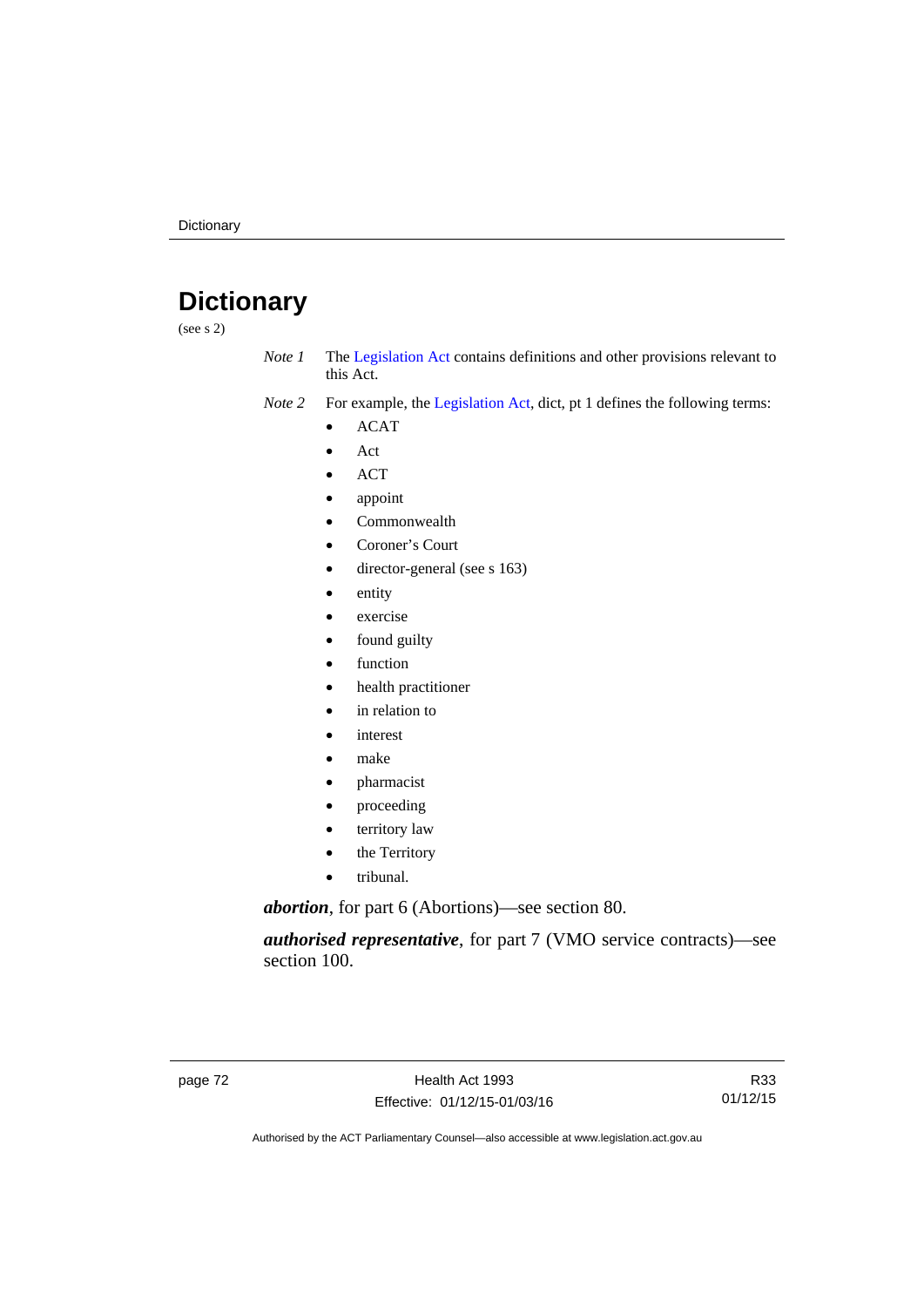# Dictionary

(see s 2)

*Note 1* The Legislation Act contains definitions and other provisions relevant to this Act.

*Note 2* For example, the Legislation Act, dict, pt 1 defines the following terms:

- ACAT
- Act
- ACT
- appoint
- Commonwealth
- Coroner's Court
- director-general (see s 163)
- entity
- exercise
- found guilty
- function
- health practitioner
- in relation to
- interest
- make
- pharmacist
- proceeding
- territory law
- the Territory
- tribunal.

***abortion***, for part 6 (Abortions)—see section 80.

***authorised representative***, for part 7 (VMO service contracts)—see section 100.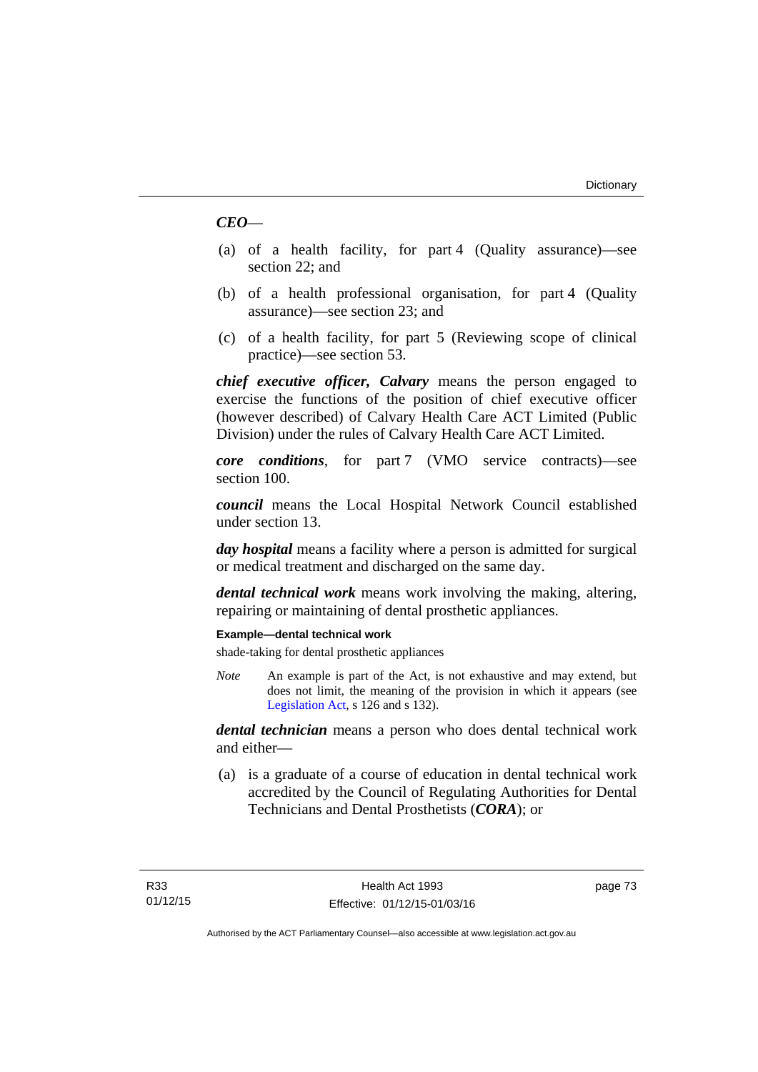***CEO***—

(a) of a health facility, for part 4 (Quality assurance)—see section 22; and

(b) of a health professional organisation, for part 4 (Quality assurance)—see section 23; and

(c) of a health facility, for part 5 (Reviewing scope of clinical practice)—see section 53.

***chief executive officer, Calvary*** means the person engaged to exercise the functions of the position of chief executive officer (however described) of Calvary Health Care ACT Limited (Public Division) under the rules of Calvary Health Care ACT Limited.

***core conditions***, for part 7 (VMO service contracts)—see section 100.

***council*** means the Local Hospital Network Council established under section 13.

***day hospital*** means a facility where a person is admitted for surgical or medical treatment and discharged on the same day.

***dental technical work*** means work involving the making, altering, repairing or maintaining of dental prosthetic appliances.

**Example—dental technical work**

shade-taking for dental prosthetic appliances

*Note* An example is part of the Act, is not exhaustive and may extend, but does not limit, the meaning of the provision in which it appears (see Legislation Act, s 126 and s 132).

***dental technician*** means a person who does dental technical work and either—

(a) is a graduate of a course of education in dental technical work accredited by the Council of Regulating Authorities for Dental Technicians and Dental Prosthetists (***CORA***); or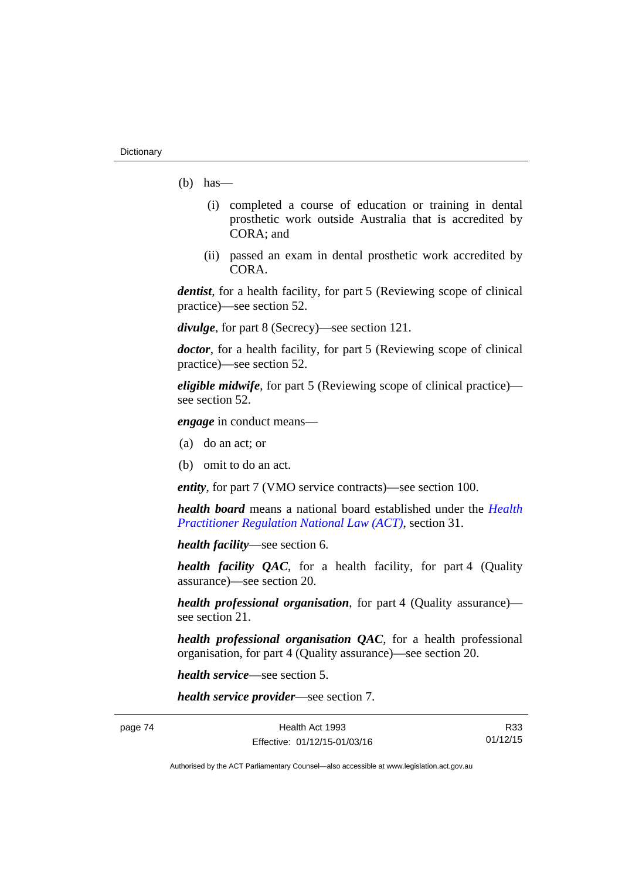(b) has—

(i) completed a course of education or training in dental prosthetic work outside Australia that is accredited by CORA; and

(ii) passed an exam in dental prosthetic work accredited by CORA.

***dentist***, for a health facility, for part 5 (Reviewing scope of clinical practice)—see section 52.

***divulge***, for part 8 (Secrecy)—see section 121.

***doctor***, for a health facility, for part 5 (Reviewing scope of clinical practice)—see section 52.

***eligible midwife***, for part 5 (Reviewing scope of clinical practice)—see section 52.

***engage*** in conduct means—

(a) do an act; or

(b) omit to do an act.

***entity***, for part 7 (VMO service contracts)—see section 100.

***health board*** means a national board established under the *Health Practitioner Regulation National Law (ACT)*, section 31.

***health facility***—see section 6.

***health facility QAC***, for a health facility, for part 4 (Quality assurance)—see section 20.

***health professional organisation***, for part 4 (Quality assurance)—see section 21.

***health professional organisation QAC***, for a health professional organisation, for part 4 (Quality assurance)—see section 20.

***health service***—see section 5.

***health service provider***—see section 7.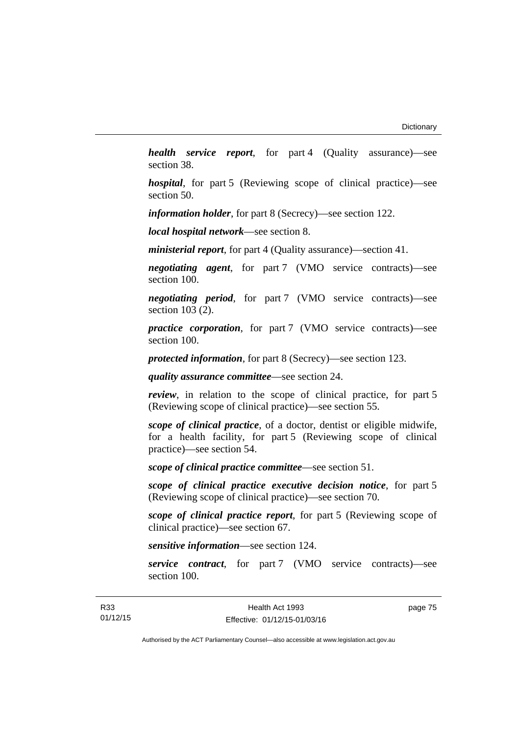***health service report***, for part 4 (Quality assurance)—see section 38.

***hospital***, for part 5 (Reviewing scope of clinical practice)—see section 50.

***information holder***, for part 8 (Secrecy)—see section 122.

***local hospital network***—see section 8.

***ministerial report***, for part 4 (Quality assurance)—section 41.

***negotiating agent***, for part 7 (VMO service contracts)—see section 100.

***negotiating period***, for part 7 (VMO service contracts)—see section 103 (2).

***practice corporation***, for part 7 (VMO service contracts)—see section 100.

***protected information***, for part 8 (Secrecy)—see section 123.

***quality assurance committee***—see section 24.

***review***, in relation to the scope of clinical practice, for part 5 (Reviewing scope of clinical practice)—see section 55.

***scope of clinical practice***, of a doctor, dentist or eligible midwife, for a health facility, for part 5 (Reviewing scope of clinical practice)—see section 54.

***scope of clinical practice committee***—see section 51.

***scope of clinical practice executive decision notice***, for part 5 (Reviewing scope of clinical practice)—see section 70.

***scope of clinical practice report***, for part 5 (Reviewing scope of clinical practice)—see section 67.

***sensitive information***—see section 124.

***service contract***, for part 7 (VMO service contracts)—see section 100.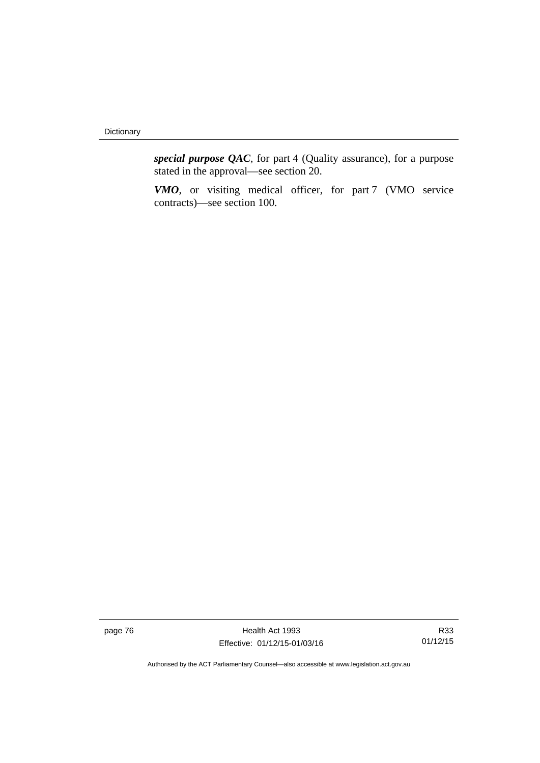***special purpose QAC***, for part 4 (Quality assurance), for a purpose stated in the approval—see section 20.

***VMO***, or visiting medical officer, for part 7 (VMO service contracts)—see section 100.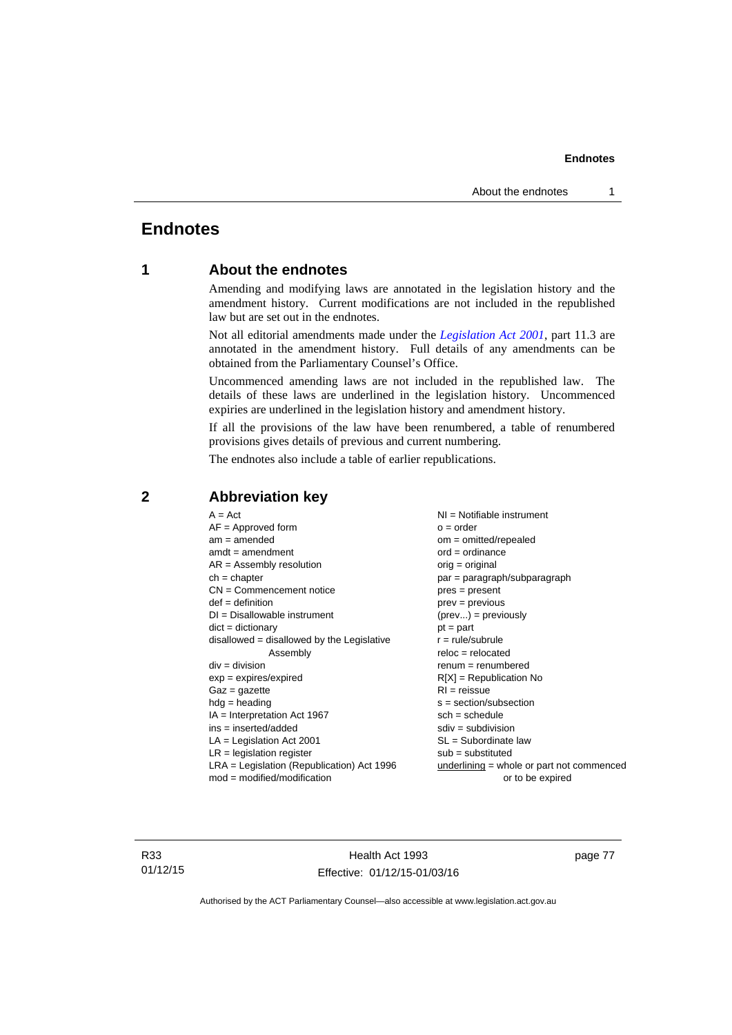# Endnotes

## 1 About the endnotes

Amending and modifying laws are annotated in the legislation history and the amendment history. Current modifications are not included in the republished law but are set out in the endnotes.

Not all editorial amendments made under the *Legislation Act 2001*, part 11.3 are annotated in the amendment history. Full details of any amendments can be obtained from the Parliamentary Counsel's Office.

Uncommenced amending laws are not included in the republished law. The details of these laws are underlined in the legislation history. Uncommenced expiries are underlined in the legislation history and amendment history.

If all the provisions of the law have been renumbered, a table of renumbered provisions gives details of previous and current numbering.

The endnotes also include a table of earlier republications.

## 2 Abbreviation key

A = Act
AF = Approved form
am = amended
amdt = amendment
AR = Assembly resolution
ch = chapter
CN = Commencement notice
def = definition
DI = Disallowable instrument
dict = dictionary
disallowed = disallowed by the Legislative Assembly
div = division
exp = expires/expired
Gaz = gazette
hdg = heading
IA = Interpretation Act 1967
ins = inserted/added
LA = Legislation Act 2001
LR = legislation register
LRA = Legislation (Republication) Act 1996
mod = modified/modification
NI = Notifiable instrument
o = order
om = omitted/repealed
ord = ordinance
orig = original
par = paragraph/subparagraph
pres = present
prev = previous
(prev...) = previously
pt = part
r = rule/subrule
reloc = relocated
renum = renumbered
R[X] = Republication No
RI = reissue
s = section/subsection
sch = schedule
sdiv = subdivision
SL = Subordinate law
sub = substituted
underlining = whole or part not commenced or to be expired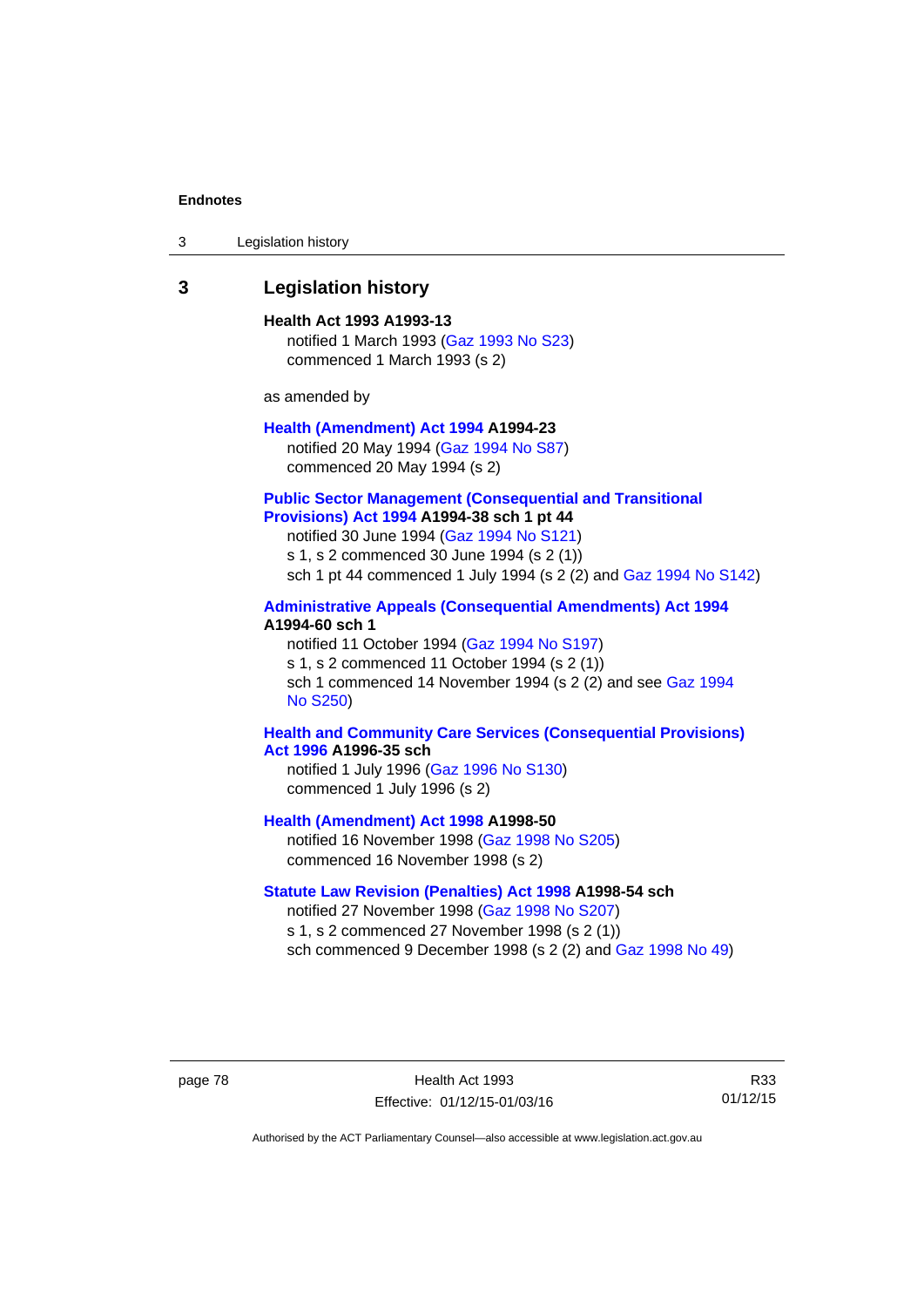## 3 Legislation history

**Health Act 1993 A1993-13**

notified 1 March 1993 (Gaz 1993 No S23)
commenced 1 March 1993 (s 2)

as amended by

**Health (Amendment) Act 1994 A1994-23**

notified 20 May 1994 (Gaz 1994 No S87)
commenced 20 May 1994 (s 2)

**Public Sector Management (Consequential and Transitional Provisions) Act 1994 A1994-38 sch 1 pt 44**

notified 30 June 1994 (Gaz 1994 No S121)
s 1, s 2 commenced 30 June 1994 (s 2 (1))
sch 1 pt 44 commenced 1 July 1994 (s 2 (2) and Gaz 1994 No S142)

**Administrative Appeals (Consequential Amendments) Act 1994 A1994-60 sch 1**

notified 11 October 1994 (Gaz 1994 No S197)
s 1, s 2 commenced 11 October 1994 (s 2 (1))
sch 1 commenced 14 November 1994 (s 2 (2) and see Gaz 1994 No S250)

**Health and Community Care Services (Consequential Provisions) Act 1996 A1996-35 sch**

notified 1 July 1996 (Gaz 1996 No S130)
commenced 1 July 1996 (s 2)

**Health (Amendment) Act 1998 A1998-50**

notified 16 November 1998 (Gaz 1998 No S205)
commenced 16 November 1998 (s 2)

**Statute Law Revision (Penalties) Act 1998 A1998-54 sch**

notified 27 November 1998 (Gaz 1998 No S207)
s 1, s 2 commenced 27 November 1998 (s 2 (1))
sch commenced 9 December 1998 (s 2 (2) and Gaz 1998 No 49)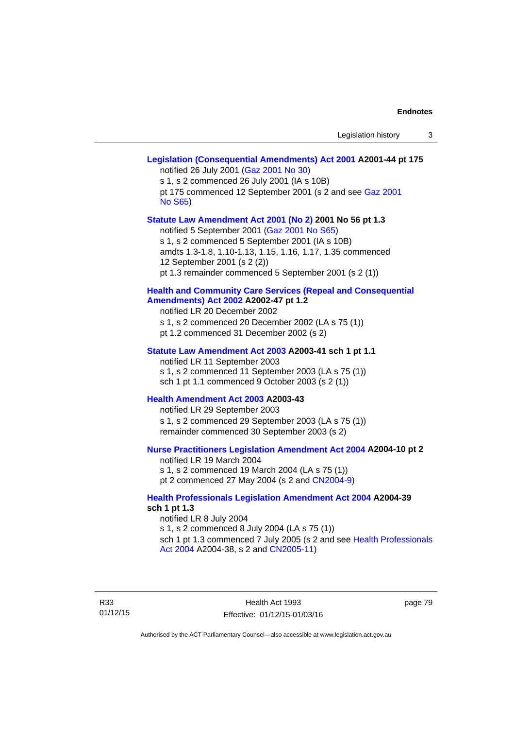**Legislation (Consequential Amendments) Act 2001 A2001-44 pt 175**

notified 26 July 2001 (Gaz 2001 No 30)
s 1, s 2 commenced 26 July 2001 (IA s 10B)
pt 175 commenced 12 September 2001 (s 2 and see Gaz 2001 No S65)

**Statute Law Amendment Act 2001 (No 2) 2001 No 56 pt 1.3**

notified 5 September 2001 (Gaz 2001 No S65)
s 1, s 2 commenced 5 September 2001 (IA s 10B)
amdts 1.3-1.8, 1.10-1.13, 1.15, 1.16, 1.17, 1.35 commenced 12 September 2001 (s 2 (2))
pt 1.3 remainder commenced 5 September 2001 (s 2 (1))

**Health and Community Care Services (Repeal and Consequential Amendments) Act 2002 A2002-47 pt 1.2**

notified LR 20 December 2002
s 1, s 2 commenced 20 December 2002 (LA s 75 (1))
pt 1.2 commenced 31 December 2002 (s 2)

**Statute Law Amendment Act 2003 A2003-41 sch 1 pt 1.1**

notified LR 11 September 2003
s 1, s 2 commenced 11 September 2003 (LA s 75 (1))
sch 1 pt 1.1 commenced 9 October 2003 (s 2 (1))

**Health Amendment Act 2003 A2003-43**

notified LR 29 September 2003
s 1, s 2 commenced 29 September 2003 (LA s 75 (1))
remainder commenced 30 September 2003 (s 2)

**Nurse Practitioners Legislation Amendment Act 2004 A2004-10 pt 2**

notified LR 19 March 2004
s 1, s 2 commenced 19 March 2004 (LA s 75 (1))
pt 2 commenced 27 May 2004 (s 2 and CN2004-9)

**Health Professionals Legislation Amendment Act 2004 A2004-39 sch 1 pt 1.3**

notified LR 8 July 2004
s 1, s 2 commenced 8 July 2004 (LA s 75 (1))
sch 1 pt 1.3 commenced 7 July 2005 (s 2 and see Health Professionals Act 2004 A2004-38, s 2 and CN2005-11)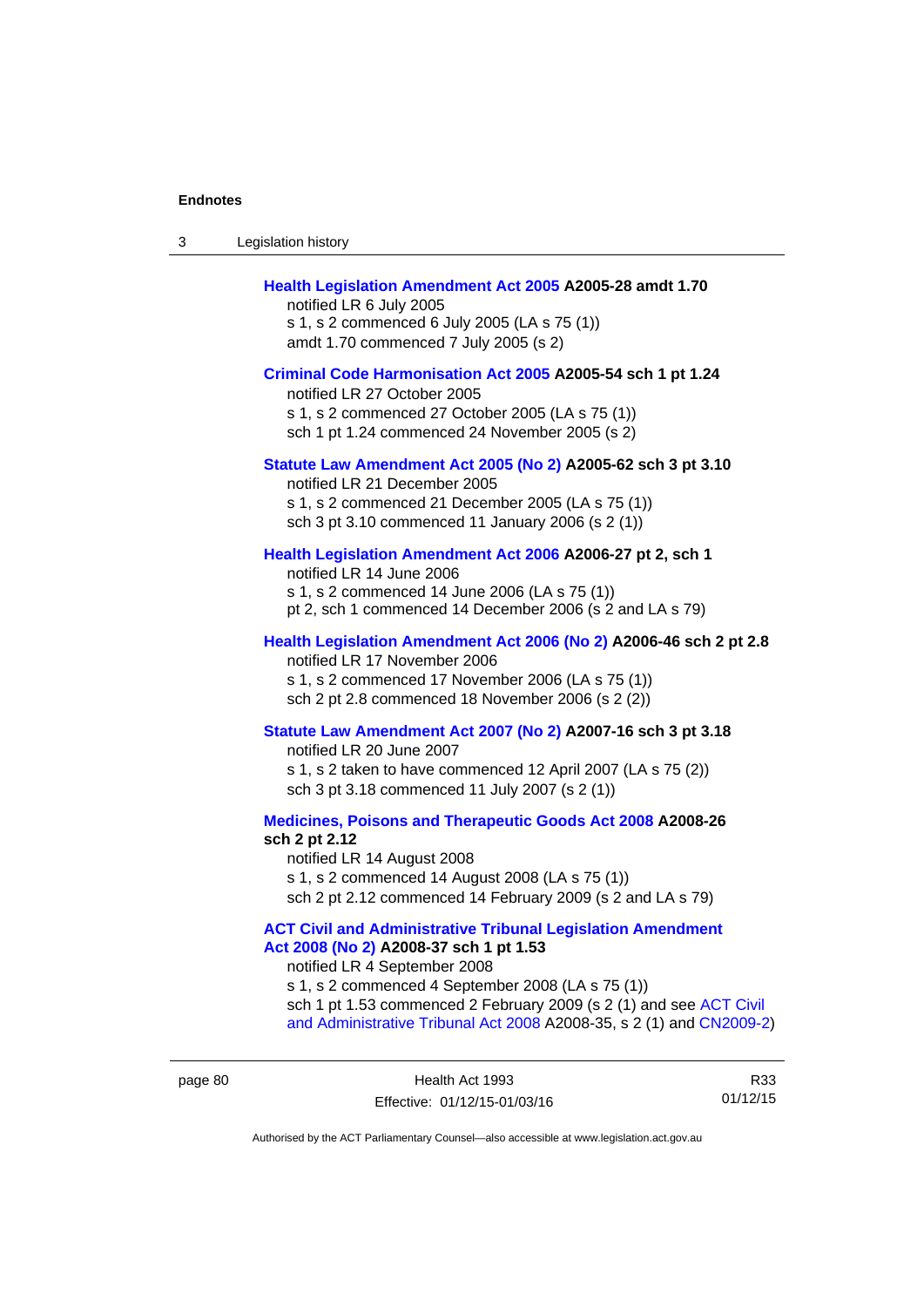**Health Legislation Amendment Act 2005 A2005-28 amdt 1.70**

notified LR 6 July 2005

s 1, s 2 commenced 6 July 2005 (LA s 75 (1))

amdt 1.70 commenced 7 July 2005 (s 2)

**Criminal Code Harmonisation Act 2005 A2005-54 sch 1 pt 1.24**

notified LR 27 October 2005

s 1, s 2 commenced 27 October 2005 (LA s 75 (1))

sch 1 pt 1.24 commenced 24 November 2005 (s 2)

**Statute Law Amendment Act 2005 (No 2) A2005-62 sch 3 pt 3.10**

notified LR 21 December 2005

s 1, s 2 commenced 21 December 2005 (LA s 75 (1))

sch 3 pt 3.10 commenced 11 January 2006 (s 2 (1))

**Health Legislation Amendment Act 2006 A2006-27 pt 2, sch 1**

notified LR 14 June 2006

s 1, s 2 commenced 14 June 2006 (LA s 75 (1))

pt 2, sch 1 commenced 14 December 2006 (s 2 and LA s 79)

**Health Legislation Amendment Act 2006 (No 2) A2006-46 sch 2 pt 2.8**

notified LR 17 November 2006

s 1, s 2 commenced 17 November 2006 (LA s 75 (1))

sch 2 pt 2.8 commenced 18 November 2006 (s 2 (2))

**Statute Law Amendment Act 2007 (No 2) A2007-16 sch 3 pt 3.18**

notified LR 20 June 2007

s 1, s 2 taken to have commenced 12 April 2007 (LA s 75 (2))

sch 3 pt 3.18 commenced 11 July 2007 (s 2 (1))

**Medicines, Poisons and Therapeutic Goods Act 2008 A2008-26 sch 2 pt 2.12**

notified LR 14 August 2008

s 1, s 2 commenced 14 August 2008 (LA s 75 (1))

sch 2 pt 2.12 commenced 14 February 2009 (s 2 and LA s 79)

**ACT Civil and Administrative Tribunal Legislation Amendment Act 2008 (No 2) A2008-37 sch 1 pt 1.53**

notified LR 4 September 2008

s 1, s 2 commenced 4 September 2008 (LA s 75 (1))

sch 1 pt 1.53 commenced 2 February 2009 (s 2 (1) and see ACT Civil and Administrative Tribunal Act 2008 A2008-35, s 2 (1) and CN2009-2)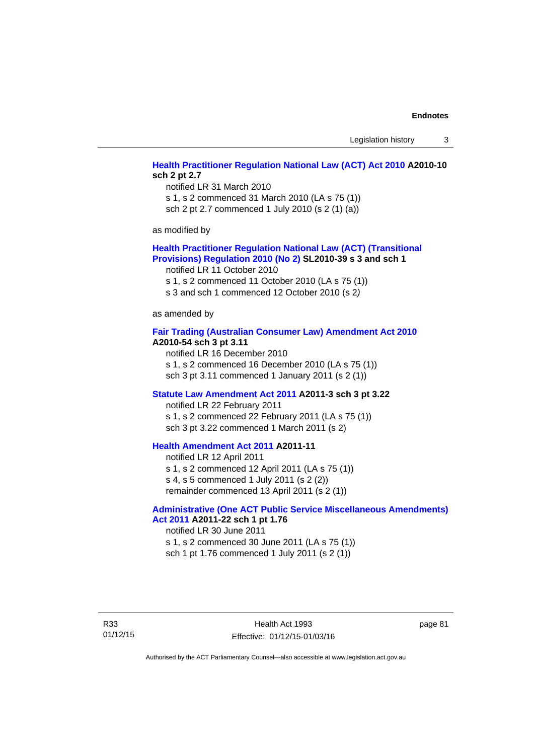**Health Practitioner Regulation National Law (ACT) Act 2010 A2010-10 sch 2 pt 2.7**

notified LR 31 March 2010

s 1, s 2 commenced 31 March 2010 (LA s 75 (1))

sch 2 pt 2.7 commenced 1 July 2010 (s 2 (1) (a))

as modified by

**Health Practitioner Regulation National Law (ACT) (Transitional Provisions) Regulation 2010 (No 2) SL2010-39 s 3 and sch 1**

notified LR 11 October 2010

s 1, s 2 commenced 11 October 2010 (LA s 75 (1))

s 3 and sch 1 commenced 12 October 2010 (s 2*)*

as amended by

**Fair Trading (Australian Consumer Law) Amendment Act 2010 A2010-54 sch 3 pt 3.11**

notified LR 16 December 2010

s 1, s 2 commenced 16 December 2010 (LA s 75 (1))

sch 3 pt 3.11 commenced 1 January 2011 (s 2 (1))

**Statute Law Amendment Act 2011 A2011-3 sch 3 pt 3.22**

notified LR 22 February 2011

s 1, s 2 commenced 22 February 2011 (LA s 75 (1))

sch 3 pt 3.22 commenced 1 March 2011 (s 2)

**Health Amendment Act 2011 A2011-11**

notified LR 12 April 2011

s 1, s 2 commenced 12 April 2011 (LA s 75 (1))

s 4, s 5 commenced 1 July 2011 (s 2 (2))

remainder commenced 13 April 2011 (s 2 (1))

**Administrative (One ACT Public Service Miscellaneous Amendments) Act 2011 A2011-22 sch 1 pt 1.76**

notified LR 30 June 2011

s 1, s 2 commenced 30 June 2011 (LA s 75 (1))

sch 1 pt 1.76 commenced 1 July 2011 (s 2 (1))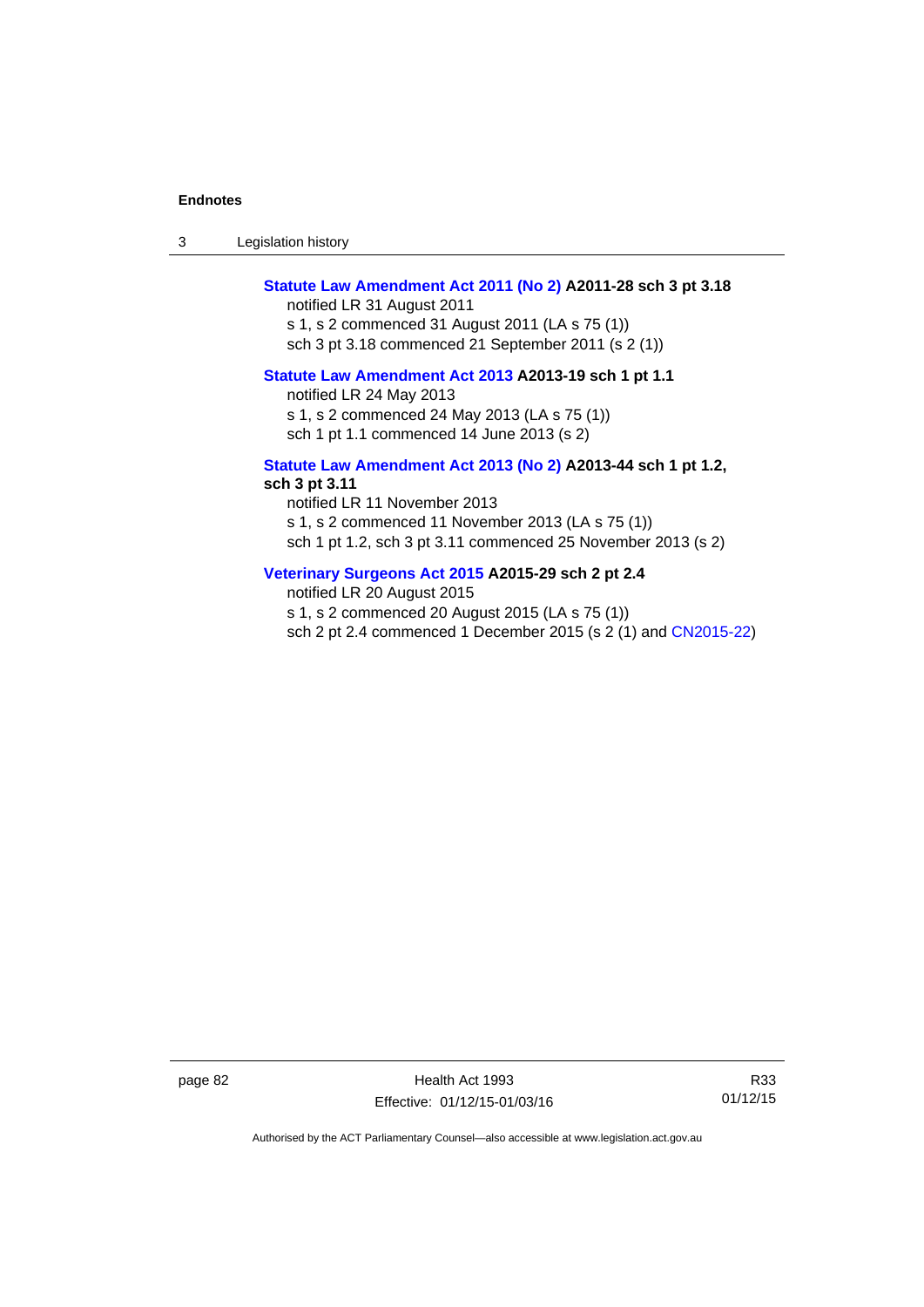**Statute Law Amendment Act 2011 (No 2) A2011-28 sch 3 pt 3.18**

notified LR 31 August 2011

s 1, s 2 commenced 31 August 2011 (LA s 75 (1))

sch 3 pt 3.18 commenced 21 September 2011 (s 2 (1))

**Statute Law Amendment Act 2013 A2013-19 sch 1 pt 1.1**

notified LR 24 May 2013

s 1, s 2 commenced 24 May 2013 (LA s 75 (1))

sch 1 pt 1.1 commenced 14 June 2013 (s 2)

**Statute Law Amendment Act 2013 (No 2) A2013-44 sch 1 pt 1.2, sch 3 pt 3.11**

notified LR 11 November 2013

s 1, s 2 commenced 11 November 2013 (LA s 75 (1))

sch 1 pt 1.2, sch 3 pt 3.11 commenced 25 November 2013 (s 2)

**Veterinary Surgeons Act 2015 A2015-29 sch 2 pt 2.4**

notified LR 20 August 2015

s 1, s 2 commenced 20 August 2015 (LA s 75 (1))

sch 2 pt 2.4 commenced 1 December 2015 (s 2 (1) and CN2015-22)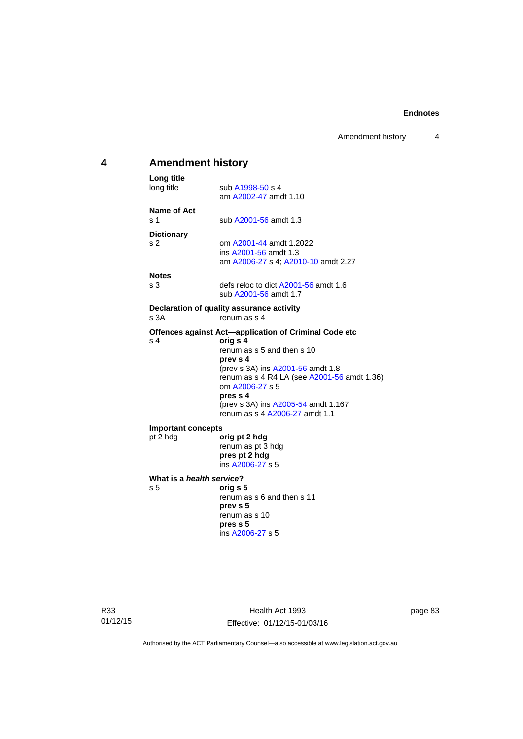## 4 Amendment history

**Long title**

long title — sub A1998-50 s 4
am A2002-47 amdt 1.10

**Name of Act**

s 1 — sub A2001-56 amdt 1.3

**Dictionary**

s 2 — om A2001-44 amdt 1.2022
ins A2001-56 amdt 1.3
am A2006-27 s 4; A2010-10 amdt 2.27

**Notes**

s 3 — defs reloc to dict A2001-56 amdt 1.6
sub A2001-56 amdt 1.7

**Declaration of quality assurance activity**

s 3A — renum as s 4

**Offences against Act—application of Criminal Code etc**

s 4 — **orig s 4**
renum as s 5 and then s 10
**prev s 4**
(prev s 3A) ins A2001-56 amdt 1.8
renum as s 4 R4 LA (see A2001-56 amdt 1.36)
om A2006-27 s 5
**pres s 4**
(prev s 3A) ins A2005-54 amdt 1.167
renum as s 4 A2006-27 amdt 1.1

**Important concepts**

pt 2 hdg — **orig pt 2 hdg**
renum as pt 3 hdg
**pres pt 2 hdg**
ins A2006-27 s 5

**What is a *health service*?**

s 5 — **orig s 5**
renum as s 6 and then s 11
**prev s 5**
renum as s 10
**pres s 5**
ins A2006-27 s 5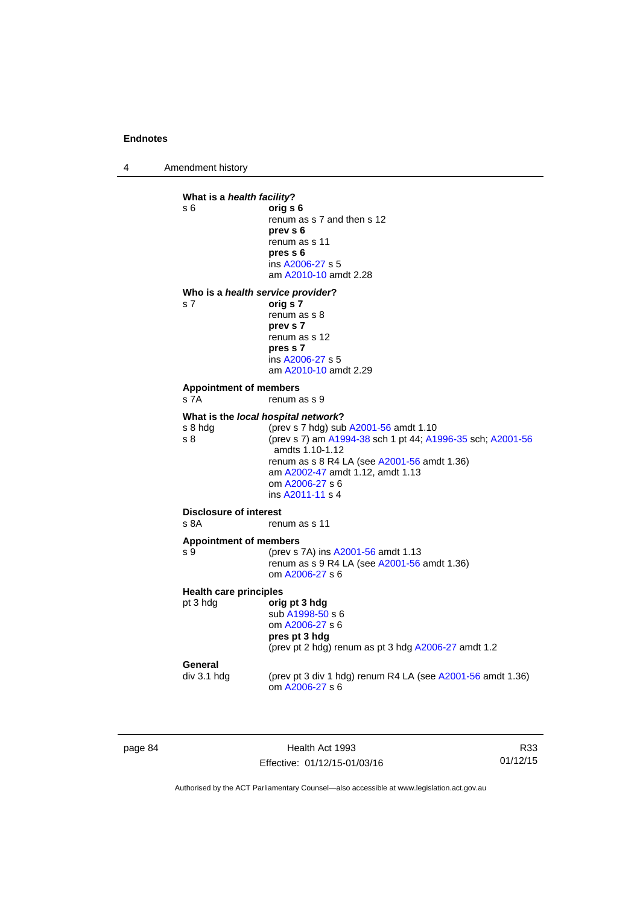**What is a *health facility*?**

s 6 — **orig s 6**
renum as s 7 and then s 12
**prev s 6**
renum as s 11
**pres s 6**
ins A2006-27 s 5
am A2010-10 amdt 2.28

**Who is a *health service provider*?**

s 7 — **orig s 7**
renum as s 8
**prev s 7**
renum as s 12
**pres s 7**
ins A2006-27 s 5
am A2010-10 amdt 2.29

**Appointment of members**

s 7A — renum as s 9

**What is the *local hospital network*?**

s 8 hdg — (prev s 7 hdg) sub A2001-56 amdt 1.10

s 8 — (prev s 7) am A1994-38 sch 1 pt 44; A1996-35 sch; A2001-56 amdts 1.10-1.12
renum as s 8 R4 LA (see A2001-56 amdt 1.36)
am A2002-47 amdt 1.12, amdt 1.13
om A2006-27 s 6
ins A2011-11 s 4

**Disclosure of interest**

s 8A — renum as s 11

**Appointment of members**

s 9 — (prev s 7A) ins A2001-56 amdt 1.13
renum as s 9 R4 LA (see A2001-56 amdt 1.36)
om A2006-27 s 6

**Health care principles**

pt 3 hdg — **orig pt 3 hdg**
sub A1998-50 s 6
om A2006-27 s 6
**pres pt 3 hdg**
(prev pt 2 hdg) renum as pt 3 hdg A2006-27 amdt 1.2

**General**

div 3.1 hdg — (prev pt 3 div 1 hdg) renum R4 LA (see A2001-56 amdt 1.36)
om A2006-27 s 6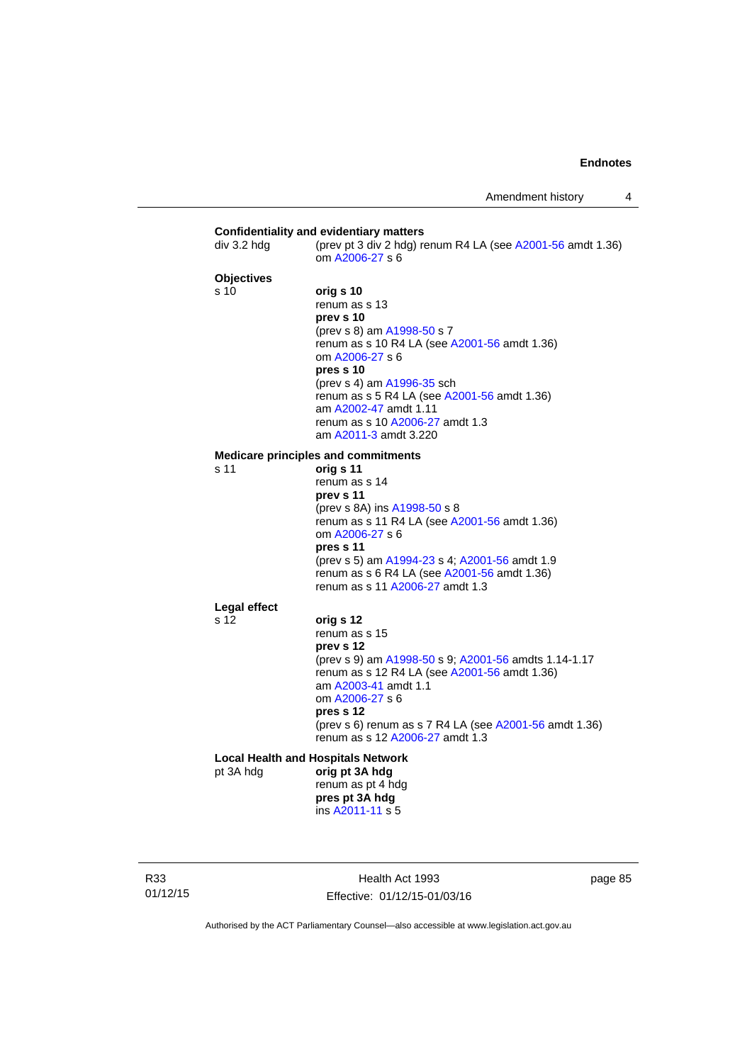**Confidentiality and evidentiary matters**

div 3.2 hdg (prev pt 3 div 2 hdg) renum R4 LA (see A2001-56 amdt 1.36)
om A2006-27 s 6

**Objectives**

s 10 **orig s 10**
renum as s 13
**prev s 10**
(prev s 8) am A1998-50 s 7
renum as s 10 R4 LA (see A2001-56 amdt 1.36)
om A2006-27 s 6
**pres s 10**
(prev s 4) am A1996-35 sch
renum as s 5 R4 LA (see A2001-56 amdt 1.36)
am A2002-47 amdt 1.11
renum as s 10 A2006-27 amdt 1.3
am A2011-3 amdt 3.220

**Medicare principles and commitments**

s 11 **orig s 11**
renum as s 14
**prev s 11**
(prev s 8A) ins A1998-50 s 8
renum as s 11 R4 LA (see A2001-56 amdt 1.36)
om A2006-27 s 6
**pres s 11**
(prev s 5) am A1994-23 s 4; A2001-56 amdt 1.9
renum as s 6 R4 LA (see A2001-56 amdt 1.36)
renum as s 11 A2006-27 amdt 1.3

**Legal effect**

s 12 **orig s 12**
renum as s 15
**prev s 12**
(prev s 9) am A1998-50 s 9; A2001-56 amdts 1.14-1.17
renum as s 12 R4 LA (see A2001-56 amdt 1.36)
am A2003-41 amdt 1.1
om A2006-27 s 6
**pres s 12**
(prev s 6) renum as s 7 R4 LA (see A2001-56 amdt 1.36)
renum as s 12 A2006-27 amdt 1.3

**Local Health and Hospitals Network**

pt 3A hdg **orig pt 3A hdg**
renum as pt 4 hdg
**pres pt 3A hdg**
ins A2011-11 s 5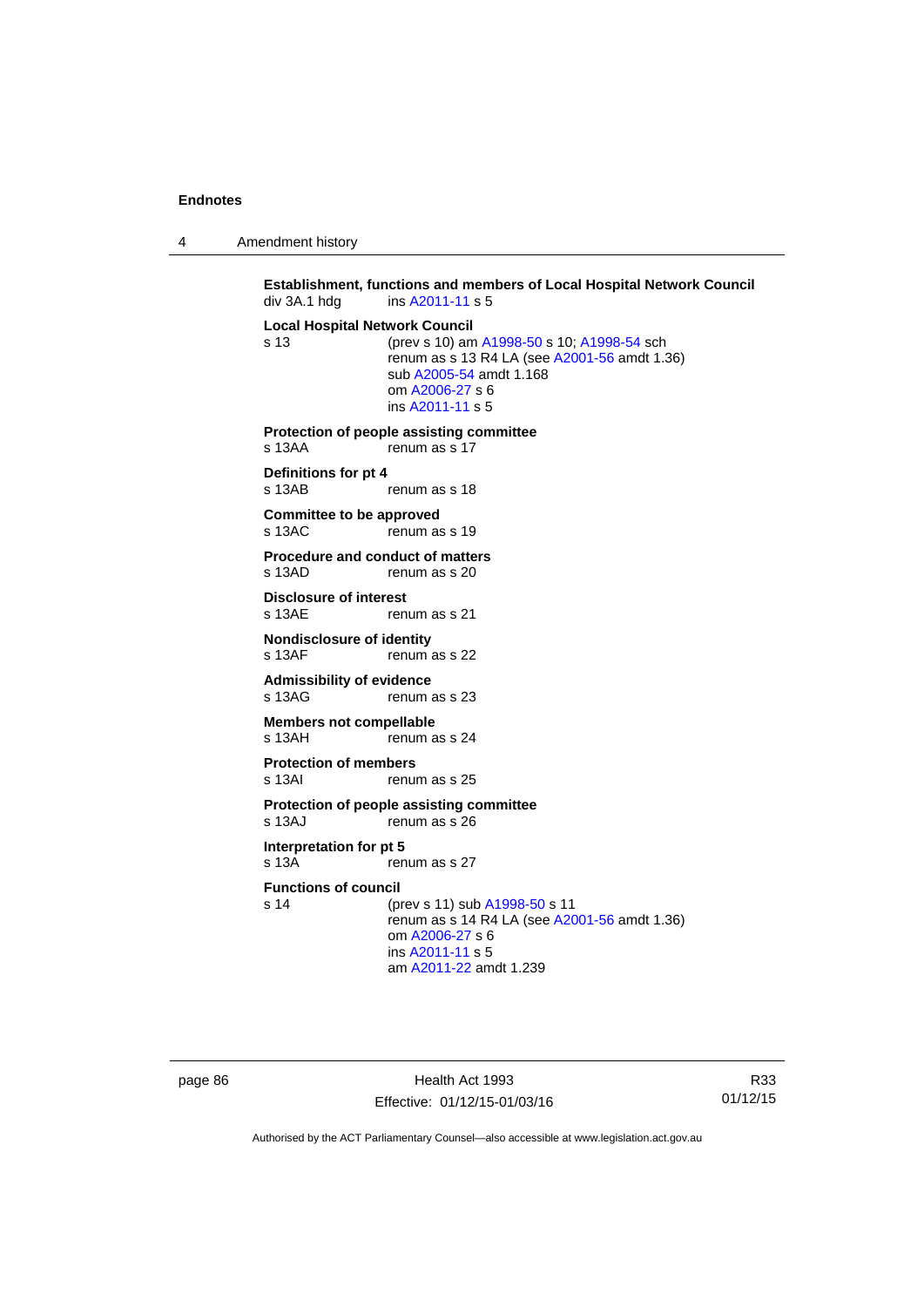**Establishment, functions and members of Local Hospital Network Council**
div 3A.1 hdg ins A2011-11 s 5

**Local Hospital Network Council**
s 13 (prev s 10) am A1998-50 s 10; A1998-54 sch
renum as s 13 R4 LA (see A2001-56 amdt 1.36)
sub A2005-54 amdt 1.168
om A2006-27 s 6
ins A2011-11 s 5

**Protection of people assisting committee**
s 13AA renum as s 17

**Definitions for pt 4**
s 13AB renum as s 18

**Committee to be approved**
s 13AC renum as s 19

**Procedure and conduct of matters**
s 13AD renum as s 20

**Disclosure of interest**
s 13AE renum as s 21

**Nondisclosure of identity**
s 13AF renum as s 22

**Admissibility of evidence**
s 13AG renum as s 23

**Members not compellable**
s 13AH renum as s 24

**Protection of members**
s 13AI renum as s 25

**Protection of people assisting committee**
s 13AJ renum as s 26

**Interpretation for pt 5**
s 13A renum as s 27

**Functions of council**
s 14 (prev s 11) sub A1998-50 s 11
renum as s 14 R4 LA (see A2001-56 amdt 1.36)
om A2006-27 s 6
ins A2011-11 s 5
am A2011-22 amdt 1.239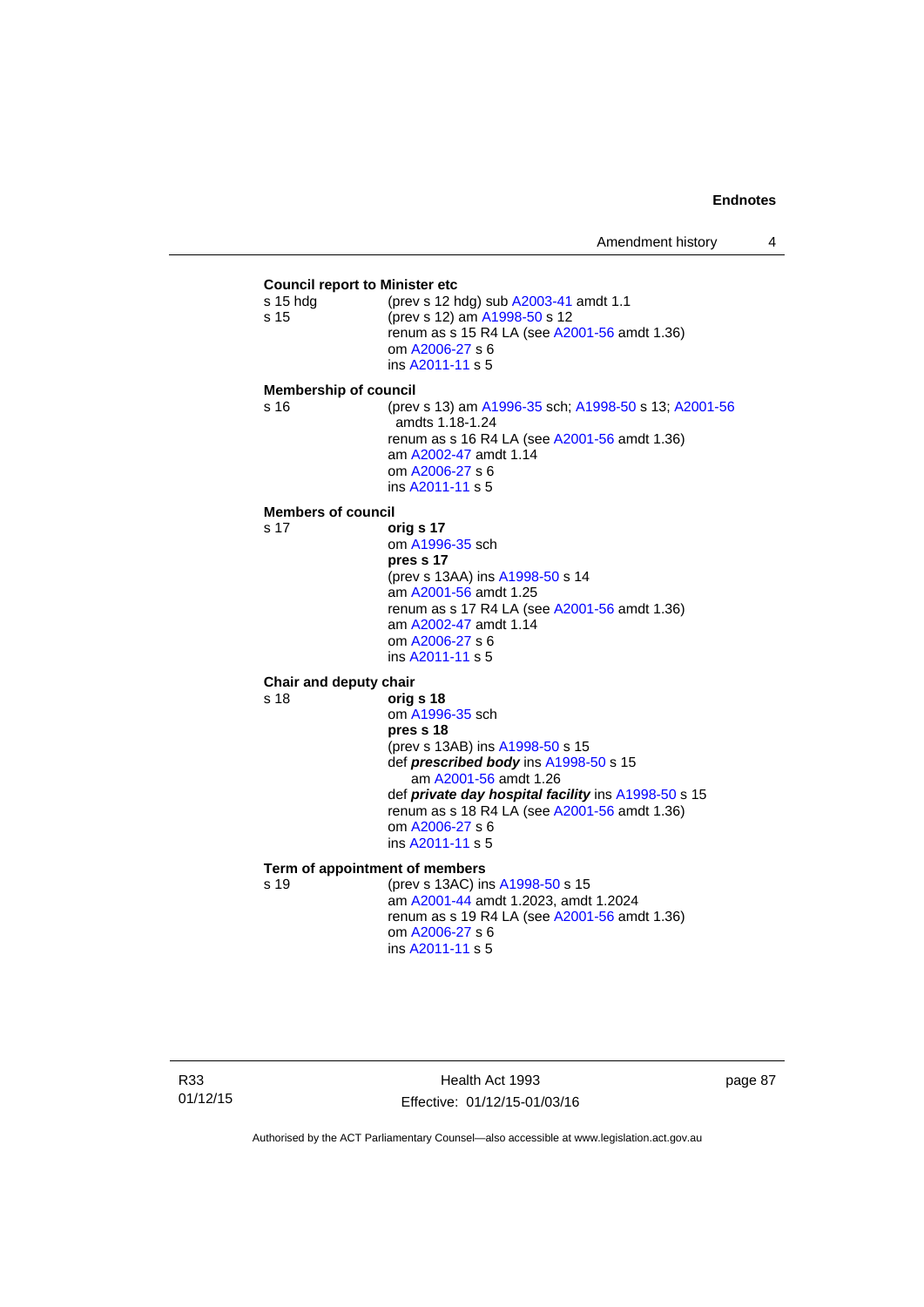**Council report to Minister etc**

s 15 hdg (prev s 12 hdg) sub A2003-41 amdt 1.1

s 15 (prev s 12) am A1998-50 s 12
renum as s 15 R4 LA (see A2001-56 amdt 1.36)
om A2006-27 s 6
ins A2011-11 s 5

**Membership of council**

s 16 (prev s 13) am A1996-35 sch; A1998-50 s 13; A2001-56 amdts 1.18-1.24
renum as s 16 R4 LA (see A2001-56 amdt 1.36)
am A2002-47 amdt 1.14
om A2006-27 s 6
ins A2011-11 s 5

**Members of council**

s 17 **orig s 17**
om A1996-35 sch
**pres s 17**
(prev s 13AA) ins A1998-50 s 14
am A2001-56 amdt 1.25
renum as s 17 R4 LA (see A2001-56 amdt 1.36)
am A2002-47 amdt 1.14
om A2006-27 s 6
ins A2011-11 s 5

**Chair and deputy chair**

s 18 **orig s 18**
om A1996-35 sch
**pres s 18**
(prev s 13AB) ins A1998-50 s 15
def ***prescribed body*** ins A1998-50 s 15
am A2001-56 amdt 1.26
def ***private day hospital facility*** ins A1998-50 s 15
renum as s 18 R4 LA (see A2001-56 amdt 1.36)
om A2006-27 s 6
ins A2011-11 s 5

**Term of appointment of members**

s 19 (prev s 13AC) ins A1998-50 s 15
am A2001-44 amdt 1.2023, amdt 1.2024
renum as s 19 R4 LA (see A2001-56 amdt 1.36)
om A2006-27 s 6
ins A2011-11 s 5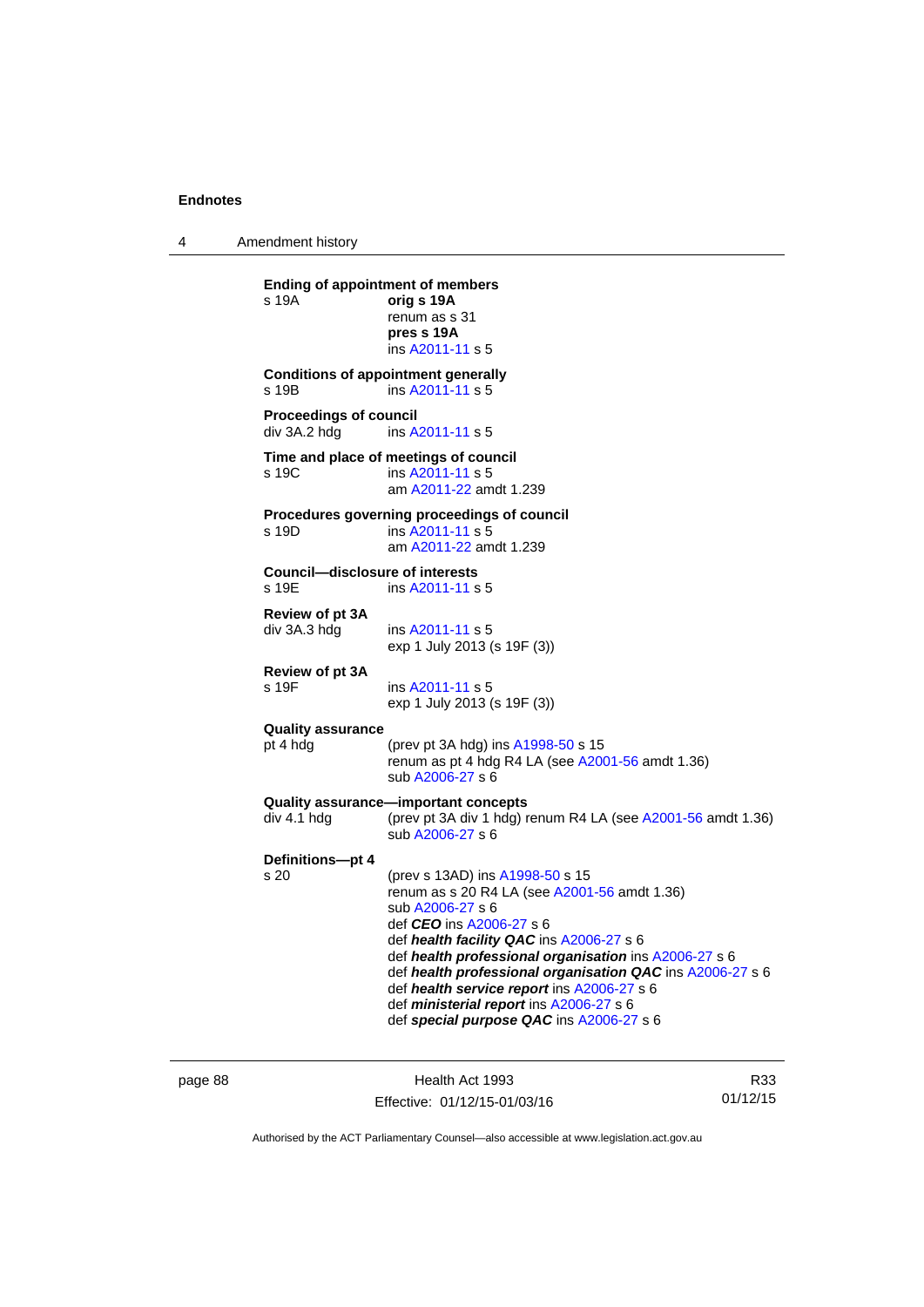**Ending of appointment of members**

s 19A **orig s 19A**
renum as s 31
**pres s 19A**
ins A2011-11 s 5

**Conditions of appointment generally**

s 19B ins A2011-11 s 5

**Proceedings of council**

div 3A.2 hdg ins A2011-11 s 5

**Time and place of meetings of council**

s 19C ins A2011-11 s 5
am A2011-22 amdt 1.239

**Procedures governing proceedings of council**

s 19D ins A2011-11 s 5
am A2011-22 amdt 1.239

**Council—disclosure of interests**

s 19E ins A2011-11 s 5

**Review of pt 3A**

div 3A.3 hdg ins A2011-11 s 5
exp 1 July 2013 (s 19F (3))

**Review of pt 3A**

s 19F ins A2011-11 s 5
exp 1 July 2013 (s 19F (3))

**Quality assurance**

pt 4 hdg (prev pt 3A hdg) ins A1998-50 s 15
renum as pt 4 hdg R4 LA (see A2001-56 amdt 1.36)
sub A2006-27 s 6

**Quality assurance—important concepts**

div 4.1 hdg (prev pt 3A div 1 hdg) renum R4 LA (see A2001-56 amdt 1.36)
sub A2006-27 s 6

**Definitions—pt 4**

s 20 (prev s 13AD) ins A1998-50 s 15
renum as s 20 R4 LA (see A2001-56 amdt 1.36)
sub A2006-27 s 6
def ***CEO*** ins A2006-27 s 6
def ***health facility QAC*** ins A2006-27 s 6
def ***health professional organisation*** ins A2006-27 s 6
def ***health professional organisation QAC*** ins A2006-27 s 6
def ***health service report*** ins A2006-27 s 6
def ***ministerial report*** ins A2006-27 s 6
def ***special purpose QAC*** ins A2006-27 s 6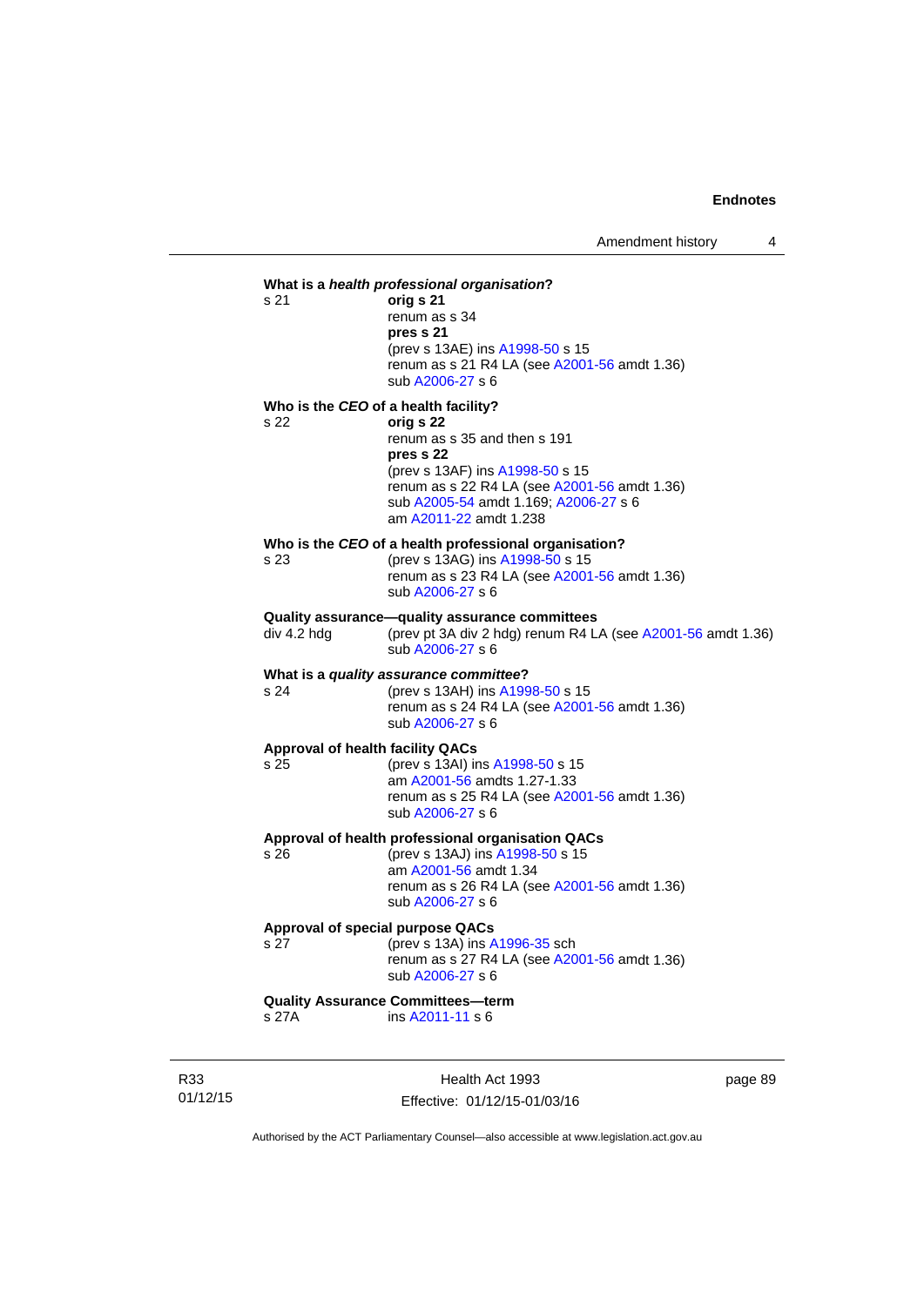**What is a *health professional organisation*?**

s 21 **orig s 21**
renum as s 34
**pres s 21**
(prev s 13AE) ins A1998-50 s 15
renum as s 21 R4 LA (see A2001-56 amdt 1.36)
sub A2006-27 s 6

**Who is the *CEO* of a health facility?**

s 22 **orig s 22**
renum as s 35 and then s 191
**pres s 22**
(prev s 13AF) ins A1998-50 s 15
renum as s 22 R4 LA (see A2001-56 amdt 1.36)
sub A2005-54 amdt 1.169; A2006-27 s 6
am A2011-22 amdt 1.238

**Who is the *CEO* of a health professional organisation?**

s 23 (prev s 13AG) ins A1998-50 s 15
renum as s 23 R4 LA (see A2001-56 amdt 1.36)
sub A2006-27 s 6

**Quality assurance—quality assurance committees**

div 4.2 hdg (prev pt 3A div 2 hdg) renum R4 LA (see A2001-56 amdt 1.36)
sub A2006-27 s 6

**What is a *quality assurance committee*?**

s 24 (prev s 13AH) ins A1998-50 s 15
renum as s 24 R4 LA (see A2001-56 amdt 1.36)
sub A2006-27 s 6

**Approval of health facility QACs**

s 25 (prev s 13AI) ins A1998-50 s 15
am A2001-56 amdts 1.27-1.33
renum as s 25 R4 LA (see A2001-56 amdt 1.36)
sub A2006-27 s 6

**Approval of health professional organisation QACs**

s 26 (prev s 13AJ) ins A1998-50 s 15
am A2001-56 amdt 1.34
renum as s 26 R4 LA (see A2001-56 amdt 1.36)
sub A2006-27 s 6

**Approval of special purpose QACs**

s 27 (prev s 13A) ins A1996-35 sch
renum as s 27 R4 LA (see A2001-56 amdt 1.36)
sub A2006-27 s 6

**Quality Assurance Committees—term**

s 27A ins A2011-11 s 6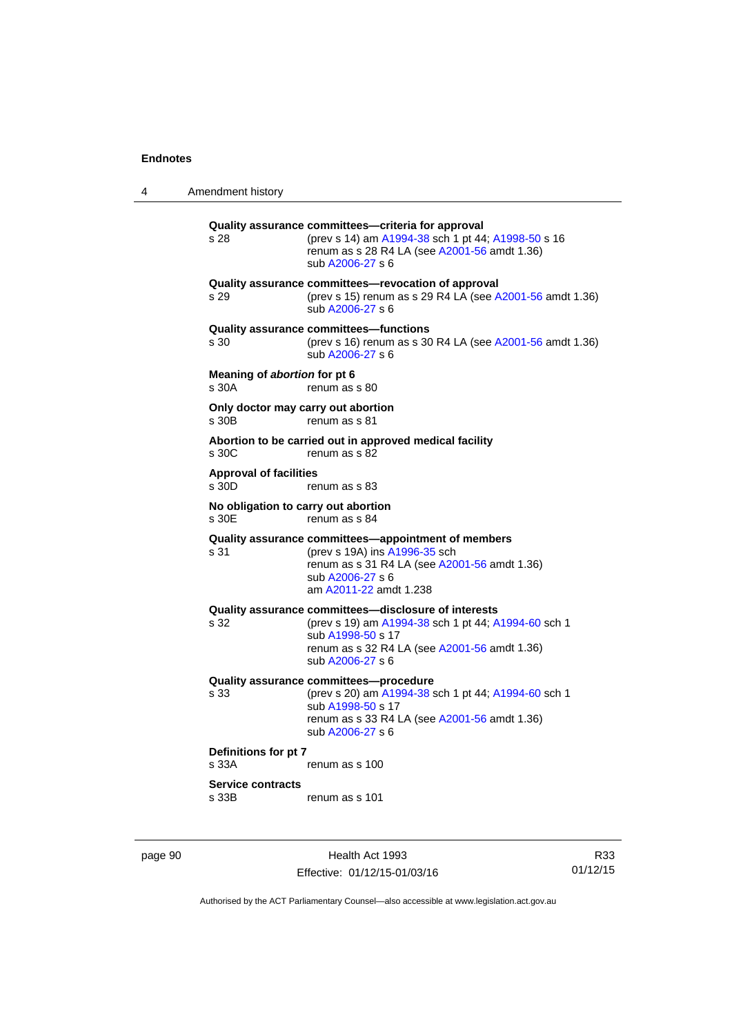**Quality assurance committees—criteria for approval**

s 28 (prev s 14) am A1994-38 sch 1 pt 44; A1998-50 s 16
renum as s 28 R4 LA (see A2001-56 amdt 1.36)
sub A2006-27 s 6

**Quality assurance committees—revocation of approval**

s 29 (prev s 15) renum as s 29 R4 LA (see A2001-56 amdt 1.36)
sub A2006-27 s 6

**Quality assurance committees—functions**

s 30 (prev s 16) renum as s 30 R4 LA (see A2001-56 amdt 1.36)
sub A2006-27 s 6

**Meaning of *abortion* for pt 6**

s 30A renum as s 80

**Only doctor may carry out abortion**

s 30B renum as s 81

**Abortion to be carried out in approved medical facility**

s 30C renum as s 82

**Approval of facilities**

s 30D renum as s 83

**No obligation to carry out abortion**

s 30E renum as s 84

**Quality assurance committees—appointment of members**

s 31 (prev s 19A) ins A1996-35 sch
renum as s 31 R4 LA (see A2001-56 amdt 1.36)
sub A2006-27 s 6
am A2011-22 amdt 1.238

**Quality assurance committees—disclosure of interests**

s 32 (prev s 19) am A1994-38 sch 1 pt 44; A1994-60 sch 1
sub A1998-50 s 17
renum as s 32 R4 LA (see A2001-56 amdt 1.36)
sub A2006-27 s 6

**Quality assurance committees—procedure**

s 33 (prev s 20) am A1994-38 sch 1 pt 44; A1994-60 sch 1
sub A1998-50 s 17
renum as s 33 R4 LA (see A2001-56 amdt 1.36)
sub A2006-27 s 6

**Definitions for pt 7**

s 33A renum as s 100

**Service contracts**

s 33B renum as s 101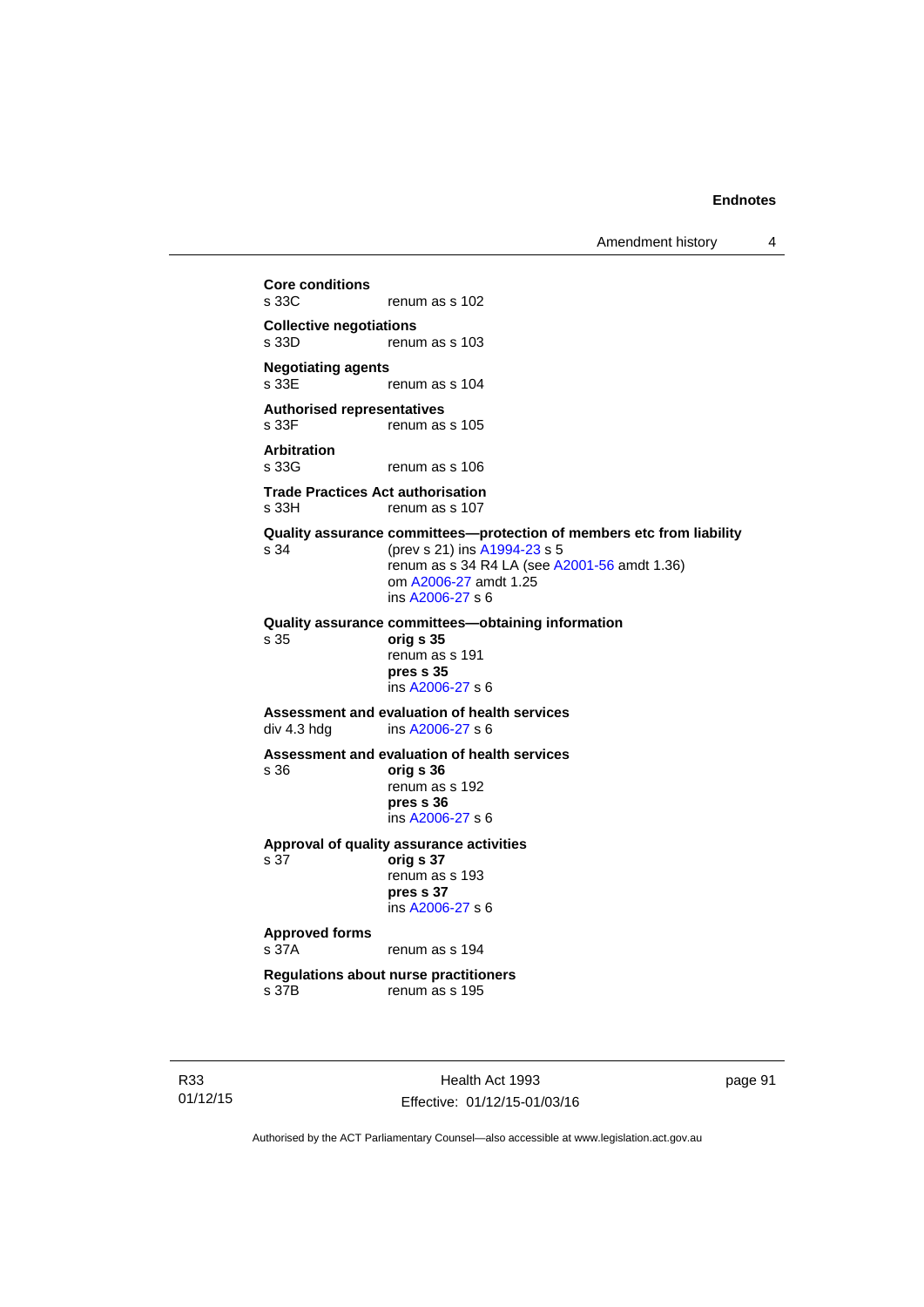**Core conditions**
s 33C renum as s 102

**Collective negotiations**
s 33D renum as s 103

**Negotiating agents**
s 33E renum as s 104

**Authorised representatives**
s 33F renum as s 105

**Arbitration**
s 33G renum as s 106

**Trade Practices Act authorisation**
s 33H renum as s 107

**Quality assurance committees—protection of members etc from liability**
s 34 (prev s 21) ins A1994-23 s 5
renum as s 34 R4 LA (see A2001-56 amdt 1.36)
om A2006-27 amdt 1.25
ins A2006-27 s 6

**Quality assurance committees—obtaining information**
s 35 **orig s 35**
renum as s 191
**pres s 35**
ins A2006-27 s 6

**Assessment and evaluation of health services**
div 4.3 hdg ins A2006-27 s 6

**Assessment and evaluation of health services**
s 36 **orig s 36**
renum as s 192
**pres s 36**
ins A2006-27 s 6

**Approval of quality assurance activities**
s 37 **orig s 37**
renum as s 193
**pres s 37**
ins A2006-27 s 6

**Approved forms**
s 37A renum as s 194

**Regulations about nurse practitioners**
s 37B renum as s 195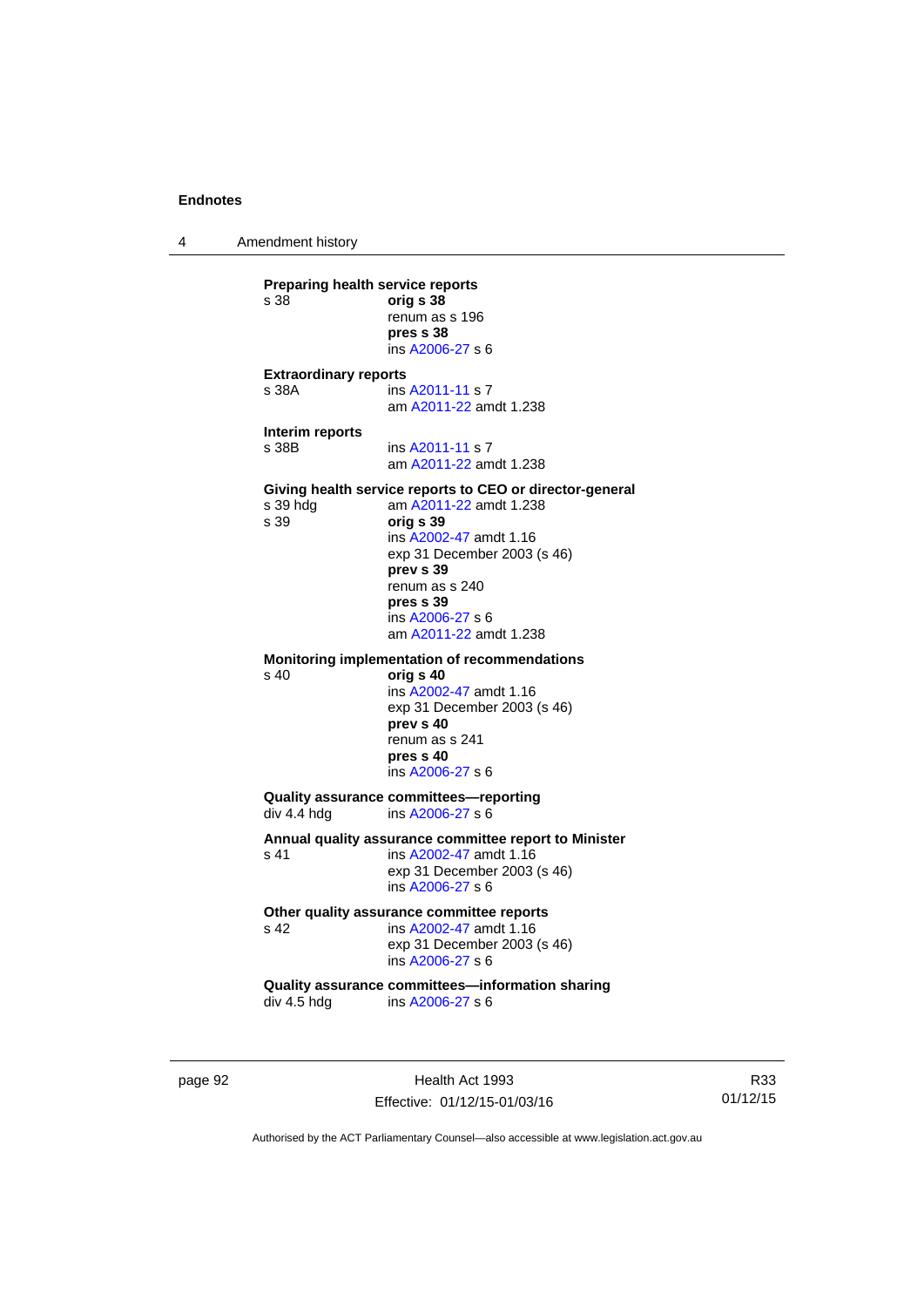**Preparing health service reports**

s 38 — **orig s 38**
renum as s 196
**pres s 38**
ins A2006-27 s 6

**Extraordinary reports**

s 38A — ins A2011-11 s 7
am A2011-22 amdt 1.238

**Interim reports**

s 38B — ins A2011-11 s 7
am A2011-22 amdt 1.238

**Giving health service reports to CEO or director-general**

s 39 hdg — am A2011-22 amdt 1.238

s 39 — **orig s 39**
ins A2002-47 amdt 1.16
exp 31 December 2003 (s 46)
**prev s 39**
renum as s 240
**pres s 39**
ins A2006-27 s 6
am A2011-22 amdt 1.238

**Monitoring implementation of recommendations**

s 40 — **orig s 40**
ins A2002-47 amdt 1.16
exp 31 December 2003 (s 46)
**prev s 40**
renum as s 241
**pres s 40**
ins A2006-27 s 6

**Quality assurance committees—reporting**

div 4.4 hdg — ins A2006-27 s 6

**Annual quality assurance committee report to Minister**

s 41 — ins A2002-47 amdt 1.16
exp 31 December 2003 (s 46)
ins A2006-27 s 6

**Other quality assurance committee reports**

s 42 — ins A2002-47 amdt 1.16
exp 31 December 2003 (s 46)
ins A2006-27 s 6

**Quality assurance committees—information sharing**

div 4.5 hdg — ins A2006-27 s 6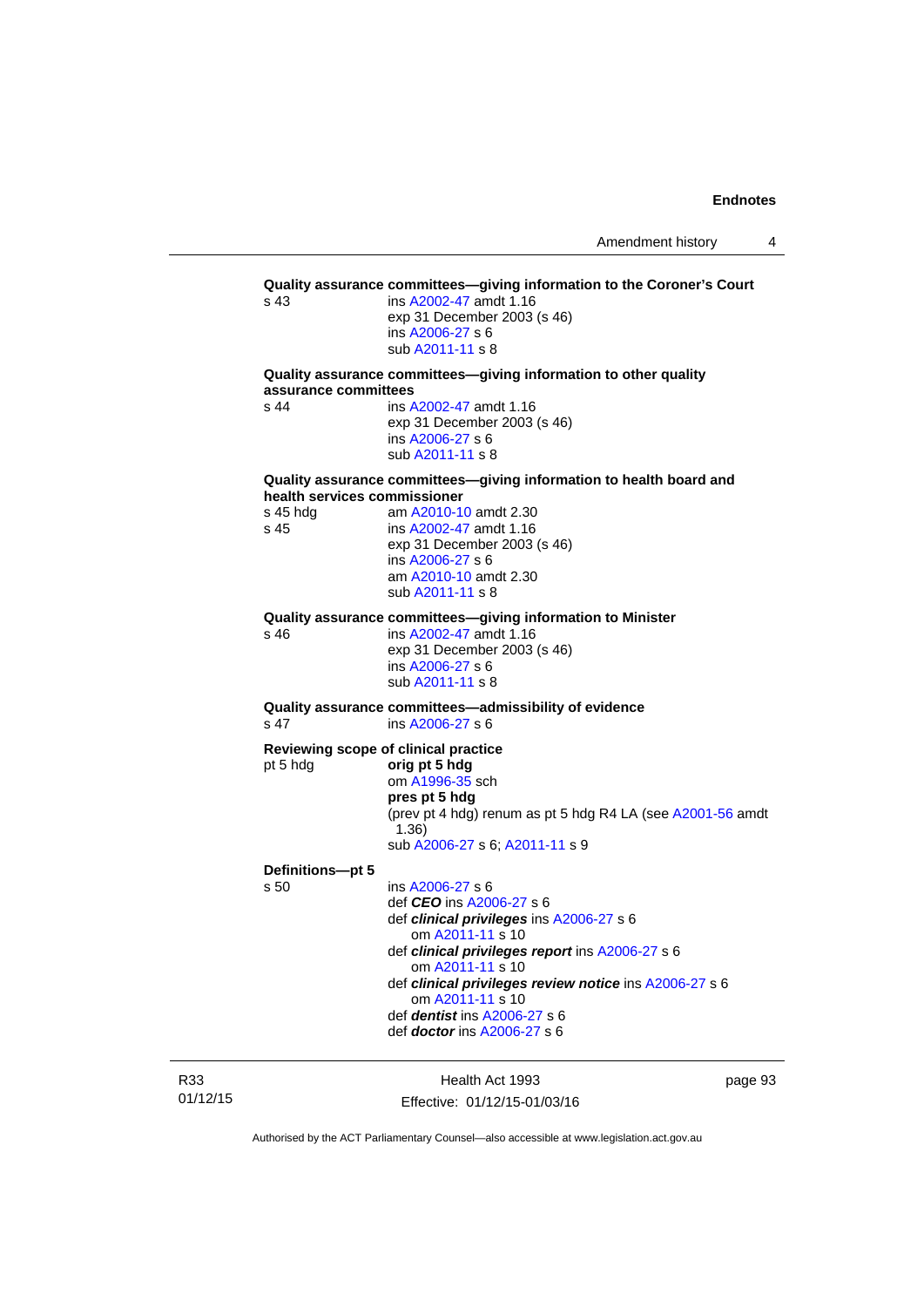**Quality assurance committees—giving information to the Coroner's Court**

s 43 ins A2002-47 amdt 1.16
exp 31 December 2003 (s 46)
ins A2006-27 s 6
sub A2011-11 s 8

**Quality assurance committees—giving information to other quality assurance committees**

s 44 ins A2002-47 amdt 1.16
exp 31 December 2003 (s 46)
ins A2006-27 s 6
sub A2011-11 s 8

**Quality assurance committees—giving information to health board and health services commissioner**

s 45 hdg am A2010-10 amdt 2.30

s 45 ins A2002-47 amdt 1.16
exp 31 December 2003 (s 46)
ins A2006-27 s 6
am A2010-10 amdt 2.30
sub A2011-11 s 8

**Quality assurance committees—giving information to Minister**

s 46 ins A2002-47 amdt 1.16
exp 31 December 2003 (s 46)
ins A2006-27 s 6
sub A2011-11 s 8

**Quality assurance committees—admissibility of evidence**

s 47 ins A2006-27 s 6

**Reviewing scope of clinical practice**

pt 5 hdg **orig pt 5 hdg**
om A1996-35 sch
**pres pt 5 hdg**
(prev pt 4 hdg) renum as pt 5 hdg R4 LA (see A2001-56 amdt 1.36)
sub A2006-27 s 6; A2011-11 s 9

**Definitions—pt 5**

s 50 ins A2006-27 s 6
def ***CEO*** ins A2006-27 s 6
def ***clinical privileges*** ins A2006-27 s 6
om A2011-11 s 10
def ***clinical privileges report*** ins A2006-27 s 6
om A2011-11 s 10
def ***clinical privileges review notice*** ins A2006-27 s 6
om A2011-11 s 10
def ***dentist*** ins A2006-27 s 6
def ***doctor*** ins A2006-27 s 6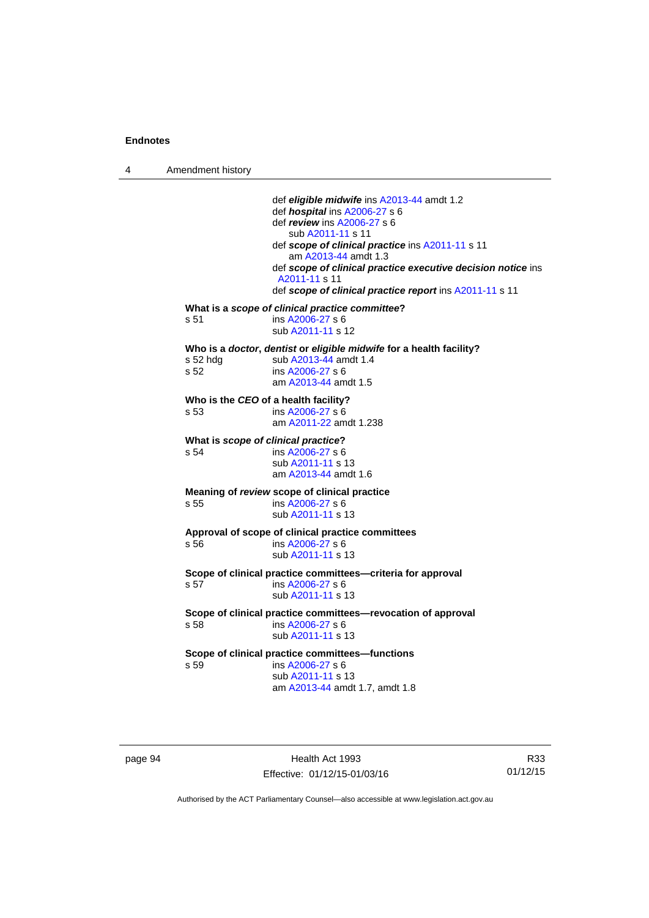def ***eligible midwife*** ins A2013-44 amdt 1.2
def ***hospital*** ins A2006-27 s 6
def ***review*** ins A2006-27 s 6
sub A2011-11 s 11
def ***scope of clinical practice*** ins A2011-11 s 11
am A2013-44 amdt 1.3
def ***scope of clinical practice executive decision notice*** ins A2011-11 s 11
def ***scope of clinical practice report*** ins A2011-11 s 11

**What is a *scope of clinical practice committee*?**
s 51 ins A2006-27 s 6
sub A2011-11 s 12

**Who is a *doctor*, *dentist* or *eligible midwife* for a health facility?**
s 52 hdg sub A2013-44 amdt 1.4
s 52 ins A2006-27 s 6
am A2013-44 amdt 1.5

**Who is the *CEO* of a health facility?**
s 53 ins A2006-27 s 6
am A2011-22 amdt 1.238

**What is *scope of clinical practice*?**
s 54 ins A2006-27 s 6
sub A2011-11 s 13
am A2013-44 amdt 1.6

**Meaning of *review* scope of clinical practice**
s 55 ins A2006-27 s 6
sub A2011-11 s 13

**Approval of scope of clinical practice committees**
s 56 ins A2006-27 s 6
sub A2011-11 s 13

**Scope of clinical practice committees—criteria for approval**
s 57 ins A2006-27 s 6
sub A2011-11 s 13

**Scope of clinical practice committees—revocation of approval**
s 58 ins A2006-27 s 6
sub A2011-11 s 13

**Scope of clinical practice committees—functions**
s 59 ins A2006-27 s 6
sub A2011-11 s 13
am A2013-44 amdt 1.7, amdt 1.8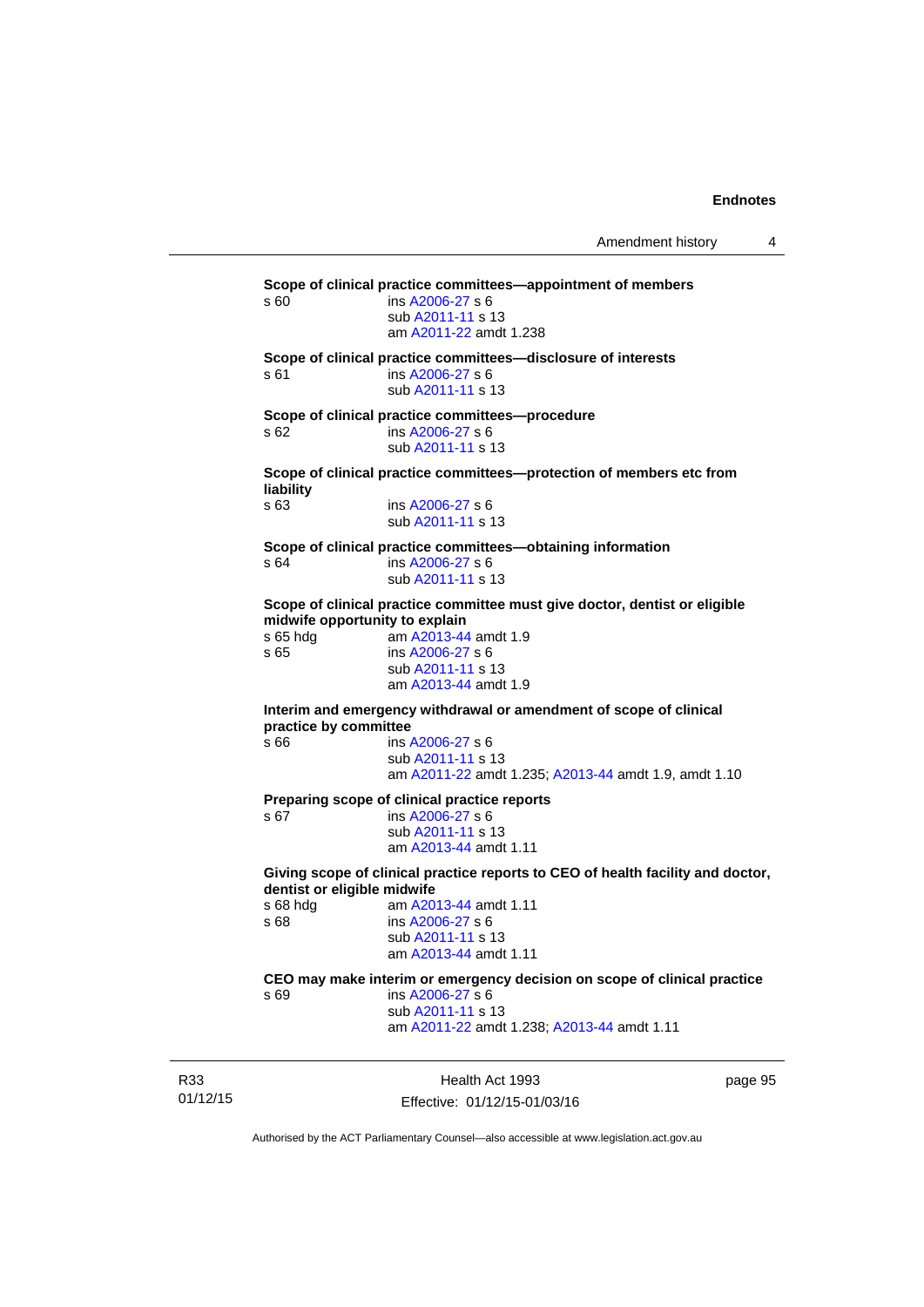**Scope of clinical practice committees—appointment of members**

s 60 ins A2006-27 s 6
sub A2011-11 s 13
am A2011-22 amdt 1.238

**Scope of clinical practice committees—disclosure of interests**

s 61 ins A2006-27 s 6
sub A2011-11 s 13

**Scope of clinical practice committees—procedure**

s 62 ins A2006-27 s 6
sub A2011-11 s 13

**Scope of clinical practice committees—protection of members etc from liability**

s 63 ins A2006-27 s 6
sub A2011-11 s 13

**Scope of clinical practice committees—obtaining information**

s 64 ins A2006-27 s 6
sub A2011-11 s 13

**Scope of clinical practice committee must give doctor, dentist or eligible midwife opportunity to explain**

s 65 hdg am A2013-44 amdt 1.9
s 65 ins A2006-27 s 6
sub A2011-11 s 13
am A2013-44 amdt 1.9

**Interim and emergency withdrawal or amendment of scope of clinical practice by committee**

s 66 ins A2006-27 s 6
sub A2011-11 s 13
am A2011-22 amdt 1.235; A2013-44 amdt 1.9, amdt 1.10

**Preparing scope of clinical practice reports**

s 67 ins A2006-27 s 6
sub A2011-11 s 13
am A2013-44 amdt 1.11

**Giving scope of clinical practice reports to CEO of health facility and doctor, dentist or eligible midwife**

s 68 hdg am A2013-44 amdt 1.11
s 68 ins A2006-27 s 6
sub A2011-11 s 13
am A2013-44 amdt 1.11

**CEO may make interim or emergency decision on scope of clinical practice**

s 69 ins A2006-27 s 6
sub A2011-11 s 13
am A2011-22 amdt 1.238; A2013-44 amdt 1.11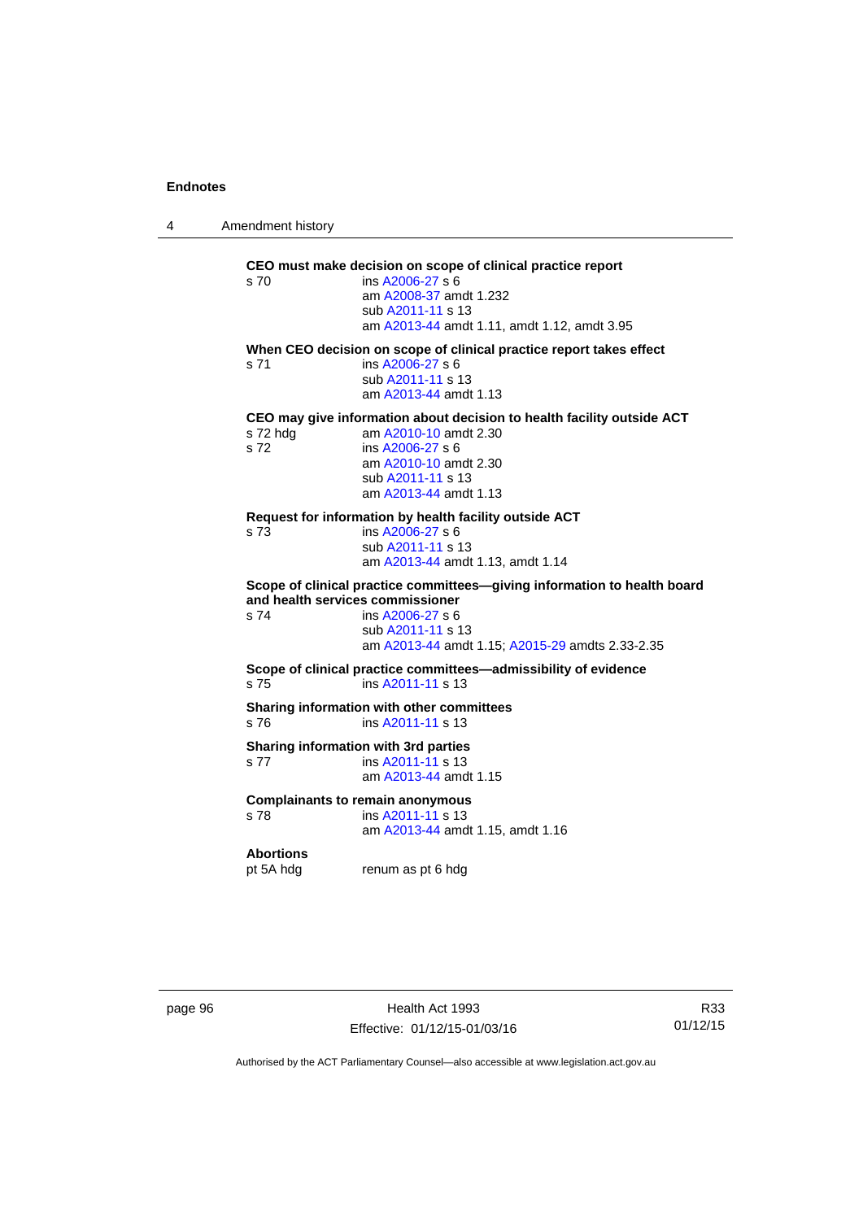**CEO must make decision on scope of clinical practice report**

s 70 ins A2006-27 s 6
am A2008-37 amdt 1.232
sub A2011-11 s 13
am A2013-44 amdt 1.11, amdt 1.12, amdt 3.95

**When CEO decision on scope of clinical practice report takes effect**

s 71 ins A2006-27 s 6
sub A2011-11 s 13
am A2013-44 amdt 1.13

**CEO may give information about decision to health facility outside ACT**

s 72 hdg am A2010-10 amdt 2.30
s 72 ins A2006-27 s 6
am A2010-10 amdt 2.30
sub A2011-11 s 13
am A2013-44 amdt 1.13

**Request for information by health facility outside ACT**

s 73 ins A2006-27 s 6
sub A2011-11 s 13
am A2013-44 amdt 1.13, amdt 1.14

**Scope of clinical practice committees—giving information to health board and health services commissioner**

s 74 ins A2006-27 s 6
sub A2011-11 s 13
am A2013-44 amdt 1.15; A2015-29 amdts 2.33-2.35

**Scope of clinical practice committees—admissibility of evidence**

s 75 ins A2011-11 s 13

**Sharing information with other committees**

s 76 ins A2011-11 s 13

**Sharing information with 3rd parties**

s 77 ins A2011-11 s 13
am A2013-44 amdt 1.15

**Complainants to remain anonymous**

s 78 ins A2011-11 s 13
am A2013-44 amdt 1.15, amdt 1.16

**Abortions**

pt 5A hdg renum as pt 6 hdg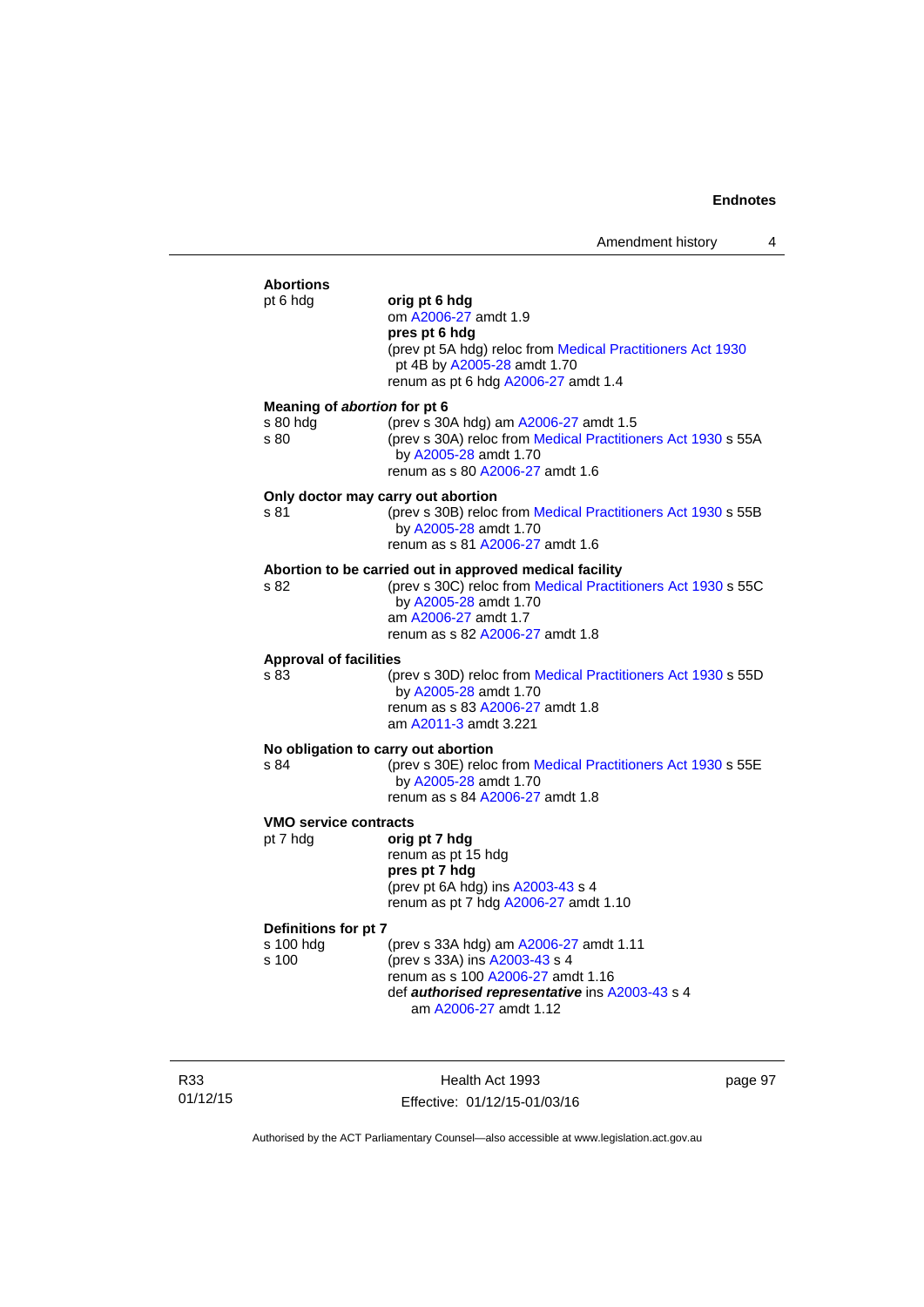**Abortions**

pt 6 hdg — **orig pt 6 hdg**
om A2006-27 amdt 1.9
**pres pt 6 hdg**
(prev pt 5A hdg) reloc from Medical Practitioners Act 1930 pt 4B by A2005-28 amdt 1.70
renum as pt 6 hdg A2006-27 amdt 1.4

**Meaning of *abortion* for pt 6**

s 80 hdg — (prev s 30A hdg) am A2006-27 amdt 1.5

s 80 — (prev s 30A) reloc from Medical Practitioners Act 1930 s 55A by A2005-28 amdt 1.70
renum as s 80 A2006-27 amdt 1.6

**Only doctor may carry out abortion**

s 81 — (prev s 30B) reloc from Medical Practitioners Act 1930 s 55B by A2005-28 amdt 1.70
renum as s 81 A2006-27 amdt 1.6

**Abortion to be carried out in approved medical facility**

s 82 — (prev s 30C) reloc from Medical Practitioners Act 1930 s 55C by A2005-28 amdt 1.70
am A2006-27 amdt 1.7
renum as s 82 A2006-27 amdt 1.8

**Approval of facilities**

s 83 — (prev s 30D) reloc from Medical Practitioners Act 1930 s 55D by A2005-28 amdt 1.70
renum as s 83 A2006-27 amdt 1.8
am A2011-3 amdt 3.221

**No obligation to carry out abortion**

s 84 — (prev s 30E) reloc from Medical Practitioners Act 1930 s 55E by A2005-28 amdt 1.70
renum as s 84 A2006-27 amdt 1.8

**VMO service contracts**

pt 7 hdg — **orig pt 7 hdg**
renum as pt 15 hdg
**pres pt 7 hdg**
(prev pt 6A hdg) ins A2003-43 s 4
renum as pt 7 hdg A2006-27 amdt 1.10

**Definitions for pt 7**

s 100 hdg — (prev s 33A hdg) am A2006-27 amdt 1.11

s 100 — (prev s 33A) ins A2003-43 s 4
renum as s 100 A2006-27 amdt 1.16
def ***authorised representative*** ins A2003-43 s 4
am A2006-27 amdt 1.12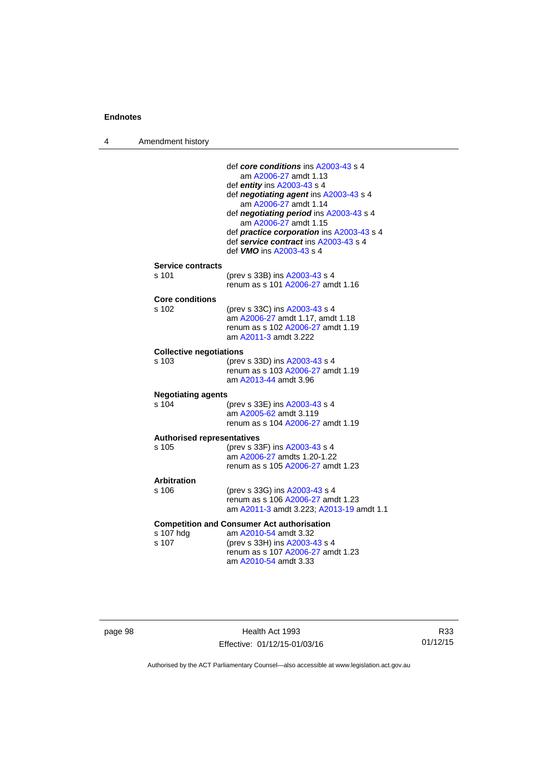def ***core conditions*** ins A2003-43 s 4
am A2006-27 amdt 1.13
def ***entity*** ins A2003-43 s 4
def ***negotiating agent*** ins A2003-43 s 4
am A2006-27 amdt 1.14
def ***negotiating period*** ins A2003-43 s 4
am A2006-27 amdt 1.15
def ***practice corporation*** ins A2003-43 s 4
def ***service contract*** ins A2003-43 s 4
def ***VMO*** ins A2003-43 s 4

**Service contracts**

s 101 (prev s 33B) ins A2003-43 s 4
renum as s 101 A2006-27 amdt 1.16

**Core conditions**

s 102 (prev s 33C) ins A2003-43 s 4
am A2006-27 amdt 1.17, amdt 1.18
renum as s 102 A2006-27 amdt 1.19
am A2011-3 amdt 3.222

**Collective negotiations**

s 103 (prev s 33D) ins A2003-43 s 4
renum as s 103 A2006-27 amdt 1.19
am A2013-44 amdt 3.96

**Negotiating agents**

s 104 (prev s 33E) ins A2003-43 s 4
am A2005-62 amdt 3.119
renum as s 104 A2006-27 amdt 1.19

**Authorised representatives**

s 105 (prev s 33F) ins A2003-43 s 4
am A2006-27 amdts 1.20-1.22
renum as s 105 A2006-27 amdt 1.23

**Arbitration**

s 106 (prev s 33G) ins A2003-43 s 4
renum as s 106 A2006-27 amdt 1.23
am A2011-3 amdt 3.223; A2013-19 amdt 1.1

**Competition and Consumer Act authorisation**

s 107 hdg am A2010-54 amdt 3.32
s 107 (prev s 33H) ins A2003-43 s 4
renum as s 107 A2006-27 amdt 1.23
am A2010-54 amdt 3.33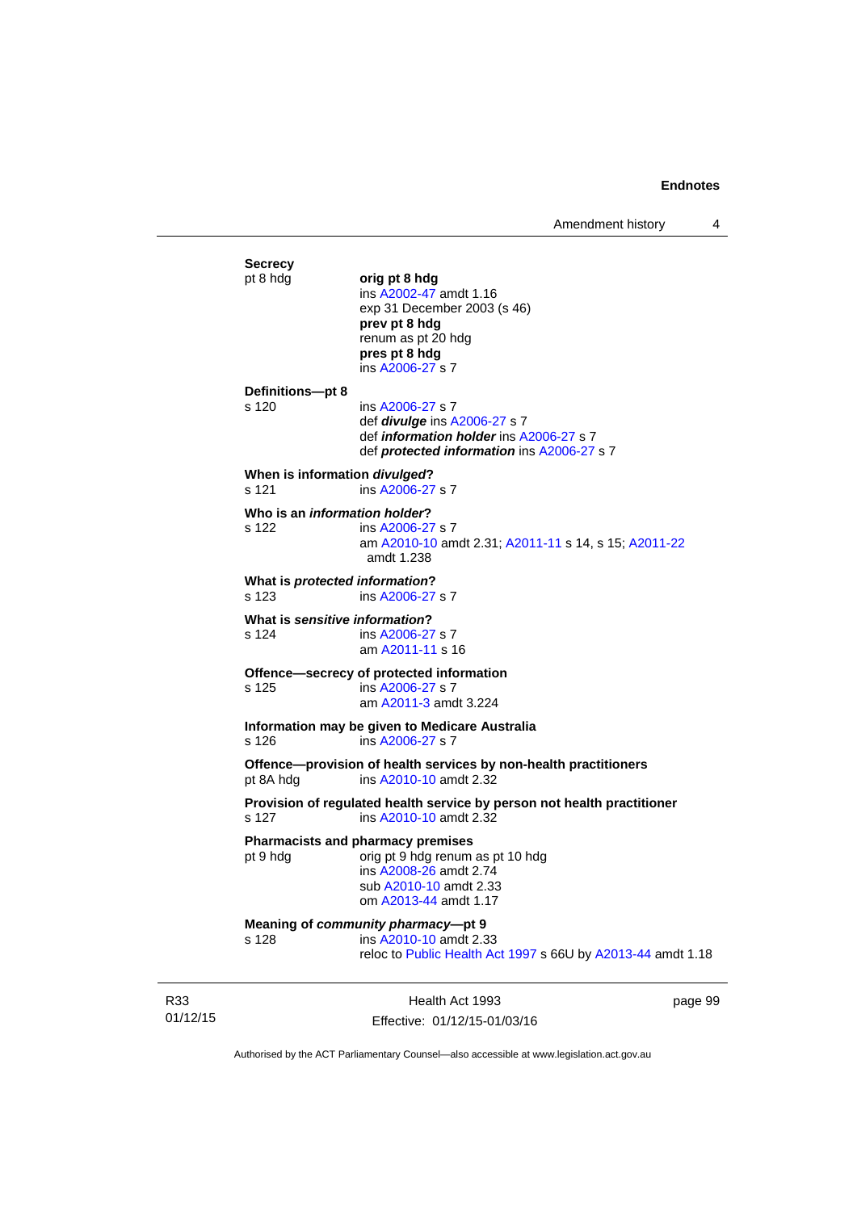**Secrecy**

pt 8 hdg

**orig pt 8 hdg**
ins A2002-47 amdt 1.16
exp 31 December 2003 (s 46)
**prev pt 8 hdg**
renum as pt 20 hdg
**pres pt 8 hdg**
ins A2006-27 s 7

**Definitions—pt 8**

s 120

ins A2006-27 s 7
def ***divulge*** ins A2006-27 s 7
def ***information holder*** ins A2006-27 s 7
def ***protected information*** ins A2006-27 s 7

**When is information *divulged*?**

s 121 ins A2006-27 s 7

**Who is an *information holder*?**

s 122 ins A2006-27 s 7
am A2010-10 amdt 2.31; A2011-11 s 14, s 15; A2011-22 amdt 1.238

**What is *protected information*?**

s 123 ins A2006-27 s 7

**What is *sensitive information*?**

s 124 ins A2006-27 s 7
am A2011-11 s 16

**Offence—secrecy of protected information**

s 125 ins A2006-27 s 7
am A2011-3 amdt 3.224

**Information may be given to Medicare Australia**

s 126 ins A2006-27 s 7

**Offence—provision of health services by non-health practitioners**

pt 8A hdg ins A2010-10 amdt 2.32

**Provision of regulated health service by person not health practitioner**

s 127 ins A2010-10 amdt 2.32

**Pharmacists and pharmacy premises**

pt 9 hdg orig pt 9 hdg renum as pt 10 hdg
ins A2008-26 amdt 2.74
sub A2010-10 amdt 2.33
om A2013-44 amdt 1.17

**Meaning of *community pharmacy*—pt 9**

s 128 ins A2010-10 amdt 2.33
reloc to Public Health Act 1997 s 66U by A2013-44 amdt 1.18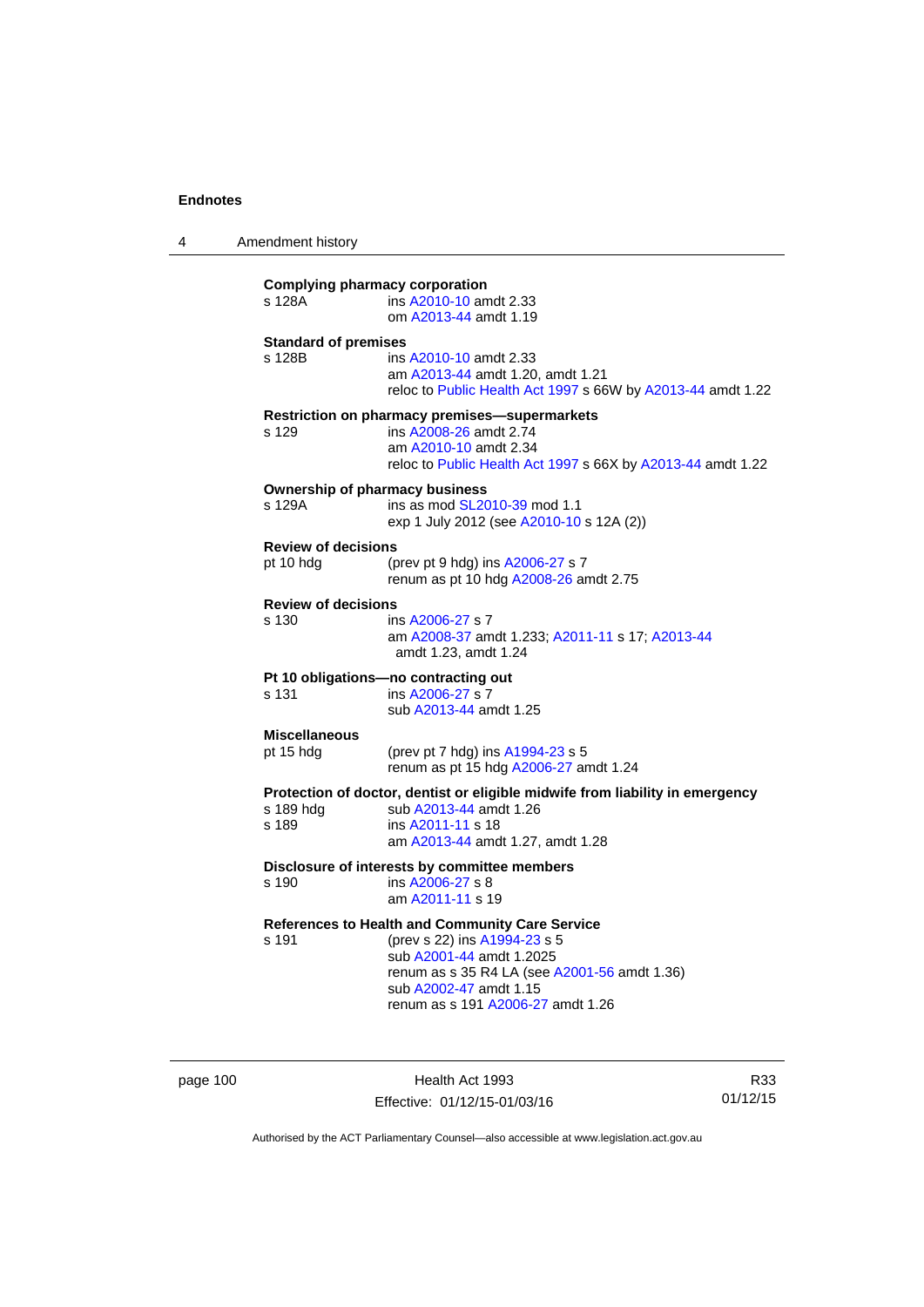**Complying pharmacy corporation**

s 128A ins A2010-10 amdt 2.33
om A2013-44 amdt 1.19

**Standard of premises**

s 128B ins A2010-10 amdt 2.33
am A2013-44 amdt 1.20, amdt 1.21
reloc to Public Health Act 1997 s 66W by A2013-44 amdt 1.22

**Restriction on pharmacy premises—supermarkets**

s 129 ins A2008-26 amdt 2.74
am A2010-10 amdt 2.34
reloc to Public Health Act 1997 s 66X by A2013-44 amdt 1.22

**Ownership of pharmacy business**

s 129A ins as mod SL2010-39 mod 1.1
exp 1 July 2012 (see A2010-10 s 12A (2))

**Review of decisions**

pt 10 hdg (prev pt 9 hdg) ins A2006-27 s 7
renum as pt 10 hdg A2008-26 amdt 2.75

**Review of decisions**

s 130 ins A2006-27 s 7
am A2008-37 amdt 1.233; A2011-11 s 17; A2013-44 amdt 1.23, amdt 1.24

**Pt 10 obligations—no contracting out**

s 131 ins A2006-27 s 7
sub A2013-44 amdt 1.25

**Miscellaneous**

pt 15 hdg (prev pt 7 hdg) ins A1994-23 s 5
renum as pt 15 hdg A2006-27 amdt 1.24

**Protection of doctor, dentist or eligible midwife from liability in emergency**

s 189 hdg sub A2013-44 amdt 1.26
s 189 ins A2011-11 s 18
am A2013-44 amdt 1.27, amdt 1.28

**Disclosure of interests by committee members**

s 190 ins A2006-27 s 8
am A2011-11 s 19

**References to Health and Community Care Service**

s 191 (prev s 22) ins A1994-23 s 5
sub A2001-44 amdt 1.2025
renum as s 35 R4 LA (see A2001-56 amdt 1.36)
sub A2002-47 amdt 1.15
renum as s 191 A2006-27 amdt 1.26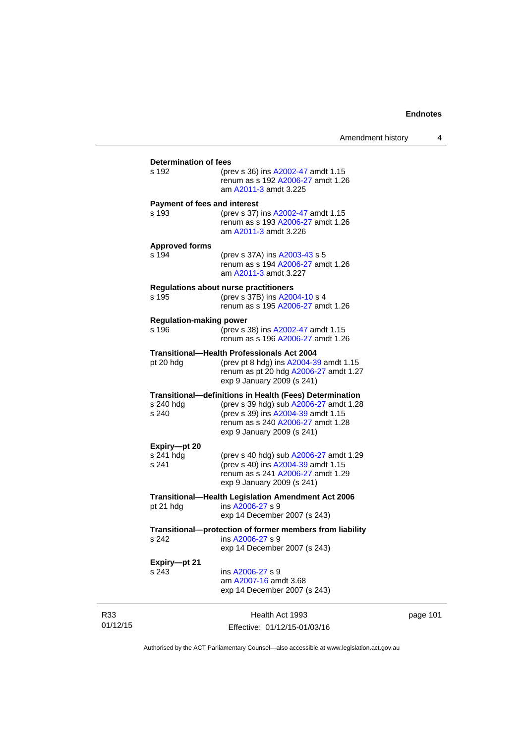**Determination of fees**

s 192 (prev s 36) ins A2002-47 amdt 1.15
renum as s 192 A2006-27 amdt 1.26
am A2011-3 amdt 3.225

**Payment of fees and interest**

s 193 (prev s 37) ins A2002-47 amdt 1.15
renum as s 193 A2006-27 amdt 1.26
am A2011-3 amdt 3.226

**Approved forms**

s 194 (prev s 37A) ins A2003-43 s 5
renum as s 194 A2006-27 amdt 1.26
am A2011-3 amdt 3.227

**Regulations about nurse practitioners**

s 195 (prev s 37B) ins A2004-10 s 4
renum as s 195 A2006-27 amdt 1.26

**Regulation-making power**

s 196 (prev s 38) ins A2002-47 amdt 1.15
renum as s 196 A2006-27 amdt 1.26

**Transitional—Health Professionals Act 2004**

pt 20 hdg (prev pt 8 hdg) ins A2004-39 amdt 1.15
renum as pt 20 hdg A2006-27 amdt 1.27
exp 9 January 2009 (s 241)

**Transitional—definitions in Health (Fees) Determination**

s 240 hdg (prev s 39 hdg) sub A2006-27 amdt 1.28
s 240 (prev s 39) ins A2004-39 amdt 1.15
renum as s 240 A2006-27 amdt 1.28
exp 9 January 2009 (s 241)

**Expiry—pt 20**

s 241 hdg (prev s 40 hdg) sub A2006-27 amdt 1.29
s 241 (prev s 40) ins A2004-39 amdt 1.15
renum as s 241 A2006-27 amdt 1.29
exp 9 January 2009 (s 241)

**Transitional—Health Legislation Amendment Act 2006**

pt 21 hdg ins A2006-27 s 9
exp 14 December 2007 (s 243)

**Transitional—protection of former members from liability**

s 242 ins A2006-27 s 9
exp 14 December 2007 (s 243)

**Expiry—pt 21**

s 243 ins A2006-27 s 9
am A2007-16 amdt 3.68
exp 14 December 2007 (s 243)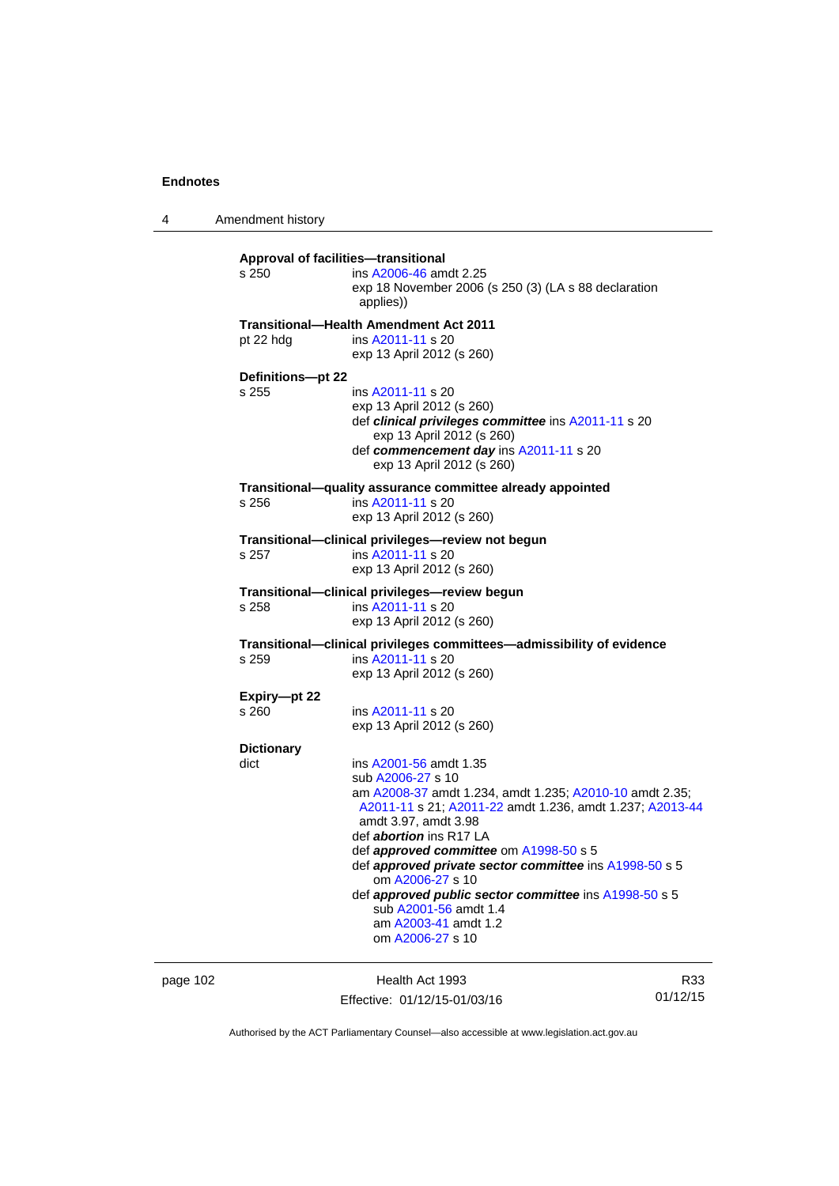**Approval of facilities—transitional**

s 250 — ins A2006-46 amdt 2.25
exp 18 November 2006 (s 250 (3) (LA s 88 declaration applies))

**Transitional—Health Amendment Act 2011**

pt 22 hdg — ins A2011-11 s 20
exp 13 April 2012 (s 260)

**Definitions—pt 22**

s 255 — ins A2011-11 s 20
exp 13 April 2012 (s 260)
def ***clinical privileges committee*** ins A2011-11 s 20
exp 13 April 2012 (s 260)
def ***commencement day*** ins A2011-11 s 20
exp 13 April 2012 (s 260)

**Transitional—quality assurance committee already appointed**

s 256 — ins A2011-11 s 20
exp 13 April 2012 (s 260)

**Transitional—clinical privileges—review not begun**

s 257 — ins A2011-11 s 20
exp 13 April 2012 (s 260)

**Transitional—clinical privileges—review begun**

s 258 — ins A2011-11 s 20
exp 13 April 2012 (s 260)

**Transitional—clinical privileges committees—admissibility of evidence**

s 259 — ins A2011-11 s 20
exp 13 April 2012 (s 260)

**Expiry—pt 22**

s 260 — ins A2011-11 s 20
exp 13 April 2012 (s 260)

**Dictionary**

dict — ins A2001-56 amdt 1.35
sub A2006-27 s 10
am A2008-37 amdt 1.234, amdt 1.235; A2010-10 amdt 2.35; A2011-11 s 21; A2011-22 amdt 1.236, amdt 1.237; A2013-44 amdt 3.97, amdt 3.98
def ***abortion*** ins R17 LA
def ***approved committee*** om A1998-50 s 5
def ***approved private sector committee*** ins A1998-50 s 5
om A2006-27 s 10
def ***approved public sector committee*** ins A1998-50 s 5
sub A2001-56 amdt 1.4
am A2003-41 amdt 1.2
om A2006-27 s 10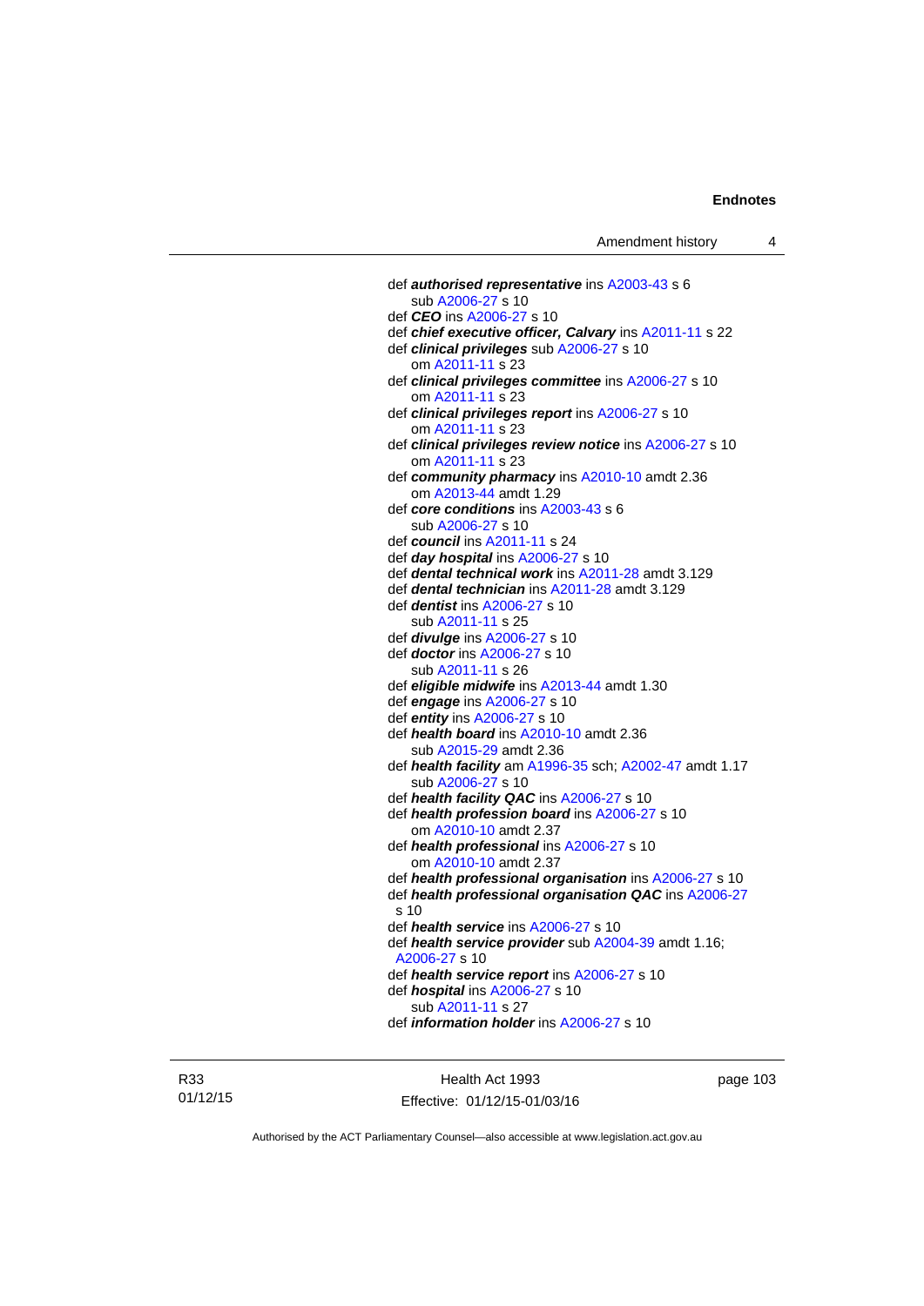def ***authorised representative*** ins A2003-43 s 6
sub A2006-27 s 10
def ***CEO*** ins A2006-27 s 10
def ***chief executive officer, Calvary*** ins A2011-11 s 22
def ***clinical privileges*** sub A2006-27 s 10
om A2011-11 s 23
def ***clinical privileges committee*** ins A2006-27 s 10
om A2011-11 s 23
def ***clinical privileges report*** ins A2006-27 s 10
om A2011-11 s 23
def ***clinical privileges review notice*** ins A2006-27 s 10
om A2011-11 s 23
def ***community pharmacy*** ins A2010-10 amdt 2.36
om A2013-44 amdt 1.29
def ***core conditions*** ins A2003-43 s 6
sub A2006-27 s 10
def ***council*** ins A2011-11 s 24
def ***day hospital*** ins A2006-27 s 10
def ***dental technical work*** ins A2011-28 amdt 3.129
def ***dental technician*** ins A2011-28 amdt 3.129
def ***dentist*** ins A2006-27 s 10
sub A2011-11 s 25
def ***divulge*** ins A2006-27 s 10
def ***doctor*** ins A2006-27 s 10
sub A2011-11 s 26
def ***eligible midwife*** ins A2013-44 amdt 1.30
def ***engage*** ins A2006-27 s 10
def ***entity*** ins A2006-27 s 10
def ***health board*** ins A2010-10 amdt 2.36
sub A2015-29 amdt 2.36
def ***health facility*** am A1996-35 sch; A2002-47 amdt 1.17
sub A2006-27 s 10
def ***health facility QAC*** ins A2006-27 s 10
def ***health profession board*** ins A2006-27 s 10
om A2010-10 amdt 2.37
def ***health professional*** ins A2006-27 s 10
om A2010-10 amdt 2.37
def ***health professional organisation*** ins A2006-27 s 10
def ***health professional organisation QAC*** ins A2006-27 s 10
def ***health service*** ins A2006-27 s 10
def ***health service provider*** sub A2004-39 amdt 1.16; A2006-27 s 10
def ***health service report*** ins A2006-27 s 10
def ***hospital*** ins A2006-27 s 10
sub A2011-11 s 27
def ***information holder*** ins A2006-27 s 10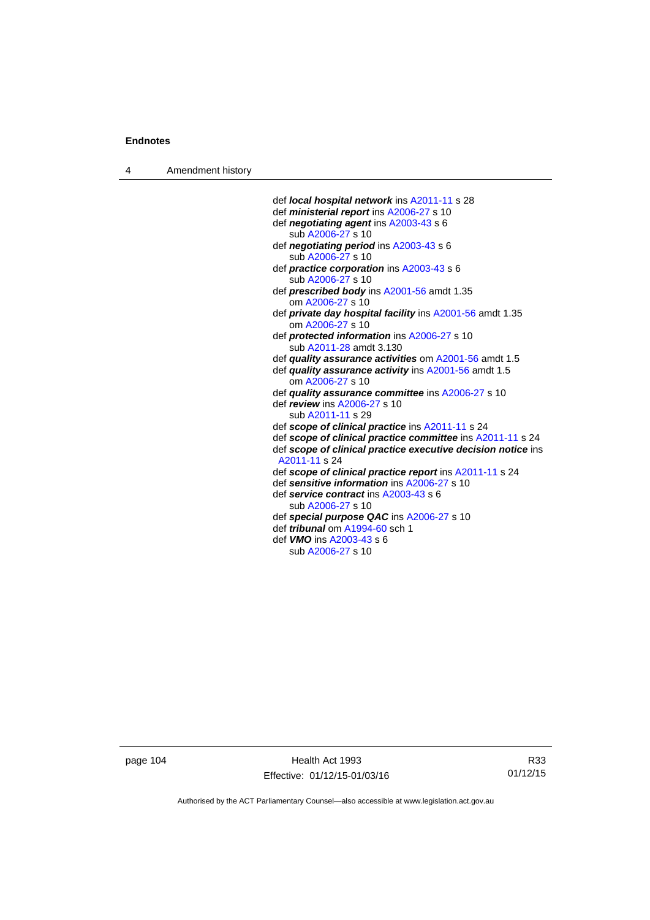def ***local hospital network*** ins A2011-11 s 28
def ***ministerial report*** ins A2006-27 s 10
def ***negotiating agent*** ins A2003-43 s 6
   sub A2006-27 s 10
def ***negotiating period*** ins A2003-43 s 6
   sub A2006-27 s 10
def ***practice corporation*** ins A2003-43 s 6
   sub A2006-27 s 10
def ***prescribed body*** ins A2001-56 amdt 1.35
   om A2006-27 s 10
def ***private day hospital facility*** ins A2001-56 amdt 1.35
   om A2006-27 s 10
def ***protected information*** ins A2006-27 s 10
   sub A2011-28 amdt 3.130
def ***quality assurance activities*** om A2001-56 amdt 1.5
def ***quality assurance activity*** ins A2001-56 amdt 1.5
   om A2006-27 s 10
def ***quality assurance committee*** ins A2006-27 s 10
def ***review*** ins A2006-27 s 10
   sub A2011-11 s 29
def ***scope of clinical practice*** ins A2011-11 s 24
def ***scope of clinical practice committee*** ins A2011-11 s 24
def ***scope of clinical practice executive decision notice*** ins A2011-11 s 24
def ***scope of clinical practice report*** ins A2011-11 s 24
def ***sensitive information*** ins A2006-27 s 10
def ***service contract*** ins A2003-43 s 6
   sub A2006-27 s 10
def ***special purpose QAC*** ins A2006-27 s 10
def ***tribunal*** om A1994-60 sch 1
def ***VMO*** ins A2003-43 s 6
   sub A2006-27 s 10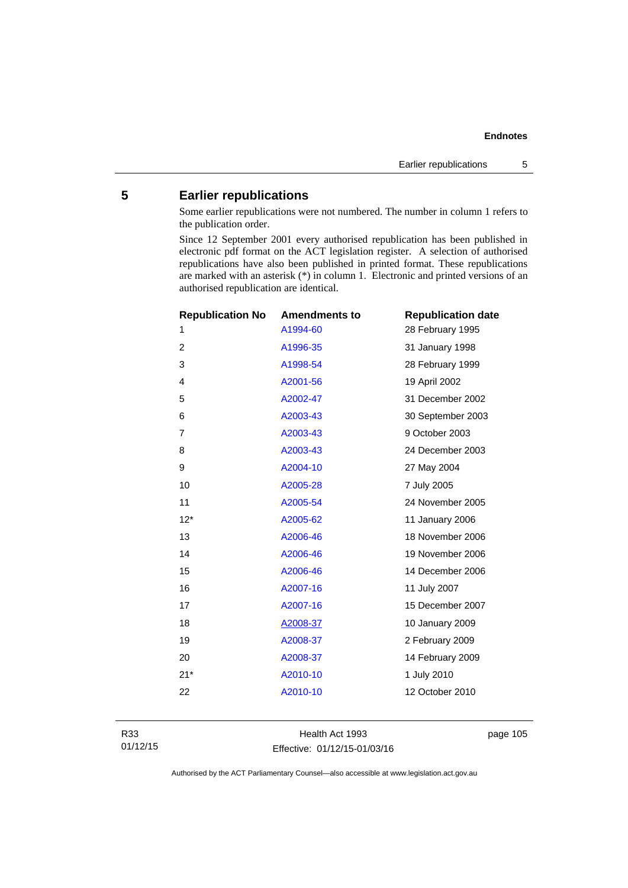## 5 Earlier republications

Some earlier republications were not numbered. The number in column 1 refers to the publication order.

Since 12 September 2001 every authorised republication has been published in electronic pdf format on the ACT legislation register. A selection of authorised republications have also been published in printed format. These republications are marked with an asterisk (*) in column 1. Electronic and printed versions of an authorised republication are identical.

| Republication No | Amendments to | Republication date |
|---|---|---|
| 1 | A1994-60 | 28 February 1995 |
| 2 | A1996-35 | 31 January 1998 |
| 3 | A1998-54 | 28 February 1999 |
| 4 | A2001-56 | 19 April 2002 |
| 5 | A2002-47 | 31 December 2002 |
| 6 | A2003-43 | 30 September 2003 |
| 7 | A2003-43 | 9 October 2003 |
| 8 | A2003-43 | 24 December 2003 |
| 9 | A2004-10 | 27 May 2004 |
| 10 | A2005-28 | 7 July 2005 |
| 11 | A2005-54 | 24 November 2005 |
| 12* | A2005-62 | 11 January 2006 |
| 13 | A2006-46 | 18 November 2006 |
| 14 | A2006-46 | 19 November 2006 |
| 15 | A2006-46 | 14 December 2006 |
| 16 | A2007-16 | 11 July 2007 |
| 17 | A2007-16 | 15 December 2007 |
| 18 | A2008-37 | 10 January 2009 |
| 19 | A2008-37 | 2 February 2009 |
| 20 | A2008-37 | 14 February 2009 |
| 21* | A2010-10 | 1 July 2010 |
| 22 | A2010-10 | 12 October 2010 |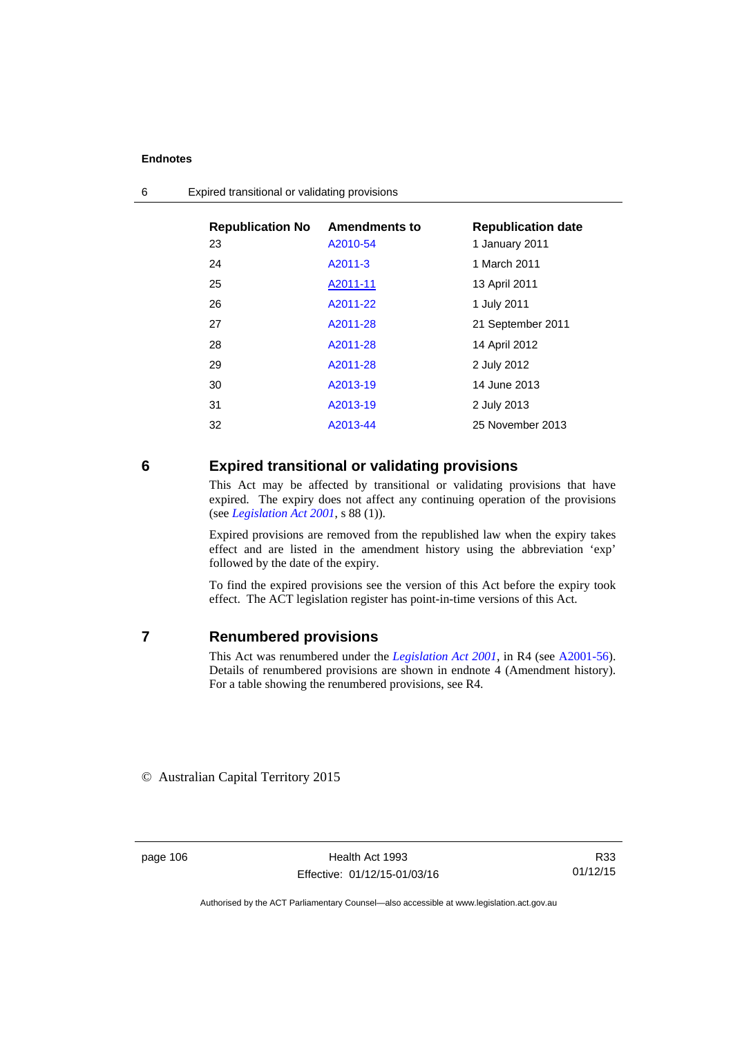| Republication No | Amendments to | Republication date |
|---|---|---|
| 23 | A2010-54 | 1 January 2011 |
| 24 | A2011-3 | 1 March 2011 |
| 25 | A2011-11 | 13 April 2011 |
| 26 | A2011-22 | 1 July 2011 |
| 27 | A2011-28 | 21 September 2011 |
| 28 | A2011-28 | 14 April 2012 |
| 29 | A2011-28 | 2 July 2012 |
| 30 | A2013-19 | 14 June 2013 |
| 31 | A2013-19 | 2 July 2013 |
| 32 | A2013-44 | 25 November 2013 |

## 6 Expired transitional or validating provisions

This Act may be affected by transitional or validating provisions that have expired. The expiry does not affect any continuing operation of the provisions (see *Legislation Act 2001*, s 88 (1)).

Expired provisions are removed from the republished law when the expiry takes effect and are listed in the amendment history using the abbreviation 'exp' followed by the date of the expiry.

To find the expired provisions see the version of this Act before the expiry took effect. The ACT legislation register has point-in-time versions of this Act.

## 7 Renumbered provisions

This Act was renumbered under the *Legislation Act 2001*, in R4 (see A2001-56). Details of renumbered provisions are shown in endnote 4 (Amendment history). For a table showing the renumbered provisions, see R4.

© Australian Capital Territory 2015